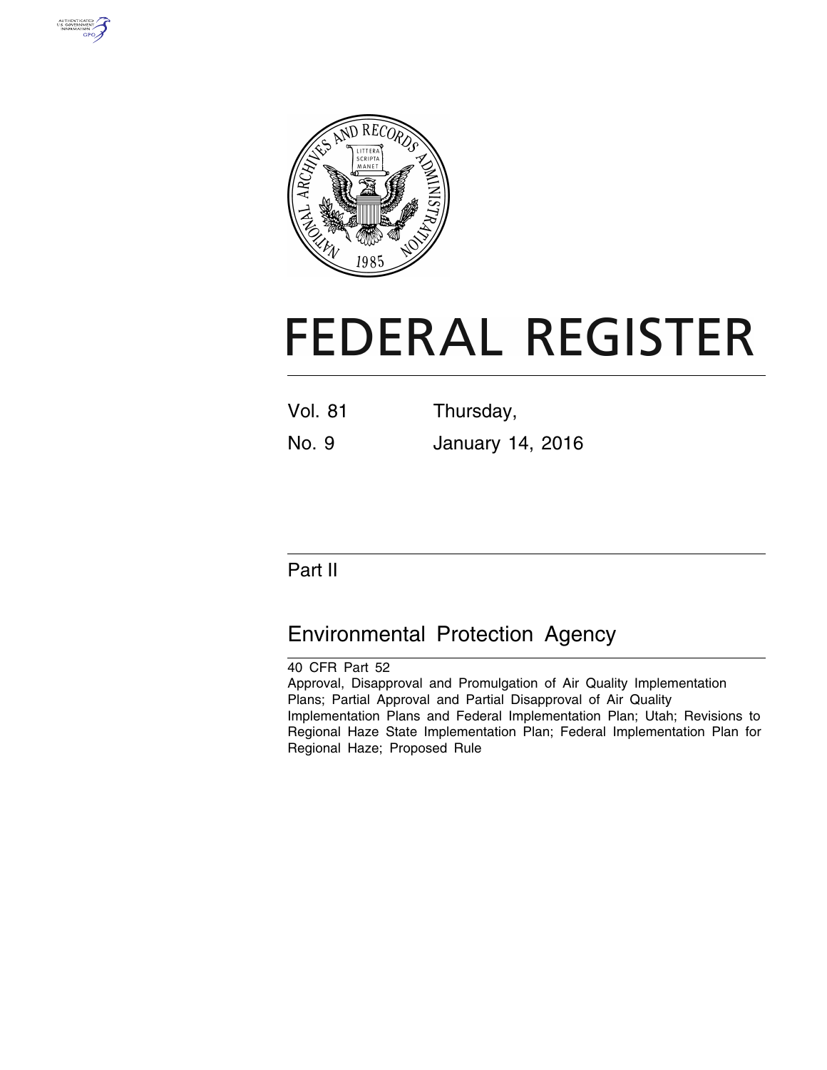# FEDERAL REGISTER

| | |
|---|---|
| Vol. 81 | Thursday, |
| No. 9 | January 14, 2016 |

## Part II

## Environmental Protection Agency

40 CFR Part 52

Approval, Disapproval and Promulgation of Air Quality Implementation Plans; Partial Approval and Partial Disapproval of Air Quality Implementation Plans and Federal Implementation Plan; Utah; Revisions to Regional Haze State Implementation Plan; Federal Implementation Plan for Regional Haze; Proposed Rule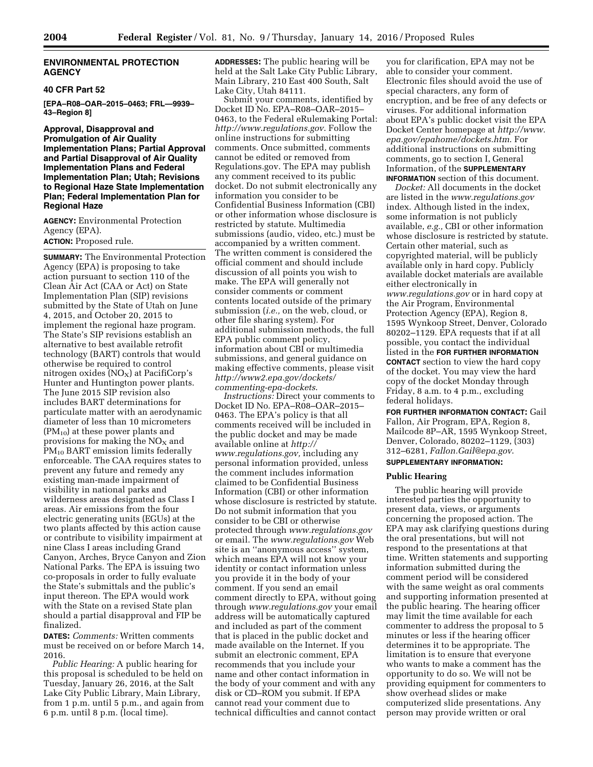## ENVIRONMENTAL PROTECTION AGENCY

### 40 CFR Part 52

**[EPA–R08–OAR–2015–0463; FRL—9939–43–Region 8]**

### Approval, Disapproval and Promulgation of Air Quality Implementation Plans; Partial Approval and Partial Disapproval of Air Quality Implementation Plans and Federal Implementation Plan; Utah; Revisions to Regional Haze State Implementation Plan; Federal Implementation Plan for Regional Haze

**AGENCY:** Environmental Protection Agency (EPA).

**ACTION:** Proposed rule.

**SUMMARY:** The Environmental Protection Agency (EPA) is proposing to take action pursuant to section 110 of the Clean Air Act (CAA or Act) on State Implementation Plan (SIP) revisions submitted by the State of Utah on June 4, 2015, and October 20, 2015 to implement the regional haze program. The State's SIP revisions establish an alternative to best available retrofit technology (BART) controls that would otherwise be required to control nitrogen oxides ($NO_X$) at PacifiCorp's Hunter and Huntington power plants. The June 2015 SIP revision also includes BART determinations for particulate matter with an aerodynamic diameter of less than 10 micrometers ($PM_{10}$) at these power plants and provisions for making the $NO_X$ and $PM_{10}$ BART emission limits federally enforceable. The CAA requires states to prevent any future and remedy any existing man-made impairment of visibility in national parks and wilderness areas designated as Class I areas. Air emissions from the four electric generating units (EGUs) at the two plants affected by this action cause or contribute to visibility impairment at nine Class I areas including Grand Canyon, Arches, Bryce Canyon and Zion National Parks. The EPA is issuing two co-proposals in order to fully evaluate the State's submittals and the public's input thereon. The EPA would work with the State on a revised State plan should a partial disapproval and FIP be finalized.

**DATES:** *Comments:* Written comments must be received on or before March 14, 2016.

*Public Hearing:* A public hearing for this proposal is scheduled to be held on Tuesday, January 26, 2016, at the Salt Lake City Public Library, Main Library, from 1 p.m. until 5 p.m., and again from 6 p.m. until 8 p.m. (local time).

**ADDRESSES:** The public hearing will be held at the Salt Lake City Public Library, Main Library, 210 East 400 South, Salt Lake City, Utah 84111.

Submit your comments, identified by Docket ID No. EPA–R08–OAR–2015–0463, to the Federal eRulemaking Portal: *http://www.regulations.gov*. Follow the online instructions for submitting comments. Once submitted, comments cannot be edited or removed from Regulations.gov. The EPA may publish any comment received to its public docket. Do not submit electronically any information you consider to be Confidential Business Information (CBI) or other information whose disclosure is restricted by statute. Multimedia submissions (audio, video, etc.) must be accompanied by a written comment. The written comment is considered the official comment and should include discussion of all points you wish to make. The EPA will generally not consider comments or comment contents located outside of the primary submission (*i.e.,* on the web, cloud, or other file sharing system). For additional submission methods, the full EPA public comment policy, information about CBI or multimedia submissions, and general guidance on making effective comments, please visit *http://www2.epa.gov/dockets/commenting-epa-dockets*.

*Instructions:* Direct your comments to Docket ID No. EPA–R08–OAR–2015–0463. The EPA's policy is that all comments received will be included in the public docket and may be made available online at *http://www.regulations.gov,* including any personal information provided, unless the comment includes information claimed to be Confidential Business Information (CBI) or other information whose disclosure is restricted by statute. Do not submit information that you consider to be CBI or otherwise protected through *www.regulations.gov* or email. The *www.regulations.gov* Web site is an ''anonymous access'' system, which means EPA will not know your identity or contact information unless you provide it in the body of your comment. If you send an email comment directly to EPA, without going through *www.regulations.gov* your email address will be automatically captured and included as part of the comment that is placed in the public docket and made available on the Internet. If you submit an electronic comment, EPA recommends that you include your name and other contact information in the body of your comment and with any disk or CD–ROM you submit. If EPA cannot read your comment due to technical difficulties and cannot contact you for clarification, EPA may not be able to consider your comment. Electronic files should avoid the use of special characters, any form of encryption, and be free of any defects or viruses. For additional information about EPA's public docket visit the EPA Docket Center homepage at *http://www.epa.gov/epahome/dockets.htm*. For additional instructions on submitting comments, go to section I, General Information, of the **SUPPLEMENTARY INFORMATION** section of this document.

*Docket:* All documents in the docket are listed in the *www.regulations.gov* index. Although listed in the index, some information is not publicly available, *e.g.,* CBI or other information whose disclosure is restricted by statute. Certain other material, such as copyrighted material, will be publicly available only in hard copy. Publicly available docket materials are available either electronically in *www.regulations.gov* or in hard copy at the Air Program, Environmental Protection Agency (EPA), Region 8, 1595 Wynkoop Street, Denver, Colorado 80202–1129. EPA requests that if at all possible, you contact the individual listed in the **FOR FURTHER INFORMATION CONTACT** section to view the hard copy of the docket. You may view the hard copy of the docket Monday through Friday, 8 a.m. to 4 p.m., excluding federal holidays.

**FOR FURTHER INFORMATION CONTACT:** Gail Fallon, Air Program, EPA, Region 8, Mailcode 8P–AR, 1595 Wynkoop Street, Denver, Colorado, 80202–1129, (303) 312–6281, *Fallon.Gail@epa.gov*.

**SUPPLEMENTARY INFORMATION:**

#### Public Hearing

The public hearing will provide interested parties the opportunity to present data, views, or arguments concerning the proposed action. The EPA may ask clarifying questions during the oral presentations, but will not respond to the presentations at that time. Written statements and supporting information submitted during the comment period will be considered with the same weight as oral comments and supporting information presented at the public hearing. The hearing officer may limit the time available for each commenter to address the proposal to 5 minutes or less if the hearing officer determines it to be appropriate. The limitation is to ensure that everyone who wants to make a comment has the opportunity to do so. We will not be providing equipment for commenters to show overhead slides or make computerized slide presentations. Any person may provide written or oral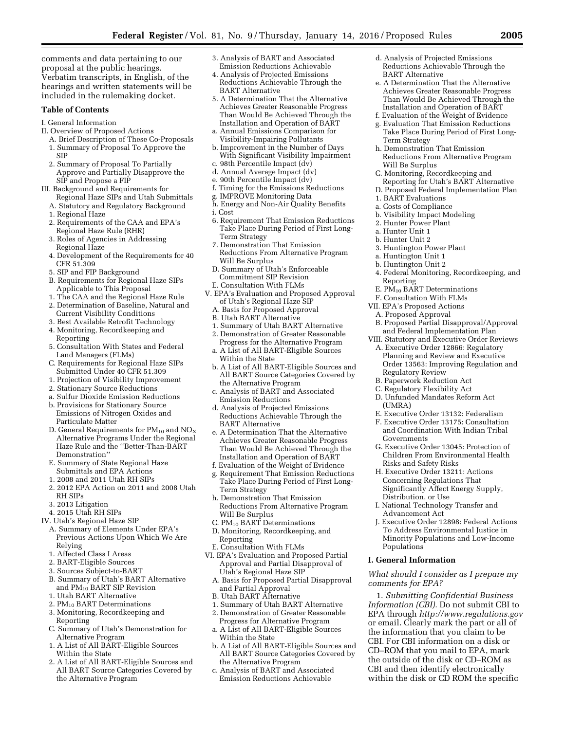comments and data pertaining to our proposal at the public hearings. Verbatim transcripts, in English, of the hearings and written statements will be included in the rulemaking docket.

**Table of Contents**

I. General Information
II. Overview of Proposed Actions
  A. Brief Description of These Co-Proposals
  1. Summary of Proposal To Approve the SIP
  2. Summary of Proposal To Partially Approve and Partially Disapprove the SIP and Propose a FIP
III. Background and Requirements for Regional Haze SIPs and Utah Submittals
  A. Statutory and Regulatory Background
  1. Regional Haze
  2. Requirements of the CAA and EPA's Regional Haze Rule (RHR)
  3. Roles of Agencies in Addressing Regional Haze
  4. Development of the Requirements for 40 CFR 51.309
  5. SIP and FIP Background
  B. Requirements for Regional Haze SIPs Applicable to This Proposal
  1. The CAA and the Regional Haze Rule
  2. Determination of Baseline, Natural and Current Visibility Conditions
  3. Best Available Retrofit Technology
  4. Monitoring, Recordkeeping and Reporting
  5. Consultation With States and Federal Land Managers (FLMs)
  C. Requirements for Regional Haze SIPs Submitted Under 40 CFR 51.309
  1. Projection of Visibility Improvement
  2. Stationary Source Reductions
  a. Sulfur Dioxide Emission Reductions
  b. Provisions for Stationary Source Emissions of Nitrogen Oxides and Particulate Matter
  D. General Requirements for $PM_{10}$ and $NO_X$ Alternative Programs Under the Regional Haze Rule and the "Better-Than-BART Demonstration"
  E. Summary of State Regional Haze Submittals and EPA Actions
  1. 2008 and 2011 Utah RH SIPs
  2. 2012 EPA Action on 2011 and 2008 Utah RH SIPs
  3. 2013 Litigation
  4. 2015 Utah RH SIPs
IV. Utah's Regional Haze SIP
  A. Summary of Elements Under EPA's Previous Actions Upon Which We Are Relying
  1. Affected Class I Areas
  2. BART-Eligible Sources
  3. Sources Subject-to-BART
  B. Summary of Utah's BART Alternative and $PM_{10}$ BART SIP Revision
  1. Utah BART Alternative
  2. $PM_{10}$ BART Determinations
  3. Monitoring, Recordkeeping and Reporting
  C. Summary of Utah's Demonstration for Alternative Program
  1. A List of All BART-Eligible Sources Within the State
  2. A List of All BART-Eligible Sources and All BART Source Categories Covered by the Alternative Program
  3. Analysis of BART and Associated Emission Reductions Achievable
  4. Analysis of Projected Emissions Reductions Achievable Through the BART Alternative
  5. A Determination That the Alternative Achieves Greater Reasonable Progress Than Would Be Achieved Through the Installation and Operation of BART
  a. Annual Emissions Comparison for Visibility-Impairing Pollutants
  b. Improvement in the Number of Days With Significant Visibility Impairment
  c. 98th Percentile Impact (dv)
  d. Annual Average Impact (dv)
  e. 90th Percentile Impact (dv)
  f. Timing for the Emissions Reductions
  g. IMPROVE Monitoring Data
  h. Energy and Non-Air Quality Benefits
  i. Cost
  6. Requirement That Emission Reductions Take Place During Period of First Long-Term Strategy
  7. Demonstration That Emission Reductions From Alternative Program Will Be Surplus
  D. Summary of Utah's Enforceable Commitment SIP Revision
  E. Consultation With FLMs
V. EPA's Evaluation and Proposed Approval of Utah's Regional Haze SIP
  A. Basis for Proposed Approval
  B. Utah BART Alternative
  1. Summary of Utah BART Alternative
  2. Demonstration of Greater Reasonable Progress for the Alternative Program
  a. A List of All BART-Eligible Sources Within the State
  b. A List of All BART-Eligible Sources and All BART Source Categories Covered by the Alternative Program
  c. Analysis of BART and Associated Emission Reductions
  d. Analysis of Projected Emissions Reductions Achievable Through the BART Alternative
  e. A Determination That the Alternative Achieves Greater Reasonable Progress Than Would Be Achieved Through the Installation and Operation of BART
  f. Evaluation of the Weight of Evidence
  g. Requirement That Emission Reductions Take Place During Period of First Long-Term Strategy
  h. Demonstration That Emission Reductions From Alternative Program Will Be Surplus
  C. $PM_{10}$ BART Determinations
  D. Monitoring, Recordkeeping, and Reporting
  E. Consultation With FLMs
VI. EPA's Evaluation and Proposed Partial Approval and Partial Disapproval of Utah's Regional Haze SIP
  A. Basis for Proposed Partial Disapproval and Partial Approval
  B. Utah BART Alternative
  1. Summary of Utah BART Alternative
  2. Demonstration of Greater Reasonable Progress for Alternative Program
  a. A List of All BART-Eligible Sources Within the State
  b. A List of All BART-Eligible Sources and All BART Source Categories Covered by the Alternative Program
  c. Analysis of BART and Associated Emission Reductions Achievable
  d. Analysis of Projected Emissions Reductions Achievable Through the BART Alternative
  e. A Determination That the Alternative Achieves Greater Reasonable Progress Than Would Be Achieved Through the Installation and Operation of BART
  f. Evaluation of the Weight of Evidence
  g. Evaluation That Emission Reductions Take Place During Period of First Long-Term Strategy
  h. Demonstration That Emission Reductions From Alternative Program Will Be Surplus
  C. Monitoring, Recordkeeping and Reporting for Utah's BART Alternative
  D. Proposed Federal Implementation Plan
  1. BART Evaluations
  a. Costs of Compliance
  b. Visibility Impact Modeling
  2. Hunter Power Plant
  a. Hunter Unit 1
  b. Hunter Unit 2
  3. Huntington Power Plant
  a. Huntington Unit 1
  b. Huntington Unit 2
  4. Federal Monitoring, Recordkeeping, and Reporting
  E. $PM_{10}$ BART Determinations
  F. Consultation With FLMs
VII. EPA's Proposed Actions
  A. Proposed Approval
  B. Proposed Partial Disapproval/Approval and Federal Implementation Plan
VIII. Statutory and Executive Order Reviews
  A. Executive Order 12866: Regulatory Planning and Review and Executive Order 13563: Improving Regulation and Regulatory Review
  B. Paperwork Reduction Act
  C. Regulatory Flexibility Act
  D. Unfunded Mandates Reform Act (UMRA)
  E. Executive Order 13132: Federalism
  F. Executive Order 13175: Consultation and Coordination With Indian Tribal Governments
  G. Executive Order 13045: Protection of Children From Environmental Health Risks and Safety Risks
  H. Executive Order 13211: Actions Concerning Regulations That Significantly Affect Energy Supply, Distribution, or Use
  I. National Technology Transfer and Advancement Act
  J. Executive Order 12898: Federal Actions To Address Environmental Justice in Minority Populations and Low-Income Populations

## I. General Information

*What should I consider as I prepare my comments for EPA?*

1. *Submitting Confidential Business Information (CBI).* Do not submit CBI to EPA through *http://www.regulations.gov* or email. Clearly mark the part or all of the information that you claim to be CBI. For CBI information on a disk or CD–ROM that you mail to EPA, mark the outside of the disk or CD–ROM as CBI and then identify electronically within the disk or CD ROM the specific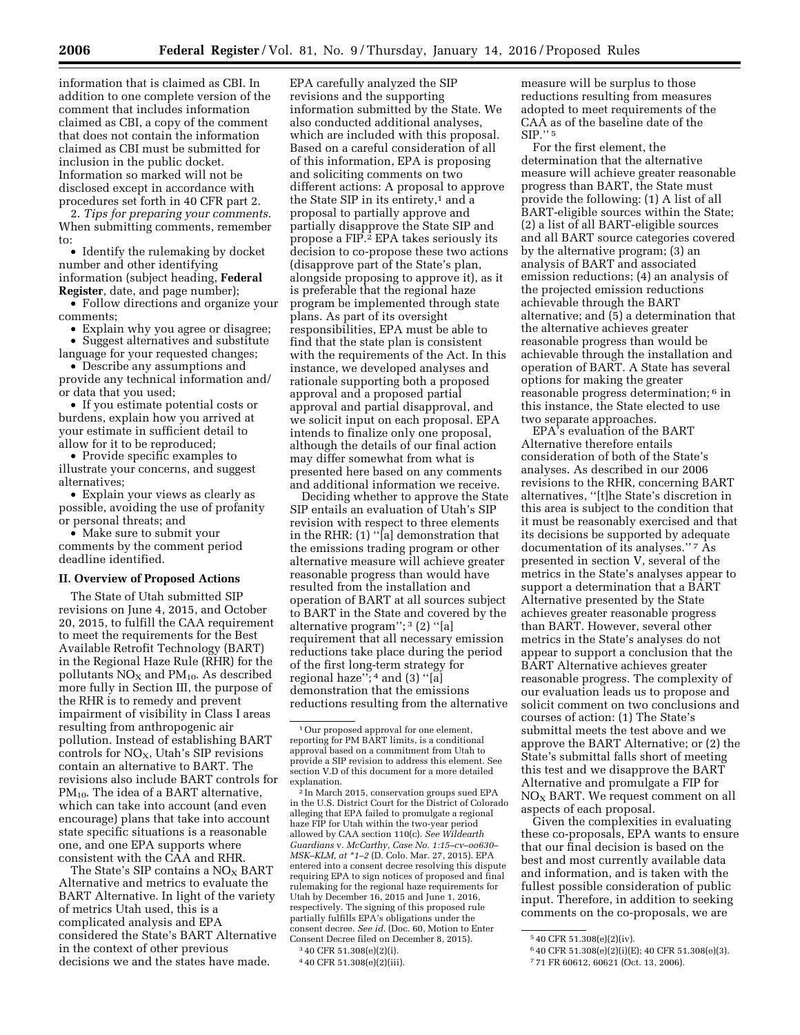information that is claimed as CBI. In addition to one complete version of the comment that includes information claimed as CBI, a copy of the comment that does not contain the information claimed as CBI must be submitted for inclusion in the public docket. Information so marked will not be disclosed except in accordance with procedures set forth in 40 CFR part 2.

2. *Tips for preparing your comments.* When submitting comments, remember to:

- Identify the rulemaking by docket number and other identifying information (subject heading, **Federal Register**, date, and page number);
- Follow directions and organize your comments;
- Explain why you agree or disagree;
- Suggest alternatives and substitute language for your requested changes;
- Describe any assumptions and provide any technical information and/or data that you used;
- If you estimate potential costs or burdens, explain how you arrived at your estimate in sufficient detail to allow for it to be reproduced;
- Provide specific examples to illustrate your concerns, and suggest alternatives;
- Explain your views as clearly as possible, avoiding the use of profanity or personal threats; and
- Make sure to submit your comments by the comment period deadline identified.

## II. Overview of Proposed Actions

The State of Utah submitted SIP revisions on June 4, 2015, and October 20, 2015, to fulfill the CAA requirement to meet the requirements for the Best Available Retrofit Technology (BART) in the Regional Haze Rule (RHR) for the pollutants $NO_X$ and $PM_{10}$. As described more fully in Section III, the purpose of the RHR is to remedy and prevent impairment of visibility in Class I areas resulting from anthropogenic air pollution. Instead of establishing BART controls for $NO_X$, Utah's SIP revisions contain an alternative to BART. The revisions also include BART controls for $PM_{10}$. The idea of a BART alternative, which can take into account (and even encourage) plans that take into account state specific situations is a reasonable one, and one EPA supports where consistent with the CAA and RHR.

The State's SIP contains a $NO_X$ BART Alternative and metrics to evaluate the BART Alternative. In light of the variety of metrics Utah used, this is a complicated analysis and EPA considered the State's BART Alternative in the context of other previous decisions we and the states have made. EPA carefully analyzed the SIP revisions and the supporting information submitted by the State. We also conducted additional analyses, which are included with this proposal. Based on a careful consideration of all of this information, EPA is proposing and soliciting comments on two different actions: A proposal to approve the State SIP in its entirety,[1] and a proposal to partially approve and partially disapprove the State SIP and propose a FIP.[2] EPA takes seriously its decision to co-propose these two actions (disapprove part of the State's plan, alongside proposing to approve it), as it is preferable that the regional haze program be implemented through state plans. As part of its oversight responsibilities, EPA must be able to find that the state plan is consistent with the requirements of the Act. In this instance, we developed analyses and rationale supporting both a proposed approval and a proposed partial approval and partial disapproval, and we solicit input on each proposal. EPA intends to finalize only one proposal, although the details of our final action may differ somewhat from what is presented here based on any comments and additional information we receive.

Deciding whether to approve the State SIP entails an evaluation of Utah's SIP revision with respect to three elements in the RHR: (1) "[a] demonstration that the emissions trading program or other alternative measure will achieve greater reasonable progress than would have resulted from the installation and operation of BART at all sources subject to BART in the State and covered by the alternative program";[3] (2) "[a] requirement that all necessary emission reductions take place during the period of the first long-term strategy for regional haze";[4] and (3) "[a] demonstration that the emissions reductions resulting from the alternative measure will be surplus to those reductions resulting from measures adopted to meet requirements of the CAA as of the baseline date of the SIP."[5]

For the first element, the determination that the alternative measure will achieve greater reasonable progress than BART, the State must provide the following: (1) A list of all BART-eligible sources within the State; (2) a list of all BART-eligible sources and all BART source categories covered by the alternative program; (3) an analysis of BART and associated emission reductions; (4) an analysis of the projected emission reductions achievable through the BART alternative; and (5) a determination that the alternative achieves greater reasonable progress than would be achievable through the installation and operation of BART. A State has several options for making the greater reasonable progress determination;[6] in this instance, the State elected to use two separate approaches.

EPA's evaluation of the BART Alternative therefore entails consideration of both of the State's analyses. As described in our 2006 revisions to the RHR, concerning BART alternatives, "[t]he State's discretion in this area is subject to the condition that it must be reasonably exercised and that its decisions be supported by adequate documentation of its analyses."[7] As presented in section V, several of the metrics in the State's analyses appear to support a determination that a BART Alternative presented by the State achieves greater reasonable progress than BART. However, several other metrics in the State's analyses do not appear to support a conclusion that the BART Alternative achieves greater reasonable progress. The complexity of our evaluation leads us to propose and solicit comment on two conclusions and courses of action: (1) The State's submittal meets the test above and we approve the BART Alternative; or (2) the State's submittal falls short of meeting this test and we disapprove the BART Alternative and promulgate a FIP for $NO_X$ BART. We request comment on all aspects of each proposal.

Given the complexities in evaluating these co-proposals, EPA wants to ensure that our final decision is based on the best and most currently available data and information, and is taken with the fullest possible consideration of public input. Therefore, in addition to seeking comments on the co-proposals, we are

---

[1] Our proposed approval for one element, reporting for PM BART limits, is a conditional approval based on a commitment from Utah to provide a SIP revision to address this element. See section V.D of this document for a more detailed explanation.

[2] In March 2015, conservation groups sued EPA in the U.S. District Court for the District of Colorado alleging that EPA failed to promulgate a regional haze FIP for Utah within the two-year period allowed by CAA section 110(c). *See Wildearth Guardians* v. *McCarthy, Case No. 1:15–cv–oo630–MSK–KLM, at \*1–2* (D. Colo. Mar. 27, 2015). EPA entered into a consent decree resolving this dispute requiring EPA to sign notices of proposed and final rulemaking for the regional haze requirements for Utah by December 16, 2015 and June 1, 2016, respectively. The signing of this proposed rule partially fulfills EPA's obligations under the consent decree. *See id.* (Doc. 60, Motion to Enter Consent Decree filed on December 8, 2015).

[3] 40 CFR 51.308(e)(2)(i).

[4] 40 CFR 51.308(e)(2)(iii).

[5] 40 CFR 51.308(e)(2)(iv).

[6] 40 CFR 51.308(e)(2)(i)(E); 40 CFR 51.308(e)(3).

[7] 71 FR 60612, 60621 (Oct. 13, 2006).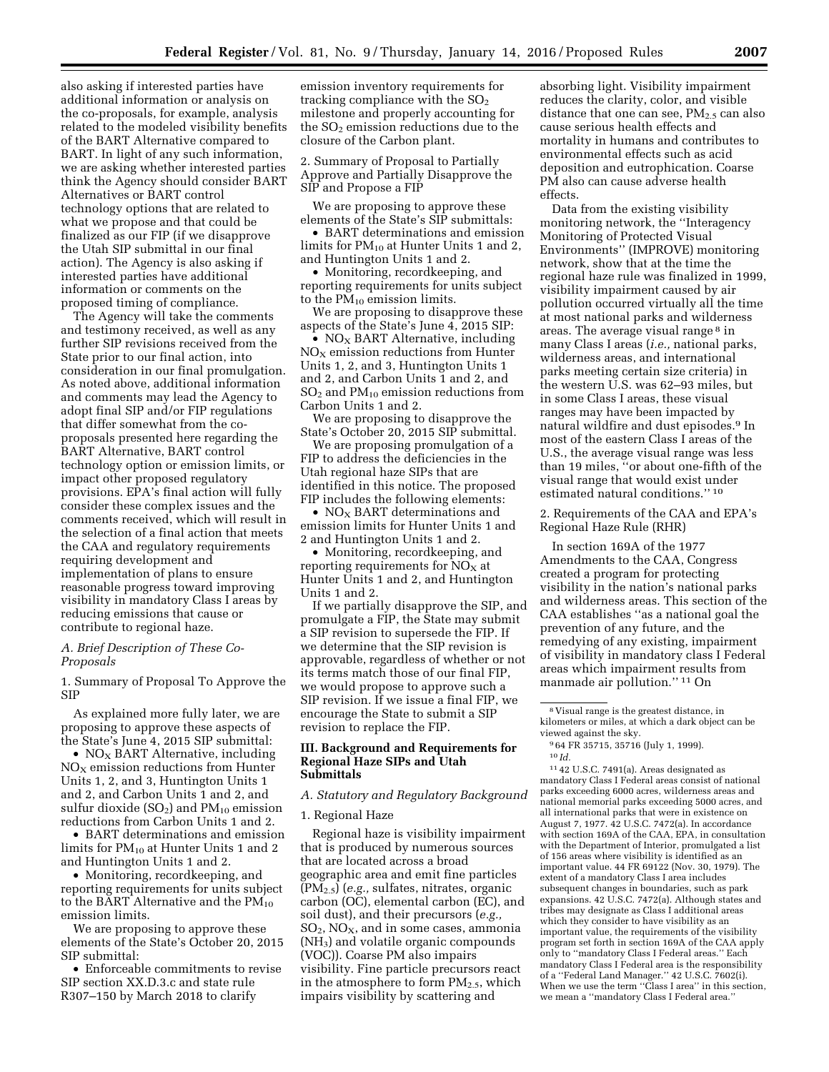also asking if interested parties have additional information or analysis on the co-proposals, for example, analysis related to the modeled visibility benefits of the BART Alternative compared to BART. In light of any such information, we are asking whether interested parties think the Agency should consider BART Alternatives or BART control technology options that are related to what we propose and that could be finalized as our FIP (if we disapprove the Utah SIP submittal in our final action). The Agency is also asking if interested parties have additional information or comments on the proposed timing of compliance.

The Agency will take the comments and testimony received, as well as any further SIP revisions received from the State prior to our final action, into consideration in our final promulgation. As noted above, additional information and comments may lead the Agency to adopt final SIP and/or FIP regulations that differ somewhat from the co-proposals presented here regarding the BART Alternative, BART control technology option or emission limits, or impact other proposed regulatory provisions. EPA's final action will fully consider these complex issues and the comments received, which will result in the selection of a final action that meets the CAA and regulatory requirements requiring development and implementation of plans to ensure reasonable progress toward improving visibility in mandatory Class I areas by reducing emissions that cause or contribute to regional haze.

### *A. Brief Description of These Co-Proposals*

1. Summary of Proposal To Approve the SIP

As explained more fully later, we are proposing to approve these aspects of the State's June 4, 2015 SIP submittal:

- $NO_X$ BART Alternative, including $NO_X$ emission reductions from Hunter Units 1, 2, and 3, Huntington Units 1 and 2, and Carbon Units 1 and 2, and sulfur dioxide ($SO_2$) and $PM_{10}$ emission reductions from Carbon Units 1 and 2.
- BART determinations and emission limits for $PM_{10}$ at Hunter Units 1 and 2 and Huntington Units 1 and 2.
- Monitoring, recordkeeping, and reporting requirements for units subject to the BART Alternative and the $PM_{10}$ emission limits.

We are proposing to approve these elements of the State's October 20, 2015 SIP submittal:

- Enforceable commitments to revise SIP section XX.D.3.c and state rule R307–150 by March 2018 to clarify emission inventory requirements for tracking compliance with the $SO_2$ milestone and properly accounting for the $SO_2$ emission reductions due to the closure of the Carbon plant.

2. Summary of Proposal to Partially Approve and Partially Disapprove the SIP and Propose a FIP

We are proposing to approve these elements of the State's SIP submittals:

- BART determinations and emission limits for $PM_{10}$ at Hunter Units 1 and 2, and Huntington Units 1 and 2.
- Monitoring, recordkeeping, and reporting requirements for units subject to the $PM_{10}$ emission limits.

We are proposing to disapprove these aspects of the State's June 4, 2015 SIP:

- $NO_X$ BART Alternative, including $NO_X$ emission reductions from Hunter Units 1, 2, and 3, Huntington Units 1 and 2, and Carbon Units 1 and 2, and $SO_2$ and $PM_{10}$ emission reductions from Carbon Units 1 and 2.

We are proposing to disapprove the State's October 20, 2015 SIP submittal.

We are proposing promulgation of a FIP to address the deficiencies in the Utah regional haze SIPs that are identified in this notice. The proposed FIP includes the following elements:

- $NO_X$ BART determinations and emission limits for Hunter Units 1 and 2 and Huntington Units 1 and 2.
- Monitoring, recordkeeping, and reporting requirements for $NO_X$ at Hunter Units 1 and 2, and Huntington Units 1 and 2.

If we partially disapprove the SIP, and promulgate a FIP, the State may submit a SIP revision to supersede the FIP. If we determine that the SIP revision is approvable, regardless of whether or not its terms match those of our final FIP, we would propose to approve such a SIP revision. If we issue a final FIP, we encourage the State to submit a SIP revision to replace the FIP.

## III. Background and Requirements for Regional Haze SIPs and Utah Submittals

### *A. Statutory and Regulatory Background*

1. Regional Haze

Regional haze is visibility impairment that is produced by numerous sources that are located across a broad geographic area and emit fine particles ($PM_{2.5}$) (*e.g.,* sulfates, nitrates, organic carbon (OC), elemental carbon (EC), and soil dust), and their precursors (*e.g.,* $SO_2$, $NO_X$, and in some cases, ammonia ($NH_3$) and volatile organic compounds (VOC)). Coarse PM also impairs visibility. Fine particle precursors react in the atmosphere to form $PM_{2.5}$, which impairs visibility by scattering and absorbing light. Visibility impairment reduces the clarity, color, and visible distance that one can see, $PM_{2.5}$ can also cause serious health effects and mortality in humans and contributes to environmental effects such as acid deposition and eutrophication. Coarse PM also can cause adverse health effects.

Data from the existing visibility monitoring network, the ''Interagency Monitoring of Protected Visual Environments'' (IMPROVE) monitoring network, show that at the time the regional haze rule was finalized in 1999, visibility impairment caused by air pollution occurred virtually all the time at most national parks and wilderness areas. The average visual range [8] in many Class I areas (*i.e.,* national parks, wilderness areas, and international parks meeting certain size criteria) in the western U.S. was 62–93 miles, but in some Class I areas, these visual ranges may have been impacted by natural wildfire and dust episodes.[9] In most of the eastern Class I areas of the U.S., the average visual range was less than 19 miles, ''or about one-fifth of the visual range that would exist under estimated natural conditions.'' [10]

2. Requirements of the CAA and EPA's Regional Haze Rule (RHR)

In section 169A of the 1977 Amendments to the CAA, Congress created a program for protecting visibility in the nation's national parks and wilderness areas. This section of the CAA establishes ''as a national goal the prevention of any future, and the remedying of any existing, impairment of visibility in mandatory class I Federal areas which impairment results from manmade air pollution.'' [11] On

---

[8] Visual range is the greatest distance, in kilometers or miles, at which a dark object can be viewed against the sky.

[9] 64 FR 35715, 35716 (July 1, 1999).

[10] *Id.*

[11] 42 U.S.C. 7491(a). Areas designated as mandatory Class I Federal areas consist of national parks exceeding 6000 acres, wilderness areas and national memorial parks exceeding 5000 acres, and all international parks that were in existence on August 7, 1977. 42 U.S.C. 7472(a). In accordance with section 169A of the CAA, EPA, in consultation with the Department of Interior, promulgated a list of 156 areas where visibility is identified as an important value. 44 FR 69122 (Nov. 30, 1979). The extent of a mandatory Class I area includes subsequent changes in boundaries, such as park expansions. 42 U.S.C. 7472(a). Although states and tribes may designate as Class I additional areas which they consider to have visibility as an important value, the requirements of the visibility program set forth in section 169A of the CAA apply only to ''mandatory Class I Federal areas.'' Each mandatory Class I Federal area is the responsibility of a ''Federal Land Manager.'' 42 U.S.C. 7602(i). When we use the term ''Class I area'' in this section, we mean a ''mandatory Class I Federal area.''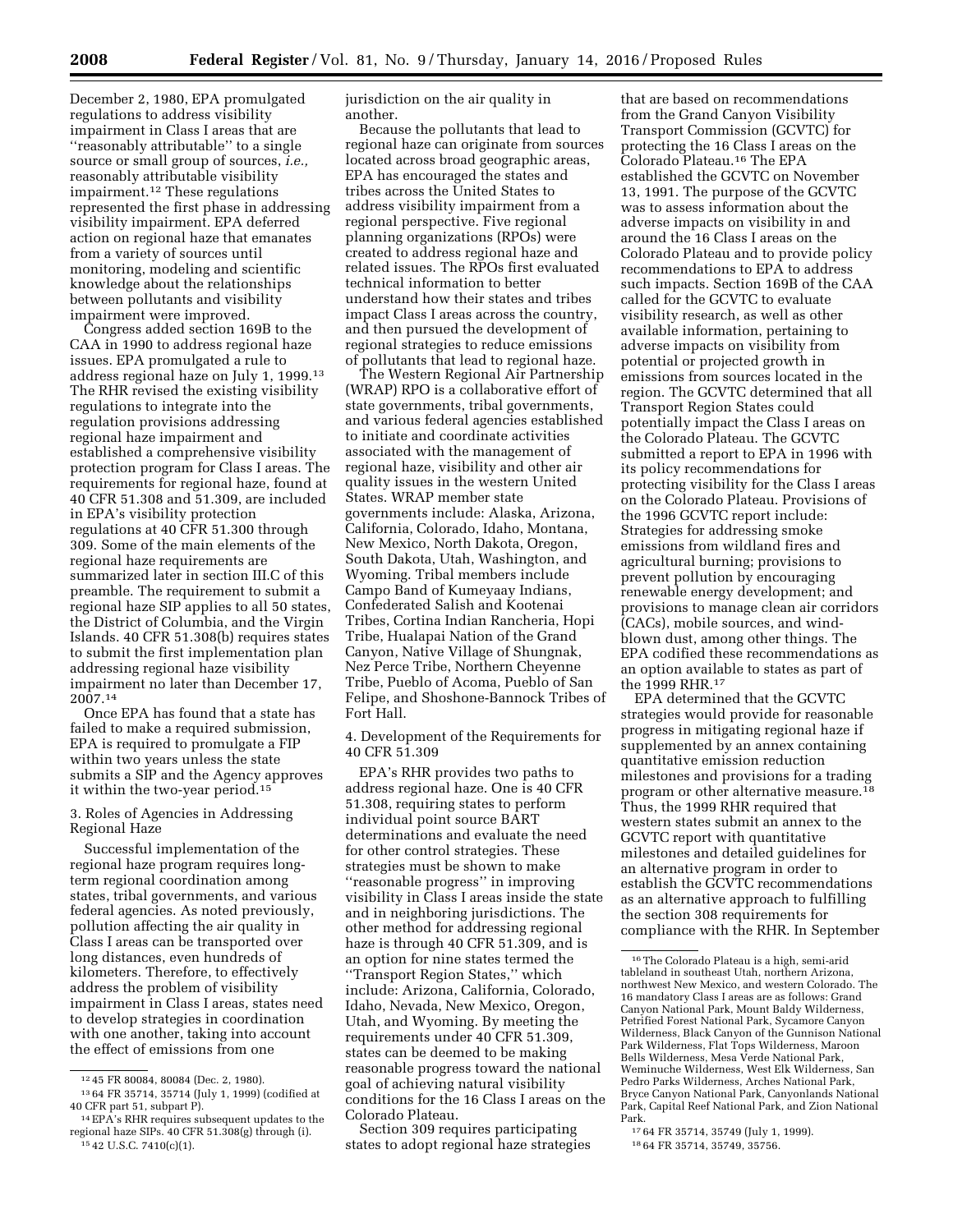December 2, 1980, EPA promulgated regulations to address visibility impairment in Class I areas that are ''reasonably attributable'' to a single source or small group of sources, *i.e.,* reasonably attributable visibility impairment.[12] These regulations represented the first phase in addressing visibility impairment. EPA deferred action on regional haze that emanates from a variety of sources until monitoring, modeling and scientific knowledge about the relationships between pollutants and visibility impairment were improved.

Congress added section 169B to the CAA in 1990 to address regional haze issues. EPA promulgated a rule to address regional haze on July 1, 1999.[13] The RHR revised the existing visibility regulations to integrate into the regulation provisions addressing regional haze impairment and established a comprehensive visibility protection program for Class I areas. The requirements for regional haze, found at 40 CFR 51.308 and 51.309, are included in EPA's visibility protection regulations at 40 CFR 51.300 through 309. Some of the main elements of the regional haze requirements are summarized later in section III.C of this preamble. The requirement to submit a regional haze SIP applies to all 50 states, the District of Columbia, and the Virgin Islands. 40 CFR 51.308(b) requires states to submit the first implementation plan addressing regional haze visibility impairment no later than December 17, 2007.[14]

Once EPA has found that a state has failed to make a required submission, EPA is required to promulgate a FIP within two years unless the state submits a SIP and the Agency approves it within the two-year period.[15]

3. Roles of Agencies in Addressing Regional Haze

Successful implementation of the regional haze program requires long-term regional coordination among states, tribal governments, and various federal agencies. As noted previously, pollution affecting the air quality in Class I areas can be transported over long distances, even hundreds of kilometers. Therefore, to effectively address the problem of visibility impairment in Class I areas, states need to develop strategies in coordination with one another, taking into account the effect of emissions from one jurisdiction on the air quality in another.

Because the pollutants that lead to regional haze can originate from sources located across broad geographic areas, EPA has encouraged the states and tribes across the United States to address visibility impairment from a regional perspective. Five regional planning organizations (RPOs) were created to address regional haze and related issues. The RPOs first evaluated technical information to better understand how their states and tribes impact Class I areas across the country, and then pursued the development of regional strategies to reduce emissions of pollutants that lead to regional haze.

The Western Regional Air Partnership (WRAP) RPO is a collaborative effort of state governments, tribal governments, and various federal agencies established to initiate and coordinate activities associated with the management of regional haze, visibility and other air quality issues in the western United States. WRAP member state governments include: Alaska, Arizona, California, Colorado, Idaho, Montana, New Mexico, North Dakota, Oregon, South Dakota, Utah, Washington, and Wyoming. Tribal members include Campo Band of Kumeyaay Indians, Confederated Salish and Kootenai Tribes, Cortina Indian Rancheria, Hopi Tribe, Hualapai Nation of the Grand Canyon, Native Village of Shungnak, Nez Perce Tribe, Northern Cheyenne Tribe, Pueblo of Acoma, Pueblo of San Felipe, and Shoshone-Bannock Tribes of Fort Hall.

4. Development of the Requirements for 40 CFR 51.309

EPA's RHR provides two paths to address regional haze. One is 40 CFR 51.308, requiring states to perform individual point source BART determinations and evaluate the need for other control strategies. These strategies must be shown to make ''reasonable progress'' in improving visibility in Class I areas inside the state and in neighboring jurisdictions. The other method for addressing regional haze is through 40 CFR 51.309, and is an option for nine states termed the ''Transport Region States,'' which include: Arizona, California, Colorado, Idaho, Nevada, New Mexico, Oregon, Utah, and Wyoming. By meeting the requirements under 40 CFR 51.309, states can be deemed to be making reasonable progress toward the national goal of achieving natural visibility conditions for the 16 Class I areas on the Colorado Plateau.

Section 309 requires participating states to adopt regional haze strategies that are based on recommendations from the Grand Canyon Visibility Transport Commission (GCVTC) for protecting the 16 Class I areas on the Colorado Plateau.[16] The EPA established the GCVTC on November 13, 1991. The purpose of the GCVTC was to assess information about the adverse impacts on visibility in and around the 16 Class I areas on the Colorado Plateau and to provide policy recommendations to EPA to address such impacts. Section 169B of the CAA called for the GCVTC to evaluate visibility research, as well as other available information, pertaining to adverse impacts on visibility from potential or projected growth in emissions from sources located in the region. The GCVTC determined that all Transport Region States could potentially impact the Class I areas on the Colorado Plateau. The GCVTC submitted a report to EPA in 1996 with its policy recommendations for protecting visibility for the Class I areas on the Colorado Plateau. Provisions of the 1996 GCVTC report include: Strategies for addressing smoke emissions from wildland fires and agricultural burning; provisions to prevent pollution by encouraging renewable energy development; and provisions to manage clean air corridors (CACs), mobile sources, and wind-blown dust, among other things. The EPA codified these recommendations as an option available to states as part of the 1999 RHR.[17]

EPA determined that the GCVTC strategies would provide for reasonable progress in mitigating regional haze if supplemented by an annex containing quantitative emission reduction milestones and provisions for a trading program or other alternative measure.[18] Thus, the 1999 RHR required that western states submit an annex to the GCVTC report with quantitative milestones and detailed guidelines for an alternative program in order to establish the GCVTC recommendations as an alternative approach to fulfilling the section 308 requirements for compliance with the RHR. In September

---

[12] 45 FR 80084, 80084 (Dec. 2, 1980).

[13] 64 FR 35714, 35714 (July 1, 1999) (codified at 40 CFR part 51, subpart P).

[14] EPA's RHR requires subsequent updates to the regional haze SIPs. 40 CFR 51.308(g) through (i).

[15] 42 U.S.C. 7410(c)(1).

[16] The Colorado Plateau is a high, semi-arid tableland in southeast Utah, northern Arizona, northwest New Mexico, and western Colorado. The 16 mandatory Class I areas are as follows: Grand Canyon National Park, Mount Baldy Wilderness, Petrified Forest National Park, Sycamore Canyon Wilderness, Black Canyon of the Gunnison National Park Wilderness, Flat Tops Wilderness, Maroon Bells Wilderness, Mesa Verde National Park, Weminuche Wilderness, West Elk Wilderness, San Pedro Parks Wilderness, Arches National Park, Bryce Canyon National Park, Canyonlands National Park, Capital Reef National Park, and Zion National Park.

[17] 64 FR 35714, 35749 (July 1, 1999).

[18] 64 FR 35714, 35749, 35756.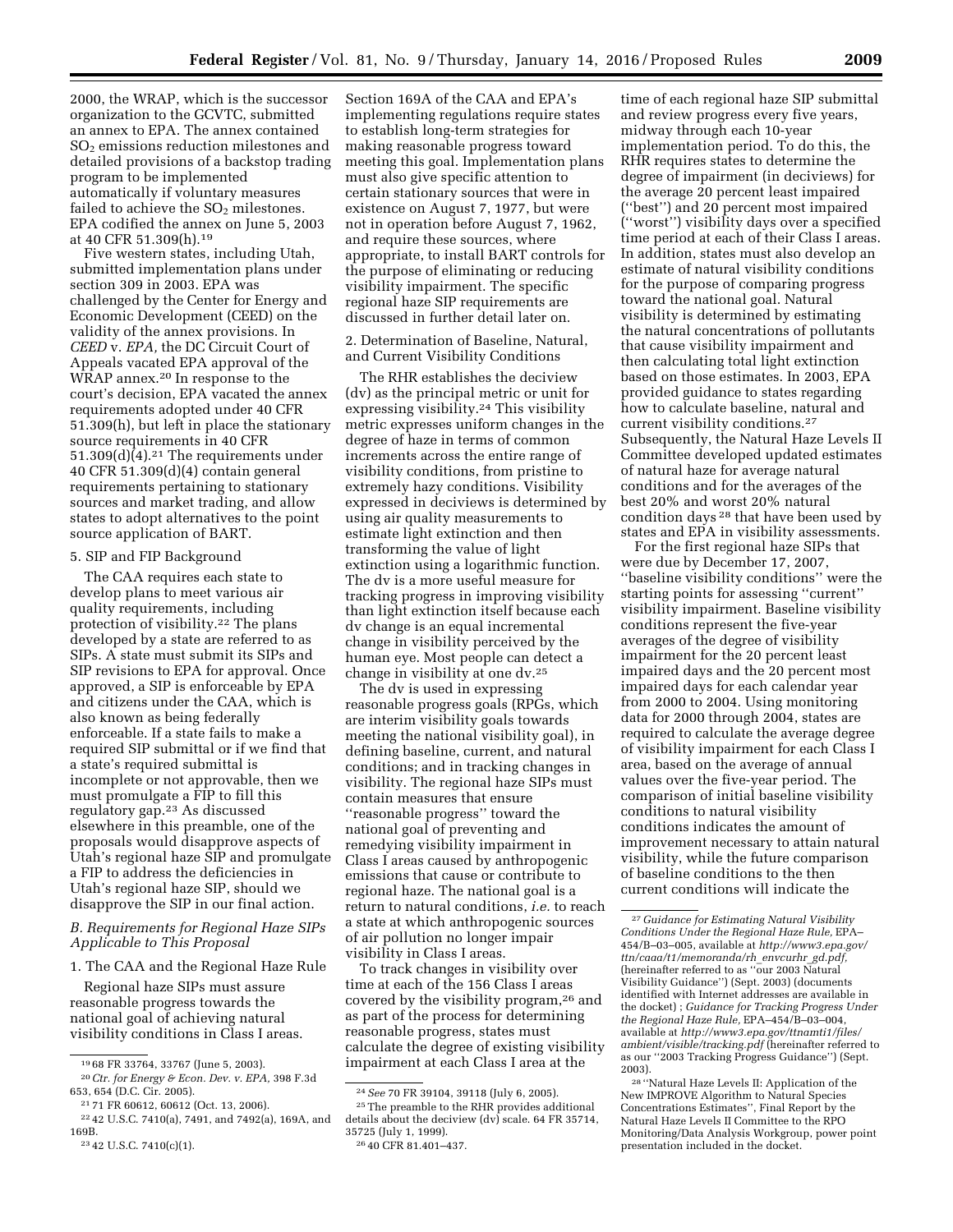2000, the WRAP, which is the successor organization to the GCVTC, submitted an annex to EPA. The annex contained $SO_2$ emissions reduction milestones and detailed provisions of a backstop trading program to be implemented automatically if voluntary measures failed to achieve the $SO_2$ milestones. EPA codified the annex on June 5, 2003 at 40 CFR 51.309(h).[19]

Five western states, including Utah, submitted implementation plans under section 309 in 2003. EPA was challenged by the Center for Energy and Economic Development (CEED) on the validity of the annex provisions. In *CEED* v. *EPA,* the DC Circuit Court of Appeals vacated EPA approval of the WRAP annex.[20] In response to the court's decision, EPA vacated the annex requirements adopted under 40 CFR 51.309(h), but left in place the stationary source requirements in 40 CFR 51.309(d)(4).[21] The requirements under 40 CFR 51.309(d)(4) contain general requirements pertaining to stationary sources and market trading, and allow states to adopt alternatives to the point source application of BART.

5. SIP and FIP Background

The CAA requires each state to develop plans to meet various air quality requirements, including protection of visibility.[22] The plans developed by a state are referred to as SIPs. A state must submit its SIPs and SIP revisions to EPA for approval. Once approved, a SIP is enforceable by EPA and citizens under the CAA, which is also known as being federally enforceable. If a state fails to make a required SIP submittal or if we find that a state's required submittal is incomplete or not approvable, then we must promulgate a FIP to fill this regulatory gap.[23] As discussed elsewhere in this preamble, one of the proposals would disapprove aspects of Utah's regional haze SIP and promulgate a FIP to address the deficiencies in Utah's regional haze SIP, should we disapprove the SIP in our final action.

*B. Requirements for Regional Haze SIPs Applicable to This Proposal*

1. The CAA and the Regional Haze Rule

Regional haze SIPs must assure reasonable progress towards the national goal of achieving natural visibility conditions in Class I areas. Section 169A of the CAA and EPA's implementing regulations require states to establish long-term strategies for making reasonable progress toward meeting this goal. Implementation plans must also give specific attention to certain stationary sources that were in existence on August 7, 1977, but were not in operation before August 7, 1962, and require these sources, where appropriate, to install BART controls for the purpose of eliminating or reducing visibility impairment. The specific regional haze SIP requirements are discussed in further detail later on.

2. Determination of Baseline, Natural, and Current Visibility Conditions

The RHR establishes the deciview (dv) as the principal metric or unit for expressing visibility.[24] This visibility metric expresses uniform changes in the degree of haze in terms of common increments across the entire range of visibility conditions, from pristine to extremely hazy conditions. Visibility expressed in deciviews is determined by using air quality measurements to estimate light extinction and then transforming the value of light extinction using a logarithmic function. The dv is a more useful measure for tracking progress in improving visibility than light extinction itself because each dv change is an equal incremental change in visibility perceived by the human eye. Most people can detect a change in visibility at one dv.[25]

The dv is used in expressing reasonable progress goals (RPGs, which are interim visibility goals towards meeting the national visibility goal), in defining baseline, current, and natural conditions; and in tracking changes in visibility. The regional haze SIPs must contain measures that ensure ''reasonable progress'' toward the national goal of preventing and remedying visibility impairment in Class I areas caused by anthropogenic emissions that cause or contribute to regional haze. The national goal is a return to natural conditions, *i.e.* to reach a state at which anthropogenic sources of air pollution no longer impair visibility in Class I areas.

To track changes in visibility over time at each of the 156 Class I areas covered by the visibility program,[26] and as part of the process for determining reasonable progress, states must calculate the degree of existing visibility impairment at each Class I area at the time of each regional haze SIP submittal and review progress every five years, midway through each 10-year implementation period. To do this, the RHR requires states to determine the degree of impairment (in deciviews) for the average 20 percent least impaired (''best'') and 20 percent most impaired (''worst'') visibility days over a specified time period at each of their Class I areas. In addition, states must also develop an estimate of natural visibility conditions for the purpose of comparing progress toward the national goal. Natural visibility is determined by estimating the natural concentrations of pollutants that cause visibility impairment and then calculating total light extinction based on those estimates. In 2003, EPA provided guidance to states regarding how to calculate baseline, natural and current visibility conditions.[27] Subsequently, the Natural Haze Levels II Committee developed updated estimates of natural haze for average natural conditions and for the averages of the best 20% and worst 20% natural condition days[28] that have been used by states and EPA in visibility assessments.

For the first regional haze SIPs that were due by December 17, 2007, ''baseline visibility conditions'' were the starting points for assessing ''current'' visibility impairment. Baseline visibility conditions represent the five-year averages of the degree of visibility impairment for the 20 percent least impaired days and the 20 percent most impaired days for each calendar year from 2000 to 2004. Using monitoring data for 2000 through 2004, states are required to calculate the average degree of visibility impairment for each Class I area, based on the average of annual values over the five-year period. The comparison of initial baseline visibility conditions to natural visibility conditions indicates the amount of improvement necessary to attain natural visibility, while the future comparison of baseline conditions to the then current conditions will indicate the

---

[19] 68 FR 33764, 33767 (June 5, 2003).

[20] *Ctr. for Energy & Econ. Dev.* v. *EPA,* 398 F.3d 653, 654 (D.C. Cir. 2005).

[21] 71 FR 60612, 60612 (Oct. 13, 2006).

[22] 42 U.S.C. 7410(a), 7491, and 7492(a), 169A, and 169B.

[23] 42 U.S.C. 7410(c)(1).

[24] *See* 70 FR 39104, 39118 (July 6, 2005).

[25] The preamble to the RHR provides additional details about the deciview (dv) scale. 64 FR 35714, 35725 (July 1, 1999).

[26] 40 CFR 81.401–437.

[27] *Guidance for Estimating Natural Visibility Conditions Under the Regional Haze Rule,* EPA–454/B–03–005, available at *http://www3.epa.gov/ttn/caaa/t1/memoranda/rh_envcurhr_gd.pdf,* (hereinafter referred to as ''our 2003 Natural Visibility Guidance'') (Sept. 2003) (documents identified with Internet addresses are available in the docket) ; *Guidance for Tracking Progress Under the Regional Haze Rule,* EPA–454/B–03–004, available at *http://www3.epa.gov/ttnamti1/files/ambient/visible/tracking.pdf* (hereinafter referred to as our ''2003 Tracking Progress Guidance'') (Sept. 2003).

[28] ''Natural Haze Levels II: Application of the New IMPROVE Algorithm to Natural Species Concentrations Estimates'', Final Report by the Natural Haze Levels II Committee to the RPO Monitoring/Data Analysis Workgroup, power point presentation included in the docket.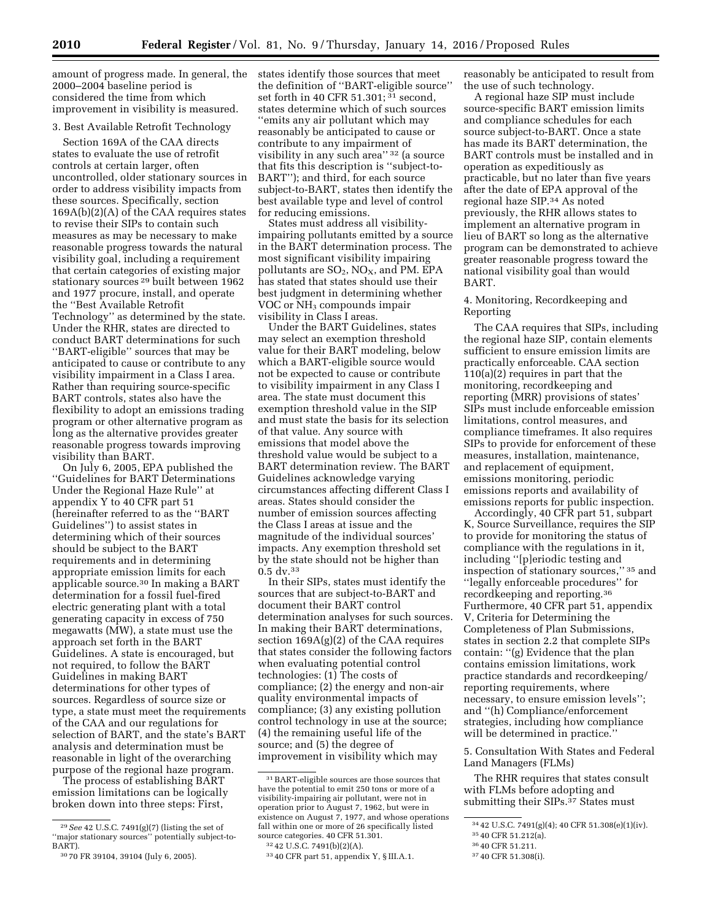amount of progress made. In general, the 2000–2004 baseline period is considered the time from which improvement in visibility is measured.

### 3. Best Available Retrofit Technology

Section 169A of the CAA directs states to evaluate the use of retrofit controls at certain larger, often uncontrolled, older stationary sources in order to address visibility impacts from these sources. Specifically, section 169A(b)(2)(A) of the CAA requires states to revise their SIPs to contain such measures as may be necessary to make reasonable progress towards the natural visibility goal, including a requirement that certain categories of existing major stationary sources [29] built between 1962 and 1977 procure, install, and operate the ''Best Available Retrofit Technology'' as determined by the state. Under the RHR, states are directed to conduct BART determinations for such ''BART-eligible'' sources that may be anticipated to cause or contribute to any visibility impairment in a Class I area. Rather than requiring source-specific BART controls, states also have the flexibility to adopt an emissions trading program or other alternative program as long as the alternative provides greater reasonable progress towards improving visibility than BART.

On July 6, 2005, EPA published the ''Guidelines for BART Determinations Under the Regional Haze Rule'' at appendix Y to 40 CFR part 51 (hereinafter referred to as the ''BART Guidelines'') to assist states in determining which of their sources should be subject to the BART requirements and in determining appropriate emission limits for each applicable source.[30] In making a BART determination for a fossil fuel-fired electric generating plant with a total generating capacity in excess of 750 megawatts (MW), a state must use the approach set forth in the BART Guidelines. A state is encouraged, but not required, to follow the BART Guidelines in making BART determinations for other types of sources. Regardless of source size or type, a state must meet the requirements of the CAA and our regulations for selection of BART, and the state's BART analysis and determination must be reasonable in light of the overarching purpose of the regional haze program.

The process of establishing BART emission limitations can be logically broken down into three steps: First, states identify those sources that meet the definition of ''BART-eligible source'' set forth in 40 CFR 51.301; [31] second, states determine which of such sources ''emits any air pollutant which may reasonably be anticipated to cause or contribute to any impairment of visibility in any such area'' [32] (a source that fits this description is ''subject-to-BART''); and third, for each source subject-to-BART, states then identify the best available type and level of control for reducing emissions.

States must address all visibility-impairing pollutants emitted by a source in the BART determination process. The most significant visibility impairing pollutants are $SO_2$, $NO_X$, and PM. EPA has stated that states should use their best judgment in determining whether VOC or $NH_3$ compounds impair visibility in Class I areas.

Under the BART Guidelines, states may select an exemption threshold value for their BART modeling, below which a BART-eligible source would not be expected to cause or contribute to visibility impairment in any Class I area. The state must document this exemption threshold value in the SIP and must state the basis for its selection of that value. Any source with emissions that model above the threshold value would be subject to a BART determination review. The BART Guidelines acknowledge varying circumstances affecting different Class I areas. States should consider the number of emission sources affecting the Class I areas at issue and the magnitude of the individual sources' impacts. Any exemption threshold set by the state should not be higher than 0.5 dv.[33]

In their SIPs, states must identify the sources that are subject-to-BART and document their BART control determination analyses for such sources. In making their BART determinations, section 169A(g)(2) of the CAA requires that states consider the following factors when evaluating potential control technologies: (1) The costs of compliance; (2) the energy and non-air quality environmental impacts of compliance; (3) any existing pollution control technology in use at the source; (4) the remaining useful life of the source; and (5) the degree of improvement in visibility which may reasonably be anticipated to result from the use of such technology.

A regional haze SIP must include source-specific BART emission limits and compliance schedules for each source subject-to-BART. Once a state has made its BART determination, the BART controls must be installed and in operation as expeditiously as practicable, but no later than five years after the date of EPA approval of the regional haze SIP.[34] As noted previously, the RHR allows states to implement an alternative program in lieu of BART so long as the alternative program can be demonstrated to achieve greater reasonable progress toward the national visibility goal than would BART.

### 4. Monitoring, Recordkeeping and Reporting

The CAA requires that SIPs, including the regional haze SIP, contain elements sufficient to ensure emission limits are practically enforceable. CAA section 110(a)(2) requires in part that the monitoring, recordkeeping and reporting (MRR) provisions of states' SIPs must include enforceable emission limitations, control measures, and compliance timeframes. It also requires SIPs to provide for enforcement of these measures, installation, maintenance, and replacement of equipment, emissions monitoring, periodic emissions reports and availability of emissions reports for public inspection.

Accordingly, 40 CFR part 51, subpart K, Source Surveillance, requires the SIP to provide for monitoring the status of compliance with the regulations in it, including ''[p]eriodic testing and inspection of stationary sources,'' [35] and ''legally enforceable procedures'' for recordkeeping and reporting.[36] Furthermore, 40 CFR part 51, appendix V, Criteria for Determining the Completeness of Plan Submissions, states in section 2.2 that complete SIPs contain: ''(g) Evidence that the plan contains emission limitations, work practice standards and recordkeeping/reporting requirements, where necessary, to ensure emission levels''; and ''(h) Compliance/enforcement strategies, including how compliance will be determined in practice.''

### 5. Consultation With States and Federal Land Managers (FLMs)

The RHR requires that states consult with FLMs before adopting and submitting their SIPs.[37] States must

---

[29] *See* 42 U.S.C. 7491(g)(7) (listing the set of ''major stationary sources'' potentially subject-to-BART).

[30] 70 FR 39104, 39104 (July 6, 2005).

[31] BART-eligible sources are those sources that have the potential to emit 250 tons or more of a visibility-impairing air pollutant, were not in operation prior to August 7, 1962, but were in existence on August 7, 1977, and whose operations fall within one or more of 26 specifically listed source categories. 40 CFR 51.301.

[32] 42 U.S.C. 7491(b)(2)(A).

[33] 40 CFR part 51, appendix Y, § III.A.1.

[34] 42 U.S.C. 7491(g)(4); 40 CFR 51.308(e)(1)(iv).

[35] 40 CFR 51.212(a).

[36] 40 CFR 51.211.

[37] 40 CFR 51.308(i).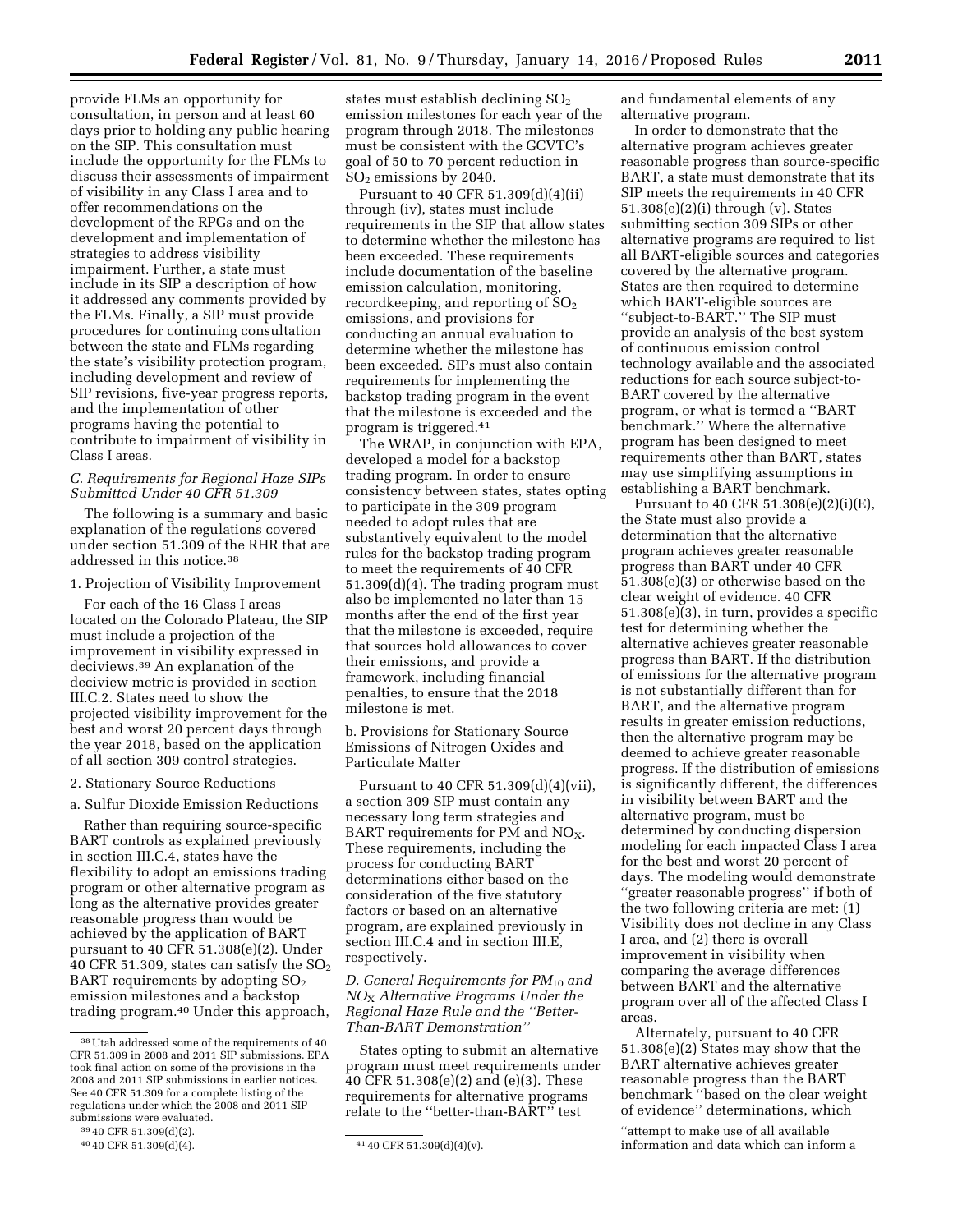provide FLMs an opportunity for consultation, in person and at least 60 days prior to holding any public hearing on the SIP. This consultation must include the opportunity for the FLMs to discuss their assessments of impairment of visibility in any Class I area and to offer recommendations on the development of the RPGs and on the development and implementation of strategies to address visibility impairment. Further, a state must include in its SIP a description of how it addressed any comments provided by the FLMs. Finally, a SIP must provide procedures for continuing consultation between the state and FLMs regarding the state's visibility protection program, including development and review of SIP revisions, five-year progress reports, and the implementation of other programs having the potential to contribute to impairment of visibility in Class I areas.

### *C. Requirements for Regional Haze SIPs Submitted Under 40 CFR 51.309*

The following is a summary and basic explanation of the regulations covered under section 51.309 of the RHR that are addressed in this notice.[38]

1. Projection of Visibility Improvement

For each of the 16 Class I areas located on the Colorado Plateau, the SIP must include a projection of the improvement in visibility expressed in deciviews.[39] An explanation of the deciview metric is provided in section III.C.2. States need to show the projected visibility improvement for the best and worst 20 percent days through the year 2018, based on the application of all section 309 control strategies.

2. Stationary Source Reductions

a. Sulfur Dioxide Emission Reductions

Rather than requiring source-specific BART controls as explained previously in section III.C.4, states have the flexibility to adopt an emissions trading program or other alternative program as long as the alternative provides greater reasonable progress than would be achieved by the application of BART pursuant to 40 CFR 51.308(e)(2). Under 40 CFR 51.309, states can satisfy the $SO_2$ BART requirements by adopting $SO_2$ emission milestones and a backstop trading program.[40] Under this approach, states must establish declining $SO_2$ emission milestones for each year of the program through 2018. The milestones must be consistent with the GCVTC's goal of 50 to 70 percent reduction in $SO_2$ emissions by 2040.

Pursuant to 40 CFR 51.309(d)(4)(ii) through (iv), states must include requirements in the SIP that allow states to determine whether the milestone has been exceeded. These requirements include documentation of the baseline emission calculation, monitoring, recordkeeping, and reporting of $SO_2$ emissions, and provisions for conducting an annual evaluation to determine whether the milestone has been exceeded. SIPs must also contain requirements for implementing the backstop trading program in the event that the milestone is exceeded and the program is triggered.[41]

The WRAP, in conjunction with EPA, developed a model for a backstop trading program. In order to ensure consistency between states, states opting to participate in the 309 program needed to adopt rules that are substantively equivalent to the model rules for the backstop trading program to meet the requirements of 40 CFR 51.309(d)(4). The trading program must also be implemented no later than 15 months after the end of the first year that the milestone is exceeded, require that sources hold allowances to cover their emissions, and provide a framework, including financial penalties, to ensure that the 2018 milestone is met.

b. Provisions for Stationary Source Emissions of Nitrogen Oxides and Particulate Matter

Pursuant to 40 CFR 51.309(d)(4)(vii), a section 309 SIP must contain any necessary long term strategies and BART requirements for PM and $NO_X$. These requirements, including the process for conducting BART determinations either based on the consideration of the five statutory factors or based on an alternative program, are explained previously in section III.C.4 and in section III.E, respectively.

### *D. General Requirements for $PM_{10}$ and $NO_X$ Alternative Programs Under the Regional Haze Rule and the "Better-Than-BART Demonstration"*

States opting to submit an alternative program must meet requirements under 40 CFR 51.308(e)(2) and (e)(3). These requirements for alternative programs relate to the "better-than-BART" test and fundamental elements of any alternative program.

In order to demonstrate that the alternative program achieves greater reasonable progress than source-specific BART, a state must demonstrate that its SIP meets the requirements in 40 CFR 51.308(e)(2)(i) through (v). States submitting section 309 SIPs or other alternative programs are required to list all BART-eligible sources and categories covered by the alternative program. States are then required to determine which BART-eligible sources are "subject-to-BART." The SIP must provide an analysis of the best system of continuous emission control technology available and the associated reductions for each source subject-to-BART covered by the alternative program, or what is termed a "BART benchmark." Where the alternative program has been designed to meet requirements other than BART, states may use simplifying assumptions in establishing a BART benchmark.

Pursuant to 40 CFR 51.308(e)(2)(i)(E), the State must also provide a determination that the alternative program achieves greater reasonable progress than BART under 40 CFR 51.308(e)(3) or otherwise based on the clear weight of evidence. 40 CFR 51.308(e)(3), in turn, provides a specific test for determining whether the alternative achieves greater reasonable progress than BART. If the distribution of emissions for the alternative program is not substantially different than for BART, and the alternative program results in greater emission reductions, then the alternative program may be deemed to achieve greater reasonable progress. If the distribution of emissions is significantly different, the differences in visibility between BART and the alternative program, must be determined by conducting dispersion modeling for each impacted Class I area for the best and worst 20 percent of days. The modeling would demonstrate "greater reasonable progress" if both of the two following criteria are met: (1) Visibility does not decline in any Class I area, and (2) there is overall improvement in visibility when comparing the average differences between BART and the alternative program over all of the affected Class I areas.

Alternately, pursuant to 40 CFR 51.308(e)(2) States may show that the BART alternative achieves greater reasonable progress than the BART benchmark "based on the clear weight of evidence" determinations, which "attempt to make use of all available information and data which can inform a

---

[38] Utah addressed some of the requirements of 40 CFR 51.309 in 2008 and 2011 SIP submissions. EPA took final action on some of the provisions in the 2008 and 2011 SIP submissions in earlier notices. See 40 CFR 51.309 for a complete listing of the regulations under which the 2008 and 2011 SIP submissions were evaluated.

[39] 40 CFR 51.309(d)(2).

[40] 40 CFR 51.309(d)(4).

[41] 40 CFR 51.309(d)(4)(v).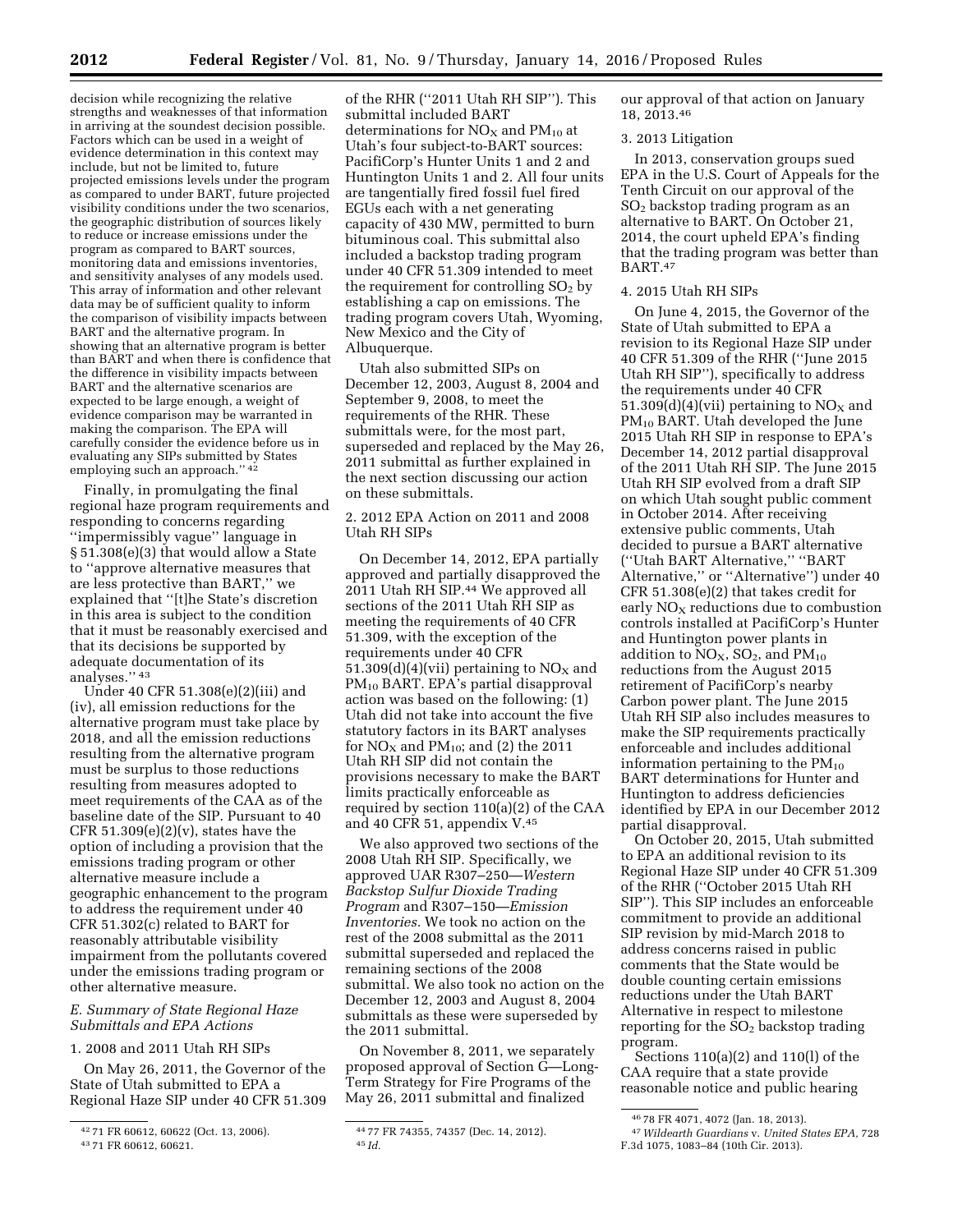decision while recognizing the relative strengths and weaknesses of that information in arriving at the soundest decision possible. Factors which can be used in a weight of evidence determination in this context may include, but not be limited to, future projected emissions levels under the program as compared to under BART, future projected visibility conditions under the two scenarios, the geographic distribution of sources likely to reduce or increase emissions under the program as compared to BART sources, monitoring data and emissions inventories, and sensitivity analyses of any models used. This array of information and other relevant data may be of sufficient quality to inform the comparison of visibility impacts between BART and the alternative program. In showing that an alternative program is better than BART and when there is confidence that the difference in visibility impacts between BART and the alternative scenarios are expected to be large enough, a weight of evidence comparison may be warranted in making the comparison. The EPA will carefully consider the evidence before us in evaluating any SIPs submitted by States employing such an approach.''[42]

Finally, in promulgating the final regional haze program requirements and responding to concerns regarding ''impermissibly vague'' language in § 51.308(e)(3) that would allow a State to ''approve alternative measures that are less protective than BART,'' we explained that ''[t]he State's discretion in this area is subject to the condition that it must be reasonably exercised and that its decisions be supported by adequate documentation of its analyses.''[43]

Under 40 CFR 51.308(e)(2)(iii) and (iv), all emission reductions for the alternative program must take place by 2018, and all the emission reductions resulting from the alternative program must be surplus to those reductions resulting from measures adopted to meet requirements of the CAA as of the baseline date of the SIP. Pursuant to 40 CFR 51.309(e)(2)(v), states have the option of including a provision that the emissions trading program or other alternative measure include a geographic enhancement to the program to address the requirement under 40 CFR 51.302(c) related to BART for reasonably attributable visibility impairment from the pollutants covered under the emissions trading program or other alternative measure.

### *E. Summary of State Regional Haze Submittals and EPA Actions*

1. 2008 and 2011 Utah RH SIPs

On May 26, 2011, the Governor of the State of Utah submitted to EPA a Regional Haze SIP under 40 CFR 51.309 of the RHR (''2011 Utah RH SIP''). This submittal included BART determinations for $NO_X$ and $PM_{10}$ at Utah's four subject-to-BART sources: PacifiCorp's Hunter Units 1 and 2 and Huntington Units 1 and 2. All four units are tangentially fired fossil fuel fired EGUs each with a net generating capacity of 430 MW, permitted to burn bituminous coal. This submittal also included a backstop trading program under 40 CFR 51.309 intended to meet the requirement for controlling $SO_2$ by establishing a cap on emissions. The trading program covers Utah, Wyoming, New Mexico and the City of Albuquerque.

Utah also submitted SIPs on December 12, 2003, August 8, 2004 and September 9, 2008, to meet the requirements of the RHR. These submittals were, for the most part, superseded and replaced by the May 26, 2011 submittal as further explained in the next section discussing our action on these submittals.

2. 2012 EPA Action on 2011 and 2008 Utah RH SIPs

On December 14, 2012, EPA partially approved and partially disapproved the 2011 Utah RH SIP.[44] We approved all sections of the 2011 Utah RH SIP as meeting the requirements of 40 CFR 51.309, with the exception of the requirements under 40 CFR 51.309(d)(4)(vii) pertaining to $NO_X$ and $PM_{10}$ BART. EPA's partial disapproval action was based on the following: (1) Utah did not take into account the five statutory factors in its BART analyses for $NO_X$ and $PM_{10}$; and (2) the 2011 Utah RH SIP did not contain the provisions necessary to make the BART limits practically enforceable as required by section 110(a)(2) of the CAA and 40 CFR 51, appendix V.[45]

We also approved two sections of the 2008 Utah RH SIP. Specifically, we approved UAR R307–250—*Western Backstop Sulfur Dioxide Trading Program* and R307–150—*Emission Inventories.* We took no action on the rest of the 2008 submittal as the 2011 submittal superseded and replaced the remaining sections of the 2008 submittal. We also took no action on the December 12, 2003 and August 8, 2004 submittals as these were superseded by the 2011 submittal.

On November 8, 2011, we separately proposed approval of Section G—Long-Term Strategy for Fire Programs of the May 26, 2011 submittal and finalized our approval of that action on January 18, 2013.[46]

3. 2013 Litigation

In 2013, conservation groups sued EPA in the U.S. Court of Appeals for the Tenth Circuit on our approval of the $SO_2$ backstop trading program as an alternative to BART. On October 21, 2014, the court upheld EPA's finding that the trading program was better than BART.[47]

4. 2015 Utah RH SIPs

On June 4, 2015, the Governor of the State of Utah submitted to EPA a revision to its Regional Haze SIP under 40 CFR 51.309 of the RHR (''June 2015 Utah RH SIP''), specifically to address the requirements under 40 CFR 51.309(d)(4)(vii) pertaining to $NO_X$ and $PM_{10}$ BART. Utah developed the June 2015 Utah RH SIP in response to EPA's December 14, 2012 partial disapproval of the 2011 Utah RH SIP. The June 2015 Utah RH SIP evolved from a draft SIP on which Utah sought public comment in October 2014. After receiving extensive public comments, Utah decided to pursue a BART alternative (''Utah BART Alternative,'' ''BART Alternative,'' or ''Alternative'') under 40 CFR 51.308(e)(2) that takes credit for early $NO_X$ reductions due to combustion controls installed at PacifiCorp's Hunter and Huntington power plants in addition to $NO_X$, $SO_2$, and $PM_{10}$ reductions from the August 2015 retirement of PacifiCorp's nearby Carbon power plant. The June 2015 Utah RH SIP also includes measures to make the SIP requirements practically enforceable and includes additional information pertaining to the $PM_{10}$ BART determinations for Hunter and Huntington to address deficiencies identified by EPA in our December 2012 partial disapproval.

On October 20, 2015, Utah submitted to EPA an additional revision to its Regional Haze SIP under 40 CFR 51.309 of the RHR (''October 2015 Utah RH SIP''). This SIP includes an enforceable commitment to provide an additional SIP revision by mid-March 2018 to address concerns raised in public comments that the State would be double counting certain emissions reductions under the Utah BART Alternative in respect to milestone reporting for the $SO_2$ backstop trading program.

Sections 110(a)(2) and 110(l) of the CAA require that a state provide reasonable notice and public hearing

---

[42] 71 FR 60612, 60622 (Oct. 13, 2006).

[43] 71 FR 60612, 60621.

[44] 77 FR 74355, 74357 (Dec. 14, 2012).

[45] *Id.*

[46] 78 FR 4071, 4072 (Jan. 18, 2013).

[47] *Wildearth Guardians* v. *United States EPA,* 728 F.3d 1075, 1083–84 (10th Cir. 2013).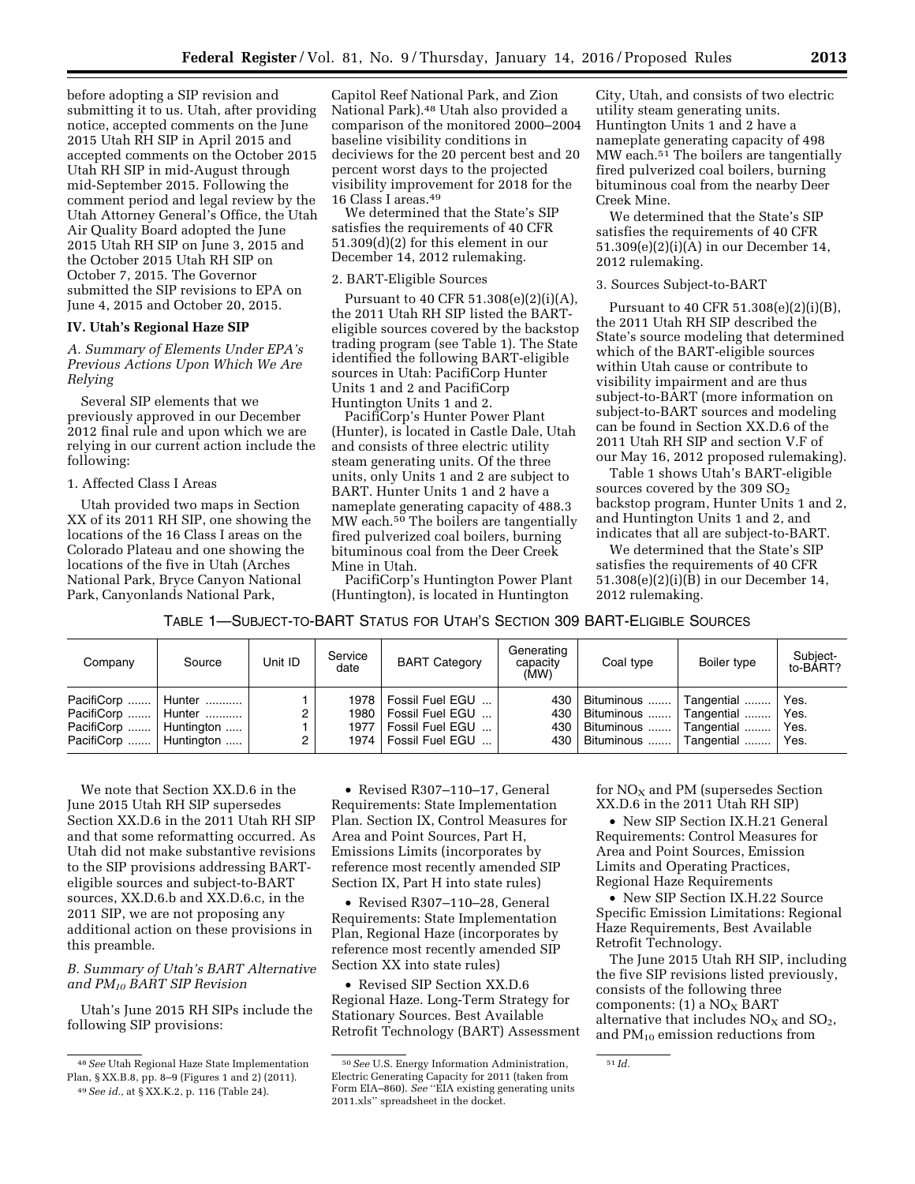before adopting a SIP revision and submitting it to us. Utah, after providing notice, accepted comments on the June 2015 Utah RH SIP in April 2015 and accepted comments on the October 2015 Utah RH SIP in mid-August through mid-September 2015. Following the comment period and legal review by the Utah Attorney General's Office, the Utah Air Quality Board adopted the June 2015 Utah RH SIP on June 3, 2015 and the October 2015 Utah RH SIP on October 7, 2015. The Governor submitted the SIP revisions to EPA on June 4, 2015 and October 20, 2015.

## IV. Utah's Regional Haze SIP

### *A. Summary of Elements Under EPA's Previous Actions Upon Which We Are Relying*

Several SIP elements that we previously approved in our December 2012 final rule and upon which we are relying in our current action include the following:

#### 1. Affected Class I Areas

Utah provided two maps in Section XX of its 2011 RH SIP, one showing the locations of the 16 Class I areas on the Colorado Plateau and one showing the locations of the five in Utah (Arches National Park, Bryce Canyon National Park, Canyonlands National Park, Capitol Reef National Park, and Zion National Park).[48] Utah also provided a comparison of the monitored 2000–2004 baseline visibility conditions in deciviews for the 20 percent best and 20 percent worst days to the projected visibility improvement for 2018 for the 16 Class I areas.[49]

We determined that the State's SIP satisfies the requirements of 40 CFR 51.309(d)(2) for this element in our December 14, 2012 rulemaking.

#### 2. BART-Eligible Sources

Pursuant to 40 CFR 51.308(e)(2)(i)(A), the 2011 Utah RH SIP listed the BART-eligible sources covered by the backstop trading program (see Table 1). The State identified the following BART-eligible sources in Utah: PacifiCorp Hunter Units 1 and 2 and PacifiCorp Huntington Units 1 and 2.

PacifiCorp's Hunter Power Plant (Hunter), is located in Castle Dale, Utah and consists of three electric utility steam generating units. Of the three units, only Units 1 and 2 are subject to BART. Hunter Units 1 and 2 have a nameplate generating capacity of 488.3 MW each.[50] The boilers are tangentially fired pulverized coal boilers, burning bituminous coal from the Deer Creek Mine in Utah.

PacifiCorp's Huntington Power Plant (Huntington), is located in Huntington City, Utah, and consists of two electric utility steam generating units. Huntington Units 1 and 2 have a nameplate generating capacity of 498 MW each.[51] The boilers are tangentially fired pulverized coal boilers, burning bituminous coal from the nearby Deer Creek Mine.

We determined that the State's SIP satisfies the requirements of 40 CFR 51.309(e)(2)(i)(A) in our December 14, 2012 rulemaking.

#### 3. Sources Subject-to-BART

Pursuant to 40 CFR 51.308(e)(2)(i)(B), the 2011 Utah RH SIP described the State's source modeling that determined which of the BART-eligible sources within Utah cause or contribute to visibility impairment and are thus subject-to-BART (more information on subject-to-BART sources and modeling can be found in Section XX.D.6 of the 2011 Utah RH SIP and section V.F of our May 16, 2012 proposed rulemaking).

Table 1 shows Utah's BART-eligible sources covered by the 309 $SO_2$ backstop program, Hunter Units 1 and 2, and Huntington Units 1 and 2, and indicates that all are subject-to-BART.

We determined that the State's SIP satisfies the requirements of 40 CFR 51.308(e)(2)(i)(B) in our December 14, 2012 rulemaking.

TABLE 1—SUBJECT-TO-BART STATUS FOR UTAH'S SECTION 309 BART-ELIGIBLE SOURCES

| Company | Source | Unit ID | Service date | BART Category | Generating capacity (MW) | Coal type | Boiler type | Subject-to-BART? |
|---|---|---|---|---|---|---|---|---|
| PacifiCorp | Hunter | 1 | 1978 | Fossil Fuel EGU | 430 | Bituminous | Tangential | Yes. |
| PacifiCorp | Hunter | 2 | 1980 | Fossil Fuel EGU | 430 | Bituminous | Tangential | Yes. |
| PacifiCorp | Huntington | 1 | 1977 | Fossil Fuel EGU | 430 | Bituminous | Tangential | Yes. |
| PacifiCorp | Huntington | 2 | 1974 | Fossil Fuel EGU | 430 | Bituminous | Tangential | Yes. |

We note that Section XX.D.6 in the June 2015 Utah RH SIP supersedes Section XX.D.6 in the 2011 Utah RH SIP and that some reformatting occurred. As Utah did not make substantive revisions to the SIP provisions addressing BART-eligible sources and subject-to-BART sources, XX.D.6.b and XX.D.6.c, in the 2011 SIP, we are not proposing any additional action on these provisions in this preamble.

### *B. Summary of Utah's BART Alternative and $PM_{10}$ BART SIP Revision*

Utah's June 2015 RH SIPs include the following SIP provisions:

- Revised R307–110–17, General Requirements: State Implementation Plan. Section IX, Control Measures for Area and Point Sources, Part H, Emissions Limits (incorporates by reference most recently amended SIP Section IX, Part H into state rules)
- Revised R307–110–28, General Requirements: State Implementation Plan, Regional Haze (incorporates by reference most recently amended SIP Section XX into state rules)
- Revised SIP Section XX.D.6 Regional Haze. Long-Term Strategy for Stationary Sources. Best Available Retrofit Technology (BART) Assessment for $NO_X$ and PM (supersedes Section XX.D.6 in the 2011 Utah RH SIP)
- New SIP Section IX.H.21 General Requirements: Control Measures for Area and Point Sources, Emission Limits and Operating Practices, Regional Haze Requirements
- New SIP Section IX.H.22 Source Specific Emission Limitations: Regional Haze Requirements, Best Available Retrofit Technology.

The June 2015 Utah RH SIP, including the five SIP revisions listed previously, consists of the following three components: (1) a $NO_X$ BART alternative that includes $NO_X$ and $SO_2$, and $PM_{10}$ emission reductions from

[48] *See* Utah Regional Haze State Implementation Plan, § XX.B.8, pp. 8–9 (Figures 1 and 2) (2011).

[49] *See id.,* at § XX.K.2, p. 116 (Table 24).

[50] *See* U.S. Energy Information Administration, Electric Generating Capacity for 2011 (taken from Form EIA–860). *See* "EIA existing generating units 2011.xls" spreadsheet in the docket.

[51] *Id.*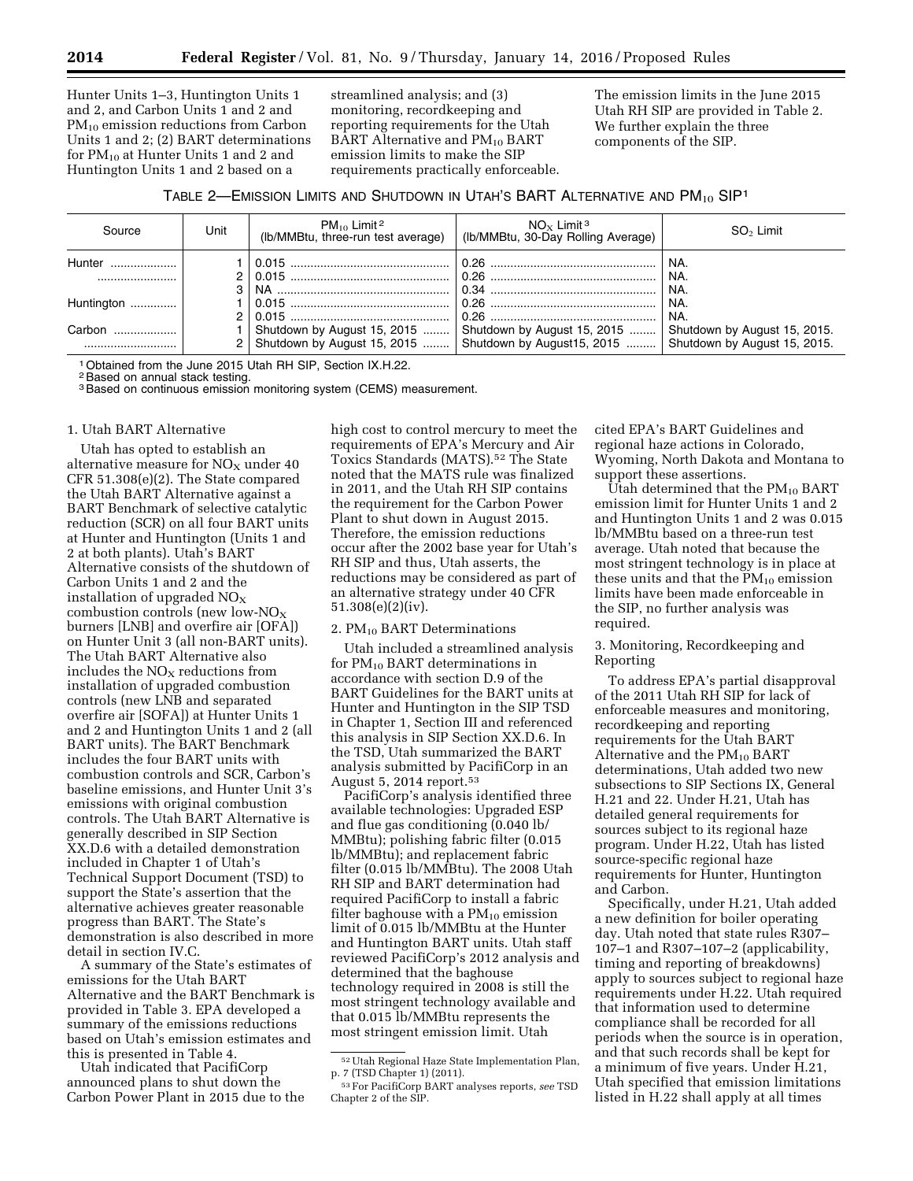Hunter Units 1–3, Huntington Units 1 and 2, and Carbon Units 1 and 2 and $PM_{10}$ emission reductions from Carbon Units 1 and 2; (2) BART determinations for $PM_{10}$ at Hunter Units 1 and 2 and Huntington Units 1 and 2 based on a streamlined analysis; and (3) monitoring, recordkeeping and reporting requirements for the Utah BART Alternative and $PM_{10}$ BART emission limits to make the SIP requirements practically enforceable. The emission limits in the June 2015 Utah RH SIP are provided in Table 2. We further explain the three components of the SIP.

TABLE 2—EMISSION LIMITS AND SHUTDOWN IN UTAH'S BART ALTERNATIVE AND $PM_{10}$ SIP[1]

| Source | Unit | $PM_{10}$ Limit[2] (lb/MMBtu, three-run test average) | $NO_X$ Limit[3] (lb/MMBtu, 30-Day Rolling Average) | $SO_2$ Limit |
|---|---|---|---|---|
| Hunter | 1 | 0.015 | 0.26 | NA. |
| | 2 | 0.015 | 0.26 | NA. |
| | 3 | NA | 0.34 | NA. |
| Huntington | 1 | 0.015 | 0.26 | NA. |
| | 2 | 0.015 | 0.26 | NA. |
| Carbon | 1 | Shutdown by August 15, 2015 | Shutdown by August 15, 2015 | Shutdown by August 15, 2015. |
| | 2 | Shutdown by August 15, 2015 | Shutdown by August15, 2015 | Shutdown by August 15, 2015. |

[1] Obtained from the June 2015 Utah RH SIP, Section IX.H.22.
[2] Based on annual stack testing.
[3] Based on continuous emission monitoring system (CEMS) measurement.

1. Utah BART Alternative

Utah has opted to establish an alternative measure for $NO_X$ under 40 CFR 51.308(e)(2). The State compared the Utah BART Alternative against a BART Benchmark of selective catalytic reduction (SCR) on all four BART units at Hunter and Huntington (Units 1 and 2 at both plants). Utah's BART Alternative consists of the shutdown of Carbon Units 1 and 2 and the installation of upgraded $NO_X$ combustion controls (new low-$NO_X$ burners [LNB] and overfire air [OFA]) on Hunter Unit 3 (all non-BART units). The Utah BART Alternative also includes the $NO_X$ reductions from installation of upgraded combustion controls (new LNB and separated overfire air [SOFA]) at Hunter Units 1 and 2 and Huntington Units 1 and 2 (all BART units). The BART Benchmark includes the four BART units with combustion controls and SCR, Carbon's baseline emissions, and Hunter Unit 3's emissions with original combustion controls. The Utah BART Alternative is generally described in SIP Section XX.D.6 with a detailed demonstration included in Chapter 1 of Utah's Technical Support Document (TSD) to support the State's assertion that the alternative achieves greater reasonable progress than BART. The State's demonstration is also described in more detail in section IV.C.

A summary of the State's estimates of emissions for the Utah BART Alternative and the BART Benchmark is provided in Table 3. EPA developed a summary of the emissions reductions based on Utah's emission estimates and this is presented in Table 4.

Utah indicated that PacifiCorp announced plans to shut down the Carbon Power Plant in 2015 due to the high cost to control mercury to meet the requirements of EPA's Mercury and Air Toxics Standards (MATS).[52] The State noted that the MATS rule was finalized in 2011, and the Utah RH SIP contains the requirement for the Carbon Power Plant to shut down in August 2015. Therefore, the emission reductions occur after the 2002 base year for Utah's RH SIP and thus, Utah asserts, the reductions may be considered as part of an alternative strategy under 40 CFR 51.308(e)(2)(iv).

2. $PM_{10}$ BART Determinations

Utah included a streamlined analysis for $PM_{10}$ BART determinations in accordance with section D.9 of the BART Guidelines for the BART units at Hunter and Huntington in the SIP TSD in Chapter 1, Section III and referenced this analysis in SIP Section XX.D.6. In the TSD, Utah summarized the BART analysis submitted by PacifiCorp in an August 5, 2014 report.[53]

PacifiCorp's analysis identified three available technologies: Upgraded ESP and flue gas conditioning (0.040 lb/MMBtu); polishing fabric filter (0.015 lb/MMBtu); and replacement fabric filter (0.015 lb/MMBtu). The 2008 Utah RH SIP and BART determination had required PacifiCorp to install a fabric filter baghouse with a $PM_{10}$ emission limit of 0.015 lb/MMBtu at the Hunter and Huntington BART units. Utah staff reviewed PacifiCorp's 2012 analysis and determined that the baghouse technology required in 2008 is still the most stringent technology available and that 0.015 lb/MMBtu represents the most stringent emission limit. Utah cited EPA's BART Guidelines and regional haze actions in Colorado, Wyoming, North Dakota and Montana to support these assertions.

Utah determined that the $PM_{10}$ BART emission limit for Hunter Units 1 and 2 and Huntington Units 1 and 2 was 0.015 lb/MMBtu based on a three-run test average. Utah noted that because the most stringent technology is in place at these units and that the $PM_{10}$ emission limits have been made enforceable in the SIP, no further analysis was required.

3. Monitoring, Recordkeeping and Reporting

To address EPA's partial disapproval of the 2011 Utah RH SIP for lack of enforceable measures and monitoring, recordkeeping and reporting requirements for the Utah BART Alternative and the $PM_{10}$ BART determinations, Utah added two new subsections to SIP Sections IX, General H.21 and 22. Under H.21, Utah has detailed general requirements for sources subject to its regional haze program. Under H.22, Utah has listed source-specific regional haze requirements for Hunter, Huntington and Carbon.

Specifically, under H.21, Utah added a new definition for boiler operating day. Utah noted that state rules R307–107–1 and R307–107–2 (applicability, timing and reporting of breakdowns) apply to sources subject to regional haze requirements under H.22. Utah required that information used to determine compliance shall be recorded for all periods when the source is in operation, and that such records shall be kept for a minimum of five years. Under H.21, Utah specified that emission limitations listed in H.22 shall apply at all times

[52] Utah Regional Haze State Implementation Plan, p. 7 (TSD Chapter 1) (2011).

[53] For PacifiCorp BART analyses reports, *see* TSD Chapter 2 of the SIP.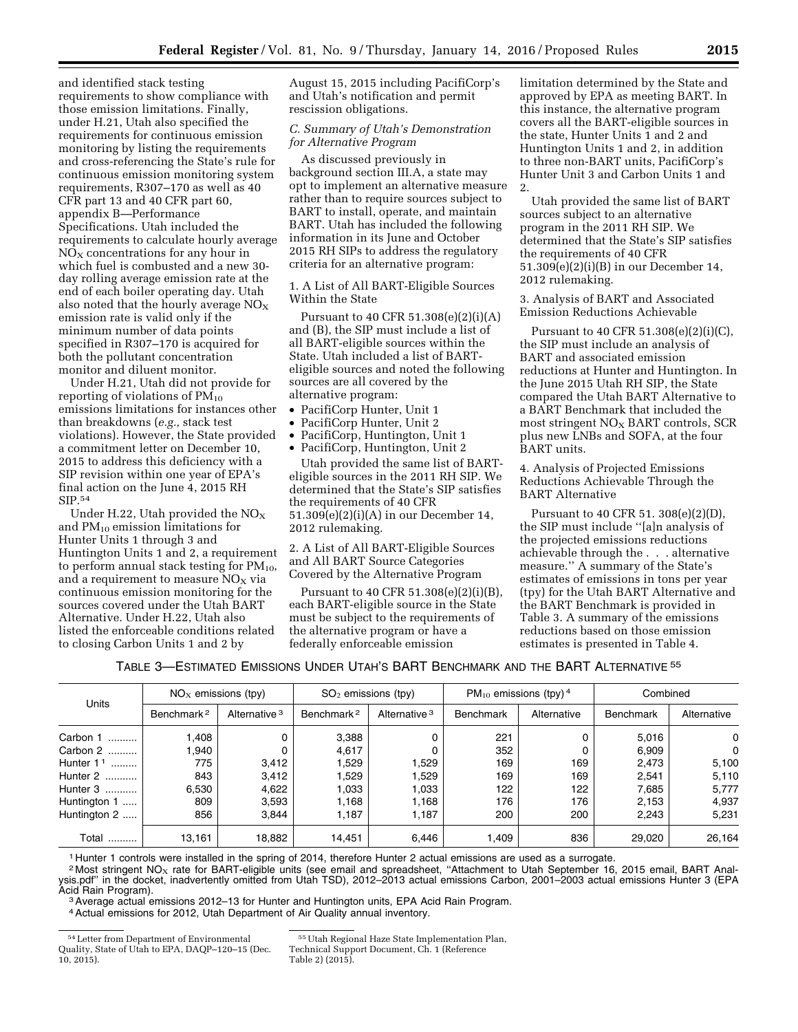and identified stack testing requirements to show compliance with those emission limitations. Finally, under H.21, Utah also specified the requirements for continuous emission monitoring by listing the requirements and cross-referencing the State's rule for continuous emission monitoring system requirements, R307–170 as well as 40 CFR part 13 and 40 CFR part 60, appendix B—Performance Specifications. Utah included the requirements to calculate hourly average $NO_X$ concentrations for any hour in which fuel is combusted and a new 30-day rolling average emission rate at the end of each boiler operating day. Utah also noted that the hourly average $NO_X$ emission rate is valid only if the minimum number of data points specified in R307–170 is acquired for both the pollutant concentration monitor and diluent monitor.

Under H.21, Utah did not provide for reporting of violations of $PM_{10}$ emissions limitations for instances other than breakdowns (*e.g.,* stack test violations). However, the State provided a commitment letter on December 10, 2015 to address this deficiency with a SIP revision within one year of EPA's final action on the June 4, 2015 RH SIP.[54]

Under H.22, Utah provided the $NO_X$ and $PM_{10}$ emission limitations for Hunter Units 1 through 3 and Huntington Units 1 and 2, a requirement to perform annual stack testing for $PM_{10}$, and a requirement to measure $NO_X$ via continuous emission monitoring for the sources covered under the Utah BART Alternative. Under H.22, Utah also listed the enforceable conditions related to closing Carbon Units 1 and 2 by August 15, 2015 including PacifiCorp's and Utah's notification and permit rescission obligations.

*C. Summary of Utah's Demonstration for Alternative Program*

As discussed previously in background section III.A, a state may opt to implement an alternative measure rather than to require sources subject to BART to install, operate, and maintain BART. Utah has included the following information in its June and October 2015 RH SIPs to address the regulatory criteria for an alternative program:

1. A List of All BART-Eligible Sources Within the State

Pursuant to 40 CFR 51.308(e)(2)(i)(A) and (B), the SIP must include a list of all BART-eligible sources within the State. Utah included a list of BART-eligible sources and noted the following sources are all covered by the alternative program:

- PacifiCorp Hunter, Unit 1
- PacifiCorp Hunter, Unit 2
- PacifiCorp, Huntington, Unit 1
- PacifiCorp, Huntington, Unit 2

Utah provided the same list of BART-eligible sources in the 2011 RH SIP. We determined that the State's SIP satisfies the requirements of 40 CFR 51.309(e)(2)(i)(A) in our December 14, 2012 rulemaking.

2. A List of All BART-Eligible Sources and All BART Source Categories Covered by the Alternative Program

Pursuant to 40 CFR 51.308(e)(2)(i)(B), each BART-eligible source in the State must be subject to the requirements of the alternative program or have a federally enforceable emission limitation determined by the State and approved by EPA as meeting BART. In this instance, the alternative program covers all the BART-eligible sources in the state, Hunter Units 1 and 2 and Huntington Units 1 and 2, in addition to three non-BART units, PacifiCorp's Hunter Unit 3 and Carbon Units 1 and 2.

Utah provided the same list of BART sources subject to an alternative program in the 2011 RH SIP. We determined that the State's SIP satisfies the requirements of 40 CFR 51.309(e)(2)(i)(B) in our December 14, 2012 rulemaking.

3. Analysis of BART and Associated Emission Reductions Achievable

Pursuant to 40 CFR 51.308(e)(2)(i)(C), the SIP must include an analysis of BART and associated emission reductions at Hunter and Huntington. In the June 2015 Utah RH SIP, the State compared the Utah BART Alternative to a BART Benchmark that included the most stringent $NO_X$ BART controls, SCR plus new LNBs and SOFA, at the four BART units.

4. Analysis of Projected Emissions Reductions Achievable Through the BART Alternative

Pursuant to 40 CFR 51. 308(e)(2)(D), the SIP must include "[a]n analysis of the projected emissions reductions achievable through the . . . alternative measure." A summary of the State's estimates of emissions in tons per year (tpy) for the Utah BART Alternative and the BART Benchmark is provided in Table 3. A summary of the emissions reductions based on those emission estimates is presented in Table 4.

TABLE 3—ESTIMATED EMISSIONS UNDER UTAH'S BART BENCHMARK AND THE BART ALTERNATIVE [55]

| Units | $NO_X$ emissions (tpy) | | $SO_2$ emissions (tpy) | | $PM_{10}$ emissions (tpy) [4] | | Combined | |
|---|---|---|---|---|---|---|---|---|
| | Benchmark [2] | Alternative [3] | Benchmark [2] | Alternative [3] | Benchmark | Alternative | Benchmark | Alternative |
| Carbon 1 | 1,408 | 0 | 3,388 | 0 | 221 | 0 | 5,016 | 0 |
| Carbon 2 | 1,940 | 0 | 4,617 | 0 | 352 | 0 | 6,909 | 0 |
| Hunter 1 [1] | 775 | 3,412 | 1,529 | 1,529 | 169 | 169 | 2,473 | 5,100 |
| Hunter 2 | 843 | 3,412 | 1,529 | 1,529 | 169 | 169 | 2,541 | 5,110 |
| Hunter 3 | 6,530 | 4,622 | 1,033 | 1,033 | 122 | 122 | 7,685 | 5,777 |
| Huntington 1 | 809 | 3,593 | 1,168 | 1,168 | 176 | 176 | 2,153 | 4,937 |
| Huntington 2 | 856 | 3,844 | 1,187 | 1,187 | 200 | 200 | 2,243 | 5,231 |
| Total | 13,161 | 18,882 | 14,451 | 6,446 | 1,409 | 836 | 29,020 | 26,164 |

[1] Hunter 1 controls were installed in the spring of 2014, therefore Hunter 2 actual emissions are used as a surrogate.

[2] Most stringent $NO_X$ rate for BART-eligible units (see email and spreadsheet, "Attachment to Utah September 16, 2015 email, BART Analysis.pdf" in the docket, inadvertently omitted from Utah TSD), 2012–2013 actual emissions Carbon, 2001–2003 actual emissions Hunter 3 (EPA Acid Rain Program).

[3] Average actual emissions 2012–13 for Hunter and Huntington units, EPA Acid Rain Program.

[4] Actual emissions for 2012, Utah Department of Air Quality annual inventory.

[54] Letter from Department of Environmental Quality, State of Utah to EPA, DAQP–120–15 (Dec. 10, 2015).

[55] Utah Regional Haze State Implementation Plan, Technical Support Document, Ch. 1 (Reference Table 2) (2015).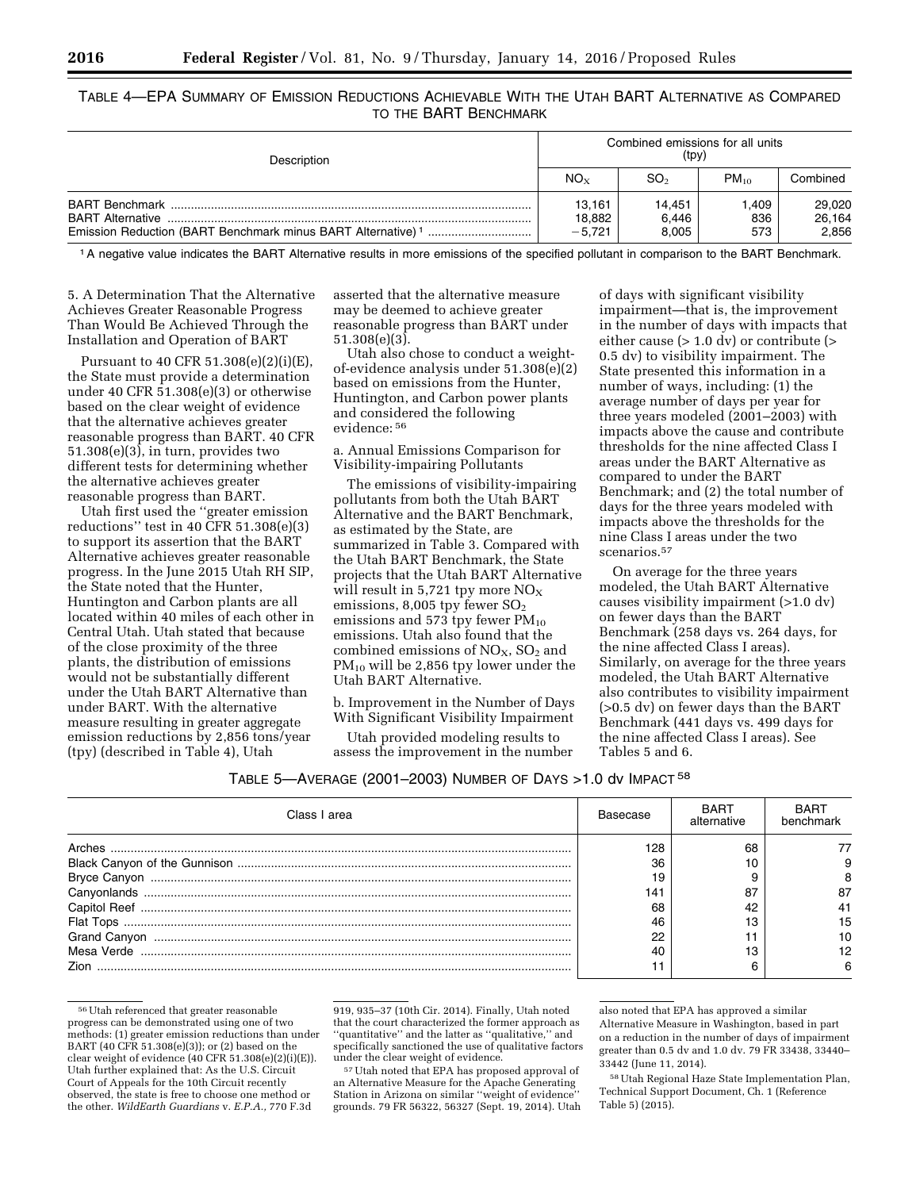TABLE 4—EPA SUMMARY OF EMISSION REDUCTIONS ACHIEVABLE WITH THE UTAH BART ALTERNATIVE AS COMPARED TO THE BART BENCHMARK

| Description | Combined emissions for all units (tpy) | | | |
|---|---|---|---|---|
| | $NO_X$ | $SO_2$ | $PM_{10}$ | Combined |
| BART Benchmark | 13,161 | 14,451 | 1,409 | 29,020 |
| BART Alternative | 18,882 | 6,446 | 836 | 26,164 |
| Emission Reduction (BART Benchmark minus BART Alternative) [1] | −5,721 | 8,005 | 573 | 2,856 |

[1] A negative value indicates the BART Alternative results in more emissions of the specified pollutant in comparison to the BART Benchmark.

5. A Determination That the Alternative Achieves Greater Reasonable Progress Than Would Be Achieved Through the Installation and Operation of BART

Pursuant to 40 CFR 51.308(e)(2)(i)(E), the State must provide a determination under 40 CFR 51.308(e)(3) or otherwise based on the clear weight of evidence that the alternative achieves greater reasonable progress than BART. 40 CFR 51.308(e)(3), in turn, provides two different tests for determining whether the alternative achieves greater reasonable progress than BART.

Utah first used the ''greater emission reductions'' test in 40 CFR 51.308(e)(3) to support its assertion that the BART Alternative achieves greater reasonable progress. In the June 2015 Utah RH SIP, the State noted that the Hunter, Huntington and Carbon plants are all located within 40 miles of each other in Central Utah. Utah stated that because of the close proximity of the three plants, the distribution of emissions would not be substantially different under the Utah BART Alternative than under BART. With the alternative measure resulting in greater aggregate emission reductions by 2,856 tons/year (tpy) (described in Table 4), Utah asserted that the alternative measure may be deemed to achieve greater reasonable progress than BART under 51.308(e)(3).

Utah also chose to conduct a weight-of-evidence analysis under 51.308(e)(2) based on emissions from the Hunter, Huntington, and Carbon power plants and considered the following evidence: [56]

a. Annual Emissions Comparison for Visibility-impairing Pollutants

The emissions of visibility-impairing pollutants from both the Utah BART Alternative and the BART Benchmark, as estimated by the State, are summarized in Table 3. Compared with the Utah BART Benchmark, the State projects that the Utah BART Alternative will result in 5,721 tpy more $NO_X$ emissions, 8,005 tpy fewer $SO_2$ emissions and 573 tpy fewer $PM_{10}$ emissions. Utah also found that the combined emissions of $NO_X$, $SO_2$ and $PM_{10}$ will be 2,856 tpy lower under the Utah BART Alternative.

b. Improvement in the Number of Days With Significant Visibility Impairment

Utah provided modeling results to assess the improvement in the number of days with significant visibility impairment—that is, the improvement in the number of days with impacts that either cause (> 1.0 dv) or contribute (> 0.5 dv) to visibility impairment. The State presented this information in a number of ways, including: (1) the average number of days per year for three years modeled (2001–2003) with impacts above the cause and contribute thresholds for the nine affected Class I areas under the BART Alternative as compared to under the BART Benchmark; and (2) the total number of days for the three years modeled with impacts above the thresholds for the nine Class I areas under the two scenarios.[57]

On average for the three years modeled, the Utah BART Alternative causes visibility impairment (>1.0 dv) on fewer days than the BART Benchmark (258 days vs. 264 days, for the nine affected Class I areas). Similarly, on average for the three years modeled, the Utah BART Alternative also contributes to visibility impairment (>0.5 dv) on fewer days than the BART Benchmark (441 days vs. 499 days for the nine affected Class I areas). See Tables 5 and 6.

TABLE 5—AVERAGE (2001–2003) NUMBER OF DAYS >1.0 dv IMPACT [58]

| Class I area | Basecase | BART alternative | BART benchmark |
|---|---|---|---|
| Arches | 128 | 68 | 77 |
| Black Canyon of the Gunnison | 36 | 10 | 9 |
| Bryce Canyon | 19 | 9 | 8 |
| Canyonlands | 141 | 87 | 87 |
| Capitol Reef | 68 | 42 | 41 |
| Flat Tops | 46 | 13 | 15 |
| Grand Canyon | 22 | 11 | 10 |
| Mesa Verde | 40 | 13 | 12 |
| Zion | 11 | 6 | 6 |

[56] Utah referenced that greater reasonable progress can be demonstrated using one of two methods: (1) greater emission reductions than under BART (40 CFR 51.308(e)(3)); or (2) based on the clear weight of evidence (40 CFR 51.308(e)(2)(i)(E)). Utah further explained that: As the U.S. Circuit Court of Appeals for the 10th Circuit recently observed, the state is free to choose one method or the other. *WildEarth Guardians* v. *E.P.A.*, 770 F.3d 919, 935–37 (10th Cir. 2014). Finally, Utah noted that the court characterized the former approach as ''quantitative'' and the latter as ''qualitative,'' and specifically sanctioned the use of qualitative factors under the clear weight of evidence.

[57] Utah noted that EPA has proposed approval of an Alternative Measure for the Apache Generating Station in Arizona on similar ''weight of evidence'' grounds. 79 FR 56322, 56327 (Sept. 19, 2014). Utah also noted that EPA has approved a similar Alternative Measure in Washington, based in part on a reduction in the number of days of impairment greater than 0.5 dv and 1.0 dv. 79 FR 33438, 33440–33442 (June 11, 2014).

[58] Utah Regional Haze State Implementation Plan, Technical Support Document, Ch. 1 (Reference Table 5) (2015).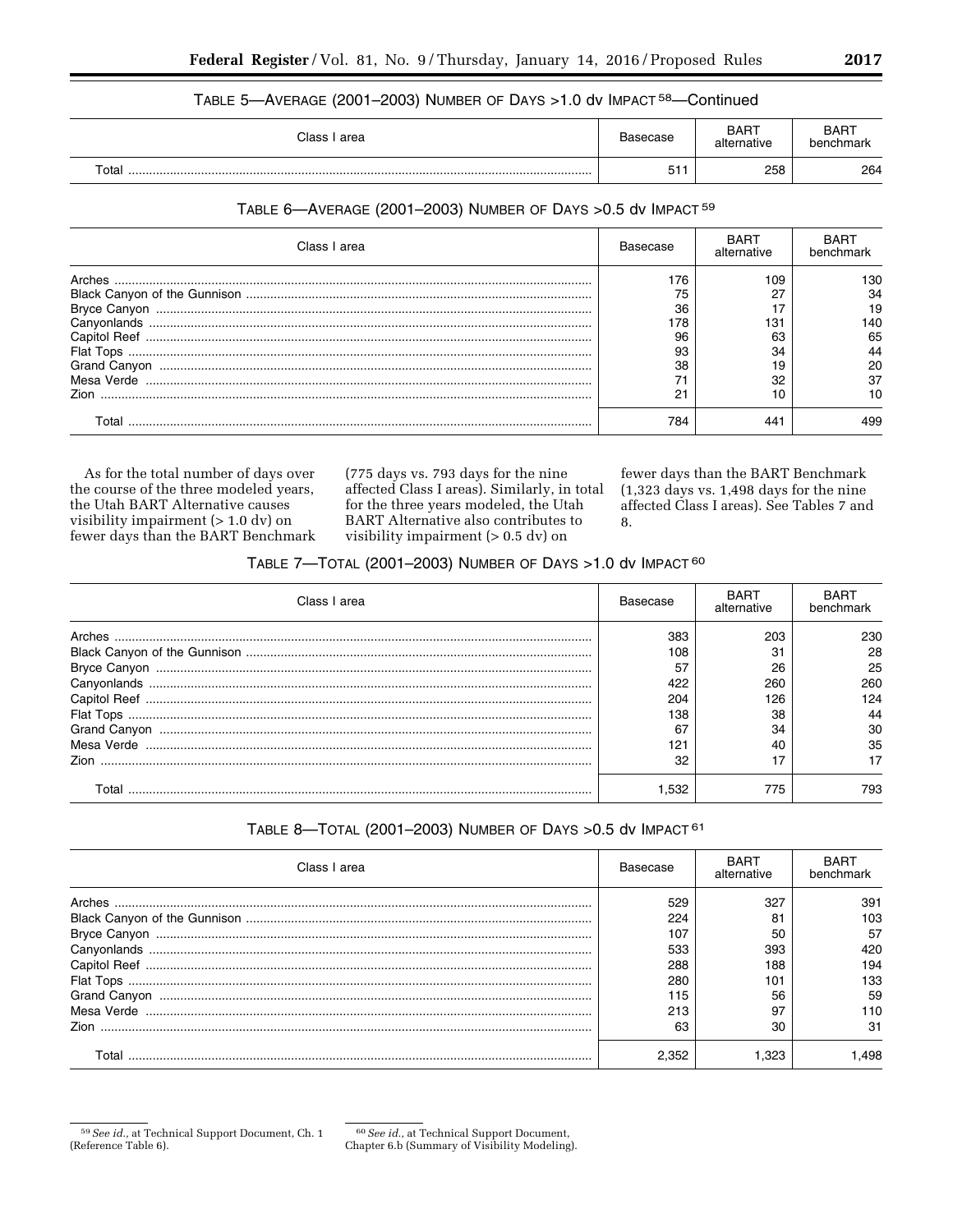TABLE 5—AVERAGE (2001–2003) NUMBER OF DAYS >1.0 dv IMPACT [58]—Continued

| Class I area | Basecase | BART alternative | BART benchmark |
| --- | --- | --- | --- |
| Total | 511 | 258 | 264 |

TABLE 6—AVERAGE (2001–2003) NUMBER OF DAYS >0.5 dv IMPACT [59]

| Class I area | Basecase | BART alternative | BART benchmark |
| --- | --- | --- | --- |
| Arches | 176 | 109 | 130 |
| Black Canyon of the Gunnison | 75 | 27 | 34 |
| Bryce Canyon | 36 | 17 | 19 |
| Canyonlands | 178 | 131 | 140 |
| Capitol Reef | 96 | 63 | 65 |
| Flat Tops | 93 | 34 | 44 |
| Grand Canyon | 38 | 19 | 20 |
| Mesa Verde | 71 | 32 | 37 |
| Zion | 21 | 10 | 10 |
| Total | 784 | 441 | 499 |

As for the total number of days over the course of the three modeled years, the Utah BART Alternative causes visibility impairment (> 1.0 dv) on fewer days than the BART Benchmark (775 days vs. 793 days for the nine affected Class I areas). Similarly, in total for the three years modeled, the Utah BART Alternative also contributes to visibility impairment (> 0.5 dv) on fewer days than the BART Benchmark (1,323 days vs. 1,498 days for the nine affected Class I areas). See Tables 7 and 8.

TABLE 7—TOTAL (2001–2003) NUMBER OF DAYS >1.0 dv IMPACT [60]

| Class I area | Basecase | BART alternative | BART benchmark |
| --- | --- | --- | --- |
| Arches | 383 | 203 | 230 |
| Black Canyon of the Gunnison | 108 | 31 | 28 |
| Bryce Canyon | 57 | 26 | 25 |
| Canyonlands | 422 | 260 | 260 |
| Capitol Reef | 204 | 126 | 124 |
| Flat Tops | 138 | 38 | 44 |
| Grand Canyon | 67 | 34 | 30 |
| Mesa Verde | 121 | 40 | 35 |
| Zion | 32 | 17 | 17 |
| Total | 1,532 | 775 | 793 |

TABLE 8—TOTAL (2001–2003) NUMBER OF DAYS >0.5 dv IMPACT [61]

| Class I area | Basecase | BART alternative | BART benchmark |
| --- | --- | --- | --- |
| Arches | 529 | 327 | 391 |
| Black Canyon of the Gunnison | 224 | 81 | 103 |
| Bryce Canyon | 107 | 50 | 57 |
| Canyonlands | 533 | 393 | 420 |
| Capitol Reef | 288 | 188 | 194 |
| Flat Tops | 280 | 101 | 133 |
| Grand Canyon | 115 | 56 | 59 |
| Mesa Verde | 213 | 97 | 110 |
| Zion | 63 | 30 | 31 |
| Total | 2,352 | 1,323 | 1,498 |

[59] *See id.,* at Technical Support Document, Ch. 1 (Reference Table 6).

[60] *See id.,* at Technical Support Document, Chapter 6.b (Summary of Visibility Modeling).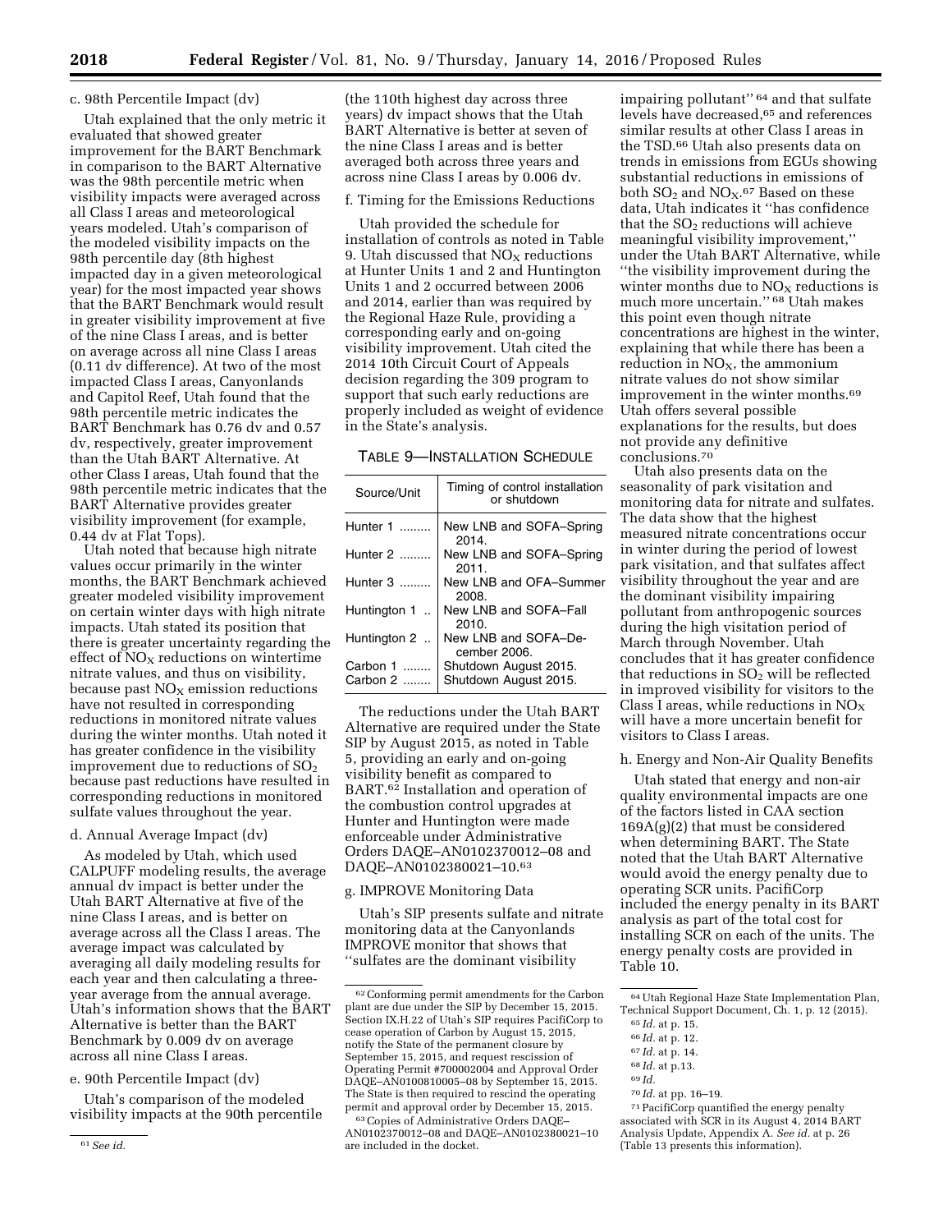c. 98th Percentile Impact (dv)

Utah explained that the only metric it evaluated that showed greater improvement for the BART Benchmark in comparison to the BART Alternative was the 98th percentile metric when visibility impacts were averaged across all Class I areas and meteorological years modeled. Utah's comparison of the modeled visibility impacts on the 98th percentile day (8th highest impacted day in a given meteorological year) for the most impacted year shows that the BART Benchmark would result in greater visibility improvement at five of the nine Class I areas, and is better on average across all nine Class I areas (0.11 dv difference). At two of the most impacted Class I areas, Canyonlands and Capitol Reef, Utah found that the 98th percentile metric indicates the BART Benchmark has 0.76 dv and 0.57 dv, respectively, greater improvement than the Utah BART Alternative. At other Class I areas, Utah found that the 98th percentile metric indicates that the BART Alternative provides greater visibility improvement (for example, 0.44 dv at Flat Tops).

Utah noted that because high nitrate values occur primarily in the winter months, the BART Benchmark achieved greater modeled visibility improvement on certain winter days with high nitrate impacts. Utah stated its position that there is greater uncertainty regarding the effect of $NO_X$ reductions on wintertime nitrate values, and thus on visibility, because past $NO_X$ emission reductions have not resulted in corresponding reductions in monitored nitrate values during the winter months. Utah noted it has greater confidence in the visibility improvement due to reductions of $SO_2$ because past reductions have resulted in corresponding reductions in monitored sulfate values throughout the year.

d. Annual Average Impact (dv)

As modeled by Utah, which used CALPUFF modeling results, the average annual dv impact is better under the Utah BART Alternative at five of the nine Class I areas, and is better on average across all the Class I areas. The average impact was calculated by averaging all daily modeling results for each year and then calculating a three-year average from the annual average. Utah's information shows that the BART Alternative is better than the BART Benchmark by 0.009 dv on average across all nine Class I areas.

e. 90th Percentile Impact (dv)

Utah's comparison of the modeled visibility impacts at the 90th percentile (the 110th highest day across three years) dv impact shows that the Utah BART Alternative is better at seven of the nine Class I areas and is better averaged both across three years and across nine Class I areas by 0.006 dv.

f. Timing for the Emissions Reductions

Utah provided the schedule for installation of controls as noted in Table 9. Utah discussed that $NO_X$ reductions at Hunter Units 1 and 2 and Huntington Units 1 and 2 occurred between 2006 and 2014, earlier than was required by the Regional Haze Rule, providing a corresponding early and on-going visibility improvement. Utah cited the 2014 10th Circuit Court of Appeals decision regarding the 309 program to support that such early reductions are properly included as weight of evidence in the State's analysis.

TABLE 9—INSTALLATION SCHEDULE

| Source/Unit | Timing of control installation or shutdown |
| --- | --- |
| Hunter 1 | New LNB and SOFA–Spring 2014. |
| Hunter 2 | New LNB and SOFA–Spring 2011. |
| Hunter 3 | New LNB and OFA–Summer 2008. |
| Huntington 1 | New LNB and SOFA–Fall 2010. |
| Huntington 2 | New LNB and SOFA–December 2006. |
| Carbon 1 | Shutdown August 2015. |
| Carbon 2 | Shutdown August 2015. |

The reductions under the Utah BART Alternative are required under the State SIP by August 2015, as noted in Table 5, providing an early and on-going visibility benefit as compared to BART.[62] Installation and operation of the combustion control upgrades at Hunter and Huntington were made enforceable under Administrative Orders DAQE–AN0102370012–08 and DAQE–AN0102380021–10.[63]

g. IMPROVE Monitoring Data

Utah's SIP presents sulfate and nitrate monitoring data at the Canyonlands IMPROVE monitor that shows that "sulfates are the dominant visibility impairing pollutant"[64] and that sulfate levels have decreased,[65] and references similar results at other Class I areas in the TSD.[66] Utah also presents data on trends in emissions from EGUs showing substantial reductions in emissions of both $SO_2$ and $NO_X$.[67] Based on these data, Utah indicates it "has confidence that the $SO_2$ reductions will achieve meaningful visibility improvement," under the Utah BART Alternative, while "the visibility improvement during the winter months due to $NO_X$ reductions is much more uncertain."[68] Utah makes this point even though nitrate concentrations are highest in the winter, explaining that while there has been a reduction in $NO_X$, the ammonium nitrate values do not show similar improvement in the winter months.[69] Utah offers several possible explanations for the results, but does not provide any definitive conclusions.[70]

Utah also presents data on the seasonality of park visitation and monitoring data for nitrate and sulfates. The data show that the highest measured nitrate concentrations occur in winter during the period of lowest park visitation, and that sulfates affect visibility throughout the year and are the dominant visibility impairing pollutant from anthropogenic sources during the high visitation period of March through November. Utah concludes that it has greater confidence that reductions in $SO_2$ will be reflected in improved visibility for visitors to the Class I areas, while reductions in $NO_X$ will have a more uncertain benefit for visitors to Class I areas.

h. Energy and Non-Air Quality Benefits

Utah stated that energy and non-air quality environmental impacts are one of the factors listed in CAA section 169A(g)(2) that must be considered when determining BART. The State noted that the Utah BART Alternative would avoid the energy penalty due to operating SCR units. PacifiCorp included the energy penalty in its BART analysis as part of the total cost for installing SCR on each of the units. The energy penalty costs are provided in Table 10.

---

[61] *See id.*

[62] Conforming permit amendments for the Carbon plant are due under the SIP by December 15, 2015. Section IX.H.22 of Utah's SIP requires PacifiCorp to cease operation of Carbon by August 15, 2015, notify the State of the permanent closure by September 15, 2015, and request rescission of Operating Permit #700002004 and Approval Order DAQE–AN0100810005–08 by September 15, 2015. The State is then required to rescind the operating permit and approval order by December 15, 2015.

[63] Copies of Administrative Orders DAQE–AN0102370012–08 and DAQE–AN0102380021–10 are included in the docket.

[64] Utah Regional Haze State Implementation Plan, Technical Support Document, Ch. 1, p. 12 (2015).

[65] *Id.* at p. 15.

[66] *Id.* at p. 12.

[67] *Id.* at p. 14.

[68] *Id.* at p.13.

[69] *Id.*

[70] *Id.* at pp. 16–19.

[71] PacifiCorp quantified the energy penalty associated with SCR in its August 4, 2014 BART Analysis Update, Appendix A. *See id.* at p. 26 (Table 13 presents this information).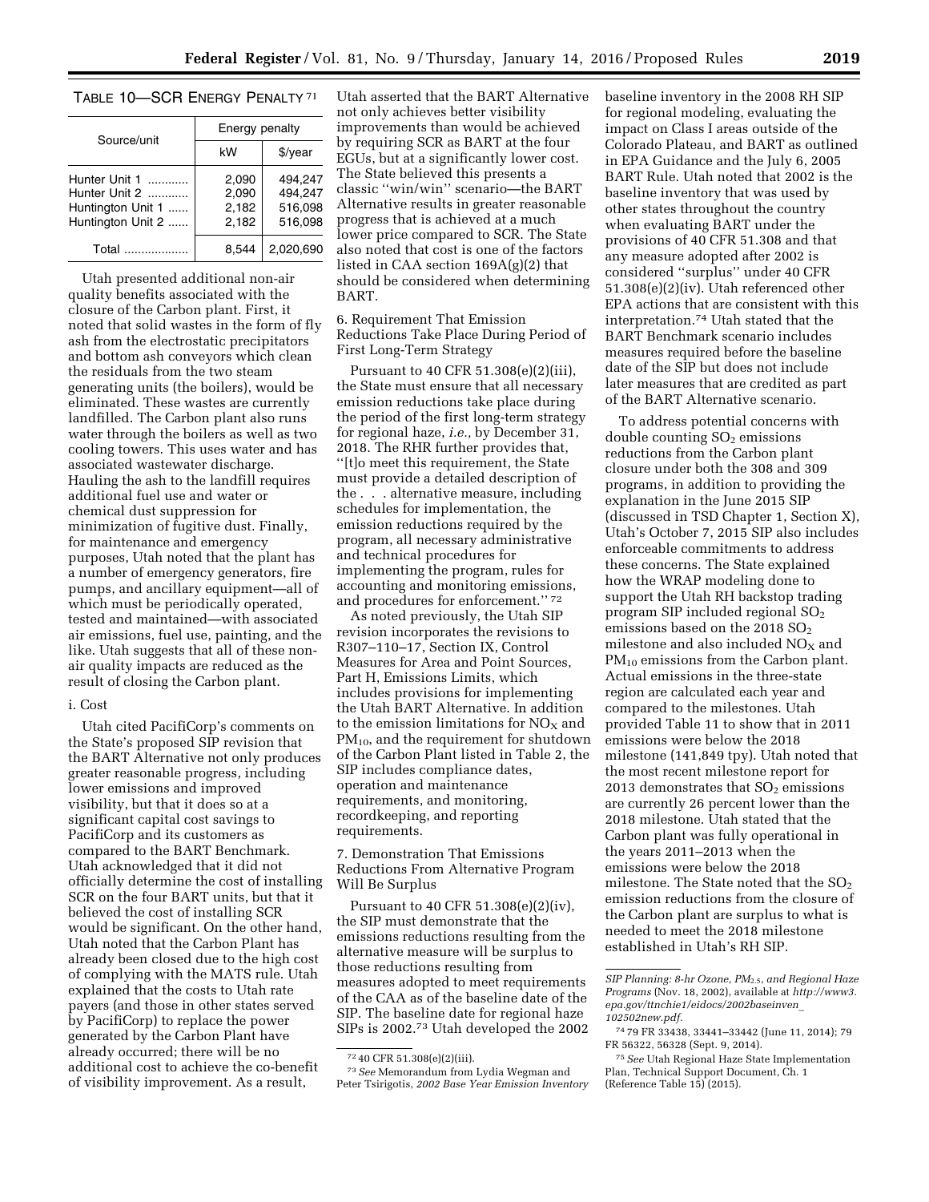TABLE 10—SCR ENERGY PENALTY [71]

| Source/unit | Energy penalty | |
|---|---|---|
| | kW | $/year |
| Hunter Unit 1 | 2,090 | 494,247 |
| Hunter Unit 2 | 2,090 | 494,247 |
| Huntington Unit 1 | 2,182 | 516,098 |
| Huntington Unit 2 | 2,182 | 516,098 |
| Total | 8,544 | 2,020,690 |

Utah presented additional non-air quality benefits associated with the closure of the Carbon plant. First, it noted that solid wastes in the form of fly ash from the electrostatic precipitators and bottom ash conveyors which clean the residuals from the two steam generating units (the boilers), would be eliminated. These wastes are currently landfilled. The Carbon plant also runs water through the boilers as well as two cooling towers. This uses water and has associated wastewater discharge. Hauling the ash to the landfill requires additional fuel use and water or chemical dust suppression for minimization of fugitive dust. Finally, for maintenance and emergency purposes, Utah noted that the plant has a number of emergency generators, fire pumps, and ancillary equipment—all of which must be periodically operated, tested and maintained—with associated air emissions, fuel use, painting, and the like. Utah suggests that all of these non-air quality impacts are reduced as the result of closing the Carbon plant.

i. Cost

Utah cited PacifiCorp's comments on the State's proposed SIP revision that the BART Alternative not only produces greater reasonable progress, including lower emissions and improved visibility, but that it does so at a significant capital cost savings to PacifiCorp and its customers as compared to the BART Benchmark. Utah acknowledged that it did not officially determine the cost of installing SCR on the four BART units, but that it believed the cost of installing SCR would be significant. On the other hand, Utah noted that the Carbon Plant has already been closed due to the high cost of complying with the MATS rule. Utah explained that the costs to Utah rate payers (and those in other states served by PacifiCorp) to replace the power generated by the Carbon Plant have already occurred; there will be no additional cost to achieve the co-benefit of visibility improvement. As a result, Utah asserted that the BART Alternative not only achieves better visibility improvements than would be achieved by requiring SCR as BART at the four EGUs, but at a significantly lower cost. The State believed this presents a classic ''win/win'' scenario—the BART Alternative results in greater reasonable progress that is achieved at a much lower price compared to SCR. The State also noted that cost is one of the factors listed in CAA section 169A(g)(2) that should be considered when determining BART.

6. Requirement That Emission Reductions Take Place During Period of First Long-Term Strategy

Pursuant to 40 CFR 51.308(e)(2)(iii), the State must ensure that all necessary emission reductions take place during the period of the first long-term strategy for regional haze, *i.e.*, by December 31, 2018. The RHR further provides that, ''[t]o meet this requirement, the State must provide a detailed description of the . . . alternative measure, including schedules for implementation, the emission reductions required by the program, all necessary administrative and technical procedures for implementing the program, rules for accounting and monitoring emissions, and procedures for enforcement.'' [72]

As noted previously, the Utah SIP revision incorporates the revisions to R307–110–17, Section IX, Control Measures for Area and Point Sources, Part H, Emissions Limits, which includes provisions for implementing the Utah BART Alternative. In addition to the emission limitations for $NO_X$ and $PM_{10}$, and the requirement for shutdown of the Carbon Plant listed in Table 2, the SIP includes compliance dates, operation and maintenance requirements, and monitoring, recordkeeping, and reporting requirements.

7. Demonstration That Emissions Reductions From Alternative Program Will Be Surplus

Pursuant to 40 CFR 51.308(e)(2)(iv), the SIP must demonstrate that the emissions reductions resulting from the alternative measure will be surplus to those reductions resulting from measures adopted to meet requirements of the CAA as of the baseline date of the SIP. The baseline date for regional haze SIPs is 2002.[73] Utah developed the 2002 baseline inventory in the 2008 RH SIP for regional modeling, evaluating the impact on Class I areas outside of the Colorado Plateau, and BART as outlined in EPA Guidance and the July 6, 2005 BART Rule. Utah noted that 2002 is the baseline inventory that was used by other states throughout the country when evaluating BART under the provisions of 40 CFR 51.308 and that any measure adopted after 2002 is considered ''surplus'' under 40 CFR 51.308(e)(2)(iv). Utah referenced other EPA actions that are consistent with this interpretation.[74] Utah stated that the BART Benchmark scenario includes measures required before the baseline date of the SIP but does not include later measures that are credited as part of the BART Alternative scenario.

To address potential concerns with double counting $SO_2$ emissions reductions from the Carbon plant closure under both the 308 and 309 programs, in addition to providing the explanation in the June 2015 SIP (discussed in TSD Chapter 1, Section X), Utah's October 7, 2015 SIP also includes enforceable commitments to address these concerns. The State explained how the WRAP modeling done to support the Utah RH backstop trading program SIP included regional $SO_2$ emissions based on the 2018 $SO_2$ milestone and also included $NO_X$ and $PM_{10}$ emissions from the Carbon plant. Actual emissions in the three-state region are calculated each year and compared to the milestones. Utah provided Table 11 to show that in 2011 emissions were below the 2018 milestone (141,849 tpy). Utah noted that the most recent milestone report for 2013 demonstrates that $SO_2$ emissions are currently 26 percent lower than the 2018 milestone. Utah stated that the Carbon plant was fully operational in the years 2011–2013 when the emissions were below the 2018 milestone. The State noted that the $SO_2$ emission reductions from the closure of the Carbon plant are surplus to what is needed to meet the 2018 milestone established in Utah's RH SIP.

---

[72] 40 CFR 51.308(e)(2)(iii).

[73] *See* Memorandum from Lydia Wegman and Peter Tsirigotis, *2002 Base Year Emission Inventory SIP Planning: 8-hr Ozone, $PM_{2.5}$, and Regional Haze Programs* (Nov. 18, 2002), available at *http://www3.epa.gov/ttnchie1/eidocs/2002baseinven_102502new.pdf*.

[74] 79 FR 33438, 33441–33442 (June 11, 2014); 79 FR 56322, 56328 (Sept. 9, 2014).

[75] *See* Utah Regional Haze State Implementation Plan, Technical Support Document, Ch. 1 (Reference Table 15) (2015).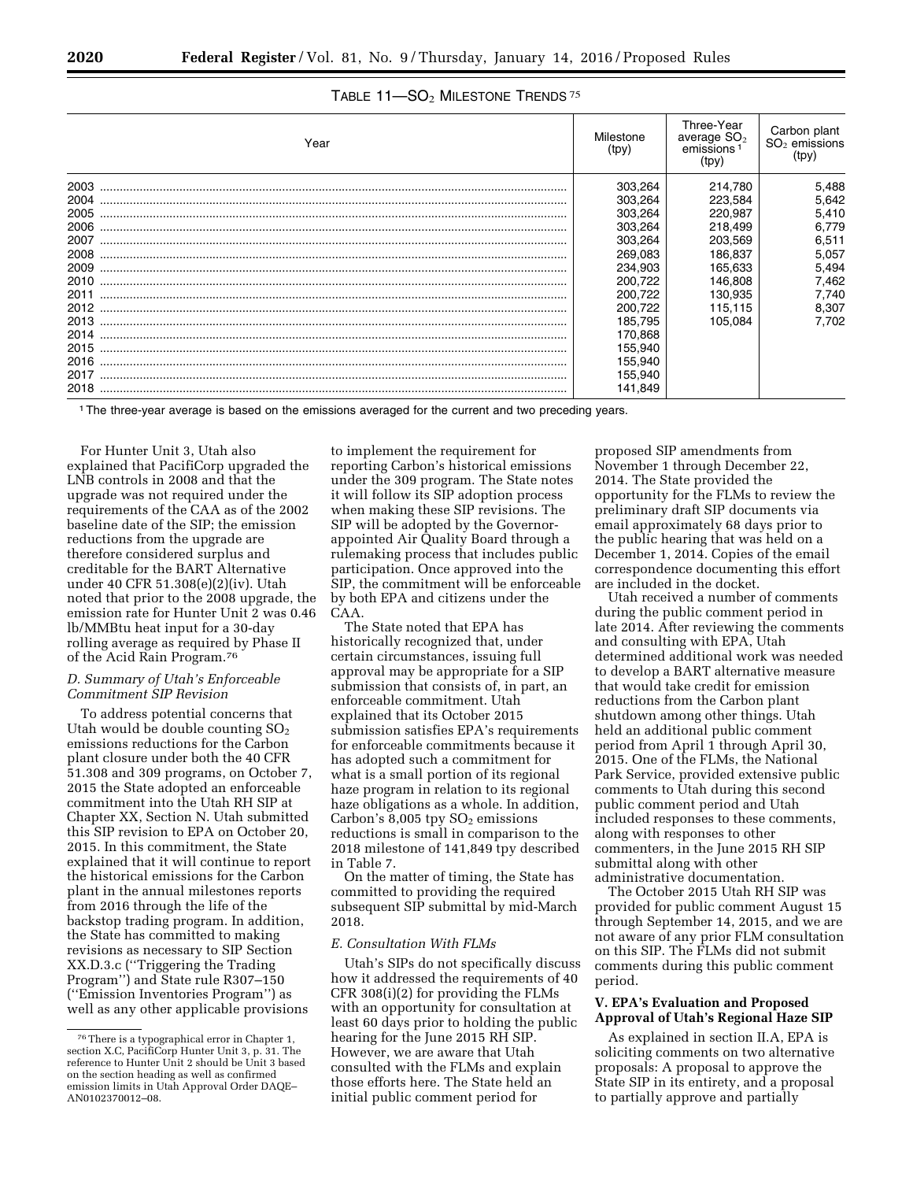TABLE 11—$SO_2$ MILESTONE TRENDS [75]

| Year | Milestone (tpy) | Three-Year average $SO_2$ emissions [1] (tpy) | Carbon plant $SO_2$ emissions (tpy) |
|---|---|---|---|
| 2003 | 303,264 | 214,780 | 5,488 |
| 2004 | 303,264 | 223,584 | 5,642 |
| 2005 | 303,264 | 220,987 | 5,410 |
| 2006 | 303,264 | 218,499 | 6,779 |
| 2007 | 303,264 | 203,569 | 6,511 |
| 2008 | 269,083 | 186,837 | 5,057 |
| 2009 | 234,903 | 165,633 | 5,494 |
| 2010 | 200,722 | 146,808 | 7,462 |
| 2011 | 200,722 | 130,935 | 7,740 |
| 2012 | 200,722 | 115,115 | 8,307 |
| 2013 | 185,795 | 105,084 | 7,702 |
| 2014 | 170,868 | | |
| 2015 | 155,940 | | |
| 2016 | 155,940 | | |
| 2017 | 155,940 | | |
| 2018 | 141,849 | | |

[1] The three-year average is based on the emissions averaged for the current and two preceding years.

For Hunter Unit 3, Utah also explained that PacifiCorp upgraded the LNB controls in 2008 and that the upgrade was not required under the requirements of the CAA as of the 2002 baseline date of the SIP; the emission reductions from the upgrade are therefore considered surplus and creditable for the BART Alternative under 40 CFR 51.308(e)(2)(iv). Utah noted that prior to the 2008 upgrade, the emission rate for Hunter Unit 2 was 0.46 lb/MMBtu heat input for a 30-day rolling average as required by Phase II of the Acid Rain Program.[76]

### D. Summary of Utah's Enforceable Commitment SIP Revision

To address potential concerns that Utah would be double counting $SO_2$ emissions reductions for the Carbon plant closure under both the 40 CFR 51.308 and 309 programs, on October 7, 2015 the State adopted an enforceable commitment into the Utah RH SIP at Chapter XX, Section N. Utah submitted this SIP revision to EPA on October 20, 2015. In this commitment, the State explained that it will continue to report the historical emissions for the Carbon plant in the annual milestones reports from 2016 through the life of the backstop trading program. In addition, the State has committed to making revisions as necessary to SIP Section XX.D.3.c ("Triggering the Trading Program") and State rule R307–150 ("Emission Inventories Program") as well as any other applicable provisions to implement the requirement for reporting Carbon's historical emissions under the 309 program. The State notes it will follow its SIP adoption process when making these SIP revisions. The SIP will be adopted by the Governor-appointed Air Quality Board through a rulemaking process that includes public participation. Once approved into the SIP, the commitment will be enforceable by both EPA and citizens under the CAA.

The State noted that EPA has historically recognized that, under certain circumstances, issuing full approval may be appropriate for a SIP submission that consists of, in part, an enforceable commitment. Utah explained that its October 2015 submission satisfies EPA's requirements for enforceable commitments because it has adopted such a commitment for what is a small portion of its regional haze program in relation to its regional haze obligations as a whole. In addition, Carbon's 8,005 tpy $SO_2$ emissions reductions is small in comparison to the 2018 milestone of 141,849 tpy described in Table 7.

On the matter of timing, the State has committed to providing the required subsequent SIP submittal by mid-March 2018.

### E. Consultation With FLMs

Utah's SIPs do not specifically discuss how it addressed the requirements of 40 CFR 308(i)(2) for providing the FLMs with an opportunity for consultation at least 60 days prior to holding the public hearing for the June 2015 RH SIP. However, we are aware that Utah consulted with the FLMs and explain those efforts here. The State held an initial public comment period for proposed SIP amendments from November 1 through December 22, 2014. The State provided the opportunity for the FLMs to review the preliminary draft SIP documents via email approximately 68 days prior to the public hearing that was held on a December 1, 2014. Copies of the email correspondence documenting this effort are included in the docket.

Utah received a number of comments during the public comment period in late 2014. After reviewing the comments and consulting with EPA, Utah determined additional work was needed to develop a BART alternative measure that would take credit for emission reductions from the Carbon plant shutdown among other things. Utah held an additional public comment period from April 1 through April 30, 2015. One of the FLMs, the National Park Service, provided extensive public comments to Utah during this second public comment period and Utah included responses to these comments, along with responses to other commenters, in the June 2015 RH SIP submittal along with other administrative documentation.

The October 2015 Utah RH SIP was provided for public comment August 15 through September 14, 2015, and we are not aware of any prior FLM consultation on this SIP. The FLMs did not submit comments during this public comment period.

## V. EPA's Evaluation and Proposed Approval of Utah's Regional Haze SIP

As explained in section II.A, EPA is soliciting comments on two alternative proposals: A proposal to approve the State SIP in its entirety, and a proposal to partially approve and partially

[76] There is a typographical error in Chapter 1, section X.C, PacifiCorp Hunter Unit 3, p. 31. The reference to Hunter Unit 2 should be Unit 3 based on the section heading as well as confirmed emission limits in Utah Approval Order DAQE–AN0102370012–08.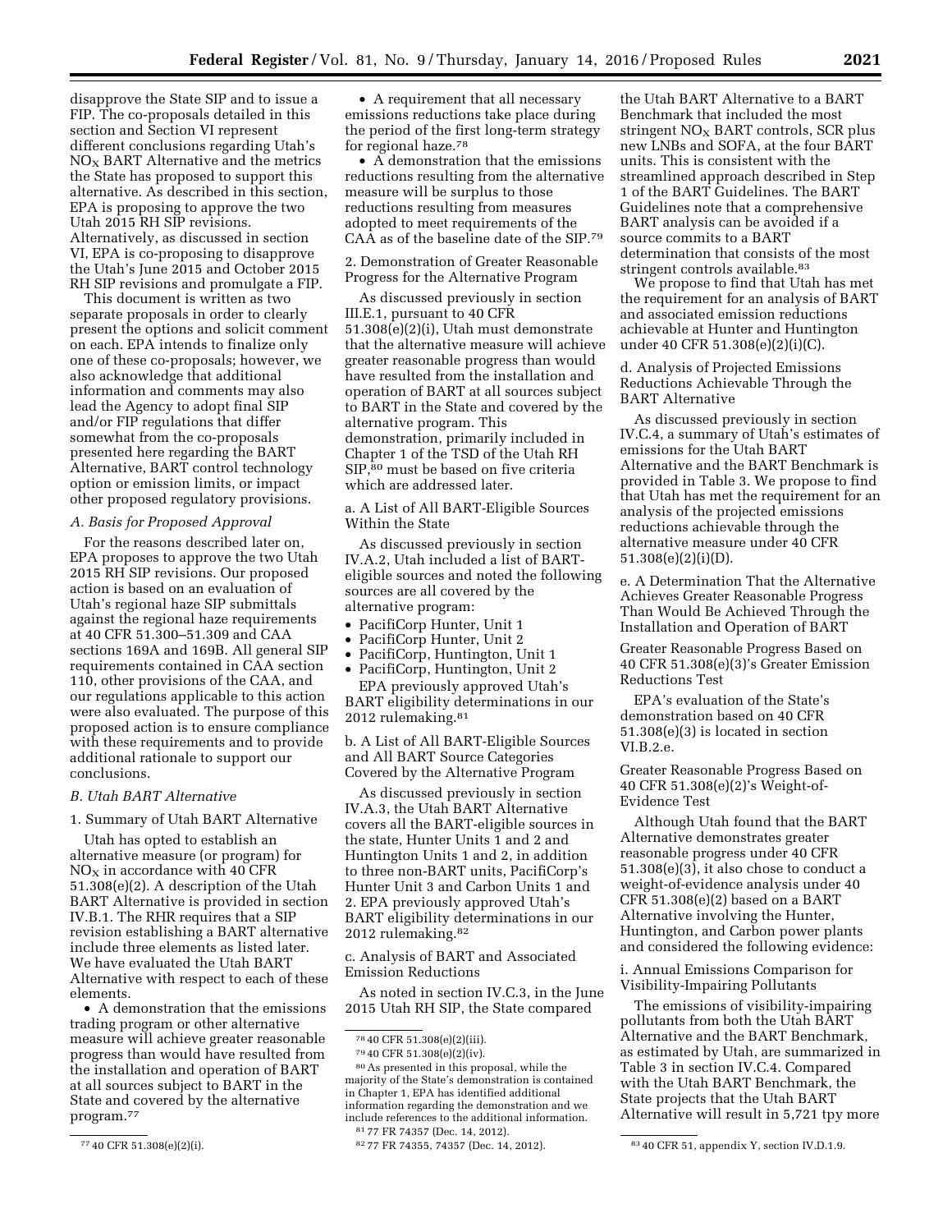disapprove the State SIP and to issue a FIP. The co-proposals detailed in this section and Section VI represent different conclusions regarding Utah's $NO_X$ BART Alternative and the metrics the State has proposed to support this alternative. As described in this section, EPA is proposing to approve the two Utah 2015 RH SIP revisions. Alternatively, as discussed in section VI, EPA is co-proposing to disapprove the Utah's June 2015 and October 2015 RH SIP revisions and promulgate a FIP.

This document is written as two separate proposals in order to clearly present the options and solicit comment on each. EPA intends to finalize only one of these co-proposals; however, we also acknowledge that additional information and comments may also lead the Agency to adopt final SIP and/or FIP regulations that differ somewhat from the co-proposals presented here regarding the BART Alternative, BART control technology option or emission limits, or impact other proposed regulatory provisions.

### *A. Basis for Proposed Approval*

For the reasons described later on, EPA proposes to approve the two Utah 2015 RH SIP revisions. Our proposed action is based on an evaluation of Utah's regional haze SIP submittals against the regional haze requirements at 40 CFR 51.300–51.309 and CAA sections 169A and 169B. All general SIP requirements contained in CAA section 110, other provisions of the CAA, and our regulations applicable to this action were also evaluated. The purpose of this proposed action is to ensure compliance with these requirements and to provide additional rationale to support our conclusions.

### *B. Utah BART Alternative*

#### 1. Summary of Utah BART Alternative

Utah has opted to establish an alternative measure (or program) for $NO_X$ in accordance with 40 CFR 51.308(e)(2). A description of the Utah BART Alternative is provided in section IV.B.1. The RHR requires that a SIP revision establishing a BART alternative include three elements as listed later. We have evaluated the Utah BART Alternative with respect to each of these elements.

- A demonstration that the emissions trading program or other alternative measure will achieve greater reasonable progress than would have resulted from the installation and operation of BART at all sources subject to BART in the State and covered by the alternative program.[77]
- A requirement that all necessary emissions reductions take place during the period of the first long-term strategy for regional haze.[78]
- A demonstration that the emissions reductions resulting from the alternative measure will be surplus to those reductions resulting from measures adopted to meet requirements of the CAA as of the baseline date of the SIP.[79]

#### 2. Demonstration of Greater Reasonable Progress for the Alternative Program

As discussed previously in section III.E.1, pursuant to 40 CFR 51.308(e)(2)(i), Utah must demonstrate that the alternative measure will achieve greater reasonable progress than would have resulted from the installation and operation of BART at all sources subject to BART in the State and covered by the alternative program. This demonstration, primarily included in Chapter 1 of the TSD of the Utah RH SIP,[80] must be based on five criteria which are addressed later.

##### a. A List of All BART-Eligible Sources Within the State

As discussed previously in section IV.A.2, Utah included a list of BART-eligible sources and noted the following sources are all covered by the alternative program:

- PacifiCorp Hunter, Unit 1
- PacifiCorp Hunter, Unit 2
- PacifiCorp, Huntington, Unit 1
- PacifiCorp, Huntington, Unit 2

EPA previously approved Utah's BART eligibility determinations in our 2012 rulemaking.[81]

##### b. A List of All BART-Eligible Sources and All BART Source Categories Covered by the Alternative Program

As discussed previously in section IV.A.3, the Utah BART Alternative covers all the BART-eligible sources in the state, Hunter Units 1 and 2 and Huntington Units 1 and 2, in addition to three non-BART units, PacifiCorp's Hunter Unit 3 and Carbon Units 1 and 2. EPA previously approved Utah's BART eligibility determinations in our 2012 rulemaking.[82]

##### c. Analysis of BART and Associated Emission Reductions

As noted in section IV.C.3, in the June 2015 Utah RH SIP, the State compared the Utah BART Alternative to a BART Benchmark that included the most stringent $NO_X$ BART controls, SCR plus new LNBs and SOFA, at the four BART units. This is consistent with the streamlined approach described in Step 1 of the BART Guidelines. The BART Guidelines note that a comprehensive BART analysis can be avoided if a source commits to a BART determination that consists of the most stringent controls available.[83]

We propose to find that Utah has met the requirement for an analysis of BART and associated emission reductions achievable at Hunter and Huntington under 40 CFR 51.308(e)(2)(i)(C).

##### d. Analysis of Projected Emissions Reductions Achievable Through the BART Alternative

As discussed previously in section IV.C.4, a summary of Utah's estimates of emissions for the Utah BART Alternative and the BART Benchmark is provided in Table 3. We propose to find that Utah has met the requirement for an analysis of the projected emissions reductions achievable through the alternative measure under 40 CFR 51.308(e)(2)(i)(D).

##### e. A Determination That the Alternative Achieves Greater Reasonable Progress Than Would Be Achieved Through the Installation and Operation of BART

Greater Reasonable Progress Based on 40 CFR 51.308(e)(3)'s Greater Emission Reductions Test

EPA's evaluation of the State's demonstration based on 40 CFR 51.308(e)(3) is located in section VI.B.2.e.

Greater Reasonable Progress Based on 40 CFR 51.308(e)(2)'s Weight-of-Evidence Test

Although Utah found that the BART Alternative demonstrates greater reasonable progress under 40 CFR 51.308(e)(3), it also chose to conduct a weight-of-evidence analysis under 40 CFR 51.308(e)(2) based on a BART Alternative involving the Hunter, Huntington, and Carbon power plants and considered the following evidence:

###### i. Annual Emissions Comparison for Visibility-Impairing Pollutants

The emissions of visibility-impairing pollutants from both the Utah BART Alternative and the BART Benchmark, as estimated by Utah, are summarized in Table 3 in section IV.C.4. Compared with the Utah BART Benchmark, the State projects that the Utah BART Alternative will result in 5,721 tpy more

---

[77] 40 CFR 51.308(e)(2)(i).

[78] 40 CFR 51.308(e)(2)(iii).

[79] 40 CFR 51.308(e)(2)(iv).

[80] As presented in this proposal, while the majority of the State's demonstration is contained in Chapter 1, EPA has identified additional information regarding the demonstration and we include references to the additional information.

[81] 77 FR 74357 (Dec. 14, 2012).

[82] 77 FR 74355, 74357 (Dec. 14, 2012).

[83] 40 CFR 51, appendix Y, section IV.D.1.9.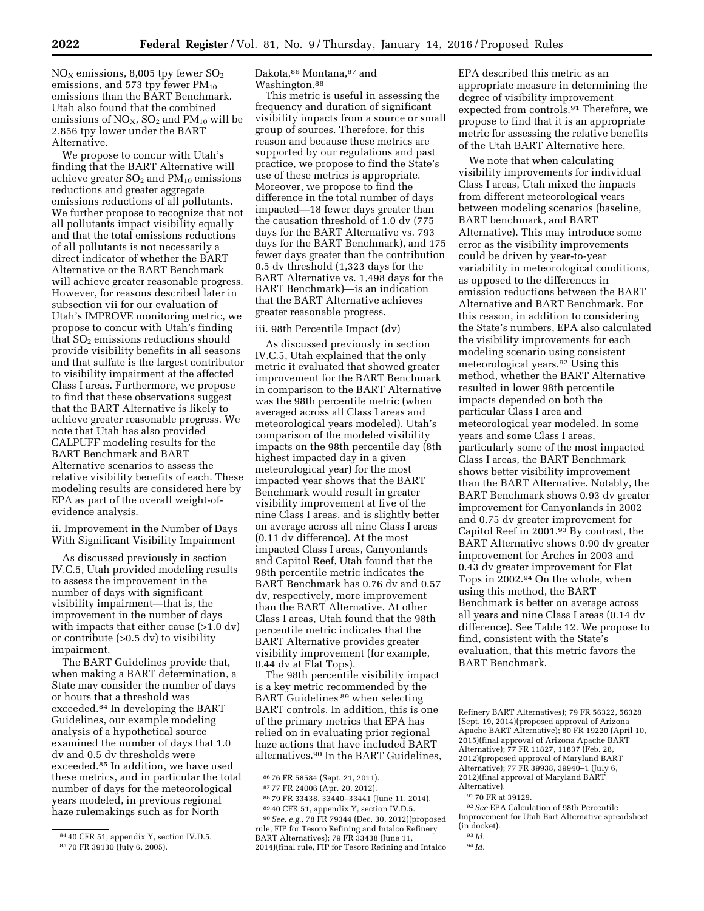$NO_X$ emissions, 8,005 tpy fewer $SO_2$ emissions, and 573 tpy fewer $PM_{10}$ emissions than the BART Benchmark. Utah also found that the combined emissions of $NO_X$, $SO_2$ and $PM_{10}$ will be 2,856 tpy lower under the BART Alternative.

We propose to concur with Utah's finding that the BART Alternative will achieve greater $SO_2$ and $PM_{10}$ emissions reductions and greater aggregate emissions reductions of all pollutants. We further propose to recognize that not all pollutants impact visibility equally and that the total emissions reductions of all pollutants is not necessarily a direct indicator of whether the BART Alternative or the BART Benchmark will achieve greater reasonable progress. However, for reasons described later in subsection vii for our evaluation of Utah's IMPROVE monitoring metric, we propose to concur with Utah's finding that $SO_2$ emissions reductions should provide visibility benefits in all seasons and that sulfate is the largest contributor to visibility impairment at the affected Class I areas. Furthermore, we propose to find that these observations suggest that the BART Alternative is likely to achieve greater reasonable progress. We note that Utah has also provided CALPUFF modeling results for the BART Benchmark and BART Alternative scenarios to assess the relative visibility benefits of each. These modeling results are considered here by EPA as part of the overall weight-of-evidence analysis.

ii. Improvement in the Number of Days With Significant Visibility Impairment

As discussed previously in section IV.C.5, Utah provided modeling results to assess the improvement in the number of days with significant visibility impairment—that is, the improvement in the number of days with impacts that either cause (>1.0 dv) or contribute (>0.5 dv) to visibility impairment.

The BART Guidelines provide that, when making a BART determination, a State may consider the number of days or hours that a threshold was exceeded.[84] In developing the BART Guidelines, our example modeling analysis of a hypothetical source examined the number of days that 1.0 dv and 0.5 dv thresholds were exceeded.[85] In addition, we have used these metrics, and in particular the total number of days for the meteorological years modeled, in previous regional haze rulemakings such as for North Dakota,[86] Montana,[87] and Washington.[88]

This metric is useful in assessing the frequency and duration of significant visibility impacts from a source or small group of sources. Therefore, for this reason and because these metrics are supported by our regulations and past practice, we propose to find the State's use of these metrics is appropriate. Moreover, we propose to find the difference in the total number of days impacted—18 fewer days greater than the causation threshold of 1.0 dv (775 days for the BART Alternative vs. 793 days for the BART Benchmark), and 175 fewer days greater than the contribution 0.5 dv threshold (1,323 days for the BART Alternative vs. 1,498 days for the BART Benchmark)—is an indication that the BART Alternative achieves greater reasonable progress.

iii. 98th Percentile Impact (dv)

As discussed previously in section IV.C.5, Utah explained that the only metric it evaluated that showed greater improvement for the BART Benchmark in comparison to the BART Alternative was the 98th percentile metric (when averaged across all Class I areas and meteorological years modeled). Utah's comparison of the modeled visibility impacts on the 98th percentile day (8th highest impacted day in a given meteorological year) for the most impacted year shows that the BART Benchmark would result in greater visibility improvement at five of the nine Class I areas, and is slightly better on average across all nine Class I areas (0.11 dv difference). At the most impacted Class I areas, Canyonlands and Capitol Reef, Utah found that the 98th percentile metric indicates the BART Benchmark has 0.76 dv and 0.57 dv, respectively, more improvement than the BART Alternative. At other Class I areas, Utah found that the 98th percentile metric indicates that the BART Alternative provides greater visibility improvement (for example, 0.44 dv at Flat Tops).

The 98th percentile visibility impact is a key metric recommended by the BART Guidelines[89] when selecting BART controls. In addition, this is one of the primary metrics that EPA has relied on in evaluating prior regional haze actions that have included BART alternatives.[90] In the BART Guidelines, EPA described this metric as an appropriate measure in determining the degree of visibility improvement expected from controls.[91] Therefore, we propose to find that it is an appropriate metric for assessing the relative benefits of the Utah BART Alternative here.

We note that when calculating visibility improvements for individual Class I areas, Utah mixed the impacts from different meteorological years between modeling scenarios (baseline, BART benchmark, and BART Alternative). This may introduce some error as the visibility improvements could be driven by year-to-year variability in meteorological conditions, as opposed to the differences in emission reductions between the BART Alternative and BART Benchmark. For this reason, in addition to considering the State's numbers, EPA also calculated the visibility improvements for each modeling scenario using consistent meteorological years.[92] Using this method, whether the BART Alternative resulted in lower 98th percentile impacts depended on both the particular Class I area and meteorological year modeled. In some years and some Class I areas, particularly some of the most impacted Class I areas, the BART Benchmark shows better visibility improvement than the BART Alternative. Notably, the BART Benchmark shows 0.93 dv greater improvement for Canyonlands in 2002 and 0.75 dv greater improvement for Capitol Reef in 2001.[93] By contrast, the BART Alternative shows 0.90 dv greater improvement for Arches in 2003 and 0.43 dv greater improvement for Flat Tops in 2002.[94] On the whole, when using this method, the BART Benchmark is better on average across all years and nine Class I areas (0.14 dv difference). See Table 12. We propose to find, consistent with the State's evaluation, that this metric favors the BART Benchmark.

---

[84] 40 CFR 51, appendix Y, section IV.D.5.

[85] 70 FR 39130 (July 6, 2005).

[86] 76 FR 58584 (Sept. 21, 2011).

[87] 77 FR 24006 (Apr. 20, 2012).

[88] 79 FR 33438, 33440–33441 (June 11, 2014).

[89] 40 CFR 51, appendix Y, section IV.D.5.

[90] *See, e.g.,* 78 FR 79344 (Dec. 30, 2012)(proposed rule, FIP for Tesoro Refining and Intalco Refinery BART Alternatives); 79 FR 33438 (June 11, 2014)(final rule, FIP for Tesoro Refining and Intalco Refinery BART Alternatives); 79 FR 56322, 56328 (Sept. 19, 2014)(proposed approval of Arizona Apache BART Alternative); 80 FR 19220 (April 10, 2015)(final approval of Arizona Apache BART Alternative); 77 FR 11827, 11837 (Feb. 28, 2012)(proposed approval of Maryland BART Alternative); 77 FR 39938, 39940–1 (July 6, 2012)(final approval of Maryland BART Alternative).

[91] 70 FR at 39129.

[92] *See* EPA Calculation of 98th Percentile Improvement for Utah Bart Alternative spreadsheet (in docket).

[93] *Id.*

[94] *Id.*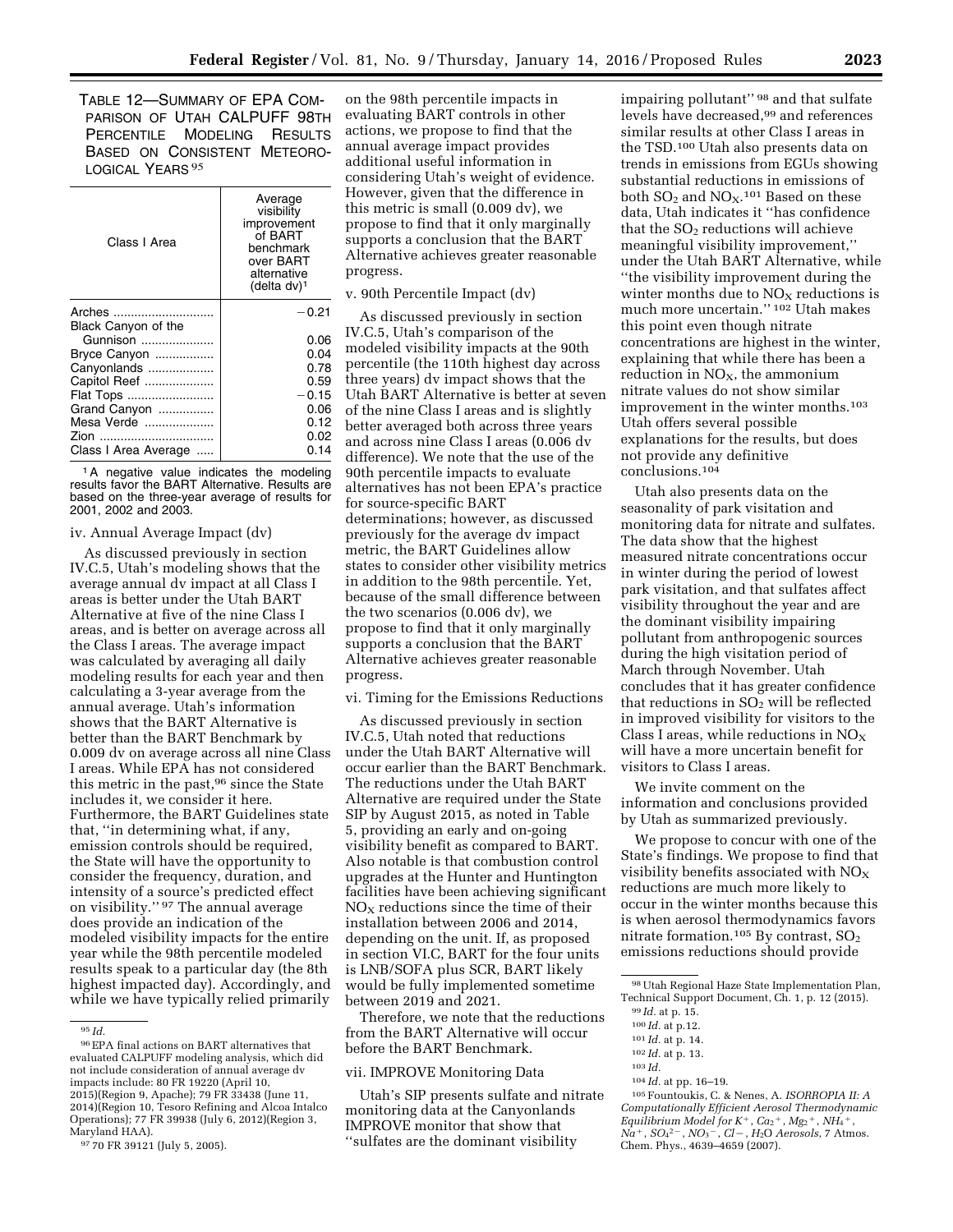TABLE 12—SUMMARY OF EPA COMPARISON OF UTAH CALPUFF 98TH PERCENTILE MODELING RESULTS BASED ON CONSISTENT METEOROLOGICAL YEARS [95]

| Class I Area | Average visibility improvement of BART benchmark over BART alternative (delta dv)[1] |
|---|---|
| Arches | −0.21 |
| Black Canyon of the Gunnison | 0.06 |
| Bryce Canyon | 0.04 |
| Canyonlands | 0.78 |
| Capitol Reef | 0.59 |
| Flat Tops | −0.15 |
| Grand Canyon | 0.06 |
| Mesa Verde | 0.12 |
| Zion | 0.02 |
| Class I Area Average | 0.14 |

[1] A negative value indicates the modeling results favor the BART Alternative. Results are based on the three-year average of results for 2001, 2002 and 2003.

iv. Annual Average Impact (dv)

As discussed previously in section IV.C.5, Utah's modeling shows that the average annual dv impact at all Class I areas is better under the Utah BART Alternative at five of the nine Class I areas, and is better on average across all the Class I areas. The average impact was calculated by averaging all daily modeling results for each year and then calculating a 3-year average from the annual average. Utah's information shows that the BART Alternative is better than the BART Benchmark by 0.009 dv on average across all nine Class I areas. While EPA has not considered this metric in the past,[96] since the State includes it, we consider it here. Furthermore, the BART Guidelines state that, "in determining what, if any, emission controls should be required, the State will have the opportunity to consider the frequency, duration, and intensity of a source's predicted effect on visibility." [97] The annual average does provide an indication of the modeled visibility impacts for the entire year while the 98th percentile modeled results speak to a particular day (the 8th highest impacted day). Accordingly, and while we have typically relied primarily on the 98th percentile impacts in evaluating BART controls in other actions, we propose to find that the annual average impact provides additional useful information in considering Utah's weight of evidence. However, given that the difference in this metric is small (0.009 dv), we propose to find that it only marginally supports a conclusion that the BART Alternative achieves greater reasonable progress.

v. 90th Percentile Impact (dv)

As discussed previously in section IV.C.5, Utah's comparison of the modeled visibility impacts at the 90th percentile (the 110th highest day across three years) dv impact shows that the Utah BART Alternative is better at seven of the nine Class I areas and is slightly better averaged both across three years and across nine Class I areas (0.006 dv difference). We note that the use of the 90th percentile impacts to evaluate alternatives has not been EPA's practice for source-specific BART determinations; however, as discussed previously for the average dv impact metric, the BART Guidelines allow states to consider other visibility metrics in addition to the 98th percentile. Yet, because of the small difference between the two scenarios (0.006 dv), we propose to find that it only marginally supports a conclusion that the BART Alternative achieves greater reasonable progress.

vi. Timing for the Emissions Reductions

As discussed previously in section IV.C.5, Utah noted that reductions under the Utah BART Alternative will occur earlier than the BART Benchmark. The reductions under the Utah BART Alternative are required under the State SIP by August 2015, as noted in Table 5, providing an early and on-going visibility benefit as compared to BART. Also notable is that combustion control upgrades at the Hunter and Huntington facilities have been achieving significant $NO_X$ reductions since the time of their installation between 2006 and 2014, depending on the unit. If, as proposed in section VI.C, BART for the four units is LNB/SOFA plus SCR, BART likely would be fully implemented sometime between 2019 and 2021.

Therefore, we note that the reductions from the BART Alternative will occur before the BART Benchmark.

vii. IMPROVE Monitoring Data

Utah's SIP presents sulfate and nitrate monitoring data at the Canyonlands IMPROVE monitor that show that "sulfates are the dominant visibility impairing pollutant" [98] and that sulfate levels have decreased,[99] and references similar results at other Class I areas in the TSD.[100] Utah also presents data on trends in emissions from EGUs showing substantial reductions in emissions of both $SO_2$ and $NO_X$.[101] Based on these data, Utah indicates it "has confidence that the $SO_2$ reductions will achieve meaningful visibility improvement," under the Utah BART Alternative, while "the visibility improvement during the winter months due to $NO_X$ reductions is much more uncertain." [102] Utah makes this point even though nitrate concentrations are highest in the winter, explaining that while there has been a reduction in $NO_X$, the ammonium nitrate values do not show similar improvement in the winter months.[103] Utah offers several possible explanations for the results, but does not provide any definitive conclusions.[104]

Utah also presents data on the seasonality of park visitation and monitoring data for nitrate and sulfates. The data show that the highest measured nitrate concentrations occur in winter during the period of lowest park visitation, and that sulfates affect visibility throughout the year and are the dominant visibility impairing pollutant from anthropogenic sources during the high visitation period of March through November. Utah concludes that it has greater confidence that reductions in $SO_2$ will be reflected in improved visibility for visitors to the Class I areas, while reductions in $NO_X$ will have a more uncertain benefit for visitors to Class I areas.

We invite comment on the information and conclusions provided by Utah as summarized previously.

We propose to concur with one of the State's findings. We propose to find that visibility benefits associated with $NO_X$ reductions are much more likely to occur in the winter months because this is when aerosol thermodynamics favors nitrate formation.[105] By contrast, $SO_2$ emissions reductions should provide

[95] *Id.*

[96] EPA final actions on BART alternatives that evaluated CALPUFF modeling analysis, which did not include consideration of annual average dv impacts include: 80 FR 19220 (April 10, 2015)(Region 9, Apache); 79 FR 33438 (June 11, 2014)(Region 10, Tesoro Refining and Alcoa Intalco Operations); 77 FR 39938 (July 6, 2012)(Region 3, Maryland HAA).

[97] 70 FR 39121 (July 5, 2005).

[98] Utah Regional Haze State Implementation Plan, Technical Support Document, Ch. 1, p. 12 (2015).

[99] *Id.* at p. 15.

[100] *Id.* at p.12.

[101] *Id.* at p. 14.

[102] *Id.* at p. 13.

[103] *Id.*

[104] *Id.* at pp. 16–19.

[105] Fountoukis, C. & Nenes, A. *ISORROPIA II: A Computationally Efficient Aerosol Thermodynamic Equilibrium Model for $K^+$, $Ca_2^+$, $Mg_2^+$, $NH_4^+$, $Na^+$, $SO_4^{2-}$, $NO_3^-$, $Cl-$, $H_2O$ Aerosols*, 7 Atmos. Chem. Phys., 4639–4659 (2007).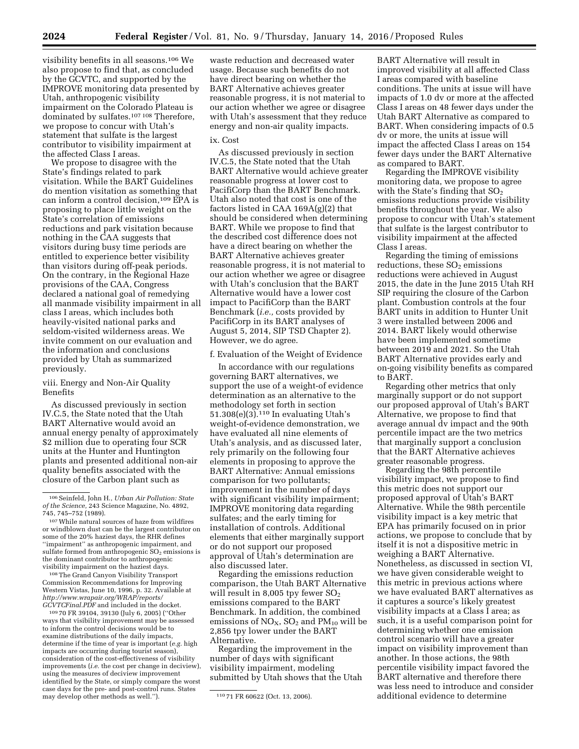visibility benefits in all seasons.[106] We also propose to find that, as concluded by the GCVTC, and supported by the IMPROVE monitoring data presented by Utah, anthropogenic visibility impairment on the Colorado Plateau is dominated by sulfates.[107] [108] Therefore, we propose to concur with Utah's statement that sulfate is the largest contributor to visibility impairment at the affected Class I areas.

We propose to disagree with the State's findings related to park visitation. While the BART Guidelines do mention visitation as something that can inform a control decision,[109] EPA is proposing to place little weight on the State's correlation of emissions reductions and park visitation because nothing in the CAA suggests that visitors during busy time periods are entitled to experience better visibility than visitors during off-peak periods. On the contrary, in the Regional Haze provisions of the CAA, Congress declared a national goal of remedying all manmade visibility impairment in all class I areas, which includes both heavily-visited national parks and seldom-visited wilderness areas. We invite comment on our evaluation and the information and conclusions provided by Utah as summarized previously.

viii. Energy and Non-Air Quality Benefits

As discussed previously in section IV.C.5, the State noted that the Utah BART Alternative would avoid an annual energy penalty of approximately $2 million due to operating four SCR units at the Hunter and Huntington plants and presented additional non-air quality benefits associated with the closure of the Carbon plant such as waste reduction and decreased water usage. Because such benefits do not have direct bearing on whether the BART Alternative achieves greater reasonable progress, it is not material to our action whether we agree or disagree with Utah's assessment that they reduce energy and non-air quality impacts.

ix. Cost

As discussed previously in section IV.C.5, the State noted that the Utah BART Alternative would achieve greater reasonable progress at lower cost to PacifiCorp than the BART Benchmark. Utah also noted that cost is one of the factors listed in CAA 169A(g)(2) that should be considered when determining BART. While we propose to find that the described cost difference does not have a direct bearing on whether the BART Alternative achieves greater reasonable progress, it is not material to our action whether we agree or disagree with Utah's conclusion that the BART Alternative would have a lower cost impact to PacifiCorp than the BART Benchmark (*i.e.,* costs provided by PacifiCorp in its BART analyses of August 5, 2014, SIP TSD Chapter 2). However, we do agree.

f. Evaluation of the Weight of Evidence

In accordance with our regulations governing BART alternatives, we support the use of a weight-of evidence determination as an alternative to the methodology set forth in section 51.308(e)(3).[110] In evaluating Utah's weight-of-evidence demonstration, we have evaluated all nine elements of Utah's analysis, and as discussed later, rely primarily on the following four elements in proposing to approve the BART Alternative: Annual emissions comparison for two pollutants; improvement in the number of days with significant visibility impairment; IMPROVE monitoring data regarding sulfates; and the early timing for installation of controls. Additional elements that either marginally support or do not support our proposed approval of Utah's determination are also discussed later.

Regarding the emissions reduction comparison, the Utah BART Alternative will result in 8,005 tpy fewer $SO_2$ emissions compared to the BART Benchmark. In addition, the combined emissions of $NO_X$, $SO_2$ and $PM_{10}$ will be 2,856 tpy lower under the BART Alternative.

Regarding the improvement in the number of days with significant visibility impairment, modeling submitted by Utah shows that the Utah BART Alternative will result in improved visibility at all affected Class I areas compared with baseline conditions. The units at issue will have impacts of 1.0 dv or more at the affected Class I areas on 48 fewer days under the Utah BART Alternative as compared to BART. When considering impacts of 0.5 dv or more, the units at issue will impact the affected Class I areas on 154 fewer days under the BART Alternative as compared to BART.

Regarding the IMPROVE visibility monitoring data, we propose to agree with the State's finding that $SO_2$ emissions reductions provide visibility benefits throughout the year. We also propose to concur with Utah's statement that sulfate is the largest contributor to visibility impairment at the affected Class I areas.

Regarding the timing of emissions reductions, these $SO_2$ emissions reductions were achieved in August 2015, the date in the June 2015 Utah RH SIP requiring the closure of the Carbon plant. Combustion controls at the four BART units in addition to Hunter Unit 3 were installed between 2006 and 2014. BART likely would otherwise have been implemented sometime between 2019 and 2021. So the Utah BART Alternative provides early and on-going visibility benefits as compared to BART.

Regarding other metrics that only marginally support or do not support our proposed approval of Utah's BART Alternative, we propose to find that average annual dv impact and the 90th percentile impact are the two metrics that marginally support a conclusion that the BART Alternative achieves greater reasonable progress.

Regarding the 98th percentile visibility impact, we propose to find this metric does not support our proposed approval of Utah's BART Alternative. While the 98th percentile visibility impact is a key metric that EPA has primarily focused on in prior actions, we propose to conclude that by itself it is not a dispositive metric in weighing a BART Alternative. Nonetheless, as discussed in section VI, we have given considerable weight to this metric in previous actions where we have evaluated BART alternatives as it captures a source's likely greatest visibility impacts at a Class I area; as such, it is a useful comparison point for determining whether one emission control scenario will have a greater impact on visibility improvement than another. In those actions, the 98th percentile visibility impact favored the BART alternative and therefore there was less need to introduce and consider additional evidence to determine

---

[106] Seinfeld, John H., *Urban Air Pollution: State of the Science,* 243 Science Magazine, No. 4892, 745, 745–752 (1989).

[107] While natural sources of haze from wildfires or windblown dust can be the largest contributor on some of the 20% haziest days, the RHR defines ''impairment'' as anthropogenic impairment, and sulfate formed from anthropogenic $SO_2$ emissions is the dominant contributor to anthropogenic visibility impairment on the haziest days.

[108] The Grand Canyon Visibility Transport Commission Recommendations for Improving Western Vistas, June 10, 1996, p. 32. Available at *http://www.wrapair.org/WRAP/reports/GCVTCFinal.PDF* and included in the docket.

[109] 70 FR 39104, 39130 (July 6, 2005) (''Other ways that visibility improvement may be assessed to inform the control decisions would be to examine distributions of the daily impacts, determine if the time of year is important (*e.g.* high impacts are occurring during tourist season), consideration of the cost-effectiveness of visibility improvements (*i.e.* the cost per change in deciview), using the measures of deciview improvement identified by the State, or simply compare the worst case days for the pre- and post-control runs. States may develop other methods as well.'').

[110] 71 FR 60622 (Oct. 13, 2006).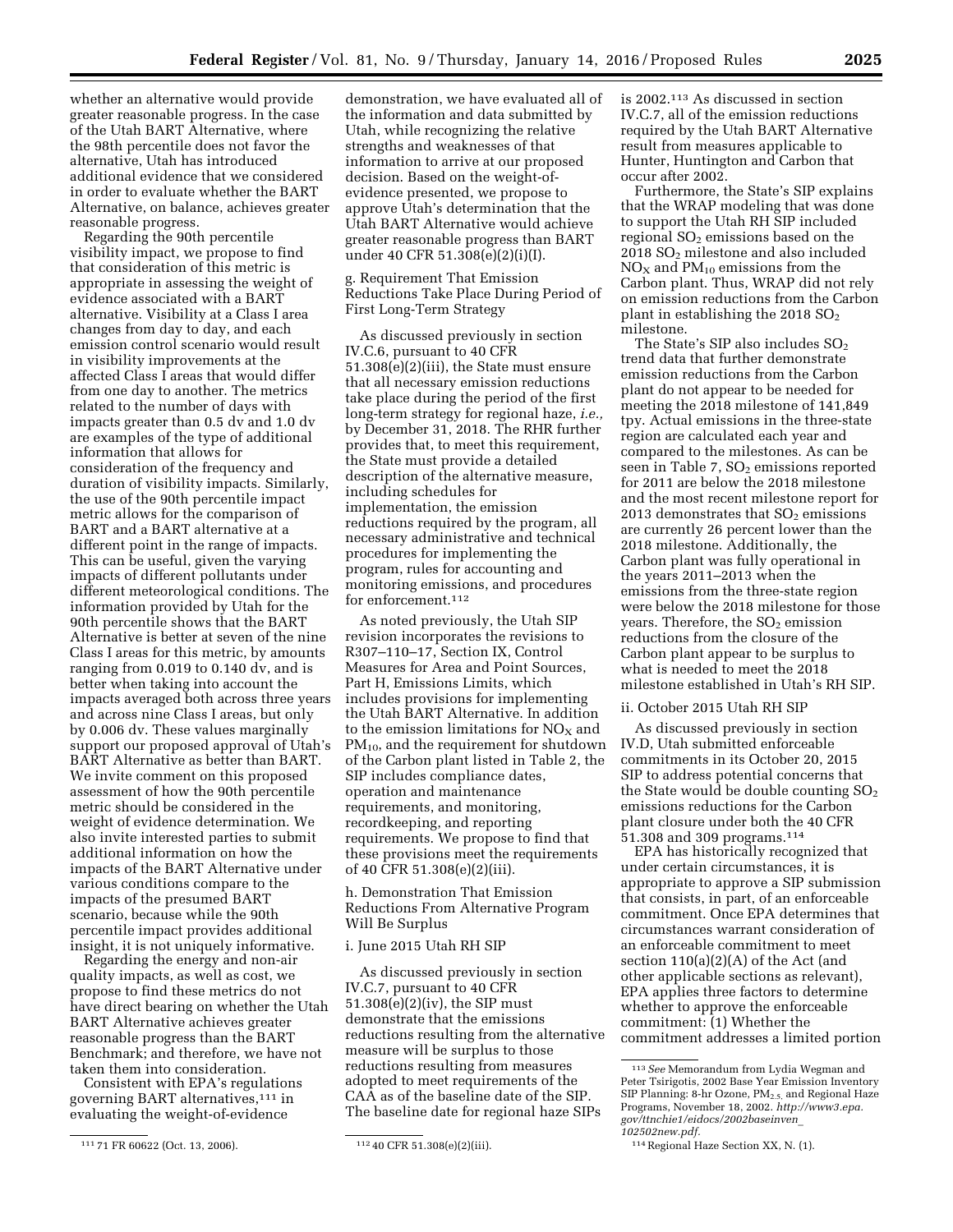whether an alternative would provide greater reasonable progress. In the case of the Utah BART Alternative, where the 98th percentile does not favor the alternative, Utah has introduced additional evidence that we considered in order to evaluate whether the BART Alternative, on balance, achieves greater reasonable progress.

Regarding the 90th percentile visibility impact, we propose to find that consideration of this metric is appropriate in assessing the weight of evidence associated with a BART alternative. Visibility at a Class I area changes from day to day, and each emission control scenario would result in visibility improvements at the affected Class I areas that would differ from one day to another. The metrics related to the number of days with impacts greater than 0.5 dv and 1.0 dv are examples of the type of additional information that allows for consideration of the frequency and duration of visibility impacts. Similarly, the use of the 90th percentile impact metric allows for the comparison of BART and a BART alternative at a different point in the range of impacts. This can be useful, given the varying impacts of different pollutants under different meteorological conditions. The information provided by Utah for the 90th percentile shows that the BART Alternative is better at seven of the nine Class I areas for this metric, by amounts ranging from 0.019 to 0.140 dv, and is better when taking into account the impacts averaged both across three years and across nine Class I areas, but only by 0.006 dv. These values marginally support our proposed approval of Utah's BART Alternative as better than BART. We invite comment on this proposed assessment of how the 90th percentile metric should be considered in the weight of evidence determination. We also invite interested parties to submit additional information on how the impacts of the BART Alternative under various conditions compare to the impacts of the presumed BART scenario, because while the 90th percentile impact provides additional insight, it is not uniquely informative.

Regarding the energy and non-air quality impacts, as well as cost, we propose to find these metrics do not have direct bearing on whether the Utah BART Alternative achieves greater reasonable progress than the BART Benchmark; and therefore, we have not taken them into consideration.

Consistent with EPA's regulations governing BART alternatives,[111] in evaluating the weight-of-evidence demonstration, we have evaluated all of the information and data submitted by Utah, while recognizing the relative strengths and weaknesses of that information to arrive at our proposed decision. Based on the weight-of-evidence presented, we propose to approve Utah's determination that the Utah BART Alternative would achieve greater reasonable progress than BART under 40 CFR 51.308(e)(2)(i)(I).

g. Requirement That Emission Reductions Take Place During Period of First Long-Term Strategy

As discussed previously in section IV.C.6, pursuant to 40 CFR 51.308(e)(2)(iii), the State must ensure that all necessary emission reductions take place during the period of the first long-term strategy for regional haze, *i.e.,* by December 31, 2018. The RHR further provides that, to meet this requirement, the State must provide a detailed description of the alternative measure, including schedules for implementation, the emission reductions required by the program, all necessary administrative and technical procedures for implementing the program, rules for accounting and monitoring emissions, and procedures for enforcement.[112]

As noted previously, the Utah SIP revision incorporates the revisions to R307–110–17, Section IX, Control Measures for Area and Point Sources, Part H, Emissions Limits, which includes provisions for implementing the Utah BART Alternative. In addition to the emission limitations for $NO_X$ and $PM_{10}$, and the requirement for shutdown of the Carbon plant listed in Table 2, the SIP includes compliance dates, operation and maintenance requirements, and monitoring, recordkeeping, and reporting requirements. We propose to find that these provisions meet the requirements of 40 CFR 51.308(e)(2)(iii).

h. Demonstration That Emission Reductions From Alternative Program Will Be Surplus

i. June 2015 Utah RH SIP

As discussed previously in section IV.C.7, pursuant to 40 CFR 51.308(e)(2)(iv), the SIP must demonstrate that the emissions reductions resulting from the alternative measure will be surplus to those reductions resulting from measures adopted to meet requirements of the CAA as of the baseline date of the SIP. The baseline date for regional haze SIPs is 2002.[113] As discussed in section IV.C.7, all of the emission reductions required by the Utah BART Alternative result from measures applicable to Hunter, Huntington and Carbon that occur after 2002.

Furthermore, the State's SIP explains that the WRAP modeling that was done to support the Utah RH SIP included regional $SO_2$ emissions based on the 2018 $SO_2$ milestone and also included $NO_X$ and $PM_{10}$ emissions from the Carbon plant. Thus, WRAP did not rely on emission reductions from the Carbon plant in establishing the 2018 $SO_2$ milestone.

The State's SIP also includes $SO_2$ trend data that further demonstrate emission reductions from the Carbon plant do not appear to be needed for meeting the 2018 milestone of 141,849 tpy. Actual emissions in the three-state region are calculated each year and compared to the milestones. As can be seen in Table 7, $SO_2$ emissions reported for 2011 are below the 2018 milestone and the most recent milestone report for 2013 demonstrates that $SO_2$ emissions are currently 26 percent lower than the 2018 milestone. Additionally, the Carbon plant was fully operational in the years 2011–2013 when the emissions from the three-state region were below the 2018 milestone for those years. Therefore, the $SO_2$ emission reductions from the closure of the Carbon plant appear to be surplus to what is needed to meet the 2018 milestone established in Utah's RH SIP.

ii. October 2015 Utah RH SIP

As discussed previously in section IV.D, Utah submitted enforceable commitments in its October 20, 2015 SIP to address potential concerns that the State would be double counting $SO_2$ emissions reductions for the Carbon plant closure under both the 40 CFR 51.308 and 309 programs.[114]

EPA has historically recognized that under certain circumstances, it is appropriate to approve a SIP submission that consists, in part, of an enforceable commitment. Once EPA determines that circumstances warrant consideration of an enforceable commitment to meet section 110(a)(2)(A) of the Act (and other applicable sections as relevant), EPA applies three factors to determine whether to approve the enforceable commitment: (1) Whether the commitment addresses a limited portion

---

[111] 71 FR 60622 (Oct. 13, 2006).

[112] 40 CFR 51.308(e)(2)(iii).

[113] *See* Memorandum from Lydia Wegman and Peter Tsirigotis, 2002 Base Year Emission Inventory SIP Planning: 8-hr Ozone, $PM_{2.5}$, and Regional Haze Programs, November 18, 2002. *http://www3.epa.gov/ttnchie1/eidocs/2002baseinven_102502new.pdf.*

[114] Regional Haze Section XX, N. (1).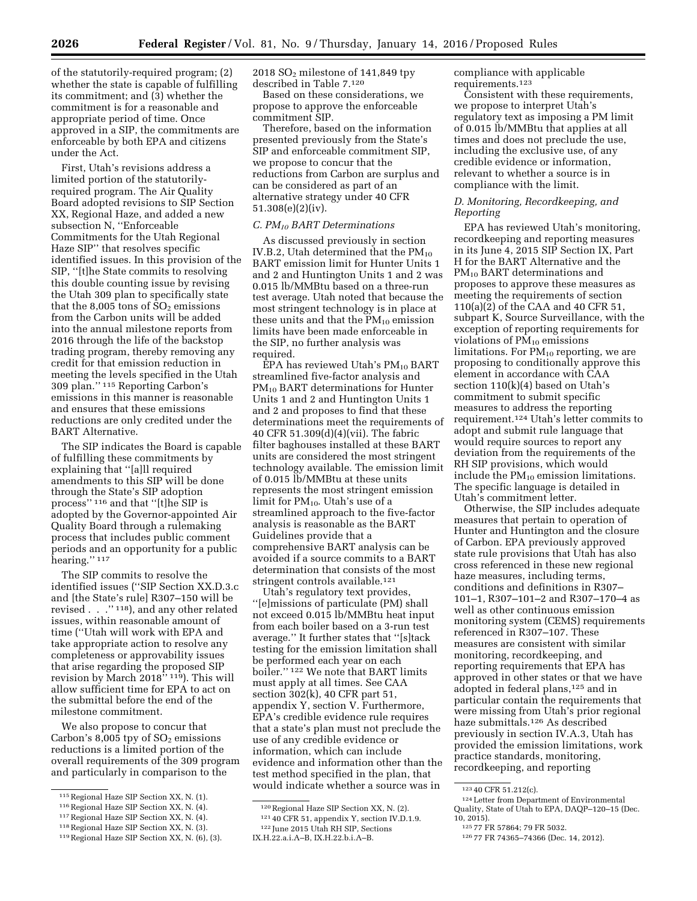of the statutorily-required program; (2) whether the state is capable of fulfilling its commitment; and (3) whether the commitment is for a reasonable and appropriate period of time. Once approved in a SIP, the commitments are enforceable by both EPA and citizens under the Act.

First, Utah's revisions address a limited portion of the statutorily-required program. The Air Quality Board adopted revisions to SIP Section XX, Regional Haze, and added a new subsection N, "Enforceable Commitments for the Utah Regional Haze SIP" that resolves specific identified issues. In this provision of the SIP, "[t]he State commits to resolving this double counting issue by revising the Utah 309 plan to specifically state that the 8,005 tons of $SO_2$ emissions from the Carbon units will be added into the annual milestone reports from 2016 through the life of the backstop trading program, thereby removing any credit for that emission reduction in meeting the levels specified in the Utah 309 plan." [115] Reporting Carbon's emissions in this manner is reasonable and ensures that these emissions reductions are only credited under the BART Alternative.

The SIP indicates the Board is capable of fulfilling these commitments by explaining that "[a]ll required amendments to this SIP will be done through the State's SIP adoption process" [116] and that "[t]he SIP is adopted by the Governor-appointed Air Quality Board through a rulemaking process that includes public comment periods and an opportunity for a public hearing." [117]

The SIP commits to resolve the identified issues ("SIP Section XX.D.3.c and [the State's rule] R307–150 will be revised . . ." [118]), and any other related issues, within reasonable amount of time ("Utah will work with EPA and take appropriate action to resolve any completeness or approvability issues that arise regarding the proposed SIP revision by March 2018" [119]). This will allow sufficient time for EPA to act on the submittal before the end of the milestone commitment.

We also propose to concur that Carbon's 8,005 tpy of $SO_2$ emissions reductions is a limited portion of the overall requirements of the 309 program and particularly in comparison to the 2018 $SO_2$ milestone of 141,849 tpy described in Table 7.[120]

Based on these considerations, we propose to approve the enforceable commitment SIP.

Therefore, based on the information presented previously from the State's SIP and enforceable commitment SIP, we propose to concur that the reductions from Carbon are surplus and can be considered as part of an alternative strategy under 40 CFR 51.308(e)(2)(iv).

### *C. $PM_{10}$ BART Determinations*

As discussed previously in section IV.B.2, Utah determined that the $PM_{10}$ BART emission limit for Hunter Units 1 and 2 and Huntington Units 1 and 2 was 0.015 lb/MMBtu based on a three-run test average. Utah noted that because the most stringent technology is in place at these units and that the $PM_{10}$ emission limits have been made enforceable in the SIP, no further analysis was required.

EPA has reviewed Utah's $PM_{10}$ BART streamlined five-factor analysis and $PM_{10}$ BART determinations for Hunter Units 1 and 2 and Huntington Units 1 and 2 and proposes to find that these determinations meet the requirements of 40 CFR 51.309(d)(4)(vii). The fabric filter baghouses installed at these BART units are considered the most stringent technology available. The emission limit of 0.015 lb/MMBtu at these units represents the most stringent emission limit for $PM_{10}$. Utah's use of a streamlined approach to the five-factor analysis is reasonable as the BART Guidelines provide that a comprehensive BART analysis can be avoided if a source commits to a BART determination that consists of the most stringent controls available.[121]

Utah's regulatory text provides, "[e]missions of particulate (PM) shall not exceed 0.015 lb/MMBtu heat input from each boiler based on a 3-run test average." It further states that "[s]tack testing for the emission limitation shall be performed each year on each boiler." [122] We note that BART limits must apply at all times. See CAA section 302(k), 40 CFR part 51, appendix Y, section V. Furthermore, EPA's credible evidence rule requires that a state's plan must not preclude the use of any credible evidence or information, which can include evidence and information other than the test method specified in the plan, that would indicate whether a source was in compliance with applicable requirements.[123]

Consistent with these requirements, we propose to interpret Utah's regulatory text as imposing a PM limit of 0.015 lb/MMBtu that applies at all times and does not preclude the use, including the exclusive use, of any credible evidence or information, relevant to whether a source is in compliance with the limit.

### *D. Monitoring, Recordkeeping, and Reporting*

EPA has reviewed Utah's monitoring, recordkeeping and reporting measures in its June 4, 2015 SIP Section IX, Part H for the BART Alternative and the $PM_{10}$ BART determinations and proposes to approve these measures as meeting the requirements of section 110(a)(2) of the CAA and 40 CFR 51, subpart K, Source Surveillance, with the exception of reporting requirements for violations of $PM_{10}$ emissions limitations. For $PM_{10}$ reporting, we are proposing to conditionally approve this element in accordance with CAA section 110(k)(4) based on Utah's commitment to submit specific measures to address the reporting requirement.[124] Utah's letter commits to adopt and submit rule language that would require sources to report any deviation from the requirements of the RH SIP provisions, which would include the $PM_{10}$ emission limitations. The specific language is detailed in Utah's commitment letter.

Otherwise, the SIP includes adequate measures that pertain to operation of Hunter and Huntington and the closure of Carbon. EPA previously approved state rule provisions that Utah has also cross referenced in these new regional haze measures, including terms, conditions and definitions in R307–101–1, R307–101–2 and R307–170–4 as well as other continuous emission monitoring system (CEMS) requirements referenced in R307–107. These measures are consistent with similar monitoring, recordkeeping, and reporting requirements that EPA has approved in other states or that we have adopted in federal plans,[125] and in particular contain the requirements that were missing from Utah's prior regional haze submittals.[126] As described previously in section IV.A.3, Utah has provided the emission limitations, work practice standards, monitoring, recordkeeping, and reporting

---

[115] Regional Haze SIP Section XX, N. (1).

[116] Regional Haze SIP Section XX, N. (4).

[117] Regional Haze SIP Section XX, N. (4).

[118] Regional Haze SIP Section XX, N. (3).

[119] Regional Haze SIP Section XX, N. (6), (3).

[120] Regional Haze SIP Section XX, N. (2).

[121] 40 CFR 51, appendix Y, section IV.D.1.9.

[122] June 2015 Utah RH SIP, Sections IX.H.22.a.i.A–B, IX.H.22.b.i.A–B.

[123] 40 CFR 51.212(c).

[124] Letter from Department of Environmental Quality, State of Utah to EPA, DAQP–120–15 (Dec. 10, 2015).

[125] 77 FR 57864; 79 FR 5032.

[126] 77 FR 74365–74366 (Dec. 14, 2012).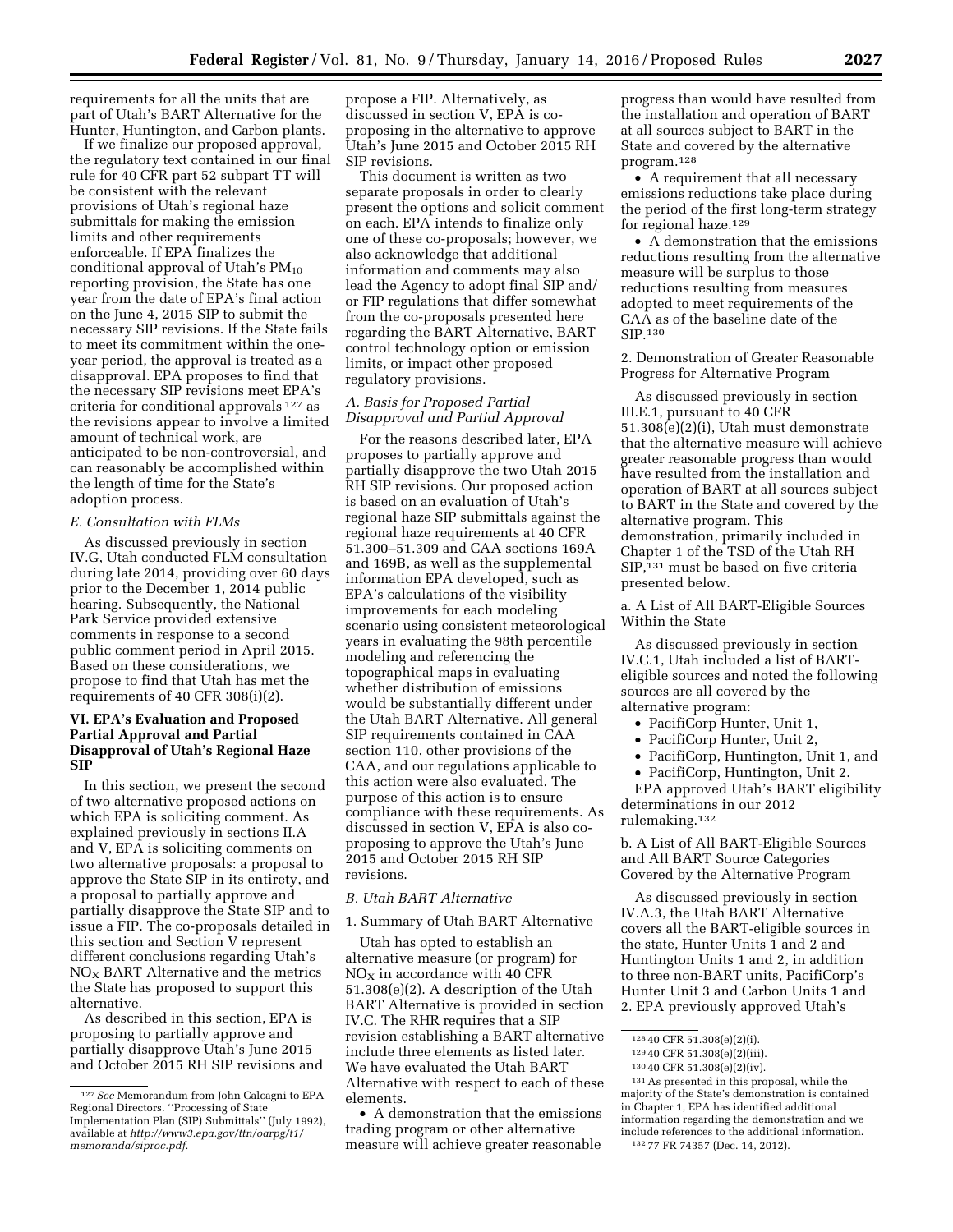requirements for all the units that are part of Utah's BART Alternative for the Hunter, Huntington, and Carbon plants.

If we finalize our proposed approval, the regulatory text contained in our final rule for 40 CFR part 52 subpart TT will be consistent with the relevant provisions of Utah's regional haze submittals for making the emission limits and other requirements enforceable. If EPA finalizes the conditional approval of Utah's $PM_{10}$ reporting provision, the State has one year from the date of EPA's final action on the June 4, 2015 SIP to submit the necessary SIP revisions. If the State fails to meet its commitment within the one-year period, the approval is treated as a disapproval. EPA proposes to find that the necessary SIP revisions meet EPA's criteria for conditional approvals [127] as the revisions appear to involve a limited amount of technical work, are anticipated to be non-controversial, and can reasonably be accomplished within the length of time for the State's adoption process.

*E. Consultation with FLMs*

As discussed previously in section IV.G, Utah conducted FLM consultation during late 2014, providing over 60 days prior to the December 1, 2014 public hearing. Subsequently, the National Park Service provided extensive comments in response to a second public comment period in April 2015. Based on these considerations, we propose to find that Utah has met the requirements of 40 CFR 308(i)(2).

## VI. EPA's Evaluation and Proposed Partial Approval and Partial Disapproval of Utah's Regional Haze SIP

In this section, we present the second of two alternative proposed actions on which EPA is soliciting comment. As explained previously in sections II.A and V, EPA is soliciting comments on two alternative proposals: a proposal to approve the State SIP in its entirety, and a proposal to partially approve and partially disapprove the State SIP and to issue a FIP. The co-proposals detailed in this section and Section V represent different conclusions regarding Utah's $NO_X$ BART Alternative and the metrics the State has proposed to support this alternative.

As described in this section, EPA is proposing to partially approve and partially disapprove Utah's June 2015 and October 2015 RH SIP revisions and propose a FIP. Alternatively, as discussed in section V, EPA is co-proposing in the alternative to approve Utah's June 2015 and October 2015 RH SIP revisions.

This document is written as two separate proposals in order to clearly present the options and solicit comment on each. EPA intends to finalize only one of these co-proposals; however, we also acknowledge that additional information and comments may also lead the Agency to adopt final SIP and/or FIP regulations that differ somewhat from the co-proposals presented here regarding the BART Alternative, BART control technology option or emission limits, or impact other proposed regulatory provisions.

*A. Basis for Proposed Partial Disapproval and Partial Approval*

For the reasons described later, EPA proposes to partially approve and partially disapprove the two Utah 2015 RH SIP revisions. Our proposed action is based on an evaluation of Utah's regional haze SIP submittals against the regional haze requirements at 40 CFR 51.300–51.309 and CAA sections 169A and 169B, as well as the supplemental information EPA developed, such as EPA's calculations of the visibility improvements for each modeling scenario using consistent meteorological years in evaluating the 98th percentile modeling and referencing the topographical maps in evaluating whether distribution of emissions would be substantially different under the Utah BART Alternative. All general SIP requirements contained in CAA section 110, other provisions of the CAA, and our regulations applicable to this action were also evaluated. The purpose of this action is to ensure compliance with these requirements. As discussed in section V, EPA is also co-proposing to approve the Utah's June 2015 and October 2015 RH SIP revisions.

*B. Utah BART Alternative*

1. Summary of Utah BART Alternative

Utah has opted to establish an alternative measure (or program) for $NO_X$ in accordance with 40 CFR 51.308(e)(2). A description of the Utah BART Alternative is provided in section IV.C. The RHR requires that a SIP revision establishing a BART alternative include three elements as listed later. We have evaluated the Utah BART Alternative with respect to each of these elements.

- A demonstration that the emissions trading program or other alternative measure will achieve greater reasonable progress than would have resulted from the installation and operation of BART at all sources subject to BART in the State and covered by the alternative program.[128]
- A requirement that all necessary emissions reductions take place during the period of the first long-term strategy for regional haze.[129]
- A demonstration that the emissions reductions resulting from the alternative measure will be surplus to those reductions resulting from measures adopted to meet requirements of the CAA as of the baseline date of the SIP.[130]

2. Demonstration of Greater Reasonable Progress for Alternative Program

As discussed previously in section III.E.1, pursuant to 40 CFR 51.308(e)(2)(i), Utah must demonstrate that the alternative measure will achieve greater reasonable progress than would have resulted from the installation and operation of BART at all sources subject to BART in the State and covered by the alternative program. This demonstration, primarily included in Chapter 1 of the TSD of the Utah RH SIP,[131] must be based on five criteria presented below.

a. A List of All BART-Eligible Sources Within the State

As discussed previously in section IV.C.1, Utah included a list of BART-eligible sources and noted the following sources are all covered by the alternative program:

- PacifiCorp Hunter, Unit 1,
- PacifiCorp Hunter, Unit 2,
- PacifiCorp, Huntington, Unit 1, and
- PacifiCorp, Huntington, Unit 2.

EPA approved Utah's BART eligibility determinations in our 2012 rulemaking.[132]

b. A List of All BART-Eligible Sources and All BART Source Categories Covered by the Alternative Program

As discussed previously in section IV.A.3, the Utah BART Alternative covers all the BART-eligible sources in the state, Hunter Units 1 and 2 and Huntington Units 1 and 2, in addition to three non-BART units, PacifiCorp's Hunter Unit 3 and Carbon Units 1 and 2. EPA previously approved Utah's

---

[127] *See* Memorandum from John Calcagni to EPA Regional Directors. "Processing of State Implementation Plan (SIP) Submittals" (July 1992), available at *http://www3.epa.gov/ttn/oarpg/t1/memoranda/siproc.pdf*.

[128] 40 CFR 51.308(e)(2)(i).

[129] 40 CFR 51.308(e)(2)(iii).

[130] 40 CFR 51.308(e)(2)(iv).

[131] As presented in this proposal, while the majority of the State's demonstration is contained in Chapter 1, EPA has identified additional information regarding the demonstration and we include references to the additional information.

[132] 77 FR 74357 (Dec. 14, 2012).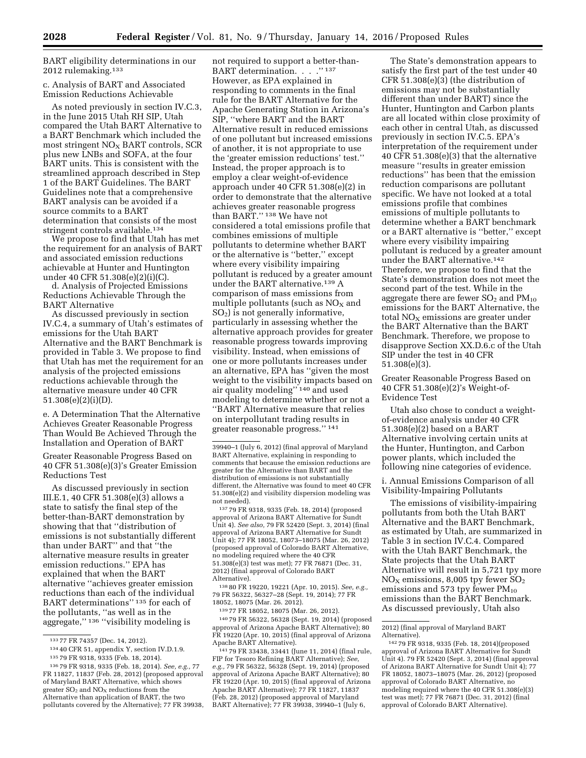BART eligibility determinations in our 2012 rulemaking.[133]

c. Analysis of BART and Associated Emission Reductions Achievable

As noted previously in section IV.C.3, in the June 2015 Utah RH SIP, Utah compared the Utah BART Alternative to a BART Benchmark which included the most stringent $NO_X$ BART controls, SCR plus new LNBs and SOFA, at the four BART units. This is consistent with the streamlined approach described in Step 1 of the BART Guidelines. The BART Guidelines note that a comprehensive BART analysis can be avoided if a source commits to a BART determination that consists of the most stringent controls available.[134]

We propose to find that Utah has met the requirement for an analysis of BART and associated emission reductions achievable at Hunter and Huntington under 40 CFR 51.308(e)(2)(i)(C).

d. Analysis of Projected Emissions Reductions Achievable Through the BART Alternative

As discussed previously in section IV.C.4, a summary of Utah's estimates of emissions for the Utah BART Alternative and the BART Benchmark is provided in Table 3. We propose to find that Utah has met the requirement for an analysis of the projected emissions reductions achievable through the alternative measure under 40 CFR 51.308(e)(2)(i)(D).

e. A Determination That the Alternative Achieves Greater Reasonable Progress Than Would Be Achieved Through the Installation and Operation of BART

Greater Reasonable Progress Based on 40 CFR 51.308(e)(3)'s Greater Emission Reductions Test

As discussed previously in section III.E.1, 40 CFR 51.308(e)(3) allows a state to satisfy the final step of the better-than-BART demonstration by showing that that ''distribution of emissions is not substantially different than under BART'' and that ''the alternative measure results in greater emission reductions.'' EPA has explained that when the BART alternative ''achieves greater emission reductions than each of the individual BART determinations'' [135] for each of the pollutants, ''as well as in the aggregate,'' [136] ''visibility modeling is not required to support a better-than-BART determination. . . .'' [137] However, as EPA explained in responding to comments in the final rule for the BART Alternative for the Apache Generating Station in Arizona's SIP, ''where BART and the BART Alternative result in reduced emissions of one pollutant but increased emissions of another, it is not appropriate to use the 'greater emission reductions' test.'' Instead, the proper approach is to employ a clear weight-of-evidence approach under 40 CFR 51.308(e)(2) in order to demonstrate that the alternative achieves greater reasonable progress than BART.'' [138] We have not considered a total emissions profile that combines emissions of multiple pollutants to determine whether BART or the alternative is ''better,'' except where every visibility impairing pollutant is reduced by a greater amount under the BART alternative.[139] A comparison of mass emissions from multiple pollutants (such as $NO_X$ and $SO_2$) is not generally informative, particularly in assessing whether the alternative approach provides for greater reasonable progress towards improving visibility. Instead, when emissions of one or more pollutants increases under an alternative, EPA has ''given the most weight to the visibility impacts based on air quality modeling'' [140] and used modeling to determine whether or not a ''BART Alternative measure that relies on interpollutant trading results in greater reasonable progress.'' [141]

The State's demonstration appears to satisfy the first part of the test under 40 CFR 51.308(e)(3) (the distribution of emissions may not be substantially different than under BART) since the Hunter, Huntington and Carbon plants are all located within close proximity of each other in central Utah, as discussed previously in section IV.C.5. EPA's interpretation of the requirement under 40 CFR 51.308(e)(3) that the alternative measure ''results in greater emission reductions'' has been that the emission reduction comparisons are pollutant specific. We have not looked at a total emissions profile that combines emissions of multiple pollutants to determine whether a BART benchmark or a BART alternative is ''better,'' except where every visibility impairing pollutant is reduced by a greater amount under the BART alternative.[142] Therefore, we propose to find that the State's demonstration does not meet the second part of the test. While in the aggregate there are fewer $SO_2$ and $PM_{10}$ emissions for the BART Alternative, the total $NO_X$ emissions are greater under the BART Alternative than the BART Benchmark. Therefore, we propose to disapprove Section XX.D.6.c of the Utah SIP under the test in 40 CFR 51.308(e)(3).

Greater Reasonable Progress Based on 40 CFR 51.308(e)(2)'s Weight-of-Evidence Test

Utah also chose to conduct a weight-of-evidence analysis under 40 CFR 51.308(e)(2) based on a BART Alternative involving certain units at the Hunter, Huntington, and Carbon power plants, which included the following nine categories of evidence.

i. Annual Emissions Comparison of all Visibility-Impairing Pollutants

The emissions of visibility-impairing pollutants from both the Utah BART Alternative and the BART Benchmark, as estimated by Utah, are summarized in Table 3 in section IV.C.4. Compared with the Utah BART Benchmark, the State projects that the Utah BART Alternative will result in 5,721 tpy more $NO_X$ emissions, 8,005 tpy fewer $SO_2$ emissions and 573 tpy fewer $PM_{10}$ emissions than the BART Benchmark. As discussed previously, Utah also

---

[133] 77 FR 74357 (Dec. 14, 2012).

[134] 40 CFR 51, appendix Y, section IV.D.1.9.

[135] 79 FR 9318, 9335 (Feb. 18, 2014).

[136] 79 FR 9318, 9335 (Feb. 18, 2014). *See, e.g.,* 77 FR 11827, 11837 (Feb. 28, 2012) (proposed approval of Maryland BART Alternative, which shows greater $SO_2$ and $NO_X$ reductions from the Alternative than application of BART, the two pollutants covered by the Alternative); 77 FR 39938, 39940–1 (July 6, 2012) (final approval of Maryland BART Alternative, explaining in responding to comments that because the emission reductions are greater for the Alternative than BART and the distribution of emissions is not substantially different, the Alternative was found to meet 40 CFR 51.308(e)(2) and visibility dispersion modeling was not needed).

[137] 79 FR 9318, 9335 (Feb. 18, 2014) (proposed approval of Arizona BART Alternative for Sundt Unit 4). *See also,* 79 FR 52420 (Sept. 3, 2014) (final approval of Arizona BART Alternative for Sundt Unit 4); 77 FR 18052, 18073–18075 (Mar. 26, 2012) (proposed approval of Colorado BART Alternative, no modeling required where the 40 CFR 51.308(e)(3) test was met); 77 FR 76871 (Dec. 31, 2012) (final approval of Colorado BART Alternative).

[138] 80 FR 19220, 19221 (Apr. 10, 2015). *See, e.g.,* 79 FR 56322, 56327–28 (Sept. 19, 2014); 77 FR 18052, 18075 (Mar. 26. 2012).

[139] 77 FR 18052, 18075 (Mar. 26, 2012).

[140] 79 FR 56322, 56328 (Sept. 19, 2014) (proposed approval of Arizona Apache BART Alternative); 80 FR 19220 (Apr. 10, 2015) (final approval of Arizona Apache BART Alternative).

[141] 79 FR 33438, 33441 (June 11, 2014) (final rule, FIP for Tesoro Refining BART Alternative); *See, e.g.,* 79 FR 56322, 56328 (Sept. 19, 2014) (proposed approval of Arizona Apache BART Alternative); 80 FR 19220 (Apr. 10, 2015) (final approval of Arizona Apache BART Alternative); 77 FR 11827, 11837 (Feb. 28, 2012) (proposed approval of Maryland BART Alternative); 77 FR 39938, 39940–1 (July 6, 2012) (final approval of Maryland BART Alternative).

[142] 79 FR 9318, 9335 (Feb. 18, 2014)(proposed approval of Arizona BART Alternative for Sundt Unit 4). 79 FR 52420 (Sept. 3, 2014) (final approval of Arizona BART Alternative for Sundt Unit 4); 77 FR 18052, 18073–18075 (Mar. 26, 2012) (proposed approval of Colorado BART Alternative, no modeling required where the 40 CFR 51.308(e)(3) test was met); 77 FR 76871 (Dec. 31, 2012) (final approval of Colorado BART Alternative).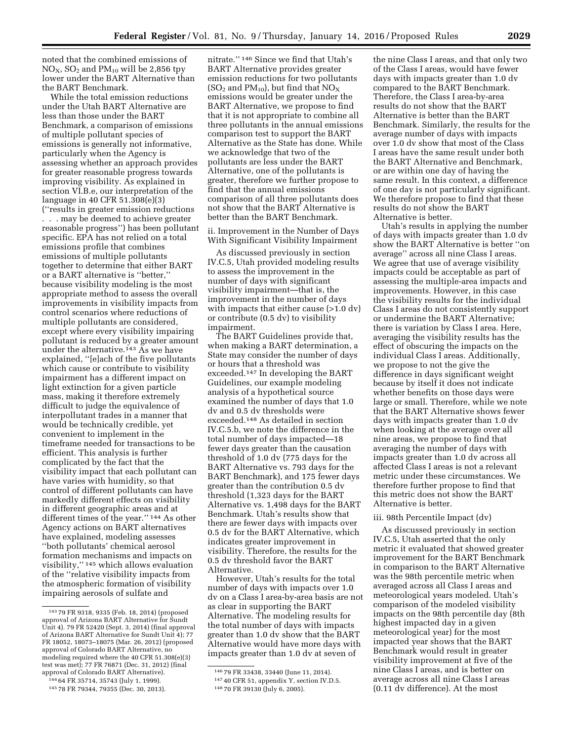noted that the combined emissions of $NO_X$, $SO_2$ and $PM_{10}$ will be 2,856 tpy lower under the BART Alternative than the BART Benchmark.

While the total emission reductions under the Utah BART Alternative are less than those under the BART Benchmark, a comparison of emissions of multiple pollutant species of emissions is generally not informative, particularly when the Agency is assessing whether an approach provides for greater reasonable progress towards improving visibility. As explained in section VI.B.e, our interpretation of the language in 40 CFR 51.308(e)(3) (''results in greater emission reductions . . . may be deemed to achieve greater reasonable progress'') has been pollutant specific. EPA has not relied on a total emissions profile that combines emissions of multiple pollutants together to determine that either BART or a BART alternative is ''better,'' because visibility modeling is the most appropriate method to assess the overall improvements in visibility impacts from control scenarios where reductions of multiple pollutants are considered, except where every visibility impairing pollutant is reduced by a greater amount under the alternative.[143] As we have explained, ''[e]ach of the five pollutants which cause or contribute to visibility impairment has a different impact on light extinction for a given particle mass, making it therefore extremely difficult to judge the equivalence of interpollutant trades in a manner that would be technically credible, yet convenient to implement in the timeframe needed for transactions to be efficient. This analysis is further complicated by the fact that the visibility impact that each pollutant can have varies with humidity, so that control of different pollutants can have markedly different effects on visibility in different geographic areas and at different times of the year.'' [144] As other Agency actions on BART alternatives have explained, modeling assesses ''both pollutants' chemical aerosol formation mechanisms and impacts on visibility,'' [145] which allows evaluation of the ''relative visibility impacts from the atmospheric formation of visibility impairing aerosols of sulfate and nitrate.'' [146] Since we find that Utah's BART Alternative provides greater emission reductions for two pollutants ($SO_2$ and $PM_{10}$), but find that $NO_X$ emissions would be greater under the BART Alternative, we propose to find that it is not appropriate to combine all three pollutants in the annual emissions comparison test to support the BART Alternative as the State has done. While we acknowledge that two of the pollutants are less under the BART Alternative, one of the pollutants is greater, therefore we further propose to find that the annual emissions comparison of all three pollutants does not show that the BART Alternative is better than the BART Benchmark.

ii. Improvement in the Number of Days With Significant Visibility Impairment

As discussed previously in section IV.C.5, Utah provided modeling results to assess the improvement in the number of days with significant visibility impairment—that is, the improvement in the number of days with impacts that either cause (>1.0 dv) or contribute (0.5 dv) to visibility impairment.

The BART Guidelines provide that, when making a BART determination, a State may consider the number of days or hours that a threshold was exceeded.[147] In developing the BART Guidelines, our example modeling analysis of a hypothetical source examined the number of days that 1.0 dv and 0.5 dv thresholds were exceeded.[148] As detailed in section IV.C.5.b, we note the difference in the total number of days impacted—18 fewer days greater than the causation threshold of 1.0 dv (775 days for the BART Alternative vs. 793 days for the BART Benchmark), and 175 fewer days greater than the contribution 0.5 dv threshold (1,323 days for the BART Alternative vs. 1,498 days for the BART Benchmark. Utah's results show that there are fewer days with impacts over 0.5 dv for the BART Alternative, which indicates greater improvement in visibility. Therefore, the results for the 0.5 dv threshold favor the BART Alternative.

However, Utah's results for the total number of days with impacts over 1.0 dv on a Class I area-by-area basis are not as clear in supporting the BART Alternative. The modeling results for the total number of days with impacts greater than 1.0 dv show that the BART Alternative would have more days with impacts greater than 1.0 dv at seven of the nine Class I areas, and that only two of the Class I areas, would have fewer days with impacts greater than 1.0 dv compared to the BART Benchmark. Therefore, the Class I area-by-area results do not show that the BART Alternative is better than the BART Benchmark. Similarly, the results for the average number of days with impacts over 1.0 dv show that most of the Class I areas have the same result under both the BART Alternative and Benchmark, or are within one day of having the same result. In this context, a difference of one day is not particularly significant. We therefore propose to find that these results do not show the BART Alternative is better.

Utah's results in applying the number of days with impacts greater than 1.0 dv show the BART Alternative is better ''on average'' across all nine Class I areas. We agree that use of average visibility impacts could be acceptable as part of assessing the multiple-area impacts and improvements. However, in this case the visibility results for the individual Class I areas do not consistently support or undermine the BART Alternative; there is variation by Class I area. Here, averaging the visibility results has the effect of obscuring the impacts on the individual Class I areas. Additionally, we propose to not the give the difference in days significant weight because by itself it does not indicate whether benefits on those days were large or small. Therefore, while we note that the BART Alternative shows fewer days with impacts greater than 1.0 dv when looking at the average over all nine areas, we propose to find that averaging the number of days with impacts greater than 1.0 dv across all affected Class I areas is not a relevant metric under these circumstances. We therefore further propose to find that this metric does not show the BART Alternative is better.

iii. 98th Percentile Impact (dv)

As discussed previously in section IV.C.5, Utah asserted that the only metric it evaluated that showed greater improvement for the BART Benchmark in comparison to the BART Alternative was the 98th percentile metric when averaged across all Class I areas and meteorological years modeled. Utah's comparison of the modeled visibility impacts on the 98th percentile day (8th highest impacted day in a given meteorological year) for the most impacted year shows that the BART Benchmark would result in greater visibility improvement at five of the nine Class I areas, and is better on average across all nine Class I areas (0.11 dv difference). At the most

[143] 79 FR 9318, 9335 (Feb. 18, 2014) (proposed approval of Arizona BART Alternative for Sundt Unit 4). 79 FR 52420 (Sept. 3, 2014) (final approval of Arizona BART Alternative for Sundt Unit 4); 77 FR 18052, 18073–18075 (Mar. 26, 2012) (proposed approval of Colorado BART Alternative, no modeling required where the 40 CFR 51.308(e)(3) test was met); 77 FR 76871 (Dec. 31, 2012) (final approval of Colorado BART Alternative).

[144] 64 FR 35714, 35743 (July 1, 1999).

[145] 78 FR 79344, 79355 (Dec. 30, 2013).

[146] 79 FR 33438, 33440 (June 11, 2014).

[147] 40 CFR 51, appendix Y, section IV.D.5.

[148] 70 FR 39130 (July 6, 2005).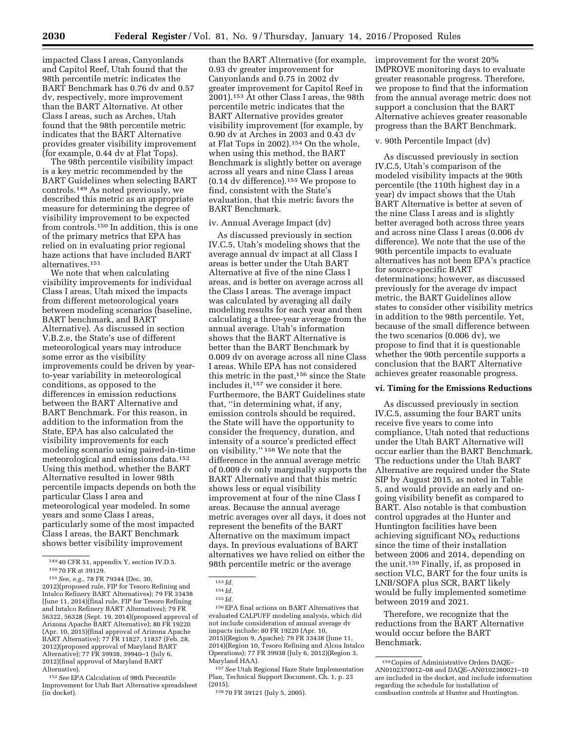impacted Class I areas, Canyonlands and Capitol Reef, Utah found that the 98th percentile metric indicates the BART Benchmark has 0.76 dv and 0.57 dv, respectively, more improvement than the BART Alternative. At other Class I areas, such as Arches, Utah found that the 98th percentile metric indicates that the BART Alternative provides greater visibility improvement (for example, 0.44 dv at Flat Tops).

The 98th percentile visibility impact is a key metric recommended by the BART Guidelines when selecting BART controls.[149] As noted previously, we described this metric as an appropriate measure for determining the degree of visibility improvement to be expected from controls.[150] In addition, this is one of the primary metrics that EPA has relied on in evaluating prior regional haze actions that have included BART alternatives.[151]

We note that when calculating visibility improvements for individual Class I areas, Utah mixed the impacts from different meteorological years between modeling scenarios (baseline, BART benchmark, and BART Alternative). As discussed in section V.B.2.e, the State's use of different meteorological years may introduce some error as the visibility improvements could be driven by year-to-year variability in meteorological conditions, as opposed to the differences in emission reductions between the BART Alternative and BART Benchmark. For this reason, in addition to the information from the State, EPA has also calculated the visibility improvements for each modeling scenario using paired-in-time meteorological and emissions data.[152] Using this method, whether the BART Alternative resulted in lower 98th percentile impacts depends on both the particular Class I area and meteorological year modeled. In some years and some Class I areas, particularly some of the most impacted Class I areas, the BART Benchmark shows better visibility improvement than the BART Alternative (for example, 0.93 dv greater improvement for Canyonlands and 0.75 in 2002 dv greater improvement for Capitol Reef in 2001).[153] At other Class I areas, the 98th percentile metric indicates that the BART Alternative provides greater visibility improvement (for example, by 0.90 dv at Arches in 2003 and 0.43 dv at Flat Tops in 2002).[154] On the whole, when using this method, the BART Benchmark is slightly better on average across all years and nine Class I areas (0.14 dv difference).[155] We propose to find, consistent with the State's evaluation, that this metric favors the BART Benchmark.

iv. Annual Average Impact (dv)

As discussed previously in section IV.C.5, Utah's modeling shows that the average annual dv impact at all Class I areas is better under the Utah BART Alternative at five of the nine Class I areas, and is better on average across all the Class I areas. The average impact was calculated by averaging all daily modeling results for each year and then calculating a three-year average from the annual average. Utah's information shows that the BART Alternative is better than the BART Benchmark by 0.009 dv on average across all nine Class I areas. While EPA has not considered this metric in the past,[156] since the State includes it,[157] we consider it here. Furthermore, the BART Guidelines state that, "in determining what, if any, emission controls should be required, the State will have the opportunity to consider the frequency, duration, and intensity of a source's predicted effect on visibility." [158] We note that the difference in the annual average metric of 0.009 dv only marginally supports the BART Alternative and that this metric shows less or equal visibility improvement at four of the nine Class I areas. Because the annual average metric averages over all days, it does not represent the benefits of the BART Alternative on the maximum impact days. In previous evaluations of BART alternatives we have relied on either the 98th percentile metric or the average improvement for the worst 20% IMPROVE monitoring days to evaluate greater reasonable progress. Therefore, we propose to find that the information from the annual average metric does not support a conclusion that the BART Alternative achieves greater reasonable progress than the BART Benchmark.

v. 90th Percentile Impact (dv)

As discussed previously in section IV.C.5, Utah's comparison of the modeled visibility impacts at the 90th percentile (the 110th highest day in a year) dv impact shows that the Utah BART Alternative is better at seven of the nine Class I areas and is slightly better averaged both across three years and across nine Class I areas (0.006 dv difference). We note that the use of the 90th percentile impacts to evaluate alternatives has not been EPA's practice for source-specific BART determinations; however, as discussed previously for the average dv impact metric, the BART Guidelines allow states to consider other visibility metrics in addition to the 98th percentile. Yet, because of the small difference between the two scenarios (0.006 dv), we propose to find that it is questionable whether the 90th percentile supports a conclusion that the BART Alternative achieves greater reasonable progress.

**vi. Timing for the Emissions Reductions**

As discussed previously in section IV.C.5, assuming the four BART units receive five years to come into compliance, Utah noted that reductions under the Utah BART Alternative will occur earlier than the BART Benchmark. The reductions under the Utah BART Alternative are required under the State SIP by August 2015, as noted in Table 5, and would provide an early and on-going visibility benefit as compared to BART. Also notable is that combustion control upgrades at the Hunter and Huntington facilities have been achieving significant $NO_X$ reductions since the time of their installation between 2006 and 2014, depending on the unit.[159] Finally, if, as proposed in section VI.C, BART for the four units is LNB/SOFA plus SCR, BART likely would be fully implemented sometime between 2019 and 2021.

Therefore, we recognize that the reductions from the BART Alternative would occur before the BART Benchmark.

---

[149] 40 CFR 51, appendix Y, section IV.D.5.

[150] 70 FR at 39129.

[151] *See, e.g.,* 78 FR 79344 (Dec. 30, 2012)(proposed rule, FIP for Tesoro Refining and Intalco Refinery BART Alternatives); 79 FR 33438 (June 11, 2014)(final rule, FIP for Tesoro Refining and Intalco Refinery BART Alternatives); 79 FR 56322, 56328 (Sept. 19, 2014)(proposed approval of Arizona Apache BART Alternative); 80 FR 19220 (Apr. 10, 2015)(final approval of Arizona Apache BART Alternative); 77 FR 11827, 11837 (Feb. 28, 2012)(proposed approval of Maryland BART Alternative); 77 FR 39938, 39940–1 (July 6, 2012)(final approval of Maryland BART Alternative).

[152] *See* EPA Calculation of 98th Percentile Improvement for Utah Bart Alternative spreadsheet (in docket).

[153] *Id.*

[154] *Id.*

[155] *Id.*

[156] EPA final actions on BART Alternatives that evaluated CALPUFF modeling analysis, which did not include consideration of annual average dv impacts include: 80 FR 19220 (Apr. 10, 2015)(Region 9, Apache); 79 FR 33438 (June 11, 2014)(Region 10, Tesoro Refining and Alcoa Intalco Operations); 77 FR 39938 (July 6, 2012)(Region 3, Maryland HAA).

[157] *See* Utah Regional Haze State Implementation Plan, Technical Support Document, Ch. 1, p. 23 (2015).

[158] 70 FR 39121 (July 5, 2005).

[159] Copies of Administrative Orders DAQE–AN0102370012–08 and DAQE–AN0102380021–10 are included in the docket, and include information regarding the schedule for installation of combustion controls at Hunter and Huntington.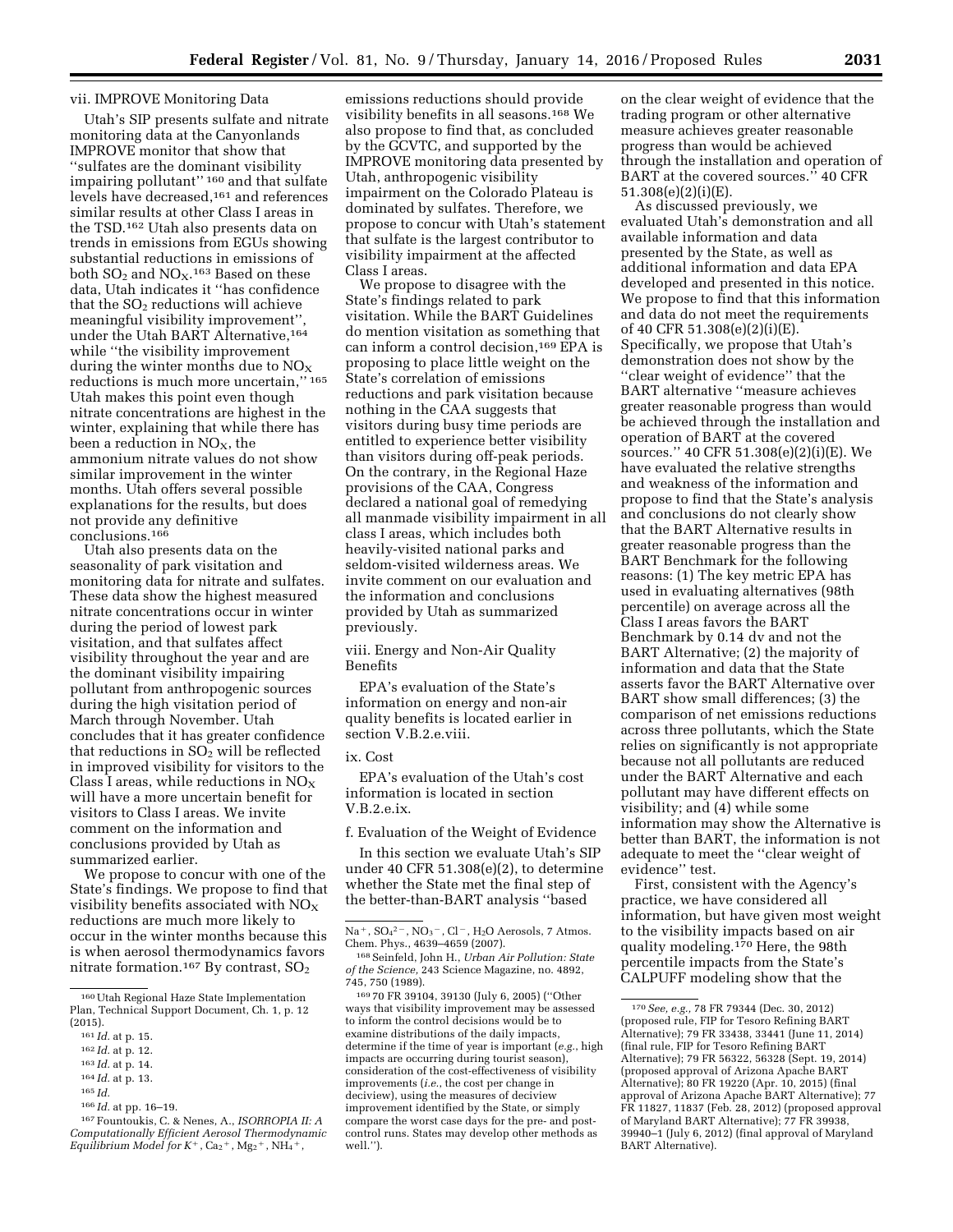vii. IMPROVE Monitoring Data

Utah's SIP presents sulfate and nitrate monitoring data at the Canyonlands IMPROVE monitor that show that ''sulfates are the dominant visibility impairing pollutant'' [160] and that sulfate levels have decreased,[161] and references similar results at other Class I areas in the TSD.[162] Utah also presents data on trends in emissions from EGUs showing substantial reductions in emissions of both $SO_2$ and $NO_X$.[163] Based on these data, Utah indicates it ''has confidence that the $SO_2$ reductions will achieve meaningful visibility improvement'', under the Utah BART Alternative,[164] while ''the visibility improvement during the winter months due to $NO_X$ reductions is much more uncertain,'' [165] Utah makes this point even though nitrate concentrations are highest in the winter, explaining that while there has been a reduction in $NO_X$, the ammonium nitrate values do not show similar improvement in the winter months. Utah offers several possible explanations for the results, but does not provide any definitive conclusions.[166]

Utah also presents data on the seasonality of park visitation and monitoring data for nitrate and sulfates. These data show the highest measured nitrate concentrations occur in winter during the period of lowest park visitation, and that sulfates affect visibility throughout the year and are the dominant visibility impairing pollutant from anthropogenic sources during the high visitation period of March through November. Utah concludes that it has greater confidence that reductions in $SO_2$ will be reflected in improved visibility for visitors to the Class I areas, while reductions in $NO_X$ will have a more uncertain benefit for visitors to Class I areas. We invite comment on the information and conclusions provided by Utah as summarized earlier.

We propose to concur with one of the State's findings. We propose to find that visibility benefits associated with $NO_X$ reductions are much more likely to occur in the winter months because this is when aerosol thermodynamics favors nitrate formation.[167] By contrast, $SO_2$ emissions reductions should provide visibility benefits in all seasons.[168] We also propose to find that, as concluded by the GCVTC, and supported by the IMPROVE monitoring data presented by Utah, anthropogenic visibility impairment on the Colorado Plateau is dominated by sulfates. Therefore, we propose to concur with Utah's statement that sulfate is the largest contributor to visibility impairment at the affected Class I areas.

We propose to disagree with the State's findings related to park visitation. While the BART Guidelines do mention visitation as something that can inform a control decision,[169] EPA is proposing to place little weight on the State's correlation of emissions reductions and park visitation because nothing in the CAA suggests that visitors during busy time periods are entitled to experience better visibility than visitors during off-peak periods. On the contrary, in the Regional Haze provisions of the CAA, Congress declared a national goal of remedying all manmade visibility impairment in all class I areas, which includes both heavily-visited national parks and seldom-visited wilderness areas. We invite comment on our evaluation and the information and conclusions provided by Utah as summarized previously.

viii. Energy and Non-Air Quality Benefits

EPA's evaluation of the State's information on energy and non-air quality benefits is located earlier in section V.B.2.e.viii.

ix. Cost

EPA's evaluation of the Utah's cost information is located in section V.B.2.e.ix.

f. Evaluation of the Weight of Evidence

In this section we evaluate Utah's SIP under 40 CFR 51.308(e)(2), to determine whether the State met the final step of the better-than-BART analysis ''based on the clear weight of evidence that the trading program or other alternative measure achieves greater reasonable progress than would be achieved through the installation and operation of BART at the covered sources.'' 40 CFR 51.308(e)(2)(i)(E).

As discussed previously, we evaluated Utah's demonstration and all available information and data presented by the State, as well as additional information and data EPA developed and presented in this notice. We propose to find that this information and data do not meet the requirements of 40 CFR 51.308(e)(2)(i)(E). Specifically, we propose that Utah's demonstration does not show by the ''clear weight of evidence'' that the BART alternative ''measure achieves greater reasonable progress than would be achieved through the installation and operation of BART at the covered sources.'' 40 CFR 51.308(e)(2)(i)(E). We have evaluated the relative strengths and weakness of the information and propose to find that the State's analysis and conclusions do not clearly show that the BART Alternative results in greater reasonable progress than the BART Benchmark for the following reasons: (1) The key metric EPA has used in evaluating alternatives (98th percentile) on average across all the Class I areas favors the BART Benchmark by 0.14 dv and not the BART Alternative; (2) the majority of information and data that the State asserts favor the BART Alternative over BART show small differences; (3) the comparison of net emissions reductions across three pollutants, which the State relies on significantly is not appropriate because not all pollutants are reduced under the BART Alternative and each pollutant may have different effects on visibility; and (4) while some information may show the Alternative is better than BART, the information is not adequate to meet the ''clear weight of evidence'' test.

First, consistent with the Agency's practice, we have considered all information, but have given most weight to the visibility impacts based on air quality modeling.[170] Here, the 98th percentile impacts from the State's CALPUFF modeling show that the

---

[160] Utah Regional Haze State Implementation Plan, Technical Support Document, Ch. 1, p. 12 (2015).

[161] *Id.* at p. 15.

[162] *Id.* at p. 12.

[163] *Id.* at p. 14.

[164] *Id.* at p. 13.

[165] *Id.*

[166] *Id.* at pp. 16–19.

[167] Fountoukis, C. & Nenes, A., *ISORROPIA II: A Computationally Efficient Aerosol Thermodynamic Equilibrium Model for* $K^+$, $Ca_2{}^+$, $Mg_2{}^+$, $NH_4{}^+$, $Na^+$, $SO_4{}^{2-}$, $NO_3{}^-$, $Cl^-$, $H_2O$ Aerosols, 7 Atmos. Chem. Phys., 4639–4659 (2007).

[168] Seinfeld, John H., *Urban Air Pollution: State of the Science,* 243 Science Magazine, no. 4892, 745, 750 (1989).

[169] 70 FR 39104, 39130 (July 6, 2005) (''Other ways that visibility improvement may be assessed to inform the control decisions would be to examine distributions of the daily impacts, determine if the time of year is important (*e.g.*, high impacts are occurring during tourist season), consideration of the cost-effectiveness of visibility improvements (*i.e.*, the cost per change in deciview), using the measures of deciview improvement identified by the State, or simply compare the worst case days for the pre- and post-control runs. States may develop other methods as well.'').

[170] *See, e.g.,* 78 FR 79344 (Dec. 30, 2012) (proposed rule, FIP for Tesoro Refining BART Alternative); 79 FR 33438, 33441 (June 11, 2014) (final rule, FIP for Tesoro Refining BART Alternative); 79 FR 56322, 56328 (Sept. 19, 2014) (proposed approval of Arizona Apache BART Alternative); 80 FR 19220 (Apr. 10, 2015) (final approval of Arizona Apache BART Alternative); 77 FR 11827, 11837 (Feb. 28, 2012) (proposed approval of Maryland BART Alternative); 77 FR 39938, 39940–1 (July 6, 2012) (final approval of Maryland BART Alternative).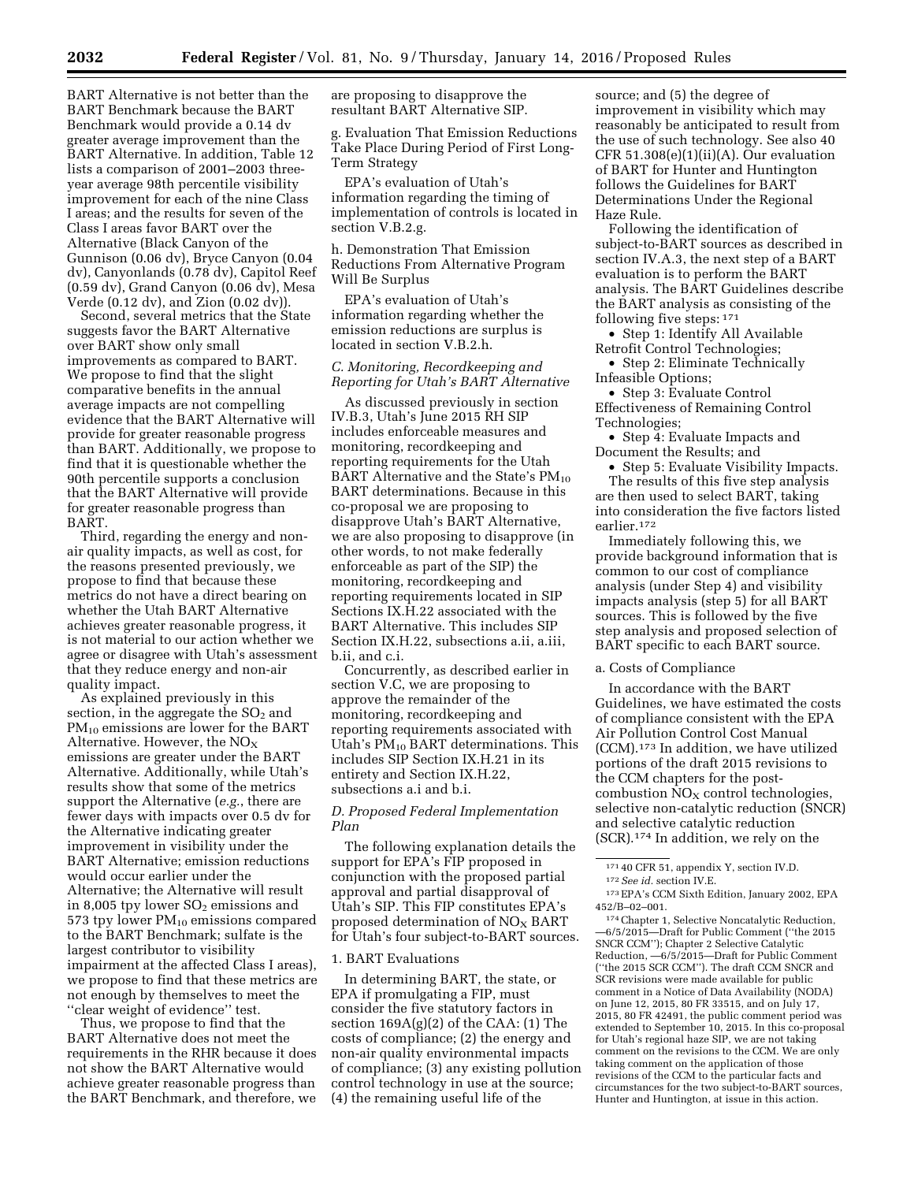BART Alternative is not better than the BART Benchmark because the BART Benchmark would provide a 0.14 dv greater average improvement than the BART Alternative. In addition, Table 12 lists a comparison of 2001–2003 three-year average 98th percentile visibility improvement for each of the nine Class I areas; and the results for seven of the Class I areas favor BART over the Alternative (Black Canyon of the Gunnison (0.06 dv), Bryce Canyon (0.04 dv), Canyonlands (0.78 dv), Capitol Reef (0.59 dv), Grand Canyon (0.06 dv), Mesa Verde (0.12 dv), and Zion (0.02 dv)).

Second, several metrics that the State suggests favor the BART Alternative over BART show only small improvements as compared to BART. We propose to find that the slight comparative benefits in the annual average impacts are not compelling evidence that the BART Alternative will provide for greater reasonable progress than BART. Additionally, we propose to find that it is questionable whether the 90th percentile supports a conclusion that the BART Alternative will provide for greater reasonable progress than BART.

Third, regarding the energy and non-air quality impacts, as well as cost, for the reasons presented previously, we propose to find that because these metrics do not have a direct bearing on whether the Utah BART Alternative achieves greater reasonable progress, it is not material to our action whether we agree or disagree with Utah's assessment that they reduce energy and non-air quality impact.

As explained previously in this section, in the aggregate the $SO_2$ and $PM_{10}$ emissions are lower for the BART Alternative. However, the $NO_X$ emissions are greater under the BART Alternative. Additionally, while Utah's results show that some of the metrics support the Alternative (*e.g.*, there are fewer days with impacts over 0.5 dv for the Alternative indicating greater improvement in visibility under the BART Alternative; emission reductions would occur earlier under the Alternative; the Alternative will result in 8,005 tpy lower $SO_2$ emissions and 573 tpy lower $PM_{10}$ emissions compared to the BART Benchmark; sulfate is the largest contributor to visibility impairment at the affected Class I areas), we propose to find that these metrics are not enough by themselves to meet the "clear weight of evidence" test.

Thus, we propose to find that the BART Alternative does not meet the requirements in the RHR because it does not show the BART Alternative would achieve greater reasonable progress than the BART Benchmark, and therefore, we are proposing to disapprove the resultant BART Alternative SIP.

g. Evaluation That Emission Reductions Take Place During Period of First Long-Term Strategy

EPA's evaluation of Utah's information regarding the timing of implementation of controls is located in section V.B.2.g.

h. Demonstration That Emission Reductions From Alternative Program Will Be Surplus

EPA's evaluation of Utah's information regarding whether the emission reductions are surplus is located in section V.B.2.h.

### *C. Monitoring, Recordkeeping and Reporting for Utah's BART Alternative*

As discussed previously in section IV.B.3, Utah's June 2015 RH SIP includes enforceable measures and monitoring, recordkeeping and reporting requirements for the Utah BART Alternative and the State's $PM_{10}$ BART determinations. Because in this co-proposal we are proposing to disapprove Utah's BART Alternative, we are also proposing to disapprove (in other words, to not make federally enforceable as part of the SIP) the monitoring, recordkeeping and reporting requirements located in SIP Sections IX.H.22 associated with the BART Alternative. This includes SIP Section IX.H.22, subsections a.ii, a.iii, b.ii, and c.i.

Concurrently, as described earlier in section V.C, we are proposing to approve the remainder of the monitoring, recordkeeping and reporting requirements associated with Utah's $PM_{10}$ BART determinations. This includes SIP Section IX.H.21 in its entirety and Section IX.H.22, subsections a.i and b.i.

### *D. Proposed Federal Implementation Plan*

The following explanation details the support for EPA's FIP proposed in conjunction with the proposed partial approval and partial disapproval of Utah's SIP. This FIP constitutes EPA's proposed determination of $NO_X$ BART for Utah's four subject-to-BART sources.

1. BART Evaluations

In determining BART, the state, or EPA if promulgating a FIP, must consider the five statutory factors in section 169A(g)(2) of the CAA: (1) The costs of compliance; (2) the energy and non-air quality environmental impacts of compliance; (3) any existing pollution control technology in use at the source; (4) the remaining useful life of the source; and (5) the degree of improvement in visibility which may reasonably be anticipated to result from the use of such technology. See also 40 CFR 51.308(e)(1)(ii)(A). Our evaluation of BART for Hunter and Huntington follows the Guidelines for BART Determinations Under the Regional Haze Rule.

Following the identification of subject-to-BART sources as described in section IV.A.3, the next step of a BART evaluation is to perform the BART analysis. The BART Guidelines describe the BART analysis as consisting of the following five steps: [171]

- Step 1: Identify All Available Retrofit Control Technologies;
- Step 2: Eliminate Technically Infeasible Options;
- Step 3: Evaluate Control Effectiveness of Remaining Control Technologies;
- Step 4: Evaluate Impacts and Document the Results; and
- Step 5: Evaluate Visibility Impacts.

The results of this five step analysis are then used to select BART, taking into consideration the five factors listed earlier.[172]

Immediately following this, we provide background information that is common to our cost of compliance analysis (under Step 4) and visibility impacts analysis (step 5) for all BART sources. This is followed by the five step analysis and proposed selection of BART specific to each BART source.

a. Costs of Compliance

In accordance with the BART Guidelines, we have estimated the costs of compliance consistent with the EPA Air Pollution Control Cost Manual (CCM).[173] In addition, we have utilized portions of the draft 2015 revisions to the CCM chapters for the post-combustion $NO_X$ control technologies, selective non-catalytic reduction (SNCR) and selective catalytic reduction (SCR).[174] In addition, we rely on the

---

[171] 40 CFR 51, appendix Y, section IV.D.

[172] *See id.* section IV.E.

[173] EPA's CCM Sixth Edition, January 2002, EPA 452/B–02–001.

[174] Chapter 1, Selective Noncatalytic Reduction, —6/5/2015—Draft for Public Comment ("the 2015 SNCR CCM"); Chapter 2 Selective Catalytic Reduction, —6/5/2015—Draft for Public Comment ("the 2015 SCR CCM"). The draft CCM SNCR and SCR revisions were made available for public comment in a Notice of Data Availability (NODA) on June 12, 2015, 80 FR 33515, and on July 17, 2015, 80 FR 42491, the public comment period was extended to September 10, 2015. In this co-proposal for Utah's regional haze SIP, we are not taking comment on the revisions to the CCM. We are only taking comment on the application of those revisions of the CCM to the particular facts and circumstances for the two subject-to-BART sources, Hunter and Huntington, at issue in this action.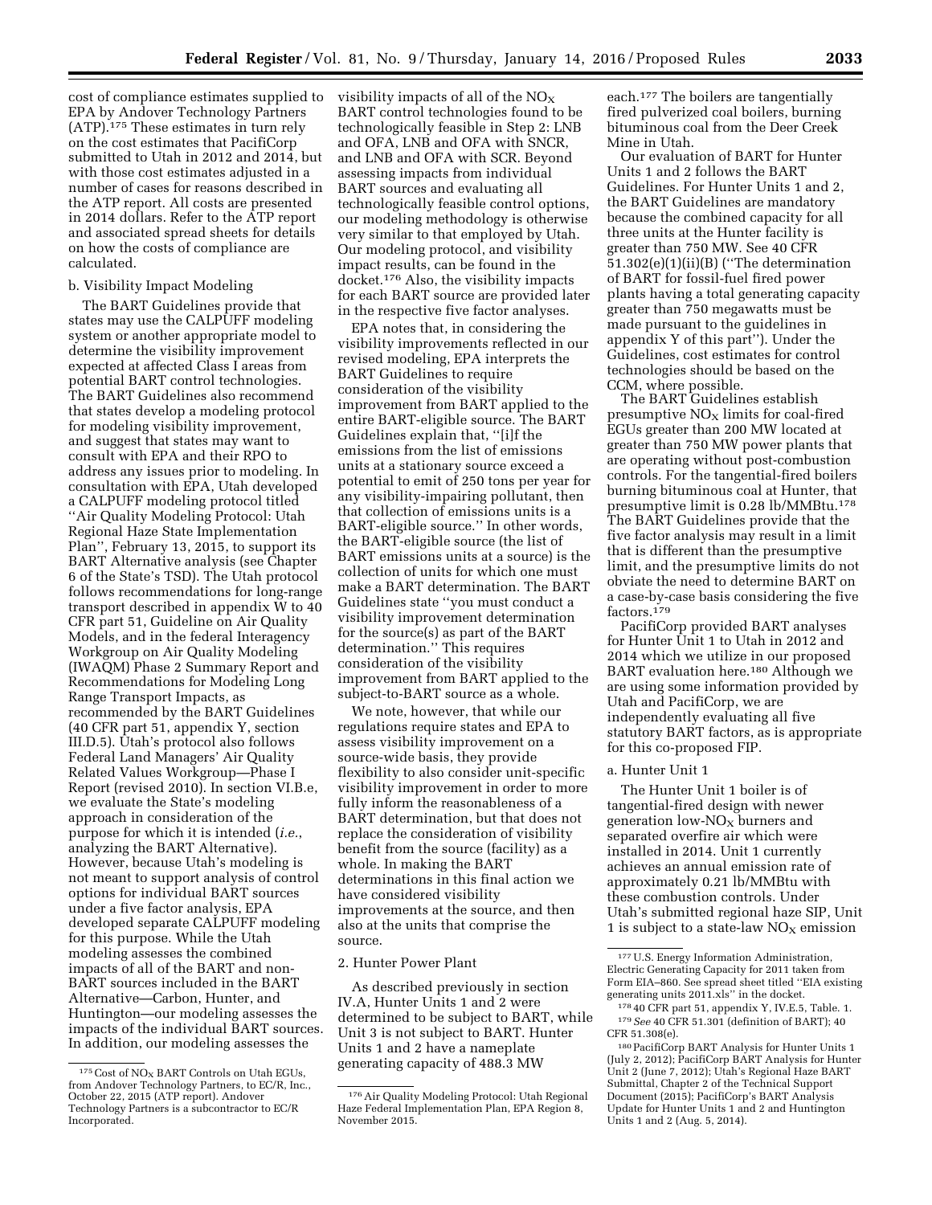cost of compliance estimates supplied to EPA by Andover Technology Partners (ATP).[175] These estimates in turn rely on the cost estimates that PacifiCorp submitted to Utah in 2012 and 2014, but with those cost estimates adjusted in a number of cases for reasons described in the ATP report. All costs are presented in 2014 dollars. Refer to the ATP report and associated spread sheets for details on how the costs of compliance are calculated.

b. Visibility Impact Modeling

The BART Guidelines provide that states may use the CALPUFF modeling system or another appropriate model to determine the visibility improvement expected at affected Class I areas from potential BART control technologies. The BART Guidelines also recommend that states develop a modeling protocol for modeling visibility improvement, and suggest that states may want to consult with EPA and their RPO to address any issues prior to modeling. In consultation with EPA, Utah developed a CALPUFF modeling protocol titled ''Air Quality Modeling Protocol: Utah Regional Haze State Implementation Plan'', February 13, 2015, to support its BART Alternative analysis (see Chapter 6 of the State's TSD). The Utah protocol follows recommendations for long-range transport described in appendix W to 40 CFR part 51, Guideline on Air Quality Models, and in the federal Interagency Workgroup on Air Quality Modeling (IWAQM) Phase 2 Summary Report and Recommendations for Modeling Long Range Transport Impacts, as recommended by the BART Guidelines (40 CFR part 51, appendix Y, section III.D.5). Utah's protocol also follows Federal Land Managers' Air Quality Related Values Workgroup—Phase I Report (revised 2010). In section VI.B.e, we evaluate the State's modeling approach in consideration of the purpose for which it is intended (*i.e.*, analyzing the BART Alternative). However, because Utah's modeling is not meant to support analysis of control options for individual BART sources under a five factor analysis, EPA developed separate CALPUFF modeling for this purpose. While the Utah modeling assesses the combined impacts of all of the BART and non-BART sources included in the BART Alternative—Carbon, Hunter, and Huntington—our modeling assesses the impacts of the individual BART sources. In addition, our modeling assesses the visibility impacts of all of the $NO_X$ BART control technologies found to be technologically feasible in Step 2: LNB and OFA, LNB and OFA with SNCR, and LNB and OFA with SCR. Beyond assessing impacts from individual BART sources and evaluating all technologically feasible control options, our modeling methodology is otherwise very similar to that employed by Utah. Our modeling protocol, and visibility impact results, can be found in the docket.[176] Also, the visibility impacts for each BART source are provided later in the respective five factor analyses.

EPA notes that, in considering the visibility improvements reflected in our revised modeling, EPA interprets the BART Guidelines to require consideration of the visibility improvement from BART applied to the entire BART-eligible source. The BART Guidelines explain that, ''[i]f the emissions from the list of emissions units at a stationary source exceed a potential to emit of 250 tons per year for any visibility-impairing pollutant, then that collection of emissions units is a BART-eligible source.'' In other words, the BART-eligible source (the list of BART emissions units at a source) is the collection of units for which one must make a BART determination. The BART Guidelines state ''you must conduct a visibility improvement determination for the source(s) as part of the BART determination.'' This requires consideration of the visibility improvement from BART applied to the subject-to-BART source as a whole.

We note, however, that while our regulations require states and EPA to assess visibility improvement on a source-wide basis, they provide flexibility to also consider unit-specific visibility improvement in order to more fully inform the reasonableness of a BART determination, but that does not replace the consideration of visibility benefit from the source (facility) as a whole. In making the BART determinations in this final action we have considered visibility improvements at the source, and then also at the units that comprise the source.

2. Hunter Power Plant

As described previously in section IV.A, Hunter Units 1 and 2 were determined to be subject to BART, while Unit 3 is not subject to BART. Hunter Units 1 and 2 have a nameplate generating capacity of 488.3 MW each.[177] The boilers are tangentially fired pulverized coal boilers, burning bituminous coal from the Deer Creek Mine in Utah.

Our evaluation of BART for Hunter Units 1 and 2 follows the BART Guidelines. For Hunter Units 1 and 2, the BART Guidelines are mandatory because the combined capacity for all three units at the Hunter facility is greater than 750 MW. See 40 CFR 51.302(e)(1)(ii)(B) (''The determination of BART for fossil-fuel fired power plants having a total generating capacity greater than 750 megawatts must be made pursuant to the guidelines in appendix Y of this part''). Under the Guidelines, cost estimates for control technologies should be based on the CCM, where possible.

The BART Guidelines establish presumptive $NO_X$ limits for coal-fired EGUs greater than 200 MW located at greater than 750 MW power plants that are operating without post-combustion controls. For the tangential-fired boilers burning bituminous coal at Hunter, that presumptive limit is 0.28 lb/MMBtu.[178] The BART Guidelines provide that the five factor analysis may result in a limit that is different than the presumptive limit, and the presumptive limits do not obviate the need to determine BART on a case-by-case basis considering the five factors.[179]

PacifiCorp provided BART analyses for Hunter Unit 1 to Utah in 2012 and 2014 which we utilize in our proposed BART evaluation here.[180] Although we are using some information provided by Utah and PacifiCorp, we are independently evaluating all five statutory BART factors, as is appropriate for this co-proposed FIP.

a. Hunter Unit 1

The Hunter Unit 1 boiler is of tangential-fired design with newer generation low-$NO_X$ burners and separated overfire air which were installed in 2014. Unit 1 currently achieves an annual emission rate of approximately 0.21 lb/MMBtu with these combustion controls. Under Utah's submitted regional haze SIP, Unit 1 is subject to a state-law $NO_X$ emission

---

[175] Cost of $NO_X$ BART Controls on Utah EGUs, from Andover Technology Partners, to EC/R, Inc., October 22, 2015 (ATP report). Andover Technology Partners is a subcontractor to EC/R Incorporated.

[176] Air Quality Modeling Protocol: Utah Regional Haze Federal Implementation Plan, EPA Region 8, November 2015.

[177] U.S. Energy Information Administration, Electric Generating Capacity for 2011 taken from Form EIA–860. See spread sheet titled ''EIA existing generating units 2011.xls'' in the docket.

[178] 40 CFR part 51, appendix Y, IV.E.5, Table. 1.

[179] *See* 40 CFR 51.301 (definition of BART); 40 CFR 51.308(e).

[180] PacifiCorp BART Analysis for Hunter Units 1 (July 2, 2012); PacifiCorp BART Analysis for Hunter Unit 2 (June 7, 2012); Utah's Regional Haze BART Submittal, Chapter 2 of the Technical Support Document (2015); PacifiCorp's BART Analysis Update for Hunter Units 1 and 2 and Huntington Units 1 and 2 (Aug. 5, 2014).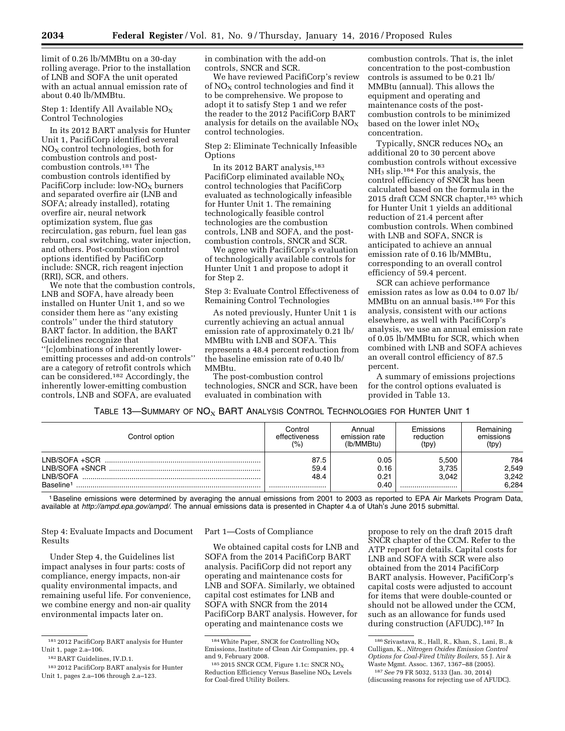limit of 0.26 lb/MMBtu on a 30-day rolling average. Prior to the installation of LNB and SOFA the unit operated with an actual annual emission rate of about 0.40 lb/MMBtu.

Step 1: Identify All Available $NO_X$ Control Technologies

In its 2012 BART analysis for Hunter Unit 1, PacifiCorp identified several $NO_X$ control technologies, both for combustion controls and post-combustion controls.[181] The combustion controls identified by PacifiCorp include: low-$NO_X$ burners and separated overfire air (LNB and SOFA; already installed), rotating overfire air, neural network optimization system, flue gas recirculation, gas reburn, fuel lean gas reburn, coal switching, water injection, and others. Post-combustion control options identified by PacifiCorp include: SNCR, rich reagent injection (RRI), SCR, and others.

We note that the combustion controls, LNB and SOFA, have already been installed on Hunter Unit 1, and so we consider them here as ''any existing controls'' under the third statutory BART factor. In addition, the BART Guidelines recognize that ''[c]ombinations of inherently lower-emitting processes and add-on controls'' are a category of retrofit controls which can be considered.[182] Accordingly, the inherently lower-emitting combustion controls, LNB and SOFA, are evaluated in combination with the add-on controls, SNCR and SCR.

We have reviewed PacifiCorp's review of $NO_X$ control technologies and find it to be comprehensive. We propose to adopt it to satisfy Step 1 and we refer the reader to the 2012 PacifiCorp BART analysis for details on the available $NO_X$ control technologies.

Step 2: Eliminate Technically Infeasible Options

In its 2012 BART analysis,[183] PacifiCorp eliminated available $NO_X$ control technologies that PacifiCorp evaluated as technologically infeasible for Hunter Unit 1. The remaining technologically feasible control technologies are the combustion controls, LNB and SOFA, and the post-combustion controls, SNCR and SCR.

We agree with PacifiCorp's evaluation of technologically available controls for Hunter Unit 1 and propose to adopt it for Step 2.

Step 3: Evaluate Control Effectiveness of Remaining Control Technologies

As noted previously, Hunter Unit 1 is currently achieving an actual annual emission rate of approximately 0.21 lb/MMBtu with LNB and SOFA. This represents a 48.4 percent reduction from the baseline emission rate of 0.40 lb/MMBtu.

The post-combustion control technologies, SNCR and SCR, have been evaluated in combination with combustion controls. That is, the inlet concentration to the post-combustion controls is assumed to be 0.21 lb/MMBtu (annual). This allows the equipment and operating and maintenance costs of the post-combustion controls to be minimized based on the lower inlet $NO_X$ concentration.

Typically, SNCR reduces $NO_X$ an additional 20 to 30 percent above combustion controls without excessive $NH_3$ slip.[184] For this analysis, the control efficiency of SNCR has been calculated based on the formula in the 2015 draft CCM SNCR chapter,[185] which for Hunter Unit 1 yields an additional reduction of 21.4 percent after combustion controls. When combined with LNB and SOFA, SNCR is anticipated to achieve an annual emission rate of 0.16 lb/MMBtu, corresponding to an overall control efficiency of 59.4 percent.

SCR can achieve performance emission rates as low as 0.04 to 0.07 lb/MMBtu on an annual basis.[186] For this analysis, consistent with our actions elsewhere, as well with PacifiCorp's analysis, we use an annual emission rate of 0.05 lb/MMBtu for SCR, which when combined with LNB and SOFA achieves an overall control efficiency of 87.5 percent.

A summary of emissions projections for the control options evaluated is provided in Table 13.

TABLE 13—SUMMARY OF $NO_X$ BART ANALYSIS CONTROL TECHNOLOGIES FOR HUNTER UNIT 1

| Control option | Control effectiveness (%) | Annual emission rate (lb/MMBtu) | Emissions reduction (tpy) | Remaining emissions (tpy) |
|---|---|---|---|---|
| LNB/SOFA +SCR | 87.5 | 0.05 | 5,500 | 784 |
| LNB/SOFA +SNCR | 59.4 | 0.16 | 3,735 | 2,549 |
| LNB/SOFA | 48.4 | 0.21 | 3,042 | 3,242 |
| Baseline[1] | | 0.40 | | 6,284 |

[1] Baseline emissions were determined by averaging the annual emissions from 2001 to 2003 as reported to EPA Air Markets Program Data, available at *http://ampd.epa.gov/ampd/.* The annual emissions data is presented in Chapter 4.a of Utah's June 2015 submittal.

Step 4: Evaluate Impacts and Document Results

Under Step 4, the Guidelines list impact analyses in four parts: costs of compliance, energy impacts, non-air quality environmental impacts, and remaining useful life. For convenience, we combine energy and non-air quality environmental impacts later on.

Part 1—Costs of Compliance

We obtained capital costs for LNB and SOFA from the 2014 PacifiCorp BART analysis. PacifiCorp did not report any operating and maintenance costs for LNB and SOFA. Similarly, we obtained capital cost estimates for LNB and SOFA with SNCR from the 2014 PacifiCorp BART analysis. However, for operating and maintenance costs we propose to rely on the draft 2015 draft SNCR chapter of the CCM. Refer to the ATP report for details. Capital costs for LNB and SOFA with SCR were also obtained from the 2014 PacifiCorp BART analysis. However, PacifiCorp's capital costs were adjusted to account for items that were double-counted or should not be allowed under the CCM, such as an allowance for funds used during construction (AFUDC).[187] In

[181] 2012 PacifiCorp BART analysis for Hunter Unit 1, page 2.a–106.

[182] BART Guidelines, IV.D.1.

[183] 2012 PacifiCorp BART analysis for Hunter Unit 1, pages 2.a–106 through 2.a–123.

[184] White Paper, SNCR for Controlling $NO_X$ Emissions, Institute of Clean Air Companies, pp. 4 and 9, February 2008.

[185] 2015 SNCR CCM, Figure 1.1c: SNCR $NO_X$ Reduction Efficiency Versus Baseline $NO_X$ Levels for Coal-fired Utility Boilers.

[186] Srivastava, R., Hall, R., Khan, S., Lani, B., & Culligan, K., *Nitrogen Oxides Emission Control Options for Coal-Fired Utility Boilers,* 55 J. Air & Waste Mgmt. Assoc. 1367, 1367–88 (2005).

[187] *See* 79 FR 5032, 5133 (Jan. 30, 2014) (discussing reasons for rejecting use of AFUDC).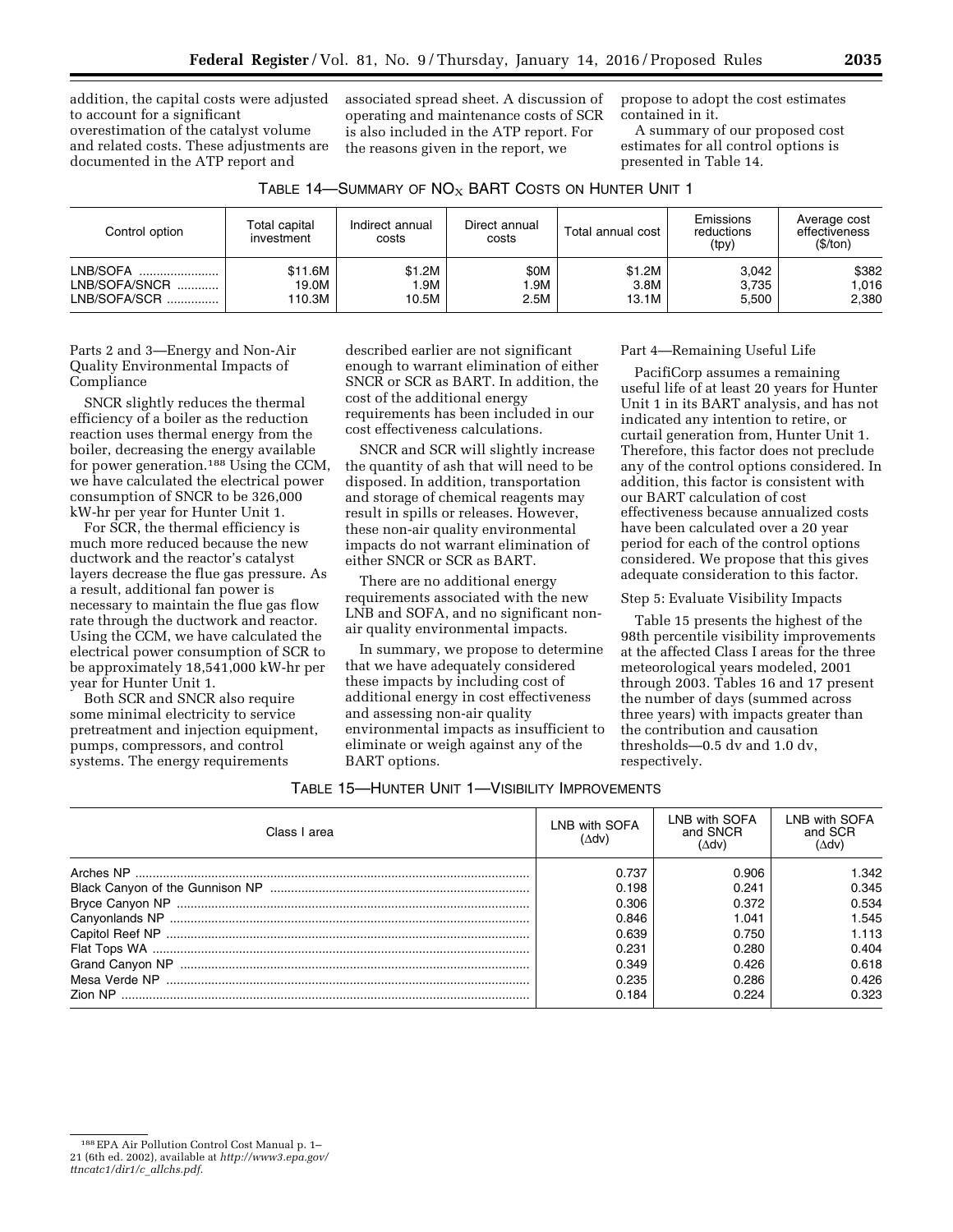addition, the capital costs were adjusted to account for a significant overestimation of the catalyst volume and related costs. These adjustments are documented in the ATP report and associated spread sheet. A discussion of operating and maintenance costs of SCR is also included in the ATP report. For the reasons given in the report, we propose to adopt the cost estimates contained in it.

A summary of our proposed cost estimates for all control options is presented in Table 14.

TABLE 14—SUMMARY OF $NO_X$ BART COSTS ON HUNTER UNIT 1

| Control option | Total capital investment | Indirect annual costs | Direct annual costs | Total annual cost | Emissions reductions (tpy) | Average cost effectiveness ($/ton) |
|---|---|---|---|---|---|---|
| LNB/SOFA | $11.6M | $1.2M | $0M | $1.2M | 3,042 | $382 |
| LNB/SOFA/SNCR | 19.0M | 1.9M | 1.9M | 3.8M | 3,735 | 1,016 |
| LNB/SOFA/SCR | 110.3M | 10.5M | 2.5M | 13.1M | 5,500 | 2,380 |

Parts 2 and 3—Energy and Non-Air Quality Environmental Impacts of Compliance

SNCR slightly reduces the thermal efficiency of a boiler as the reduction reaction uses thermal energy from the boiler, decreasing the energy available for power generation.[188] Using the CCM, we have calculated the electrical power consumption of SNCR to be 326,000 kW-hr per year for Hunter Unit 1.

For SCR, the thermal efficiency is much more reduced because the new ductwork and the reactor's catalyst layers decrease the flue gas pressure. As a result, additional fan power is necessary to maintain the flue gas flow rate through the ductwork and reactor. Using the CCM, we have calculated the electrical power consumption of SCR to be approximately 18,541,000 kW-hr per year for Hunter Unit 1.

Both SCR and SNCR also require some minimal electricity to service pretreatment and injection equipment, pumps, compressors, and control systems. The energy requirements described earlier are not significant enough to warrant elimination of either SNCR or SCR as BART. In addition, the cost of the additional energy requirements has been included in our cost effectiveness calculations.

SNCR and SCR will slightly increase the quantity of ash that will need to be disposed. In addition, transportation and storage of chemical reagents may result in spills or releases. However, these non-air quality environmental impacts do not warrant elimination of either SNCR or SCR as BART.

There are no additional energy requirements associated with the new LNB and SOFA, and no significant non-air quality environmental impacts.

In summary, we propose to determine that we have adequately considered these impacts by including cost of additional energy in cost effectiveness and assessing non-air quality environmental impacts as insufficient to eliminate or weigh against any of the BART options.

Part 4—Remaining Useful Life

PacifiCorp assumes a remaining useful life of at least 20 years for Hunter Unit 1 in its BART analysis, and has not indicated any intention to retire, or curtail generation from, Hunter Unit 1. Therefore, this factor does not preclude any of the control options considered. In addition, this factor is consistent with our BART calculation of cost effectiveness because annualized costs have been calculated over a 20 year period for each of the control options considered. We propose that this gives adequate consideration to this factor.

Step 5: Evaluate Visibility Impacts

Table 15 presents the highest of the 98th percentile visibility improvements at the affected Class I areas for the three meteorological years modeled, 2001 through 2003. Tables 16 and 17 present the number of days (summed across three years) with impacts greater than the contribution and causation thresholds—0.5 dv and 1.0 dv, respectively.

TABLE 15—HUNTER UNIT 1—VISIBILITY IMPROVEMENTS

| Class I area | LNB with SOFA ($\Delta$dv) | LNB with SOFA and SNCR ($\Delta$dv) | LNB with SOFA and SCR ($\Delta$dv) |
|---|---|---|---|
| Arches NP | 0.737 | 0.906 | 1.342 |
| Black Canyon of the Gunnison NP | 0.198 | 0.241 | 0.345 |
| Bryce Canyon NP | 0.306 | 0.372 | 0.534 |
| Canyonlands NP | 0.846 | 1.041 | 1.545 |
| Capitol Reef NP | 0.639 | 0.750 | 1.113 |
| Flat Tops WA | 0.231 | 0.280 | 0.404 |
| Grand Canyon NP | 0.349 | 0.426 | 0.618 |
| Mesa Verde NP | 0.235 | 0.286 | 0.426 |
| Zion NP | 0.184 | 0.224 | 0.323 |

[188] EPA Air Pollution Control Cost Manual p. 1–21 (6th ed. 2002), available at *http://www3.epa.gov/ttncatc1/dir1/c_allchs.pdf*.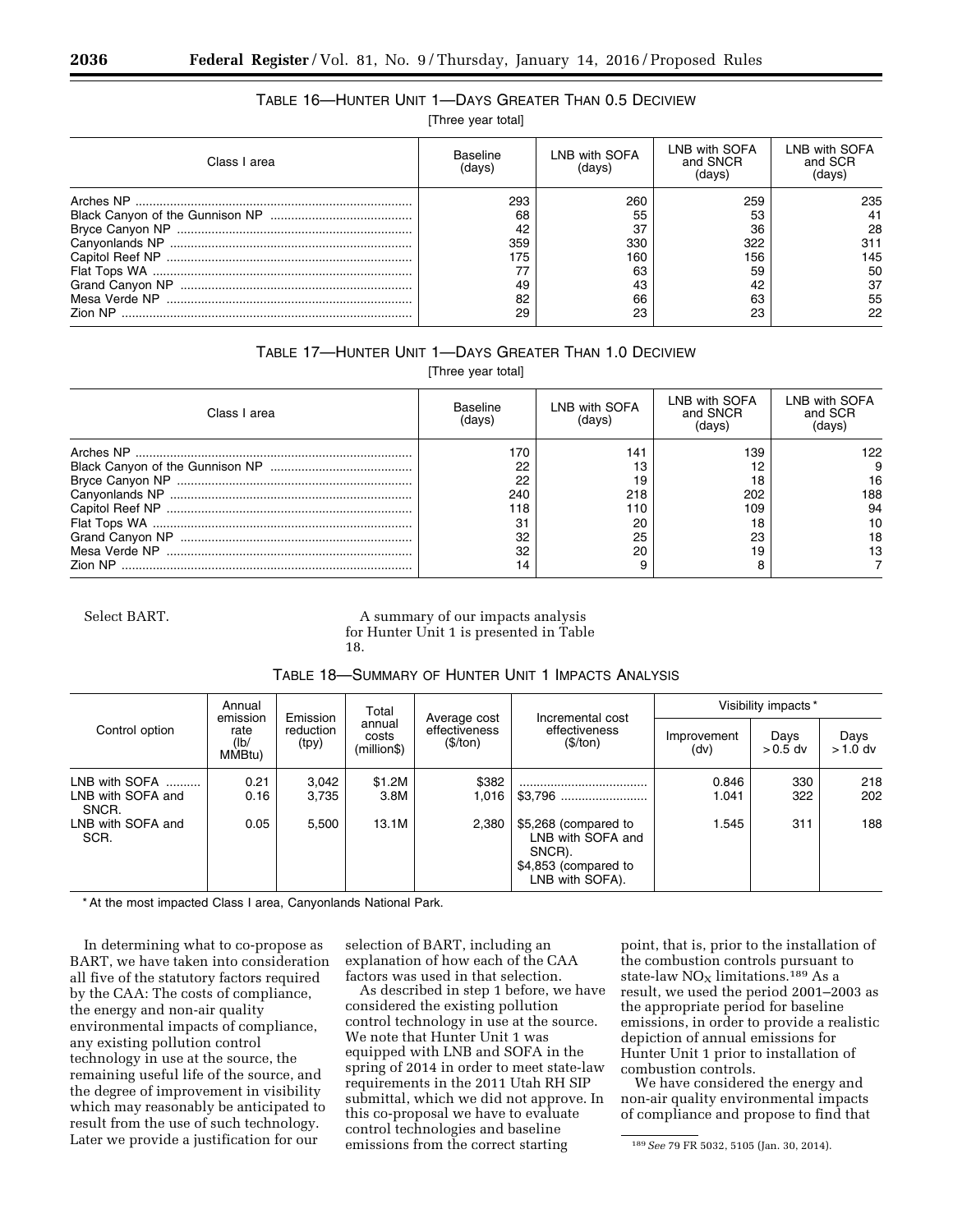TABLE 16—HUNTER UNIT 1—DAYS GREATER THAN 0.5 DECIVIEW

[Three year total]

| Class I area | Baseline (days) | LNB with SOFA (days) | LNB with SOFA and SNCR (days) | LNB with SOFA and SCR (days) |
|---|---|---|---|---|
| Arches NP | 293 | 260 | 259 | 235 |
| Black Canyon of the Gunnison NP | 68 | 55 | 53 | 41 |
| Bryce Canyon NP | 42 | 37 | 36 | 28 |
| Canyonlands NP | 359 | 330 | 322 | 311 |
| Capitol Reef NP | 175 | 160 | 156 | 145 |
| Flat Tops WA | 77 | 63 | 59 | 50 |
| Grand Canyon NP | 49 | 43 | 42 | 37 |
| Mesa Verde NP | 82 | 66 | 63 | 55 |
| Zion NP | 29 | 23 | 23 | 22 |

TABLE 17—HUNTER UNIT 1—DAYS GREATER THAN 1.0 DECIVIEW

[Three year total]

| Class I area | Baseline (days) | LNB with SOFA (days) | LNB with SOFA and SNCR (days) | LNB with SOFA and SCR (days) |
|---|---|---|---|---|
| Arches NP | 170 | 141 | 139 | 122 |
| Black Canyon of the Gunnison NP | 22 | 13 | 12 | 9 |
| Bryce Canyon NP | 22 | 19 | 18 | 16 |
| Canyonlands NP | 240 | 218 | 202 | 188 |
| Capitol Reef NP | 118 | 110 | 109 | 94 |
| Flat Tops WA | 31 | 20 | 18 | 10 |
| Grand Canyon NP | 32 | 25 | 23 | 18 |
| Mesa Verde NP | 32 | 20 | 19 | 13 |
| Zion NP | 14 | 9 | 8 | 7 |

Select BART.

A summary of our impacts analysis for Hunter Unit 1 is presented in Table 18.

TABLE 18—SUMMARY OF HUNTER UNIT 1 IMPACTS ANALYSIS

| Control option | Annual emission rate (lb/MMBtu) | Emission reduction (tpy) | Total annual costs (million$) | Average cost effectiveness ($/ton) | Incremental cost effectiveness ($/ton) | Visibility impacts* | | |
|---|---|---|---|---|---|---|---|---|
| | | | | | | Improvement (dv) | Days > 0.5 dv | Days > 1.0 dv |
| LNB with SOFA | 0.21 | 3,042 | $1.2M | $382 | | 0.846 | 330 | 218 |
| LNB with SOFA and SNCR. | 0.16 | 3,735 | 3.8M | 1,016 | $3,796 | 1.041 | 322 | 202 |
| LNB with SOFA and SCR. | 0.05 | 5,500 | 13.1M | 2,380 | $5,268 (compared to LNB with SOFA and SNCR). $4,853 (compared to LNB with SOFA). | 1.545 | 311 | 188 |

\* At the most impacted Class I area, Canyonlands National Park.

In determining what to co-propose as BART, we have taken into consideration all five of the statutory factors required by the CAA: The costs of compliance, the energy and non-air quality environmental impacts of compliance, any existing pollution control technology in use at the source, the remaining useful life of the source, and the degree of improvement in visibility which may reasonably be anticipated to result from the use of such technology. Later we provide a justification for our selection of BART, including an explanation of how each of the CAA factors was used in that selection.

As described in step 1 before, we have considered the existing pollution control technology in use at the source. We note that Hunter Unit 1 was equipped with LNB and SOFA in the spring of 2014 in order to meet state-law requirements in the 2011 Utah RH SIP submittal, which we did not approve. In this co-proposal we have to evaluate control technologies and baseline emissions from the correct starting point, that is, prior to the installation of the combustion controls pursuant to state-law $NO_X$ limitations.[189] As a result, we used the period 2001–2003 as the appropriate period for baseline emissions, in order to provide a realistic depiction of annual emissions for Hunter Unit 1 prior to installation of combustion controls.

We have considered the energy and non-air quality environmental impacts of compliance and propose to find that

[189] *See* 79 FR 5032, 5105 (Jan. 30, 2014).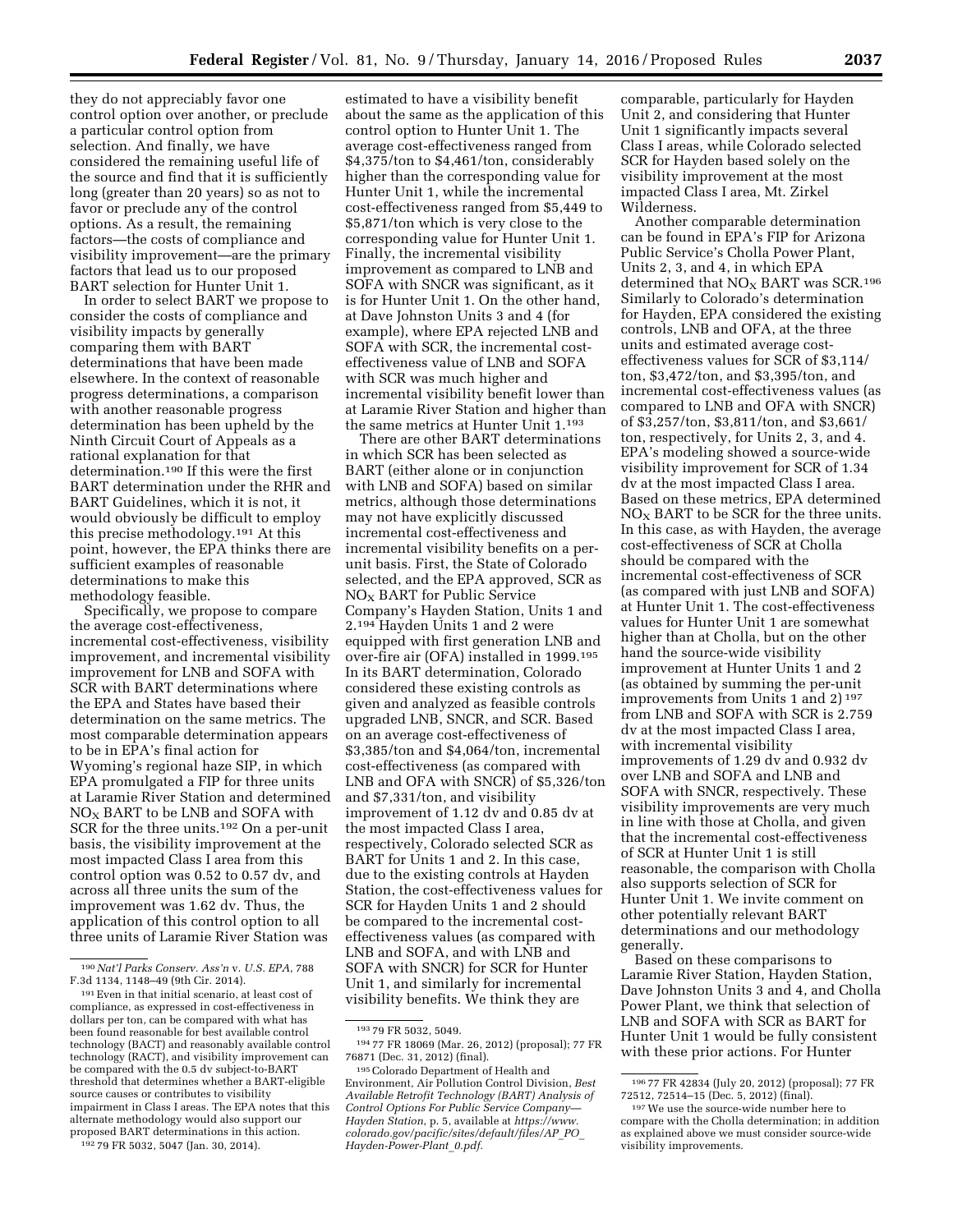they do not appreciably favor one control option over another, or preclude a particular control option from selection. And finally, we have considered the remaining useful life of the source and find that it is sufficiently long (greater than 20 years) so as not to favor or preclude any of the control options. As a result, the remaining factors—the costs of compliance and visibility improvement—are the primary factors that lead us to our proposed BART selection for Hunter Unit 1.

In order to select BART we propose to consider the costs of compliance and visibility impacts by generally comparing them with BART determinations that have been made elsewhere. In the context of reasonable progress determinations, a comparison with another reasonable progress determination has been upheld by the Ninth Circuit Court of Appeals as a rational explanation for that determination.[190] If this were the first BART determination under the RHR and BART Guidelines, which it is not, it would obviously be difficult to employ this precise methodology.[191] At this point, however, the EPA thinks there are sufficient examples of reasonable determinations to make this methodology feasible.

Specifically, we propose to compare the average cost-effectiveness, incremental cost-effectiveness, visibility improvement, and incremental visibility improvement for LNB and SOFA with SCR with BART determinations where the EPA and States have based their determination on the same metrics. The most comparable determination appears to be in EPA's final action for Wyoming's regional haze SIP, in which EPA promulgated a FIP for three units at Laramie River Station and determined $NO_X$ BART to be LNB and SOFA with SCR for the three units.[192] On a per-unit basis, the visibility improvement at the most impacted Class I area from this control option was 0.52 to 0.57 dv, and across all three units the sum of the improvement was 1.62 dv. Thus, the application of this control option to all three units of Laramie River Station was estimated to have a visibility benefit about the same as the application of this control option to Hunter Unit 1. The average cost-effectiveness ranged from $4,375/ton to $4,461/ton, considerably higher than the corresponding value for Hunter Unit 1, while the incremental cost-effectiveness ranged from $5,449 to $5,871/ton which is very close to the corresponding value for Hunter Unit 1. Finally, the incremental visibility improvement as compared to LNB and SOFA with SNCR was significant, as it is for Hunter Unit 1. On the other hand, at Dave Johnston Units 3 and 4 (for example), where EPA rejected LNB and SOFA with SCR, the incremental cost-effectiveness value of LNB and SOFA with SCR was much higher and incremental visibility benefit lower than at Laramie River Station and higher than the same metrics at Hunter Unit 1.[193]

There are other BART determinations in which SCR has been selected as BART (either alone or in conjunction with LNB and SOFA) based on similar metrics, although those determinations may not have explicitly discussed incremental cost-effectiveness and incremental visibility benefits on a per-unit basis. First, the State of Colorado selected, and the EPA approved, SCR as $NO_X$ BART for Public Service Company's Hayden Station, Units 1 and 2.[194] Hayden Units 1 and 2 were equipped with first generation LNB and over-fire air (OFA) installed in 1999.[195] In its BART determination, Colorado considered these existing controls as given and analyzed as feasible controls upgraded LNB, SNCR, and SCR. Based on an average cost-effectiveness of $3,385/ton and $4,064/ton, incremental cost-effectiveness (as compared with LNB and OFA with SNCR) of $5,326/ton and $7,331/ton, and visibility improvement of 1.12 dv and 0.85 dv at the most impacted Class I area, respectively, Colorado selected SCR as BART for Units 1 and 2. In this case, due to the existing controls at Hayden Station, the cost-effectiveness values for SCR for Hayden Units 1 and 2 should be compared to the incremental cost-effectiveness values (as compared with LNB and SOFA, and with LNB and SOFA with SNCR) for SCR for Hunter Unit 1, and similarly for incremental visibility benefits. We think they are comparable, particularly for Hayden Unit 2, and considering that Hunter Unit 1 significantly impacts several Class I areas, while Colorado selected SCR for Hayden based solely on the visibility improvement at the most impacted Class I area, Mt. Zirkel Wilderness.

Another comparable determination can be found in EPA's FIP for Arizona Public Service's Cholla Power Plant, Units 2, 3, and 4, in which EPA determined that $NO_X$ BART was SCR.[196] Similarly to Colorado's determination for Hayden, EPA considered the existing controls, LNB and OFA, at the three units and estimated average cost-effectiveness values for SCR of $3,114/ton, $3,472/ton, and $3,395/ton, and incremental cost-effectiveness values (as compared to LNB and OFA with SNCR) of $3,257/ton, $3,811/ton, and $3,661/ton, respectively, for Units 2, 3, and 4. EPA's modeling showed a source-wide visibility improvement for SCR of 1.34 dv at the most impacted Class I area. Based on these metrics, EPA determined $NO_X$ BART to be SCR for the three units. In this case, as with Hayden, the average cost-effectiveness of SCR at Cholla should be compared with the incremental cost-effectiveness of SCR (as compared with just LNB and SOFA) at Hunter Unit 1. The cost-effectiveness values for Hunter Unit 1 are somewhat higher than at Cholla, but on the other hand the source-wide visibility improvement at Hunter Units 1 and 2 (as obtained by summing the per-unit improvements from Units 1 and 2)[197] from LNB and SOFA with SCR is 2.759 dv at the most impacted Class I area, with incremental visibility improvements of 1.29 dv and 0.932 dv over LNB and SOFA and LNB and SOFA with SNCR, respectively. These visibility improvements are very much in line with those at Cholla, and given that the incremental cost-effectiveness of SCR at Hunter Unit 1 is still reasonable, the comparison with Cholla also supports selection of SCR for Hunter Unit 1. We invite comment on other potentially relevant BART determinations and our methodology generally.

Based on these comparisons to Laramie River Station, Hayden Station, Dave Johnston Units 3 and 4, and Cholla Power Plant, we think that selection of LNB and SOFA with SCR as BART for Hunter Unit 1 would be fully consistent with these prior actions. For Hunter

---

[190] *Nat'l Parks Conserv. Ass'n* v. *U.S. EPA*, 788 F.3d 1134, 1148–49 (9th Cir. 2014).

[191] Even in that initial scenario, at least cost of compliance, as expressed in cost-effectiveness in dollars per ton, can be compared with what has been found reasonable for best available control technology (BACT) and reasonably available control technology (RACT), and visibility improvement can be compared with the 0.5 dv subject-to-BART threshold that determines whether a BART-eligible source causes or contributes to visibility impairment in Class I areas. The EPA notes that this alternate methodology would also support our proposed BART determinations in this action.

[192] 79 FR 5032, 5047 (Jan. 30, 2014).

[193] 79 FR 5032, 5049.

[194] 77 FR 18069 (Mar. 26, 2012) (proposal); 77 FR 76871 (Dec. 31, 2012) (final).

[195] Colorado Department of Health and Environment, Air Pollution Control Division, *Best Available Retrofit Technology (BART) Analysis of Control Options For Public Service Company—Hayden Station*, p. 5, available at *https://www.colorado.gov/pacific/sites/default/files/AP_PO_Hayden-Power-Plant_0.pdf*.

[196] 77 FR 42834 (July 20, 2012) (proposal); 77 FR 72512, 72514–15 (Dec. 5, 2012) (final).

[197] We use the source-wide number here to compare with the Cholla determination; in addition as explained above we must consider source-wide visibility improvements.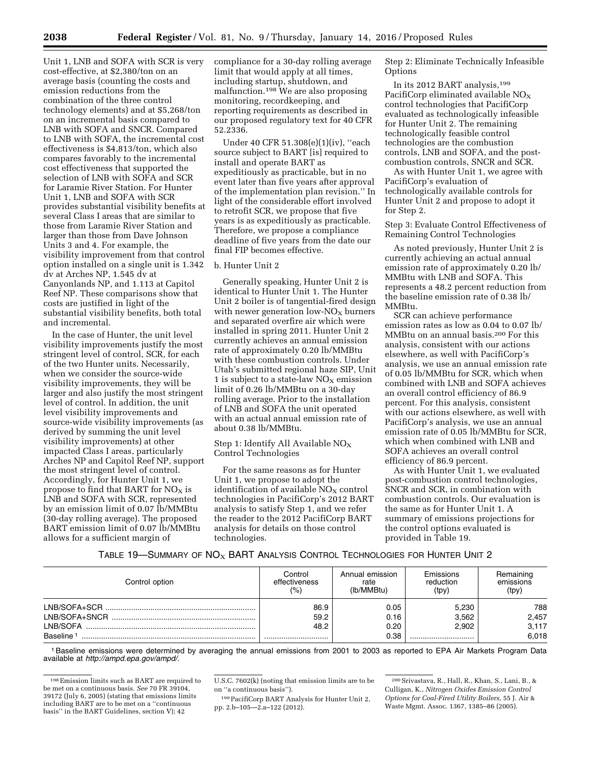Unit 1, LNB and SOFA with SCR is very cost-effective, at $2,380/ton on an average basis (counting the costs and emission reductions from the combination of the three control technology elements) and at $5,268/ton on an incremental basis compared to LNB with SOFA and SNCR. Compared to LNB with SOFA, the incremental cost effectiveness is $4,813/ton, which also compares favorably to the incremental cost effectiveness that supported the selection of LNB with SOFA and SCR for Laramie River Station. For Hunter Unit 1, LNB and SOFA with SCR provides substantial visibility benefits at several Class I areas that are similar to those from Laramie River Station and larger than those from Dave Johnson Units 3 and 4. For example, the visibility improvement from that control option installed on a single unit is 1.342 dv at Arches NP, 1.545 dv at Canyonlands NP, and 1.113 at Capitol Reef NP. These comparisons show that costs are justified in light of the substantial visibility benefits, both total and incremental.

In the case of Hunter, the unit level visibility improvements justify the most stringent level of control, SCR, for each of the two Hunter units. Necessarily, when we consider the source-wide visibility improvements, they will be larger and also justify the most stringent level of control. In addition, the unit level visibility improvements and source-wide visibility improvements (as derived by summing the unit level visibility improvements) at other impacted Class I areas, particularly Arches NP and Capitol Reef NP, support the most stringent level of control. Accordingly, for Hunter Unit 1, we propose to find that BART for $NO_X$ is LNB and SOFA with SCR, represented by an emission limit of 0.07 lb/MMBtu (30-day rolling average). The proposed BART emission limit of 0.07 lb/MMBtu allows for a sufficient margin of compliance for a 30-day rolling average limit that would apply at all times, including startup, shutdown, and malfunction.[198] We are also proposing monitoring, recordkeeping, and reporting requirements as described in our proposed regulatory text for 40 CFR 52.2336.

Under 40 CFR 51.308(e)(1)(iv), "each source subject to BART [is] required to install and operate BART as expeditiously as practicable, but in no event later than five years after approval of the implementation plan revision." In light of the considerable effort involved to retrofit SCR, we propose that five years is as expeditiously as practicable. Therefore, we propose a compliance deadline of five years from the date our final FIP becomes effective.

b. Hunter Unit 2

Generally speaking, Hunter Unit 2 is identical to Hunter Unit 1. The Hunter Unit 2 boiler is of tangential-fired design with newer generation low-$NO_X$ burners and separated overfire air which were installed in spring 2011. Hunter Unit 2 currently achieves an annual emission rate of approximately 0.20 lb/MMBtu with these combustion controls. Under Utah's submitted regional haze SIP, Unit 1 is subject to a state-law $NO_X$ emission limit of 0.26 lb/MMBtu on a 30-day rolling average. Prior to the installation of LNB and SOFA the unit operated with an actual annual emission rate of about 0.38 lb/MMBtu.

Step 1: Identify All Available $NO_X$ Control Technologies

For the same reasons as for Hunter Unit 1, we propose to adopt the identification of available $NO_X$ control technologies in PacifiCorp's 2012 BART analysis to satisfy Step 1, and we refer the reader to the 2012 PacifiCorp BART analysis for details on those control technologies.

Step 2: Eliminate Technically Infeasible Options

In its 2012 BART analysis,[199] PacifiCorp eliminated available $NO_X$ control technologies that PacifiCorp evaluated as technologically infeasible for Hunter Unit 2. The remaining technologically feasible control technologies are the combustion controls, LNB and SOFA, and the post-combustion controls, SNCR and SCR.

As with Hunter Unit 1, we agree with PacifiCorp's evaluation of technologically available controls for Hunter Unit 2 and propose to adopt it for Step 2.

Step 3: Evaluate Control Effectiveness of Remaining Control Technologies

As noted previously, Hunter Unit 2 is currently achieving an actual annual emission rate of approximately 0.20 lb/MMBtu with LNB and SOFA. This represents a 48.2 percent reduction from the baseline emission rate of 0.38 lb/MMBtu.

SCR can achieve performance emission rates as low as 0.04 to 0.07 lb/MMBtu on an annual basis.[200] For this analysis, consistent with our actions elsewhere, as well with PacifiCorp's analysis, we use an annual emission rate of 0.05 lb/MMBtu for SCR, which when combined with LNB and SOFA achieves an overall control efficiency of 86.9 percent. For this analysis, consistent with our actions elsewhere, as well with PacifiCorp's analysis, we use an annual emission rate of 0.05 lb/MMBtu for SCR, which when combined with LNB and SOFA achieves an overall control efficiency of 86.9 percent.

As with Hunter Unit 1, we evaluated post-combustion control technologies, SNCR and SCR, in combination with combustion controls. Our evaluation is the same as for Hunter Unit 1. A summary of emissions projections for the control options evaluated is provided in Table 19.

TABLE 19—SUMMARY OF $NO_X$ BART ANALYSIS CONTROL TECHNOLOGIES FOR HUNTER UNIT 2

| Control option | Control effectiveness (%) | Annual emission rate (lb/MMBtu) | Emissions reduction (tpy) | Remaining emissions (tpy) |
|---|---|---|---|---|
| LNB/SOFA+SCR | 86.9 | 0.05 | 5,230 | 788 |
| LNB/SOFA+SNCR | 59.2 | 0.16 | 3,562 | 2,457 |
| LNB/SOFA | 48.2 | 0.20 | 2,902 | 3,117 |
| Baseline [1] | | 0.38 | | 6,018 |

[1] Baseline emissions were determined by averaging the annual emissions from 2001 to 2003 as reported to EPA Air Markets Program Data available at *http://ampd.epa.gov/ampd/.*

[198] Emission limits such as BART are required to be met on a continuous basis. *See* 70 FR 39104, 39172 (July 6, 2005) (stating that emissions limits including BART are to be met on a "continuous basis" in the BART Guidelines, section V); 42 U.S.C. 7602(k) (noting that emission limits are to be on "a continuous basis").

[199] PacifiCorp BART Analysis for Hunter Unit 2, pp. 2.b–105—2.a–122 (2012).

[200] Srivastava, R., Hall, R., Khan, S., Lani, B., & Culligan, K., *Nitrogen Oxides Emission Control Options for Coal-Fired Utility Boilers,* 55 J. Air & Waste Mgmt. Assoc. 1367, 1385–86 (2005).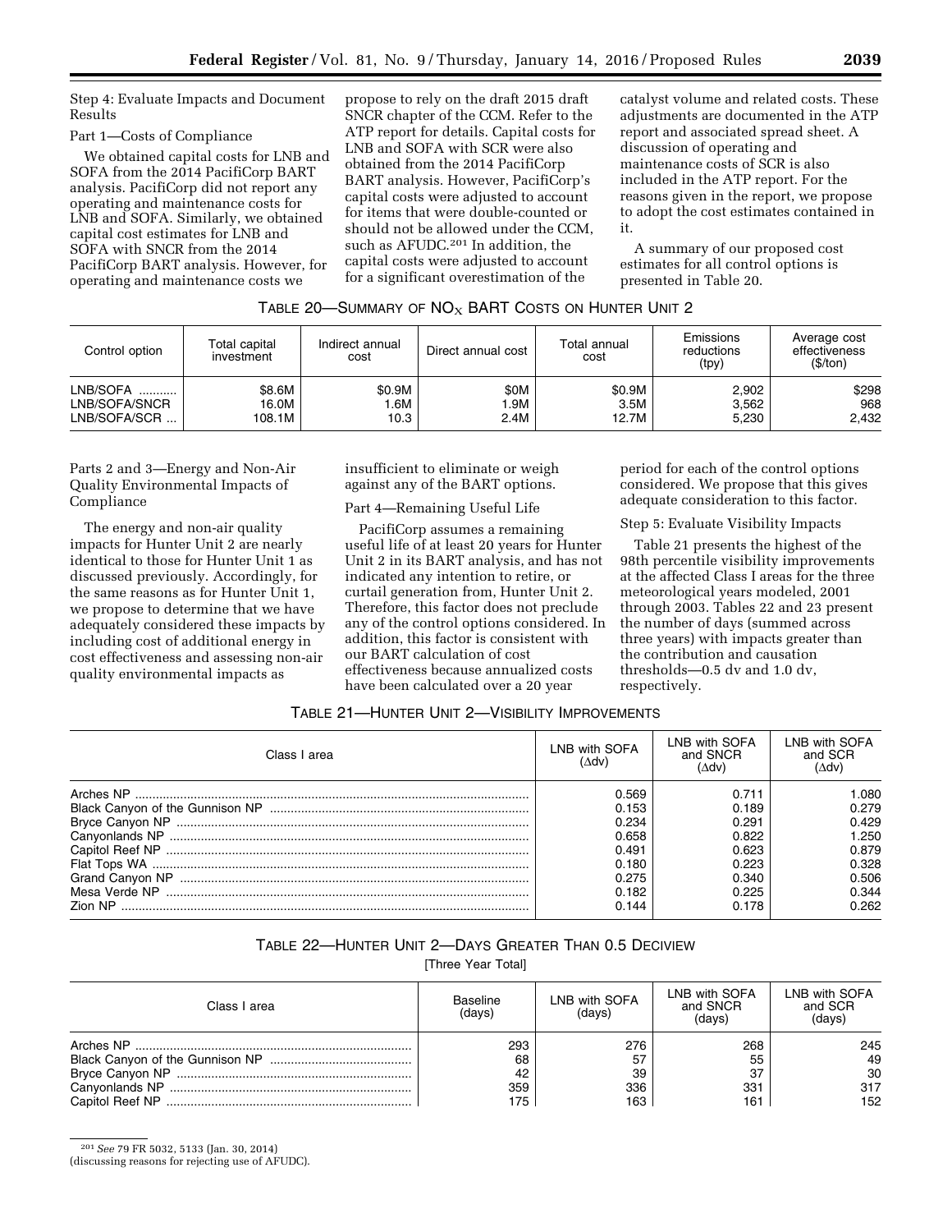Step 4: Evaluate Impacts and Document Results

Part 1—Costs of Compliance

We obtained capital costs for LNB and SOFA from the 2014 PacifiCorp BART analysis. PacifiCorp did not report any operating and maintenance costs for LNB and SOFA. Similarly, we obtained capital cost estimates for LNB and SOFA with SNCR from the 2014 PacifiCorp BART analysis. However, for operating and maintenance costs we propose to rely on the draft 2015 draft SNCR chapter of the CCM. Refer to the ATP report for details. Capital costs for LNB and SOFA with SCR were also obtained from the 2014 PacifiCorp BART analysis. However, PacifiCorp's capital costs were adjusted to account for items that were double-counted or should not be allowed under the CCM, such as AFUDC.[201] In addition, the capital costs were adjusted to account for a significant overestimation of the catalyst volume and related costs. These adjustments are documented in the ATP report and associated spread sheet. A discussion of operating and maintenance costs of SCR is also included in the ATP report. For the reasons given in the report, we propose to adopt the cost estimates contained in it.

A summary of our proposed cost estimates for all control options is presented in Table 20.

TABLE 20—SUMMARY OF $NO_X$ BART COSTS ON HUNTER UNIT 2

| Control option | Total capital investment | Indirect annual cost | Direct annual cost | Total annual cost | Emissions reductions (tpy) | Average cost effectiveness ($/ton) |
|---|---|---|---|---|---|---|
| LNB/SOFA | $8.6M | $0.9M | $0M | $0.9M | 2,902 | $298 |
| LNB/SOFA/SNCR | 16.0M | 1.6M | 1.9M | 3.5M | 3,562 | 968 |
| LNB/SOFA/SCR | 108.1M | 10.3 | 2.4M | 12.7M | 5,230 | 2,432 |

Parts 2 and 3—Energy and Non-Air Quality Environmental Impacts of Compliance

The energy and non-air quality impacts for Hunter Unit 2 are nearly identical to those for Hunter Unit 1 as discussed previously. Accordingly, for the same reasons as for Hunter Unit 1, we propose to determine that we have adequately considered these impacts by including cost of additional energy in cost effectiveness and assessing non-air quality environmental impacts as insufficient to eliminate or weigh against any of the BART options.

Part 4—Remaining Useful Life

PacifiCorp assumes a remaining useful life of at least 20 years for Hunter Unit 2 in its BART analysis, and has not indicated any intention to retire, or curtail generation from, Hunter Unit 2. Therefore, this factor does not preclude any of the control options considered. In addition, this factor is consistent with our BART calculation of cost effectiveness because annualized costs have been calculated over a 20 year period for each of the control options considered. We propose that this gives adequate consideration to this factor.

Step 5: Evaluate Visibility Impacts

Table 21 presents the highest of the 98th percentile visibility improvements at the affected Class I areas for the three meteorological years modeled, 2001 through 2003. Tables 22 and 23 present the number of days (summed across three years) with impacts greater than the contribution and causation thresholds—0.5 dv and 1.0 dv, respectively.

TABLE 21—HUNTER UNIT 2—VISIBILITY IMPROVEMENTS

| Class I area | LNB with SOFA (Δdv) | LNB with SOFA and SNCR (Δdv) | LNB with SOFA and SCR (Δdv) |
|---|---|---|---|
| Arches NP | 0.569 | 0.711 | 1.080 |
| Black Canyon of the Gunnison NP | 0.153 | 0.189 | 0.279 |
| Bryce Canyon NP | 0.234 | 0.291 | 0.429 |
| Canyonlands NP | 0.658 | 0.822 | 1.250 |
| Capitol Reef NP | 0.491 | 0.623 | 0.879 |
| Flat Tops WA | 0.180 | 0.223 | 0.328 |
| Grand Canyon NP | 0.275 | 0.340 | 0.506 |
| Mesa Verde NP | 0.182 | 0.225 | 0.344 |
| Zion NP | 0.144 | 0.178 | 0.262 |

TABLE 22—HUNTER UNIT 2—DAYS GREATER THAN 0.5 DECIVIEW

[Three Year Total]

| Class I area | Baseline (days) | LNB with SOFA (days) | LNB with SOFA and SNCR (days) | LNB with SOFA and SCR (days) |
|---|---|---|---|---|
| Arches NP | 293 | 276 | 268 | 245 |
| Black Canyon of the Gunnison NP | 68 | 57 | 55 | 49 |
| Bryce Canyon NP | 42 | 39 | 37 | 30 |
| Canyonlands NP | 359 | 336 | 331 | 317 |
| Capitol Reef NP | 175 | 163 | 161 | 152 |

[201] *See* 79 FR 5032, 5133 (Jan. 30, 2014) (discussing reasons for rejecting use of AFUDC).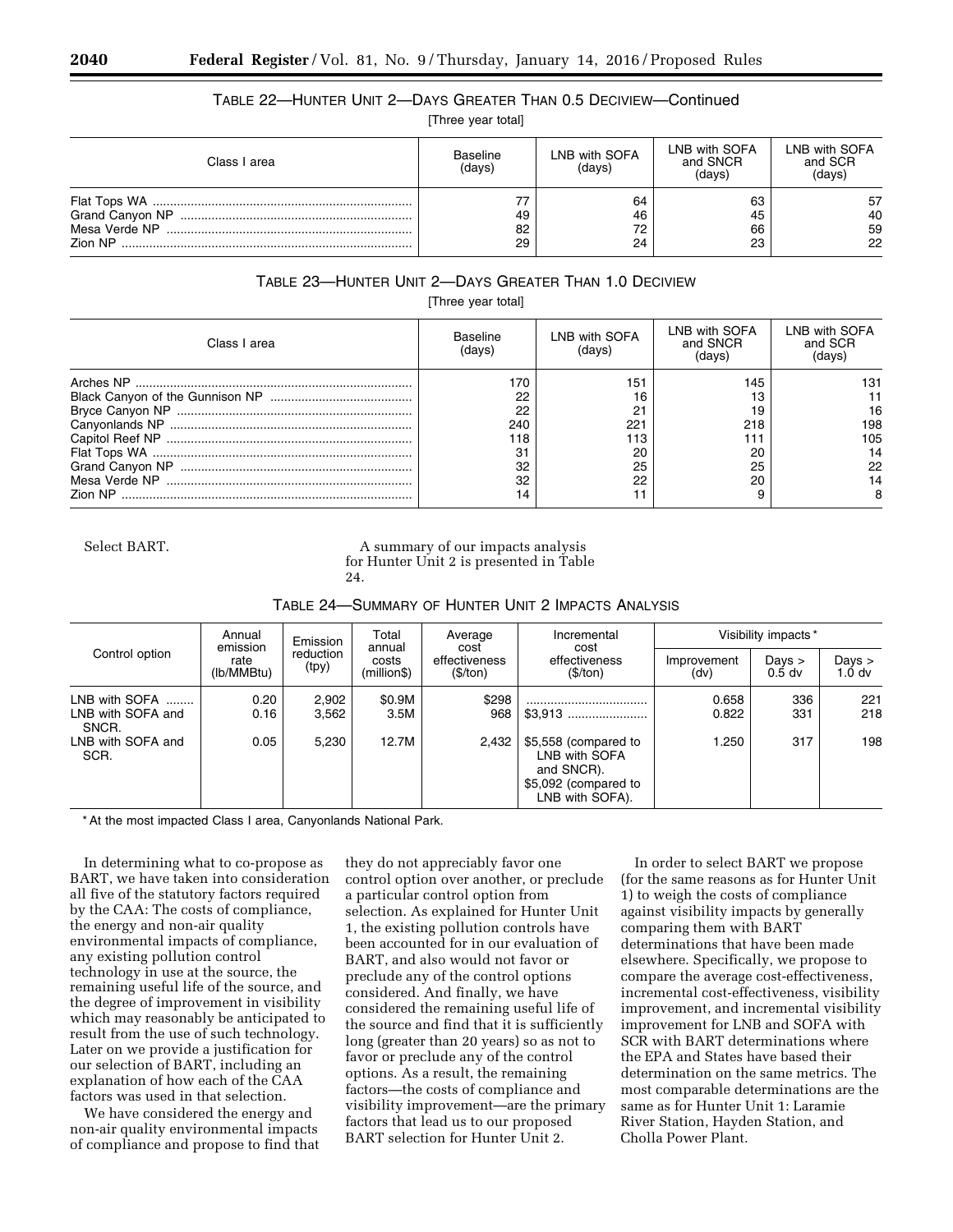TABLE 22—HUNTER UNIT 2—DAYS GREATER THAN 0.5 DECIVIEW—Continued

[Three year total]

| Class I area | Baseline (days) | LNB with SOFA (days) | LNB with SOFA and SNCR (days) | LNB with SOFA and SCR (days) |
|---|---|---|---|---|
| Flat Tops WA | 77 | 64 | 63 | 57 |
| Grand Canyon NP | 49 | 46 | 45 | 40 |
| Mesa Verde NP | 82 | 72 | 66 | 59 |
| Zion NP | 29 | 24 | 23 | 22 |

TABLE 23—HUNTER UNIT 2—DAYS GREATER THAN 1.0 DECIVIEW

[Three year total]

| Class I area | Baseline (days) | LNB with SOFA (days) | LNB with SOFA and SNCR (days) | LNB with SOFA and SCR (days) |
|---|---|---|---|---|
| Arches NP | 170 | 151 | 145 | 131 |
| Black Canyon of the Gunnison NP | 22 | 16 | 13 | 11 |
| Bryce Canyon NP | 22 | 21 | 19 | 16 |
| Canyonlands NP | 240 | 221 | 218 | 198 |
| Capitol Reef NP | 118 | 113 | 111 | 105 |
| Flat Tops WA | 31 | 20 | 20 | 14 |
| Grand Canyon NP | 32 | 25 | 25 | 22 |
| Mesa Verde NP | 32 | 22 | 20 | 14 |
| Zion NP | 14 | 11 | 9 | 8 |

Select BART.

A summary of our impacts analysis for Hunter Unit 2 is presented in Table 24.

TABLE 24—SUMMARY OF HUNTER UNIT 2 IMPACTS ANALYSIS

| Control option | Annual emission rate (lb/MMBtu) | Emission reduction (tpy) | Total annual costs (million$) | Average cost effectiveness ($/ton) | Incremental cost effectiveness ($/ton) | Visibility impacts* | | |
|---|---|---|---|---|---|---|---|---|
| | | | | | | Improvement (dv) | Days > 0.5 dv | Days > 1.0 dv |
| LNB with SOFA | 0.20 | 2,902 | $0.9M | $298 | | 0.658 | 336 | 221 |
| LNB with SOFA and SNCR. | 0.16 | 3,562 | 3.5M | 968 | $3,913 | 0.822 | 331 | 218 |
| LNB with SOFA and SCR. | 0.05 | 5,230 | 12.7M | 2,432 | $5,558 (compared to LNB with SOFA and SNCR). $5,092 (compared to LNB with SOFA). | 1.250 | 317 | 198 |

* At the most impacted Class I area, Canyonlands National Park.

In determining what to co-propose as BART, we have taken into consideration all five of the statutory factors required by the CAA: The costs of compliance, the energy and non-air quality environmental impacts of compliance, any existing pollution control technology in use at the source, the remaining useful life of the source, and the degree of improvement in visibility which may reasonably be anticipated to result from the use of such technology. Later on we provide a justification for our selection of BART, including an explanation of how each of the CAA factors was used in that selection.

We have considered the energy and non-air quality environmental impacts of compliance and propose to find that they do not appreciably favor one control option over another, or preclude a particular control option from selection. As explained for Hunter Unit 1, the existing pollution controls have been accounted for in our evaluation of BART, and also would not favor or preclude any of the control options considered. And finally, we have considered the remaining useful life of the source and find that it is sufficiently long (greater than 20 years) so as not to favor or preclude any of the control options. As a result, the remaining factors—the costs of compliance and visibility improvement—are the primary factors that lead us to our proposed BART selection for Hunter Unit 2.

In order to select BART we propose (for the same reasons as for Hunter Unit 1) to weigh the costs of compliance against visibility impacts by generally comparing them with BART determinations that have been made elsewhere. Specifically, we propose to compare the average cost-effectiveness, incremental cost-effectiveness, visibility improvement, and incremental visibility improvement for LNB and SOFA with SCR with BART determinations where the EPA and States have based their determination on the same metrics. The most comparable determinations are the same as for Hunter Unit 1: Laramie River Station, Hayden Station, and Cholla Power Plant.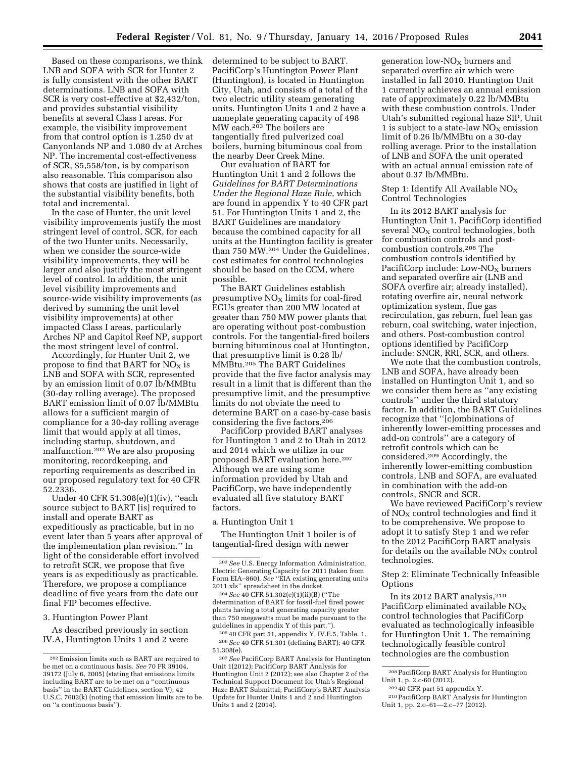Based on these comparisons, we think LNB and SOFA with SCR for Hunter 2 is fully consistent with the other BART determinations. LNB and SOFA with SCR is very cost-effective at $2,432/ton, and provides substantial visibility benefits at several Class I areas. For example, the visibility improvement from that control option is 1.250 dv at Canyonlands NP and 1.080 dv at Arches NP. The incremental cost-effectiveness of SCR, $5,558/ton, is by comparison also reasonable. This comparison also shows that costs are justified in light of the substantial visibility benefits, both total and incremental.

In the case of Hunter, the unit level visibility improvements justify the most stringent level of control, SCR, for each of the two Hunter units. Necessarily, when we consider the source-wide visibility improvements, they will be larger and also justify the most stringent level of control. In addition, the unit level visibility improvements and source-wide visibility improvements (as derived by summing the unit level visibility improvements) at other impacted Class I areas, particularly Arches NP and Capitol Reef NP, support the most stringent level of control.

Accordingly, for Hunter Unit 2, we propose to find that BART for $NO_X$ is LNB and SOFA with SCR, represented by an emission limit of 0.07 lb/MMBtu (30-day rolling average). The proposed BART emission limit of 0.07 lb/MMBtu allows for a sufficient margin of compliance for a 30-day rolling average limit that would apply at all times, including startup, shutdown, and malfunction.[202] We are also proposing monitoring, recordkeeping, and reporting requirements as described in our proposed regulatory text for 40 CFR 52.2336.

Under 40 CFR 51.308(e)(1)(iv), "each source subject to BART [is] required to install and operate BART as expeditiously as practicable, but in no event later than 5 years after approval of the implementation plan revision." In light of the considerable effort involved to retrofit SCR, we propose that five years is as expeditiously as practicable. Therefore, we propose a compliance deadline of five years from the date our final FIP becomes effective.

3. Huntington Power Plant

As described previously in section IV.A, Huntington Units 1 and 2 were determined to be subject to BART. PacifiCorp's Huntington Power Plant (Huntington), is located in Huntington City, Utah, and consists of a total of the two electric utility steam generating units. Huntington Units 1 and 2 have a nameplate generating capacity of 498 MW each.[203] The boilers are tangentially fired pulverized coal boilers, burning bituminous coal from the nearby Deer Creek Mine.

Our evaluation of BART for Huntington Unit 1 and 2 follows the *Guidelines for BART Determinations Under the Regional Haze Rule,* which are found in appendix Y to 40 CFR part 51. For Huntington Units 1 and 2, the BART Guidelines are mandatory because the combined capacity for all units at the Huntington facility is greater than 750 MW.[204] Under the Guidelines, cost estimates for control technologies should be based on the CCM, where possible.

The BART Guidelines establish presumptive $NO_X$ limits for coal-fired EGUs greater than 200 MW located at greater than 750 MW power plants that are operating without post-combustion controls. For the tangential-fired boilers burning bituminous coal at Huntington, that presumptive limit is 0.28 lb/MMBtu.[205] The BART Guidelines provide that the five factor analysis may result in a limit that is different than the presumptive limit, and the presumptive limits do not obviate the need to determine BART on a case-by-case basis considering the five factors.[206]

PacifiCorp provided BART analyses for Huntington 1 and 2 to Utah in 2012 and 2014 which we utilize in our proposed BART evaluation here.[207] Although we are using some information provided by Utah and PacifiCorp, we have independently evaluated all five statutory BART factors.

a. Huntington Unit 1

The Huntington Unit 1 boiler is of tangential-fired design with newer generation low-$NO_X$ burners and separated overfire air which were installed in fall 2010. Huntington Unit 1 currently achieves an annual emission rate of approximately 0.22 lb/MMBtu with these combustion controls. Under Utah's submitted regional haze SIP, Unit 1 is subject to a state-law $NO_X$ emission limit of 0.26 lb/MMBtu on a 30-day rolling average. Prior to the installation of LNB and SOFA the unit operated with an actual annual emission rate of about 0.37 lb/MMBtu.

Step 1: Identify All Available $NO_X$ Control Technologies

In its 2012 BART analysis for Huntington Unit 1, PacifiCorp identified several $NO_X$ control technologies, both for combustion controls and post-combustion controls.[208] The combustion controls identified by PacifiCorp include: Low-$NO_X$ burners and separated overfire air (LNB and SOFA overfire air; already installed), rotating overfire air, neural network optimization system, flue gas recirculation, gas reburn, fuel lean gas reburn, coal switching, water injection, and others. Post-combustion control options identified by PacifiCorp include: SNCR, RRI, SCR, and others.

We note that the combustion controls, LNB and SOFA, have already been installed on Huntington Unit 1, and so we consider them here as "any existing controls" under the third statutory factor. In addition, the BART Guidelines recognize that "[c]ombinations of inherently lower-emitting processes and add-on controls" are a category of retrofit controls which can be considered.[209] Accordingly, the inherently lower-emitting combustion controls, LNB and SOFA, are evaluated in combination with the add-on controls, SNCR and SCR.

We have reviewed PacifiCorp's review of $NO_X$ control technologies and find it to be comprehensive. We propose to adopt it to satisfy Step 1 and we refer to the 2012 PacifiCorp BART analysis for details on the available $NO_X$ control technologies.

Step 2: Eliminate Technically Infeasible Options

In its 2012 BART analysis,[210] PacifiCorp eliminated available $NO_X$ control technologies that PacifiCorp evaluated as technologically infeasible for Huntington Unit 1. The remaining technologically feasible control technologies are the combustion

---

[202] Emission limits such as BART are required to be met on a continuous basis. *See* 70 FR 39104, 39172 (July 6, 2005) (stating that emissions limits including BART are to be met on a "continuous basis" in the BART Guidelines, section V); 42 U.S.C. 7602(k) (noting that emission limits are to be on "a continuous basis").

[203] *See* U.S. Energy Information Administration, Electric Generating Capacity for 2011 (taken from Form EIA–860). *See* "EIA existing generating units 2011.xls" spreadsheet in the docket.

[204] *See* 40 CFR 51.302(e)(1)(ii)(B) ("The determination of BART for fossil-fuel fired power plants having a total generating capacity greater than 750 megawatts must be made pursuant to the guidelines in appendix Y of this part.").

[205] 40 CFR part 51, appendix Y, IV.E.5, Table. 1.

[206] *See* 40 CFR 51.301 (defining BART); 40 CFR 51.308(e).

[207] *See* PacifiCorp BART Analysis for Huntington Unit 1(2012); PacifiCorp BART Analysis for Huntington Unit 2 (2012); see also Chapter 2 of the Technical Support Document for Utah's Regional Haze BART Submittal; PacifiCorp's BART Analysis Update for Hunter Units 1 and 2 and Huntington Units 1 and 2 (2014).

[208] PacifiCorp BART Analysis for Huntington Unit 1, p. 2.c-60 (2012).

[209] 40 CFR part 51 appendix Y.

[210] PacifiCorp BART Analysis for Huntington Unit 1, pp. 2.c–61—2.c–77 (2012).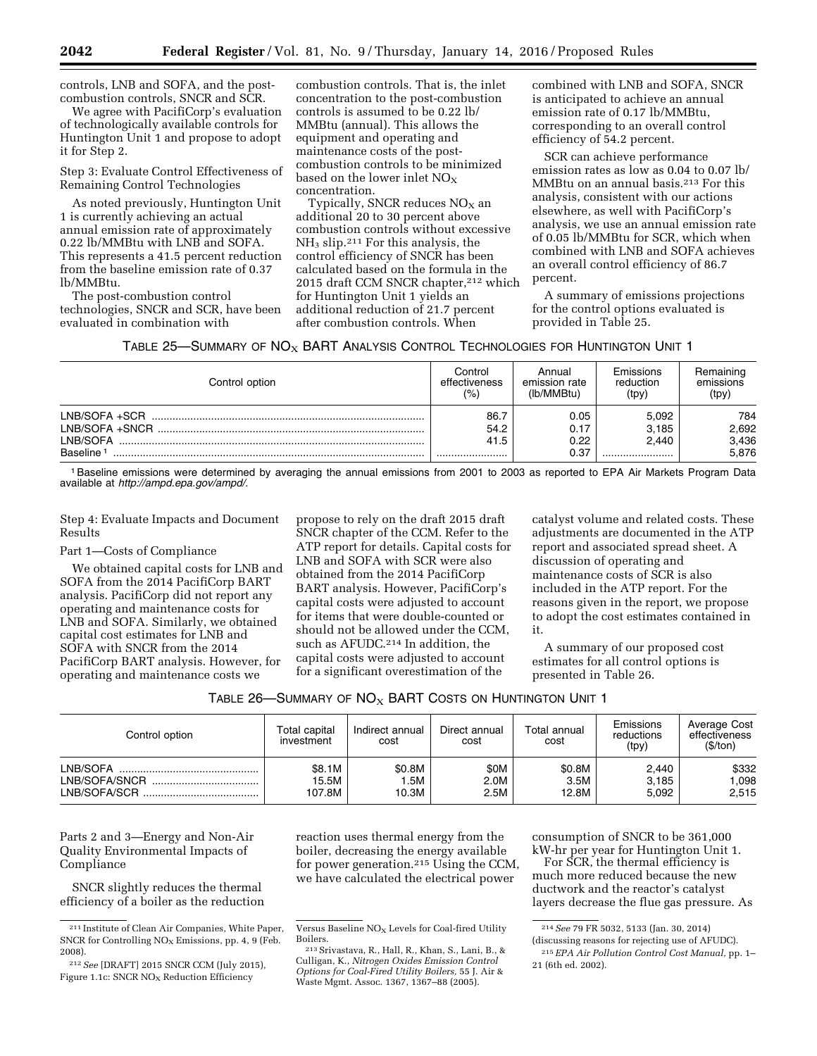controls, LNB and SOFA, and the post-combustion controls, SNCR and SCR.

We agree with PacifiCorp's evaluation of technologically available controls for Huntington Unit 1 and propose to adopt it for Step 2.

Step 3: Evaluate Control Effectiveness of Remaining Control Technologies

As noted previously, Huntington Unit 1 is currently achieving an actual annual emission rate of approximately 0.22 lb/MMBtu with LNB and SOFA. This represents a 41.5 percent reduction from the baseline emission rate of 0.37 lb/MMBtu.

The post-combustion control technologies, SNCR and SCR, have been evaluated in combination with combustion controls. That is, the inlet concentration to the post-combustion controls is assumed to be 0.22 lb/MMBtu (annual). This allows the equipment and operating and maintenance costs of the post-combustion controls to be minimized based on the lower inlet $NO_X$ concentration.

Typically, SNCR reduces $NO_X$ an additional 20 to 30 percent above combustion controls without excessive $NH_3$ slip.[211] For this analysis, the control efficiency of SNCR has been calculated based on the formula in the 2015 draft CCM SNCR chapter,[212] which for Huntington Unit 1 yields an additional reduction of 21.7 percent after combustion controls. When combined with LNB and SOFA, SNCR is anticipated to achieve an annual emission rate of 0.17 lb/MMBtu, corresponding to an overall control efficiency of 54.2 percent.

SCR can achieve performance emission rates as low as 0.04 to 0.07 lb/MMBtu on an annual basis.[213] For this analysis, consistent with our actions elsewhere, as well with PacifiCorp's analysis, we use an annual emission rate of 0.05 lb/MMBtu for SCR, which when combined with LNB and SOFA achieves an overall control efficiency of 86.7 percent.

A summary of emissions projections for the control options evaluated is provided in Table 25.

TABLE 25—SUMMARY OF $NO_X$ BART ANALYSIS CONTROL TECHNOLOGIES FOR HUNTINGTON UNIT 1

| Control option | Control effectiveness (%) | Annual emission rate (lb/MMBtu) | Emissions reduction (tpy) | Remaining emissions (tpy) |
|---|---|---|---|---|
| LNB/SOFA +SCR | 86.7 | 0.05 | 5,092 | 784 |
| LNB/SOFA +SNCR | 54.2 | 0.17 | 3,185 | 2,692 |
| LNB/SOFA | 41.5 | 0.22 | 2,440 | 3,436 |
| Baseline [1] | | 0.37 | | 5,876 |

[1] Baseline emissions were determined by averaging the annual emissions from 2001 to 2003 as reported to EPA Air Markets Program Data available at *http://ampd.epa.gov/ampd/.*

Step 4: Evaluate Impacts and Document Results

Part 1—Costs of Compliance

We obtained capital costs for LNB and SOFA from the 2014 PacifiCorp BART analysis. PacifiCorp did not report any operating and maintenance costs for LNB and SOFA. Similarly, we obtained capital cost estimates for LNB and SOFA with SNCR from the 2014 PacifiCorp BART analysis. However, for operating and maintenance costs we propose to rely on the draft 2015 draft SNCR chapter of the CCM. Refer to the ATP report for details. Capital costs for LNB and SOFA with SCR were also obtained from the 2014 PacifiCorp BART analysis. However, PacifiCorp's capital costs were adjusted to account for items that were double-counted or should not be allowed under the CCM, such as AFUDC.[214] In addition, the capital costs were adjusted to account for a significant overestimation of the catalyst volume and related costs. These adjustments are documented in the ATP report and associated spread sheet. A discussion of operating and maintenance costs of SCR is also included in the ATP report. For the reasons given in the report, we propose to adopt the cost estimates contained in it.

A summary of our proposed cost estimates for all control options is presented in Table 26.

TABLE 26—SUMMARY OF $NO_X$ BART COSTS ON HUNTINGTON UNIT 1

| Control option | Total capital investment | Indirect annual cost | Direct annual cost | Total annual cost | Emissions reductions (tpy) | Average Cost effectiveness ($/ton) |
|---|---|---|---|---|---|---|
| LNB/SOFA | $8.1M | $0.8M | $0M | $0.8M | 2,440 | $332 |
| LNB/SOFA/SNCR | 15.5M | 1.5M | 2.0M | 3.5M | 3,185 | 1,098 |
| LNB/SOFA/SCR | 107.8M | 10.3M | 2.5M | 12.8M | 5,092 | 2,515 |

Parts 2 and 3—Energy and Non-Air Quality Environmental Impacts of Compliance

SNCR slightly reduces the thermal efficiency of a boiler as the reduction reaction uses thermal energy from the boiler, decreasing the energy available for power generation.[215] Using the CCM, we have calculated the electrical power consumption of SNCR to be 361,000 kW-hr per year for Huntington Unit 1.

For SCR, the thermal efficiency is much more reduced because the new ductwork and the reactor's catalyst layers decrease the flue gas pressure. As

[211] Institute of Clean Air Companies, White Paper, SNCR for Controlling $NO_X$ Emissions, pp. 4, 9 (Feb. 2008).

[212] *See* [DRAFT] 2015 SNCR CCM (July 2015), Figure 1.1c: SNCR $NO_X$ Reduction Efficiency Versus Baseline $NO_X$ Levels for Coal-fired Utility Boilers.

[213] Srivastava, R., Hall, R., Khan, S., Lani, B., & Culligan, K., *Nitrogen Oxides Emission Control Options for Coal-Fired Utility Boilers,* 55 J. Air & Waste Mgmt. Assoc. 1367, 1367–88 (2005).

[214] *See* 79 FR 5032, 5133 (Jan. 30, 2014) (discussing reasons for rejecting use of AFUDC).

[215] *EPA Air Pollution Control Cost Manual,* pp. 1–21 (6th ed. 2002).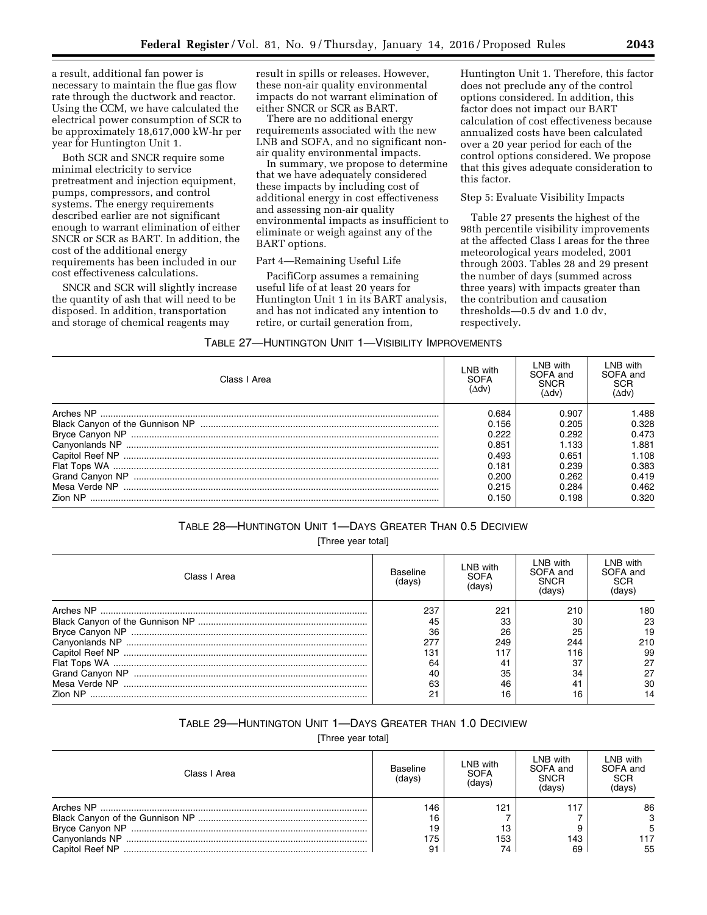a result, additional fan power is necessary to maintain the flue gas flow rate through the ductwork and reactor. Using the CCM, we have calculated the electrical power consumption of SCR to be approximately 18,617,000 kW-hr per year for Huntington Unit 1.

Both SCR and SNCR require some minimal electricity to service pretreatment and injection equipment, pumps, compressors, and control systems. The energy requirements described earlier are not significant enough to warrant elimination of either SNCR or SCR as BART. In addition, the cost of the additional energy requirements has been included in our cost effectiveness calculations.

SNCR and SCR will slightly increase the quantity of ash that will need to be disposed. In addition, transportation and storage of chemical reagents may result in spills or releases. However, these non-air quality environmental impacts do not warrant elimination of either SNCR or SCR as BART.

There are no additional energy requirements associated with the new LNB and SOFA, and no significant non-air quality environmental impacts.

In summary, we propose to determine that we have adequately considered these impacts by including cost of additional energy in cost effectiveness and assessing non-air quality environmental impacts as insufficient to eliminate or weigh against any of the BART options.

Part 4—Remaining Useful Life

PacifiCorp assumes a remaining useful life of at least 20 years for Huntington Unit 1 in its BART analysis, and has not indicated any intention to retire, or curtail generation from, Huntington Unit 1. Therefore, this factor does not preclude any of the control options considered. In addition, this factor does not impact our BART calculation of cost effectiveness because annualized costs have been calculated over a 20 year period for each of the control options considered. We propose that this gives adequate consideration to this factor.

Step 5: Evaluate Visibility Impacts

Table 27 presents the highest of the 98th percentile visibility improvements at the affected Class I areas for the three meteorological years modeled, 2001 through 2003. Tables 28 and 29 present the number of days (summed across three years) with impacts greater than the contribution and causation thresholds—0.5 dv and 1.0 dv, respectively.

TABLE 27—HUNTINGTON UNIT 1—VISIBILITY IMPROVEMENTS

| Class I Area | LNB with SOFA (Δdv) | LNB with SOFA and SNCR (Δdv) | LNB with SOFA and SCR (Δdv) |
|---|---|---|---|
| Arches NP | 0.684 | 0.907 | 1.488 |
| Black Canyon of the Gunnison NP | 0.156 | 0.205 | 0.328 |
| Bryce Canyon NP | 0.222 | 0.292 | 0.473 |
| Canyonlands NP | 0.851 | 1.133 | 1.881 |
| Capitol Reef NP | 0.493 | 0.651 | 1.108 |
| Flat Tops WA | 0.181 | 0.239 | 0.383 |
| Grand Canyon NP | 0.200 | 0.262 | 0.419 |
| Mesa Verde NP | 0.215 | 0.284 | 0.462 |
| Zion NP | 0.150 | 0.198 | 0.320 |

TABLE 28—HUNTINGTON UNIT 1—DAYS GREATER THAN 0.5 DECIVIEW

[Three year total]

| Class I Area | Baseline (days) | LNB with SOFA (days) | LNB with SOFA and SNCR (days) | LNB with SOFA and SCR (days) |
|---|---|---|---|---|
| Arches NP | 237 | 221 | 210 | 180 |
| Black Canyon of the Gunnison NP | 45 | 33 | 30 | 23 |
| Bryce Canyon NP | 36 | 26 | 25 | 19 |
| Canyonlands NP | 277 | 249 | 244 | 210 |
| Capitol Reef NP | 131 | 117 | 116 | 99 |
| Flat Tops WA | 64 | 41 | 37 | 27 |
| Grand Canyon NP | 40 | 35 | 34 | 27 |
| Mesa Verde NP | 63 | 46 | 41 | 30 |
| Zion NP | 21 | 16 | 16 | 14 |

TABLE 29—HUNTINGTON UNIT 1—DAYS GREATER THAN 1.0 DECIVIEW

[Three year total]

| Class I Area | Baseline (days) | LNB with SOFA (days) | LNB with SOFA and SNCR (days) | LNB with SOFA and SCR (days) |
|---|---|---|---|---|
| Arches NP | 146 | 121 | 117 | 86 |
| Black Canyon of the Gunnison NP | 16 | 7 | 7 | 3 |
| Bryce Canyon NP | 19 | 13 | 9 | 5 |
| Canyonlands NP | 175 | 153 | 143 | 117 |
| Capitol Reef NP | 91 | 74 | 69 | 55 |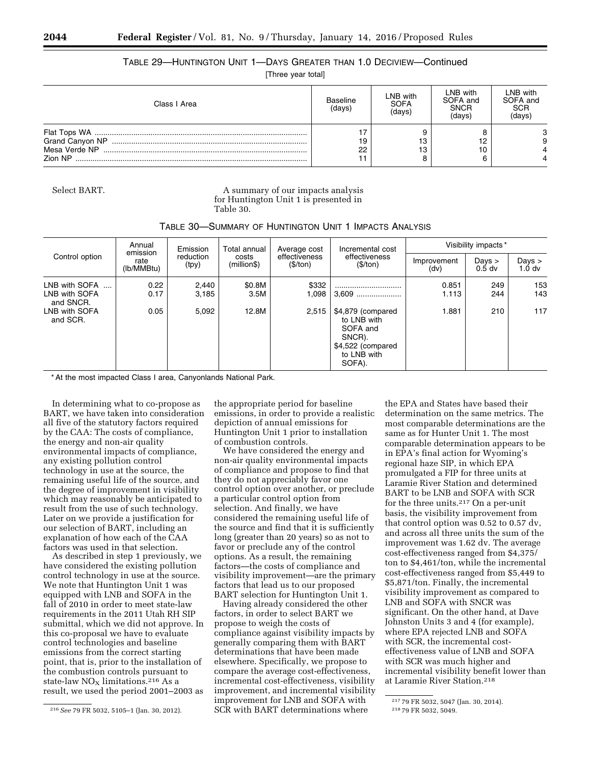TABLE 29—HUNTINGTON UNIT 1—DAYS GREATER THAN 1.0 DECIVIEW—Continued

[Three year total]

| Class I Area | Baseline (days) | LNB with SOFA (days) | LNB with SOFA and SNCR (days) | LNB with SOFA and SCR (days) |
|---|---|---|---|---|
| Flat Tops WA | 17 | 9 | 8 | 3 |
| Grand Canyon NP | 19 | 13 | 12 | 9 |
| Mesa Verde NP | 22 | 13 | 10 | 4 |
| Zion NP | 11 | 8 | 6 | 4 |

Select BART.

A summary of our impacts analysis for Huntington Unit 1 is presented in Table 30.

TABLE 30—SUMMARY OF HUNTINGTON UNIT 1 IMPACTS ANALYSIS

| Control option | Annual emission rate (lb/MMBtu) | Emission reduction (tpy) | Total annual costs (million$) | Average cost effectiveness ($/ton) | Incremental cost effectiveness ($/ton) | Visibility impacts* | | |
|---|---|---|---|---|---|---|---|---|
| | | | | | | Improvement (dv) | Days > 0.5 dv | Days > 1.0 dv |
| LNB with SOFA | 0.22 | 2,440 | $0.8M | $332 | | 0.851 | 249 | 153 |
| LNB with SOFA and SNCR. | 0.17 | 3,185 | 3.5M | 1,098 | 3,609 | 1.113 | 244 | 143 |
| LNB with SOFA and SCR. | 0.05 | 5,092 | 12.8M | 2,515 | $4,879 (compared to LNB with SOFA and SNCR). $4,522 (compared to LNB with SOFA). | 1.881 | 210 | 117 |

* At the most impacted Class I area, Canyonlands National Park.

In determining what to co-propose as BART, we have taken into consideration all five of the statutory factors required by the CAA: The costs of compliance, the energy and non-air quality environmental impacts of compliance, any existing pollution control technology in use at the source, the remaining useful life of the source, and the degree of improvement in visibility which may reasonably be anticipated to result from the use of such technology. Later on we provide a justification for our selection of BART, including an explanation of how each of the CAA factors was used in that selection.

As described in step 1 previously, we have considered the existing pollution control technology in use at the source. We note that Huntington Unit 1 was equipped with LNB and SOFA in the fall of 2010 in order to meet state-law requirements in the 2011 Utah RH SIP submittal, which we did not approve. In this co-proposal we have to evaluate control technologies and baseline emissions from the correct starting point, that is, prior to the installation of the combustion controls pursuant to state-law $NO_X$ limitations.[216] As a result, we used the period 2001–2003 as the appropriate period for baseline emissions, in order to provide a realistic depiction of annual emissions for Huntington Unit 1 prior to installation of combustion controls.

We have considered the energy and non-air quality environmental impacts of compliance and propose to find that they do not appreciably favor one control option over another, or preclude a particular control option from selection. And finally, we have considered the remaining useful life of the source and find that it is sufficiently long (greater than 20 years) so as not to favor or preclude any of the control options. As a result, the remaining factors—the costs of compliance and visibility improvement—are the primary factors that lead us to our proposed BART selection for Huntington Unit 1.

Having already considered the other factors, in order to select BART we propose to weigh the costs of compliance against visibility impacts by generally comparing them with BART determinations that have been made elsewhere. Specifically, we propose to compare the average cost-effectiveness, incremental cost-effectiveness, visibility improvement, and incremental visibility improvement for LNB and SOFA with SCR with BART determinations where the EPA and States have based their determination on the same metrics. The most comparable determinations are the same as for Hunter Unit 1. The most comparable determination appears to be in EPA's final action for Wyoming's regional haze SIP, in which EPA promulgated a FIP for three units at Laramie River Station and determined BART to be LNB and SOFA with SCR for the three units.[217] On a per-unit basis, the visibility improvement from that control option was 0.52 to 0.57 dv, and across all three units the sum of the improvement was 1.62 dv. The average cost-effectiveness ranged from $4,375/ton to $4,461/ton, while the incremental cost-effectiveness ranged from $5,449 to $5,871/ton. Finally, the incremental visibility improvement as compared to LNB and SOFA with SNCR was significant. On the other hand, at Dave Johnston Units 3 and 4 (for example), where EPA rejected LNB and SOFA with SCR, the incremental cost-effectiveness value of LNB and SOFA with SCR was much higher and incremental visibility benefit lower than at Laramie River Station.[218]

[216] *See* 79 FR 5032, 5105–1 (Jan. 30, 2012).

[217] 79 FR 5032, 5047 (Jan. 30, 2014).

[218] 79 FR 5032, 5049.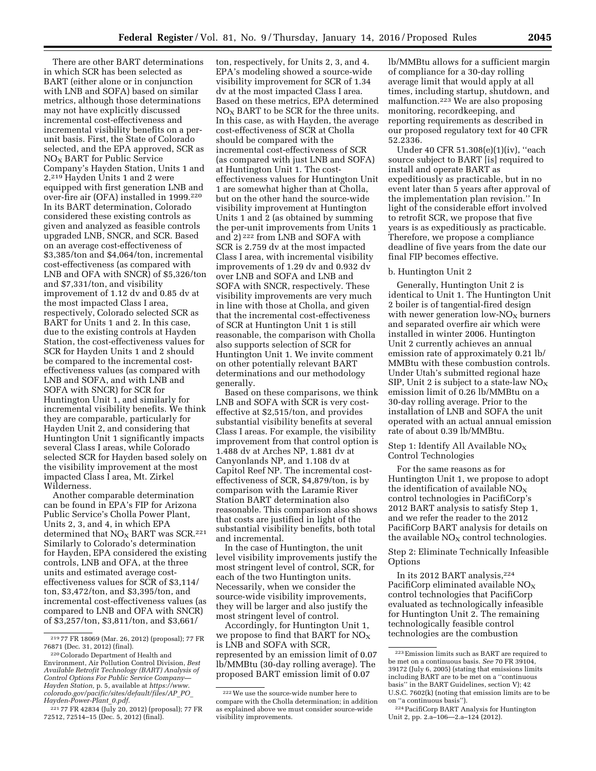There are other BART determinations in which SCR has been selected as BART (either alone or in conjunction with LNB and SOFA) based on similar metrics, although those determinations may not have explicitly discussed incremental cost-effectiveness and incremental visibility benefits on a per-unit basis. First, the State of Colorado selected, and the EPA approved, SCR as $NO_X$ BART for Public Service Company's Hayden Station, Units 1 and 2.[219] Hayden Units 1 and 2 were equipped with first generation LNB and over-fire air (OFA) installed in 1999.[220] In its BART determination, Colorado considered these existing controls as given and analyzed as feasible controls upgraded LNB, SNCR, and SCR. Based on an average cost-effectiveness of $3,385/ton and $4,064/ton, incremental cost-effectiveness (as compared with LNB and OFA with SNCR) of $5,326/ton and $7,331/ton, and visibility improvement of 1.12 dv and 0.85 dv at the most impacted Class I area, respectively, Colorado selected SCR as BART for Units 1 and 2. In this case, due to the existing controls at Hayden Station, the cost-effectiveness values for SCR for Hayden Units 1 and 2 should be compared to the incremental cost-effectiveness values (as compared with LNB and SOFA, and with LNB and SOFA with SNCR) for SCR for Huntington Unit 1, and similarly for incremental visibility benefits. We think they are comparable, particularly for Hayden Unit 2, and considering that Huntington Unit 1 significantly impacts several Class I areas, while Colorado selected SCR for Hayden based solely on the visibility improvement at the most impacted Class I area, Mt. Zirkel Wilderness.

Another comparable determination can be found in EPA's FIP for Arizona Public Service's Cholla Power Plant, Units 2, 3, and 4, in which EPA determined that $NO_X$ BART was SCR.[221] Similarly to Colorado's determination for Hayden, EPA considered the existing controls, LNB and OFA, at the three units and estimated average cost-effectiveness values for SCR of $3,114/ton, $3,472/ton, and $3,395/ton, and incremental cost-effectiveness values (as compared to LNB and OFA with SNCR) of $3,257/ton, $3,811/ton, and $3,661/ton, respectively, for Units 2, 3, and 4. EPA's modeling showed a source-wide visibility improvement for SCR of 1.34 dv at the most impacted Class I area. Based on these metrics, EPA determined $NO_X$ BART to be SCR for the three units. In this case, as with Hayden, the average cost-effectiveness of SCR at Cholla should be compared with the incremental cost-effectiveness of SCR (as compared with just LNB and SOFA) at Huntington Unit 1. The cost-effectiveness values for Huntington Unit 1 are somewhat higher than at Cholla, but on the other hand the source-wide visibility improvement at Huntington Units 1 and 2 (as obtained by summing the per-unit improvements from Units 1 and 2)[222] from LNB and SOFA with SCR is 2.759 dv at the most impacted Class I area, with incremental visibility improvements of 1.29 dv and 0.932 dv over LNB and SOFA and LNB and SOFA with SNCR, respectively. These visibility improvements are very much in line with those at Cholla, and given that the incremental cost-effectiveness of SCR at Huntington Unit 1 is still reasonable, the comparison with Cholla also supports selection of SCR for Huntington Unit 1. We invite comment on other potentially relevant BART determinations and our methodology generally.

Based on these comparisons, we think LNB and SOFA with SCR is very cost-effective at $2,515/ton, and provides substantial visibility benefits at several Class I areas. For example, the visibility improvement from that control option is 1.488 dv at Arches NP, 1.881 dv at Canyonlands NP, and 1.108 dv at Capitol Reef NP. The incremental cost-effectiveness of SCR, $4,879/ton, is by comparison with the Laramie River Station BART determination also reasonable. This comparison also shows that costs are justified in light of the substantial visibility benefits, both total and incremental.

In the case of Huntington, the unit level visibility improvements justify the most stringent level of control, SCR, for each of the two Huntington units. Necessarily, when we consider the source-wide visibility improvements, they will be larger and also justify the most stringent level of control.

Accordingly, for Huntington Unit 1, we propose to find that BART for $NO_X$ is LNB and SOFA with SCR, represented by an emission limit of 0.07 lb/MMBtu (30-day rolling average). The proposed BART emission limit of 0.07 lb/MMBtu allows for a sufficient margin of compliance for a 30-day rolling average limit that would apply at all times, including startup, shutdown, and malfunction.[223] We are also proposing monitoring, recordkeeping, and reporting requirements as described in our proposed regulatory text for 40 CFR 52.2336.

Under 40 CFR 51.308(e)(1)(iv), ''each source subject to BART [is] required to install and operate BART as expeditiously as practicable, but in no event later than 5 years after approval of the implementation plan revision.'' In light of the considerable effort involved to retrofit SCR, we propose that five years is as expeditiously as practicable. Therefore, we propose a compliance deadline of five years from the date our final FIP becomes effective.

b. Huntington Unit 2

Generally, Huntington Unit 2 is identical to Unit 1. The Huntington Unit 2 boiler is of tangential-fired design with newer generation low-$NO_X$ burners and separated overfire air which were installed in winter 2006. Huntington Unit 2 currently achieves an annual emission rate of approximately 0.21 lb/MMBtu with these combustion controls. Under Utah's submitted regional haze SIP, Unit 2 is subject to a state-law $NO_X$ emission limit of 0.26 lb/MMBtu on a 30-day rolling average. Prior to the installation of LNB and SOFA the unit operated with an actual annual emission rate of about 0.39 lb/MMBtu.

Step 1: Identify All Available $NO_X$ Control Technologies

For the same reasons as for Huntington Unit 1, we propose to adopt the identification of available $NO_X$ control technologies in PacifiCorp's 2012 BART analysis to satisfy Step 1, and we refer the reader to the 2012 PacifiCorp BART analysis for details on the available $NO_X$ control technologies.

Step 2: Eliminate Technically Infeasible Options

In its 2012 BART analysis,[224] PacifiCorp eliminated available $NO_X$ control technologies that PacifiCorp evaluated as technologically infeasible for Huntington Unit 2. The remaining technologically feasible control technologies are the combustion

---

[219] 77 FR 18069 (Mar. 26, 2012) (proposal); 77 FR 76871 (Dec. 31, 2012) (final).

[220] Colorado Department of Health and Environment, Air Pollution Control Division, *Best Available Retrofit Technology (BART) Analysis of Control Options For Public Service Company—Hayden Station,* p. 5, available at *https://www.colorado.gov/pacific/sites/default/files/AP_PO_Hayden-Power-Plant_0.pdf.*

[221] 77 FR 42834 (July 20, 2012) (proposal); 77 FR 72512, 72514–15 (Dec. 5, 2012) (final).

[222] We use the source-wide number here to compare with the Cholla determination; in addition as explained above we must consider source-wide visibility improvements.

[223] Emission limits such as BART are required to be met on a continuous basis. *See* 70 FR 39104, 39172 (July 6, 2005) (stating that emissions limits including BART are to be met on a ''continuous basis'' in the BART Guidelines, section V); 42 U.S.C. 7602(k) (noting that emission limits are to be on ''a continuous basis'').

[224] PacifiCorp BART Analysis for Huntington Unit 2, pp. 2.a–106—2.a–124 (2012).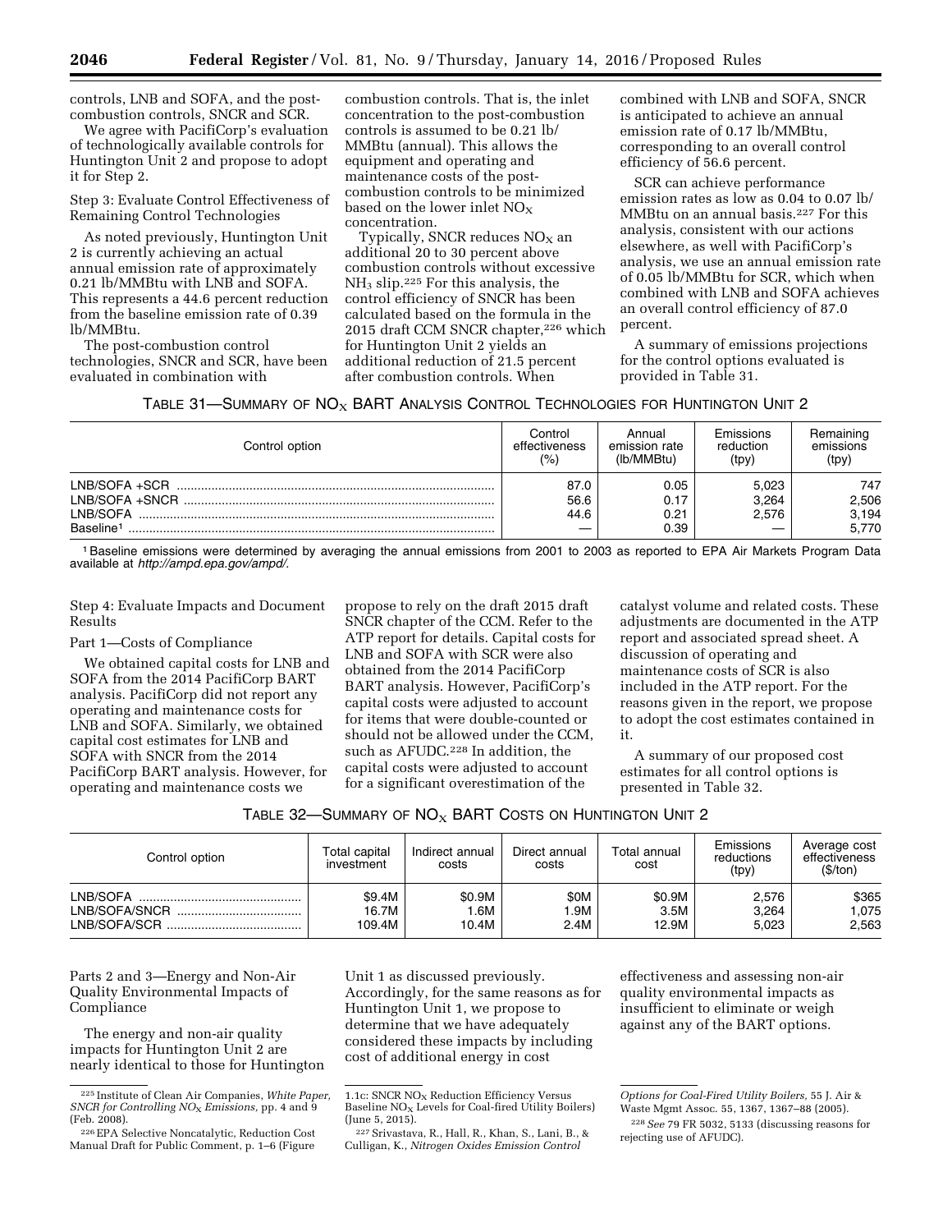controls, LNB and SOFA, and the post-combustion controls, SNCR and SCR.

We agree with PacifiCorp's evaluation of technologically available controls for Huntington Unit 2 and propose to adopt it for Step 2.

Step 3: Evaluate Control Effectiveness of Remaining Control Technologies

As noted previously, Huntington Unit 2 is currently achieving an actual annual emission rate of approximately 0.21 lb/MMBtu with LNB and SOFA. This represents a 44.6 percent reduction from the baseline emission rate of 0.39 lb/MMBtu.

The post-combustion control technologies, SNCR and SCR, have been evaluated in combination with combustion controls. That is, the inlet concentration to the post-combustion controls is assumed to be 0.21 lb/MMBtu (annual). This allows the equipment and operating and maintenance costs of the post-combustion controls to be minimized based on the lower inlet $NO_X$ concentration.

Typically, SNCR reduces $NO_X$ an additional 20 to 30 percent above combustion controls without excessive $NH_3$ slip.[225] For this analysis, the control efficiency of SNCR has been calculated based on the formula in the 2015 draft CCM SNCR chapter,[226] which for Huntington Unit 2 yields an additional reduction of 21.5 percent after combustion controls. When combined with LNB and SOFA, SNCR is anticipated to achieve an annual emission rate of 0.17 lb/MMBtu, corresponding to an overall control efficiency of 56.6 percent.

SCR can achieve performance emission rates as low as 0.04 to 0.07 lb/MMBtu on an annual basis.[227] For this analysis, consistent with our actions elsewhere, as well with PacifiCorp's analysis, we use an annual emission rate of 0.05 lb/MMBtu for SCR, which when combined with LNB and SOFA achieves an overall control efficiency of 87.0 percent.

A summary of emissions projections for the control options evaluated is provided in Table 31.

TABLE 31—SUMMARY OF $NO_X$ BART ANALYSIS CONTROL TECHNOLOGIES FOR HUNTINGTON UNIT 2

| Control option | Control effectiveness (%) | Annual emission rate (lb/MMBtu) | Emissions reduction (tpy) | Remaining emissions (tpy) |
|---|---|---|---|---|
| LNB/SOFA +SCR | 87.0 | 0.05 | 5,023 | 747 |
| LNB/SOFA +SNCR | 56.6 | 0.17 | 3,264 | 2,506 |
| LNB/SOFA | 44.6 | 0.21 | 2,576 | 3,194 |
| Baseline[1] | — | 0.39 | — | 5,770 |

[1] Baseline emissions were determined by averaging the annual emissions from 2001 to 2003 as reported to EPA Air Markets Program Data available at *http://ampd.epa.gov/ampd/.*

Step 4: Evaluate Impacts and Document Results

Part 1—Costs of Compliance

We obtained capital costs for LNB and SOFA from the 2014 PacifiCorp BART analysis. PacifiCorp did not report any operating and maintenance costs for LNB and SOFA. Similarly, we obtained capital cost estimates for LNB and SOFA with SNCR from the 2014 PacifiCorp BART analysis. However, for operating and maintenance costs we propose to rely on the draft 2015 draft SNCR chapter of the CCM. Refer to the ATP report for details. Capital costs for LNB and SOFA with SCR were also obtained from the 2014 PacifiCorp BART analysis. However, PacifiCorp's capital costs were adjusted to account for items that were double-counted or should not be allowed under the CCM, such as AFUDC.[228] In addition, the capital costs were adjusted to account for a significant overestimation of the catalyst volume and related costs. These adjustments are documented in the ATP report and associated spread sheet. A discussion of operating and maintenance costs of SCR is also included in the ATP report. For the reasons given in the report, we propose to adopt the cost estimates contained in it.

A summary of our proposed cost estimates for all control options is presented in Table 32.

TABLE 32—SUMMARY OF $NO_X$ BART COSTS ON HUNTINGTON UNIT 2

| Control option | Total capital investment | Indirect annual costs | Direct annual costs | Total annual cost | Emissions reductions (tpy) | Average cost effectiveness ($/ton) |
|---|---|---|---|---|---|---|
| LNB/SOFA | $9.4M | $0.9M | $0M | $0.9M | 2,576 | $365 |
| LNB/SOFA/SNCR | 16.7M | 1.6M | 1.9M | 3.5M | 3,264 | 1,075 |
| LNB/SOFA/SCR | 109.4M | 10.4M | 2.4M | 12.9M | 5,023 | 2,563 |

Parts 2 and 3—Energy and Non-Air Quality Environmental Impacts of Compliance

The energy and non-air quality impacts for Huntington Unit 2 are nearly identical to those for Huntington Unit 1 as discussed previously. Accordingly, for the same reasons as for Huntington Unit 1, we propose to determine that we have adequately considered these impacts by including cost of additional energy in cost effectiveness and assessing non-air quality environmental impacts as insufficient to eliminate or weigh against any of the BART options.

[225] Institute of Clean Air Companies, *White Paper, SNCR for Controlling $NO_X$ Emissions,* pp. 4 and 9 (Feb. 2008).

[226] EPA Selective Noncatalytic, Reduction Cost Manual Draft for Public Comment, p. 1–6 (Figure 1.1c: SNCR $NO_X$ Reduction Efficiency Versus Baseline $NO_X$ Levels for Coal-fired Utility Boilers) (June 5, 2015).

[227] Srivastava, R., Hall, R., Khan, S., Lani, B., & Culligan, K., *Nitrogen Oxides Emission Control Options for Coal-Fired Utility Boilers,* 55 J. Air & Waste Mgmt Assoc. 55, 1367, 1367–88 (2005).

[228] *See* 79 FR 5032, 5133 (discussing reasons for rejecting use of AFUDC).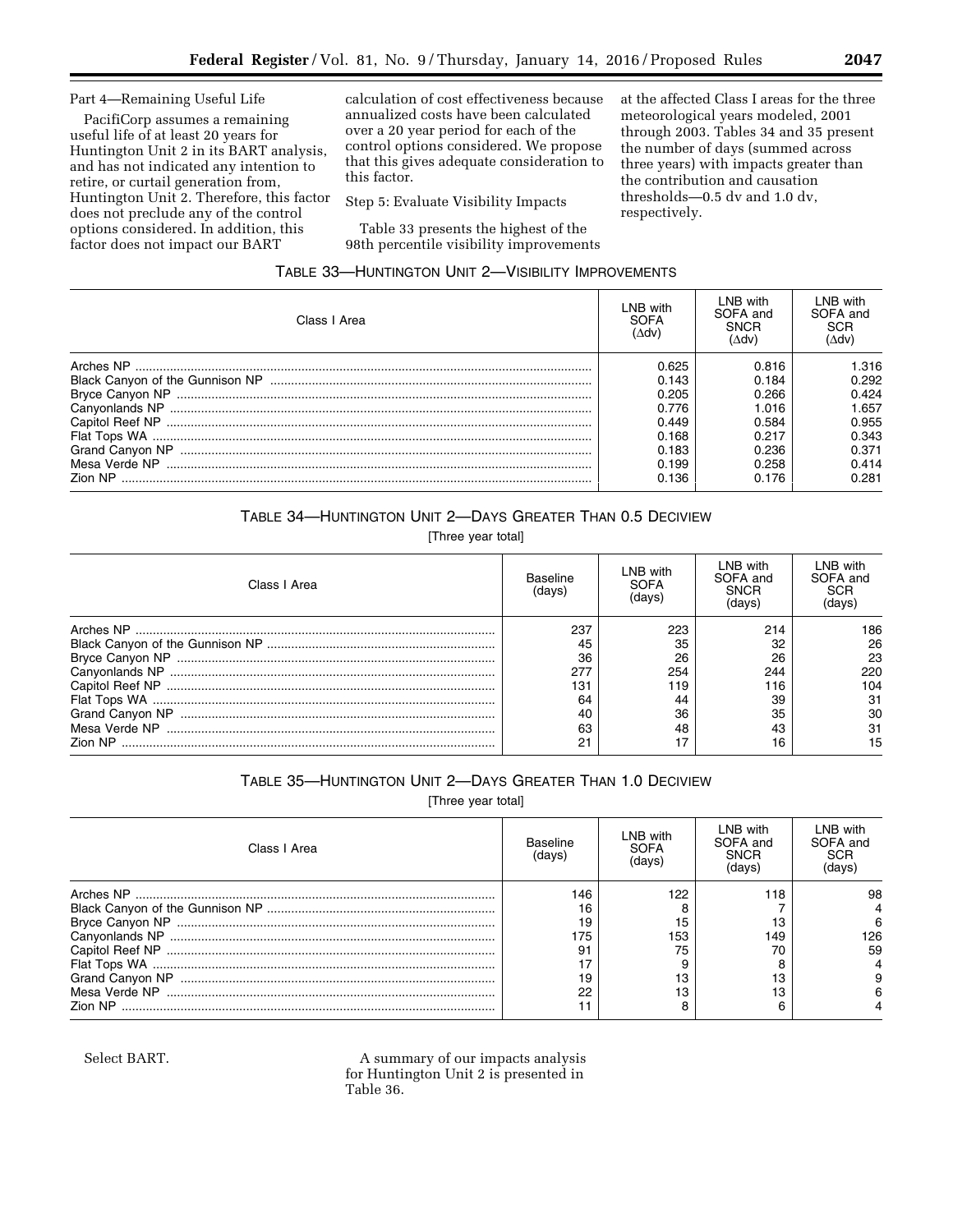Part 4—Remaining Useful Life

PacifiCorp assumes a remaining useful life of at least 20 years for Huntington Unit 2 in its BART analysis, and has not indicated any intention to retire, or curtail generation from, Huntington Unit 2. Therefore, this factor does not preclude any of the control options considered. In addition, this factor does not impact our BART calculation of cost effectiveness because annualized costs have been calculated over a 20 year period for each of the control options considered. We propose that this gives adequate consideration to this factor.

Step 5: Evaluate Visibility Impacts

Table 33 presents the highest of the 98th percentile visibility improvements at the affected Class I areas for the three meteorological years modeled, 2001 through 2003. Tables 34 and 35 present the number of days (summed across three years) with impacts greater than the contribution and causation thresholds—0.5 dv and 1.0 dv, respectively.

TABLE 33—HUNTINGTON UNIT 2—VISIBILITY IMPROVEMENTS

| Class I Area | LNB with SOFA (Δdv) | LNB with SOFA and SNCR (Δdv) | LNB with SOFA and SCR (Δdv) |
|---|---|---|---|
| Arches NP | 0.625 | 0.816 | 1.316 |
| Black Canyon of the Gunnison NP | 0.143 | 0.184 | 0.292 |
| Bryce Canyon NP | 0.205 | 0.266 | 0.424 |
| Canyonlands NP | 0.776 | 1.016 | 1.657 |
| Capitol Reef NP | 0.449 | 0.584 | 0.955 |
| Flat Tops WA | 0.168 | 0.217 | 0.343 |
| Grand Canyon NP | 0.183 | 0.236 | 0.371 |
| Mesa Verde NP | 0.199 | 0.258 | 0.414 |
| Zion NP | 0.136 | 0.176 | 0.281 |

TABLE 34—HUNTINGTON UNIT 2—DAYS GREATER THAN 0.5 DECIVIEW

[Three year total]

| Class I Area | Baseline (days) | LNB with SOFA (days) | LNB with SOFA and SNCR (days) | LNB with SOFA and SCR (days) |
|---|---|---|---|---|
| Arches NP | 237 | 223 | 214 | 186 |
| Black Canyon of the Gunnison NP | 45 | 35 | 32 | 26 |
| Bryce Canyon NP | 36 | 26 | 26 | 23 |
| Canyonlands NP | 277 | 254 | 244 | 220 |
| Capitol Reef NP | 131 | 119 | 116 | 104 |
| Flat Tops WA | 64 | 44 | 39 | 31 |
| Grand Canyon NP | 40 | 36 | 35 | 30 |
| Mesa Verde NP | 63 | 48 | 43 | 31 |
| Zion NP | 21 | 17 | 16 | 15 |

TABLE 35—HUNTINGTON UNIT 2—DAYS GREATER THAN 1.0 DECIVIEW

[Three year total]

| Class I Area | Baseline (days) | LNB with SOFA (days) | LNB with SOFA and SNCR (days) | LNB with SOFA and SCR (days) |
|---|---|---|---|---|
| Arches NP | 146 | 122 | 118 | 98 |
| Black Canyon of the Gunnison NP | 16 | 8 | 7 | 4 |
| Bryce Canyon NP | 19 | 15 | 13 | 6 |
| Canyonlands NP | 175 | 153 | 149 | 126 |
| Capitol Reef NP | 91 | 75 | 70 | 59 |
| Flat Tops WA | 17 | 9 | 8 | 4 |
| Grand Canyon NP | 19 | 13 | 13 | 9 |
| Mesa Verde NP | 22 | 13 | 13 | 6 |
| Zion NP | 11 | 8 | 6 | 4 |

Select BART.

A summary of our impacts analysis for Huntington Unit 2 is presented in Table 36.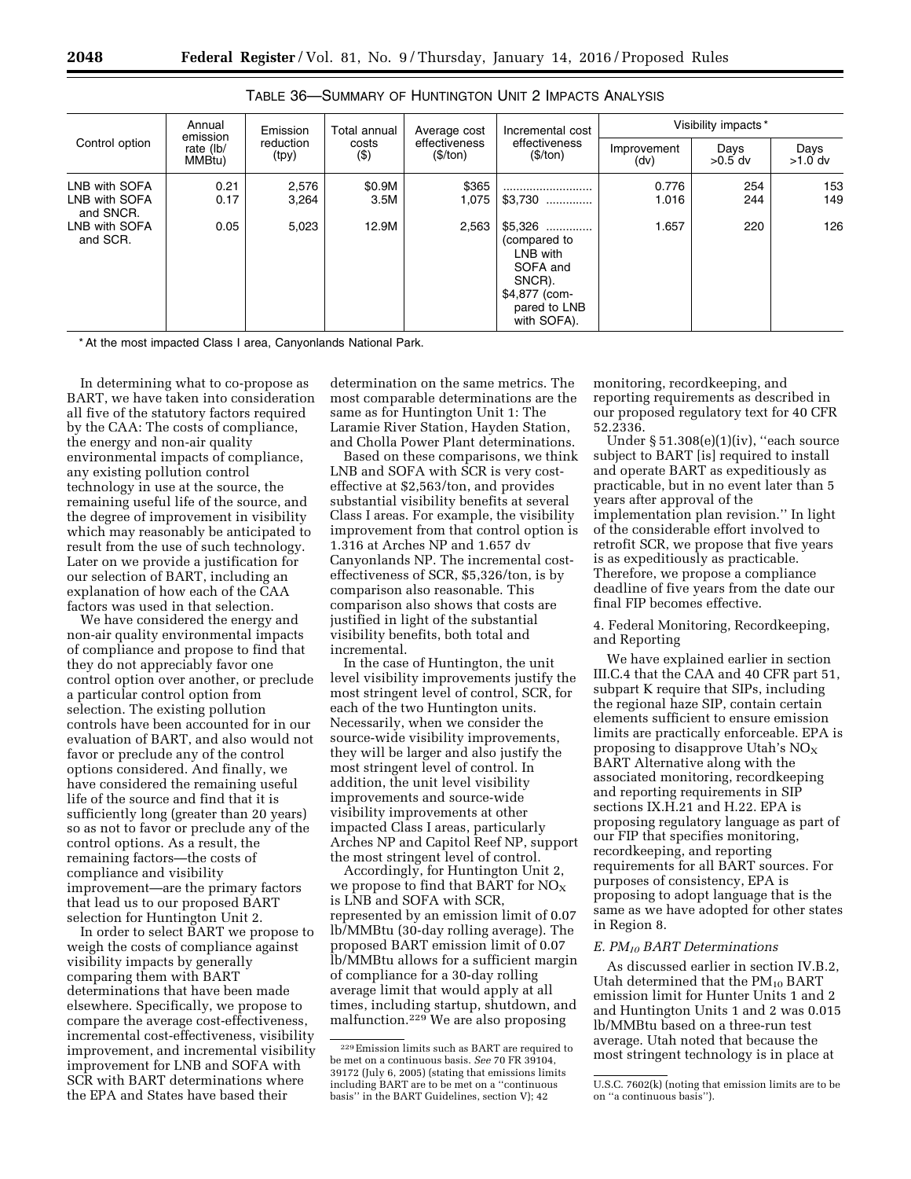TABLE 36—SUMMARY OF HUNTINGTON UNIT 2 IMPACTS ANALYSIS

| Control option | Annual emission rate (lb/MMBtu) | Emission reduction (tpy) | Total annual costs ($) | Average cost effectiveness ($/ton) | Incremental cost effectiveness ($/ton) | Visibility impacts* | | |
|---|---|---|---|---|---|---|---|---|
| | | | | | | Improvement (dv) | Days >0.5 dv | Days >1.0 dv |
| LNB with SOFA | 0.21 | 2,576 | $0.9M | $365 | .......................... | 0.776 | 254 | 153 |
| LNB with SOFA and SNCR. | 0.17 | 3,264 | 3.5M | 1,075 | $3,730 ............. | 1.016 | 244 | 149 |
| LNB with SOFA and SCR. | 0.05 | 5,023 | 12.9M | 2,563 | $5,326 ............. (compared to LNB with SOFA and SNCR). $4,877 (compared to LNB with SOFA). | 1.657 | 220 | 126 |

* At the most impacted Class I area, Canyonlands National Park.

In determining what to co-propose as BART, we have taken into consideration all five of the statutory factors required by the CAA: The costs of compliance, the energy and non-air quality environmental impacts of compliance, any existing pollution control technology in use at the source, the remaining useful life of the source, and the degree of improvement in visibility which may reasonably be anticipated to result from the use of such technology. Later on we provide a justification for our selection of BART, including an explanation of how each of the CAA factors was used in that selection.

We have considered the energy and non-air quality environmental impacts of compliance and propose to find that they do not appreciably favor one control option over another, or preclude a particular control option from selection. The existing pollution controls have been accounted for in our evaluation of BART, and also would not favor or preclude any of the control options considered. And finally, we have considered the remaining useful life of the source and find that it is sufficiently long (greater than 20 years) so as not to favor or preclude any of the control options. As a result, the remaining factors—the costs of compliance and visibility improvement—are the primary factors that lead us to our proposed BART selection for Huntington Unit 2.

In order to select BART we propose to weigh the costs of compliance against visibility impacts by generally comparing them with BART determinations that have been made elsewhere. Specifically, we propose to compare the average cost-effectiveness, incremental cost-effectiveness, visibility improvement, and incremental visibility improvement for LNB and SOFA with SCR with BART determinations where the EPA and States have based their determination on the same metrics. The most comparable determinations are the same as for Huntington Unit 1: The Laramie River Station, Hayden Station, and Cholla Power Plant determinations.

Based on these comparisons, we think LNB and SOFA with SCR is very cost-effective at $2,563/ton, and provides substantial visibility benefits at several Class I areas. For example, the visibility improvement from that control option is 1.316 at Arches NP and 1.657 dv Canyonlands NP. The incremental cost-effectiveness of SCR, $5,326/ton, is by comparison also reasonable. This comparison also shows that costs are justified in light of the substantial visibility benefits, both total and incremental.

In the case of Huntington, the unit level visibility improvements justify the most stringent level of control, SCR, for each of the two Huntington units. Necessarily, when we consider the source-wide visibility improvements, they will be larger and also justify the most stringent level of control. In addition, the unit level visibility improvements and source-wide visibility improvements at other impacted Class I areas, particularly Arches NP and Capitol Reef NP, support the most stringent level of control.

Accordingly, for Huntington Unit 2, we propose to find that BART for $NO_X$ is LNB and SOFA with SCR, represented by an emission limit of 0.07 lb/MMBtu (30-day rolling average). The proposed BART emission limit of 0.07 lb/MMBtu allows for a sufficient margin of compliance for a 30-day rolling average limit that would apply at all times, including startup, shutdown, and malfunction.[229] We are also proposing monitoring, recordkeeping, and reporting requirements as described in our proposed regulatory text for 40 CFR 52.2336.

Under § 51.308(e)(1)(iv), "each source subject to BART [is] required to install and operate BART as expeditiously as practicable, but in no event later than 5 years after approval of the implementation plan revision." In light of the considerable effort involved to retrofit SCR, we propose that five years is as expeditiously as practicable. Therefore, we propose a compliance deadline of five years from the date our final FIP becomes effective.

4. Federal Monitoring, Recordkeeping, and Reporting

We have explained earlier in section III.C.4 that the CAA and 40 CFR part 51, subpart K require that SIPs, including the regional haze SIP, contain certain elements sufficient to ensure emission limits are practically enforceable. EPA is proposing to disapprove Utah's $NO_X$ BART Alternative along with the associated monitoring, recordkeeping and reporting requirements in SIP sections IX.H.21 and H.22. EPA is proposing regulatory language as part of our FIP that specifies monitoring, recordkeeping, and reporting requirements for all BART sources. For purposes of consistency, EPA is proposing to adopt language that is the same as we have adopted for other states in Region 8.

*E. $PM_{10}$ BART Determinations*

As discussed earlier in section IV.B.2, Utah determined that the $PM_{10}$ BART emission limit for Hunter Units 1 and 2 and Huntington Units 1 and 2 was 0.015 lb/MMBtu based on a three-run test average. Utah noted that because the most stringent technology is in place at

[229] Emission limits such as BART are required to be met on a continuous basis. *See* 70 FR 39104, 39172 (July 6, 2005) (stating that emissions limits including BART are to be met on a "continuous basis" in the BART Guidelines, section V); 42 U.S.C. 7602(k) (noting that emission limits are to be on "a continuous basis").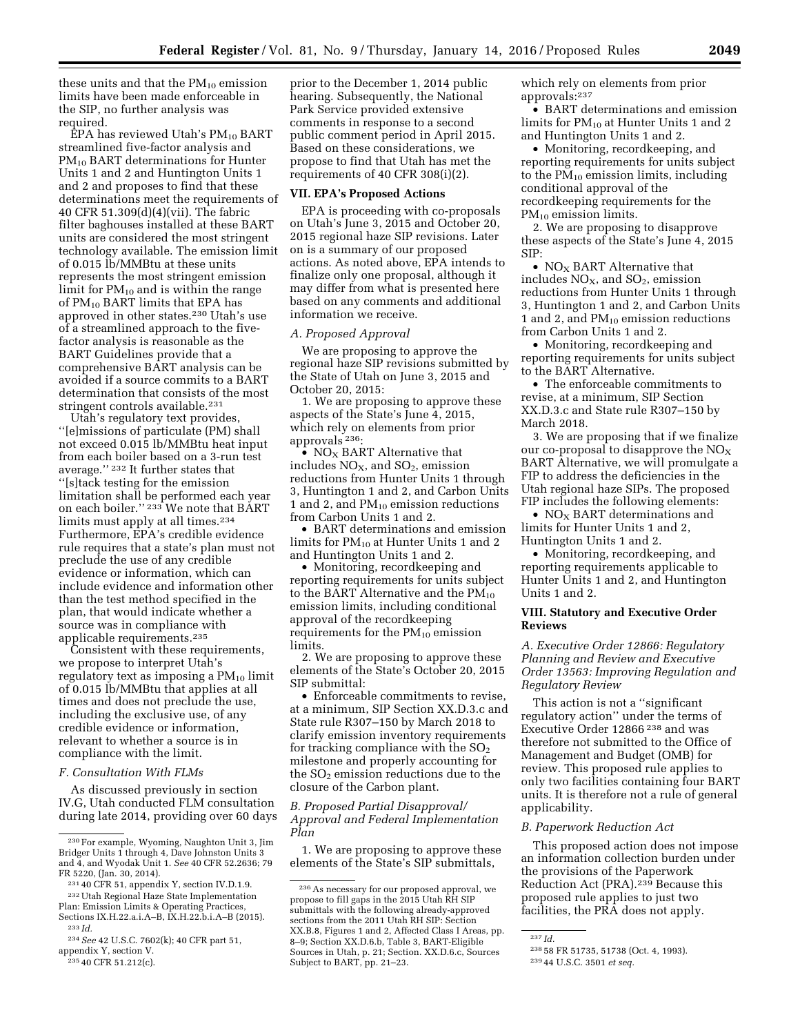these units and that the $PM_{10}$ emission limits have been made enforceable in the SIP, no further analysis was required.

EPA has reviewed Utah's $PM_{10}$ BART streamlined five-factor analysis and $PM_{10}$ BART determinations for Hunter Units 1 and 2 and Huntington Units 1 and 2 and proposes to find that these determinations meet the requirements of 40 CFR 51.309(d)(4)(vii). The fabric filter baghouses installed at these BART units are considered the most stringent technology available. The emission limit of 0.015 lb/MMBtu at these units represents the most stringent emission limit for $PM_{10}$ and is within the range of $PM_{10}$ BART limits that EPA has approved in other states.[230] Utah's use of a streamlined approach to the five-factor analysis is reasonable as the BART Guidelines provide that a comprehensive BART analysis can be avoided if a source commits to a BART determination that consists of the most stringent controls available.[231]

Utah's regulatory text provides, ''[e]missions of particulate (PM) shall not exceed 0.015 lb/MMBtu heat input from each boiler based on a 3-run test average.'' [232] It further states that ''[s]tack testing for the emission limitation shall be performed each year on each boiler.'' [233] We note that BART limits must apply at all times.[234] Furthermore, EPA's credible evidence rule requires that a state's plan must not preclude the use of any credible evidence or information, which can include evidence and information other than the test method specified in the plan, that would indicate whether a source was in compliance with applicable requirements.[235]

Consistent with these requirements, we propose to interpret Utah's regulatory text as imposing a $PM_{10}$ limit of 0.015 lb/MMBtu that applies at all times and does not preclude the use, including the exclusive use, of any credible evidence or information, relevant to whether a source is in compliance with the limit.

### F. Consultation With FLMs

As discussed previously in section IV.G, Utah conducted FLM consultation during late 2014, providing over 60 days prior to the December 1, 2014 public hearing. Subsequently, the National Park Service provided extensive comments in response to a second public comment period in April 2015. Based on these considerations, we propose to find that Utah has met the requirements of 40 CFR 308(i)(2).

## VII. EPA's Proposed Actions

EPA is proceeding with co-proposals on Utah's June 3, 2015 and October 20, 2015 regional haze SIP revisions. Later on is a summary of our proposed actions. As noted above, EPA intends to finalize only one proposal, although it may differ from what is presented here based on any comments and additional information we receive.

### A. Proposed Approval

We are proposing to approve the regional haze SIP revisions submitted by the State of Utah on June 3, 2015 and October 20, 2015:

1. We are proposing to approve these aspects of the State's June 4, 2015, which rely on elements from prior approvals [236]:

- $NO_X$ BART Alternative that includes $NO_X$, and $SO_2$, emission reductions from Hunter Units 1 through 3, Huntington 1 and 2, and Carbon Units 1 and 2, and $PM_{10}$ emission reductions from Carbon Units 1 and 2.
- BART determinations and emission limits for $PM_{10}$ at Hunter Units 1 and 2 and Huntington Units 1 and 2.
- Monitoring, recordkeeping and reporting requirements for units subject to the BART Alternative and the $PM_{10}$ emission limits, including conditional approval of the recordkeeping requirements for the $PM_{10}$ emission limits.

2. We are proposing to approve these elements of the State's October 20, 2015 SIP submittal:

- Enforceable commitments to revise, at a minimum, SIP Section XX.D.3.c and State rule R307–150 by March 2018 to clarify emission inventory requirements for tracking compliance with the $SO_2$ milestone and properly accounting for the $SO_2$ emission reductions due to the closure of the Carbon plant.

### B. Proposed Partial Disapproval/Approval and Federal Implementation Plan

1. We are proposing to approve these elements of the State's SIP submittals, which rely on elements from prior approvals:[237]

- BART determinations and emission limits for $PM_{10}$ at Hunter Units 1 and 2 and Huntington Units 1 and 2.
- Monitoring, recordkeeping, and reporting requirements for units subject to the $PM_{10}$ emission limits, including conditional approval of the recordkeeping requirements for the $PM_{10}$ emission limits.

2. We are proposing to disapprove these aspects of the State's June 4, 2015 SIP:

- $NO_X$ BART Alternative that includes $NO_X$, and $SO_2$, emission reductions from Hunter Units 1 through 3, Huntington 1 and 2, and Carbon Units 1 and 2, and $PM_{10}$ emission reductions from Carbon Units 1 and 2.
- Monitoring, recordkeeping and reporting requirements for units subject to the BART Alternative.
- The enforceable commitments to revise, at a minimum, SIP Section XX.D.3.c and State rule R307–150 by March 2018.

3. We are proposing that if we finalize our co-proposal to disapprove the $NO_X$ BART Alternative, we will promulgate a FIP to address the deficiencies in the Utah regional haze SIPs. The proposed FIP includes the following elements:

- $NO_X$ BART determinations and limits for Hunter Units 1 and 2, Huntington Units 1 and 2.
- Monitoring, recordkeeping, and reporting requirements applicable to Hunter Units 1 and 2, and Huntington Units 1 and 2.

## VIII. Statutory and Executive Order Reviews

### A. Executive Order 12866: Regulatory Planning and Review and Executive Order 13563: Improving Regulation and Regulatory Review

This action is not a ''significant regulatory action'' under the terms of Executive Order 12866 [238] and was therefore not submitted to the Office of Management and Budget (OMB) for review. This proposed rule applies to only two facilities containing four BART units. It is therefore not a rule of general applicability.

### B. Paperwork Reduction Act

This proposed action does not impose an information collection burden under the provisions of the Paperwork Reduction Act (PRA).[239] Because this proposed rule applies to just two facilities, the PRA does not apply.

---

[230] For example, Wyoming, Naughton Unit 3, Jim Bridger Units 1 through 4, Dave Johnston Units 3 and 4, and Wyodak Unit 1. *See* 40 CFR 52.2636; 79 FR 5220, (Jan. 30, 2014).

[231] 40 CFR 51, appendix Y, section IV.D.1.9.

[232] Utah Regional Haze State Implementation Plan: Emission Limits & Operating Practices, Sections IX.H.22.a.i.A–B, IX.H.22.b.i.A–B (2015).

[233] *Id.*

[234] *See* 42 U.S.C. 7602(k); 40 CFR part 51, appendix Y, section V.

[235] 40 CFR 51.212(c).

[236] As necessary for our proposed approval, we propose to fill gaps in the 2015 Utah RH SIP submittals with the following already-approved sections from the 2011 Utah RH SIP: Section XX.B.8, Figures 1 and 2, Affected Class I Areas, pp. 8–9; Section XX.D.6.b, Table 3, BART-Eligible Sources in Utah, p. 21; Section. XX.D.6.c, Sources Subject to BART, pp. 21–23.

[237] *Id.*

[238] 58 FR 51735, 51738 (Oct. 4, 1993).

[239] 44 U.S.C. 3501 *et seq.*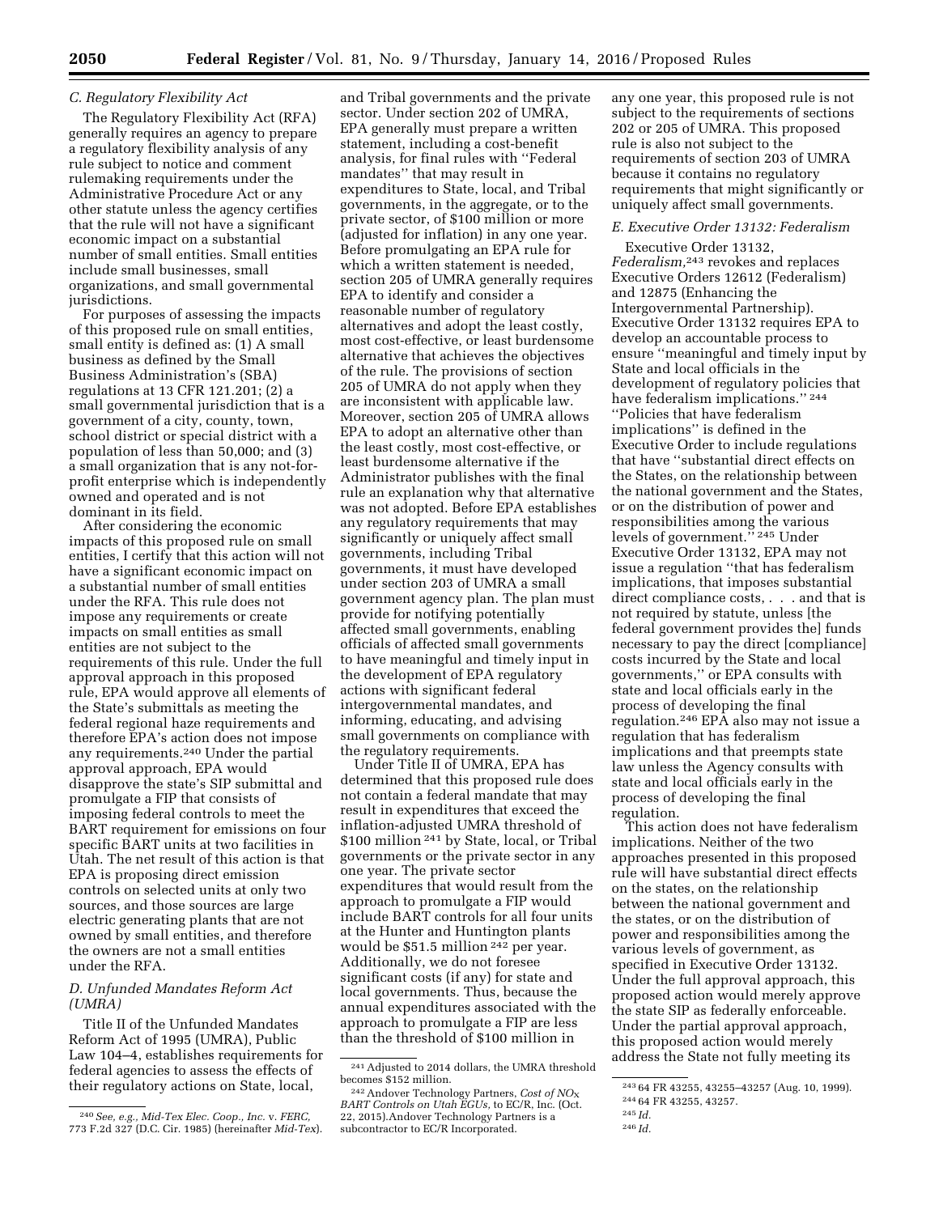### C. Regulatory Flexibility Act

The Regulatory Flexibility Act (RFA) generally requires an agency to prepare a regulatory flexibility analysis of any rule subject to notice and comment rulemaking requirements under the Administrative Procedure Act or any other statute unless the agency certifies that the rule will not have a significant economic impact on a substantial number of small entities. Small entities include small businesses, small organizations, and small governmental jurisdictions.

For purposes of assessing the impacts of this proposed rule on small entities, small entity is defined as: (1) A small business as defined by the Small Business Administration's (SBA) regulations at 13 CFR 121.201; (2) a small governmental jurisdiction that is a government of a city, county, town, school district or special district with a population of less than 50,000; and (3) a small organization that is any not-for-profit enterprise which is independently owned and operated and is not dominant in its field.

After considering the economic impacts of this proposed rule on small entities, I certify that this action will not have a significant economic impact on a substantial number of small entities under the RFA. This rule does not impose any requirements or create impacts on small entities as small entities are not subject to the requirements of this rule. Under the full approval approach in this proposed rule, EPA would approve all elements of the State's submittals as meeting the federal regional haze requirements and therefore EPA's action does not impose any requirements.[240] Under the partial approval approach, EPA would disapprove the state's SIP submittal and promulgate a FIP that consists of imposing federal controls to meet the BART requirement for emissions on four specific BART units at two facilities in Utah. The net result of this action is that EPA is proposing direct emission controls on selected units at only two sources, and those sources are large electric generating plants that are not owned by small entities, and therefore the owners are not a small entities under the RFA.

### D. Unfunded Mandates Reform Act (UMRA)

Title II of the Unfunded Mandates Reform Act of 1995 (UMRA), Public Law 104–4, establishes requirements for federal agencies to assess the effects of their regulatory actions on State, local, and Tribal governments and the private sector. Under section 202 of UMRA, EPA generally must prepare a written statement, including a cost-benefit analysis, for final rules with "Federal mandates" that may result in expenditures to State, local, and Tribal governments, in the aggregate, or to the private sector, of $100 million or more (adjusted for inflation) in any one year. Before promulgating an EPA rule for which a written statement is needed, section 205 of UMRA generally requires EPA to identify and consider a reasonable number of regulatory alternatives and adopt the least costly, most cost-effective, or least burdensome alternative that achieves the objectives of the rule. The provisions of section 205 of UMRA do not apply when they are inconsistent with applicable law. Moreover, section 205 of UMRA allows EPA to adopt an alternative other than the least costly, most cost-effective, or least burdensome alternative if the Administrator publishes with the final rule an explanation why that alternative was not adopted. Before EPA establishes any regulatory requirements that may significantly or uniquely affect small governments, including Tribal governments, it must have developed under section 203 of UMRA a small government agency plan. The plan must provide for notifying potentially affected small governments, enabling officials of affected small governments to have meaningful and timely input in the development of EPA regulatory actions with significant federal intergovernmental mandates, and informing, educating, and advising small governments on compliance with the regulatory requirements.

Under Title II of UMRA, EPA has determined that this proposed rule does not contain a federal mandate that may result in expenditures that exceed the inflation-adjusted UMRA threshold of $100 million[241] by State, local, or Tribal governments or the private sector in any one year. The private sector expenditures that would result from the approach to promulgate a FIP would include BART controls for all four units at the Hunter and Huntington plants would be $51.5 million[242] per year. Additionally, we do not foresee significant costs (if any) for state and local governments. Thus, because the annual expenditures associated with the approach to promulgate a FIP are less than the threshold of $100 million in any one year, this proposed rule is not subject to the requirements of sections 202 or 205 of UMRA. This proposed rule is also not subject to the requirements of section 203 of UMRA because it contains no regulatory requirements that might significantly or uniquely affect small governments.

### E. Executive Order 13132: Federalism

Executive Order 13132, *Federalism*,[243] revokes and replaces Executive Orders 12612 (Federalism) and 12875 (Enhancing the Intergovernmental Partnership). Executive Order 13132 requires EPA to develop an accountable process to ensure "meaningful and timely input by State and local officials in the development of regulatory policies that have federalism implications."[244] "Policies that have federalism implications" is defined in the Executive Order to include regulations that have "substantial direct effects on the States, on the relationship between the national government and the States, or on the distribution of power and responsibilities among the various levels of government."[245] Under Executive Order 13132, EPA may not issue a regulation "that has federalism implications, that imposes substantial direct compliance costs, . . . and that is not required by statute, unless [the federal government provides the] funds necessary to pay the direct [compliance] costs incurred by the State and local governments," or EPA consults with state and local officials early in the process of developing the final regulation.[246] EPA also may not issue a regulation that has federalism implications and that preempts state law unless the Agency consults with state and local officials early in the process of developing the final regulation.

This action does not have federalism implications. Neither of the two approaches presented in this proposed rule will have substantial direct effects on the states, on the relationship between the national government and the states, or on the distribution of power and responsibilities among the various levels of government, as specified in Executive Order 13132. Under the full approval approach, this proposed action would merely approve the state SIP as federally enforceable. Under the partial approval approach, this proposed action would merely address the State not fully meeting its

---

[240] *See, e.g., Mid-Tex Elec. Coop., Inc.* v. *FERC*, 773 F.2d 327 (D.C. Cir. 1985) (hereinafter *Mid-Tex*).

[241] Adjusted to 2014 dollars, the UMRA threshold becomes $152 million.

[242] Andover Technology Partners, *Cost of $NO_X$ BART Controls on Utah EGUs*, to EC/R, Inc. (Oct. 22, 2015).Andover Technology Partners is a subcontractor to EC/R Incorporated.

[243] 64 FR 43255, 43255–43257 (Aug. 10, 1999).

[244] 64 FR 43255, 43257.

[245] *Id.*

[246] *Id.*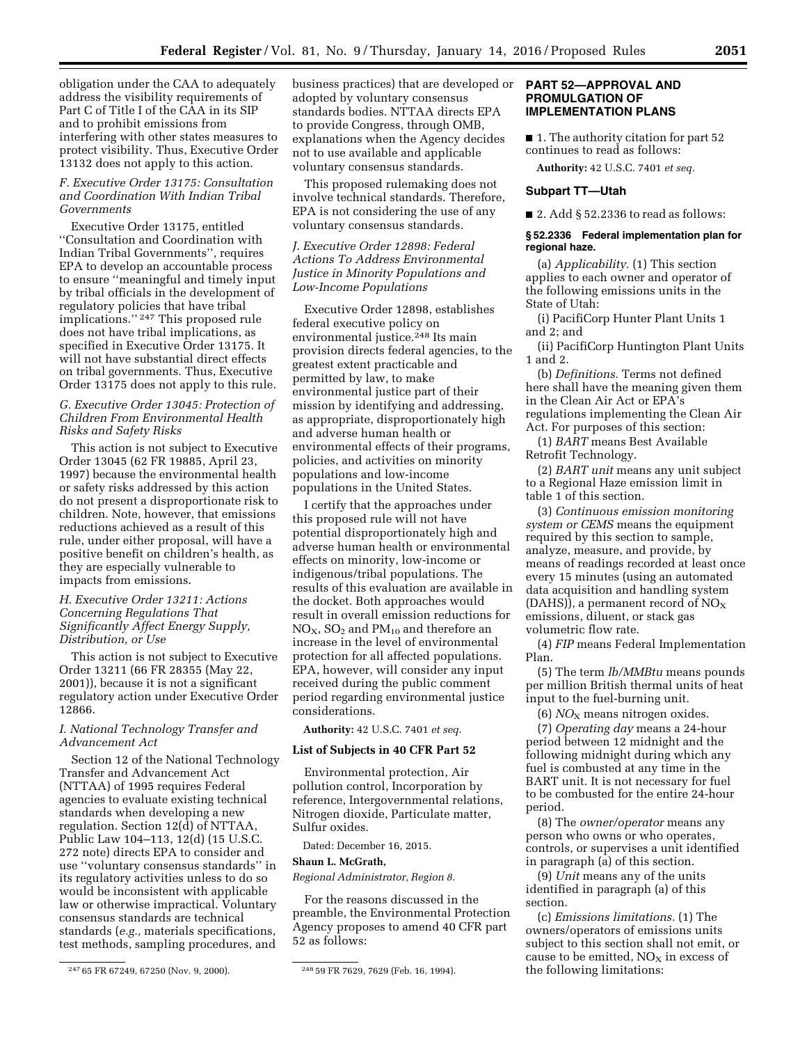obligation under the CAA to adequately address the visibility requirements of Part C of Title I of the CAA in its SIP and to prohibit emissions from interfering with other states measures to protect visibility. Thus, Executive Order 13132 does not apply to this action.

### *F. Executive Order 13175: Consultation and Coordination With Indian Tribal Governments*

Executive Order 13175, entitled ''Consultation and Coordination with Indian Tribal Governments'', requires EPA to develop an accountable process to ensure ''meaningful and timely input by tribal officials in the development of regulatory policies that have tribal implications.''[247] This proposed rule does not have tribal implications, as specified in Executive Order 13175. It will not have substantial direct effects on tribal governments. Thus, Executive Order 13175 does not apply to this rule.

### *G. Executive Order 13045: Protection of Children From Environmental Health Risks and Safety Risks*

This action is not subject to Executive Order 13045 (62 FR 19885, April 23, 1997) because the environmental health or safety risks addressed by this action do not present a disproportionate risk to children. Note, however, that emissions reductions achieved as a result of this rule, under either proposal, will have a positive benefit on children's health, as they are especially vulnerable to impacts from emissions.

### *H. Executive Order 13211: Actions Concerning Regulations That Significantly Affect Energy Supply, Distribution, or Use*

This action is not subject to Executive Order 13211 (66 FR 28355 (May 22, 2001)), because it is not a significant regulatory action under Executive Order 12866.

### *I. National Technology Transfer and Advancement Act*

Section 12 of the National Technology Transfer and Advancement Act (NTTAA) of 1995 requires Federal agencies to evaluate existing technical standards when developing a new regulation. Section 12(d) of NTTAA, Public Law 104–113, 12(d) (15 U.S.C. 272 note) directs EPA to consider and use ''voluntary consensus standards'' in its regulatory activities unless to do so would be inconsistent with applicable law or otherwise impractical. Voluntary consensus standards are technical standards (*e.g.,* materials specifications, test methods, sampling procedures, and business practices) that are developed or adopted by voluntary consensus standards bodies. NTTAA directs EPA to provide Congress, through OMB, explanations when the Agency decides not to use available and applicable voluntary consensus standards.

This proposed rulemaking does not involve technical standards. Therefore, EPA is not considering the use of any voluntary consensus standards.

### *J. Executive Order 12898: Federal Actions To Address Environmental Justice in Minority Populations and Low-Income Populations*

Executive Order 12898, establishes federal executive policy on environmental justice.[248] Its main provision directs federal agencies, to the greatest extent practicable and permitted by law, to make environmental justice part of their mission by identifying and addressing, as appropriate, disproportionately high and adverse human health or environmental effects of their programs, policies, and activities on minority populations and low-income populations in the United States.

I certify that the approaches under this proposed rule will not have potential disproportionately high and adverse human health or environmental effects on minority, low-income or indigenous/tribal populations. The results of this evaluation are available in the docket. Both approaches would result in overall emission reductions for $NO_X$, $SO_2$ and $PM_{10}$ and therefore an increase in the level of environmental protection for all affected populations. EPA, however, will consider any input received during the public comment period regarding environmental justice considerations.

**Authority:** 42 U.S.C. 7401 *et seq.*

### List of Subjects in 40 CFR Part 52

Environmental protection, Air pollution control, Incorporation by reference, Intergovernmental relations, Nitrogen dioxide, Particulate matter, Sulfur oxides.

Dated: December 16, 2015.

**Shaun L. McGrath,**

*Regional Administrator, Region 8.*

For the reasons discussed in the preamble, the Environmental Protection Agency proposes to amend 40 CFR part 52 as follows:

## PART 52—APPROVAL AND PROMULGATION OF IMPLEMENTATION PLANS

■ 1. The authority citation for part 52 continues to read as follows:

**Authority:** 42 U.S.C. 7401 *et seq.*

### Subpart TT—Utah

■ 2. Add § 52.2336 to read as follows:

#### § 52.2336 Federal implementation plan for regional haze.

(a) *Applicability.* (1) This section applies to each owner and operator of the following emissions units in the State of Utah:

(i) PacifiCorp Hunter Plant Units 1 and 2; and

(ii) PacifiCorp Huntington Plant Units 1 and 2.

(b) *Definitions.* Terms not defined here shall have the meaning given them in the Clean Air Act or EPA's regulations implementing the Clean Air Act. For purposes of this section:

(1) *BART* means Best Available Retrofit Technology.

(2) *BART unit* means any unit subject to a Regional Haze emission limit in table 1 of this section.

(3) *Continuous emission monitoring system or CEMS* means the equipment required by this section to sample, analyze, measure, and provide, by means of readings recorded at least once every 15 minutes (using an automated data acquisition and handling system (DAHS)), a permanent record of $NO_X$ emissions, diluent, or stack gas volumetric flow rate.

(4) *FIP* means Federal Implementation Plan.

(5) The term *lb/MMBtu* means pounds per million British thermal units of heat input to the fuel-burning unit.

(6) $NO_X$ means nitrogen oxides.

(7) *Operating day* means a 24-hour period between 12 midnight and the following midnight during which any fuel is combusted at any time in the BART unit. It is not necessary for fuel to be combusted for the entire 24-hour period.

(8) The *owner/operator* means any person who owns or who operates, controls, or supervises a unit identified in paragraph (a) of this section.

(9) *Unit* means any of the units identified in paragraph (a) of this section.

(c) *Emissions limitations.* (1) The owners/operators of emissions units subject to this section shall not emit, or cause to be emitted, $NO_X$ in excess of the following limitations:

---

[247] 65 FR 67249, 67250 (Nov. 9, 2000).

[248] 59 FR 7629, 7629 (Feb. 16, 1994).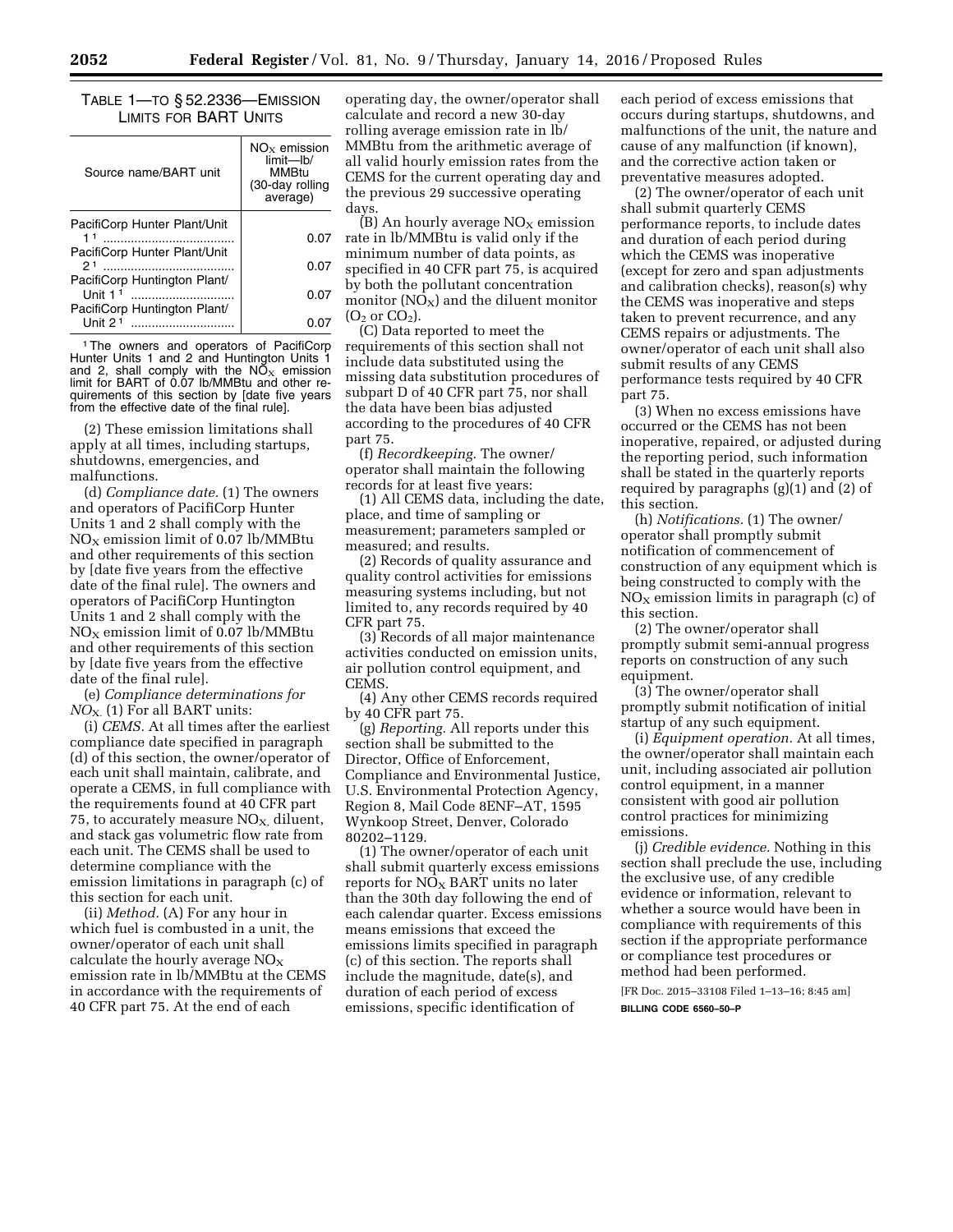TABLE 1—TO § 52.2336—EMISSION LIMITS FOR BART UNITS

| Source name/BART unit | $NO_X$ emission limit—lb/MMBtu (30-day rolling average) |
| --- | --- |
| PacifiCorp Hunter Plant/Unit 1[1] | 0.07 |
| PacifiCorp Hunter Plant/Unit 2[1] | 0.07 |
| PacifiCorp Huntington Plant/Unit 1[1] | 0.07 |
| PacifiCorp Huntington Plant/Unit 2[1] | 0.07 |

[1] The owners and operators of PacifiCorp Hunter Units 1 and 2 and Huntington Units 1 and 2, shall comply with the $NO_X$ emission limit for BART of 0.07 lb/MMBtu and other requirements of this section by [date five years from the effective date of the final rule].

(2) These emission limitations shall apply at all times, including startups, shutdowns, emergencies, and malfunctions.

(d) *Compliance date.* (1) The owners and operators of PacifiCorp Hunter Units 1 and 2 shall comply with the $NO_X$ emission limit of 0.07 lb/MMBtu and other requirements of this section by [date five years from the effective date of the final rule]. The owners and operators of PacifiCorp Huntington Units 1 and 2 shall comply with the $NO_X$ emission limit of 0.07 lb/MMBtu and other requirements of this section by [date five years from the effective date of the final rule].

(e) *Compliance determinations for $NO_X$.* (1) For all BART units:

(i) *CEMS.* At all times after the earliest compliance date specified in paragraph (d) of this section, the owner/operator of each unit shall maintain, calibrate, and operate a CEMS, in full compliance with the requirements found at 40 CFR part 75, to accurately measure $NO_X$, diluent, and stack gas volumetric flow rate from each unit. The CEMS shall be used to determine compliance with the emission limitations in paragraph (c) of this section for each unit.

(ii) *Method.* (A) For any hour in which fuel is combusted in a unit, the owner/operator of each unit shall calculate the hourly average $NO_X$ emission rate in lb/MMBtu at the CEMS in accordance with the requirements of 40 CFR part 75. At the end of each operating day, the owner/operator shall calculate and record a new 30-day rolling average emission rate in lb/MMBtu from the arithmetic average of all valid hourly emission rates from the CEMS for the current operating day and the previous 29 successive operating days.

(B) An hourly average $NO_X$ emission rate in lb/MMBtu is valid only if the minimum number of data points, as specified in 40 CFR part 75, is acquired by both the pollutant concentration monitor ($NO_X$) and the diluent monitor ($O_2$ or $CO_2$).

(C) Data reported to meet the requirements of this section shall not include data substituted using the missing data substitution procedures of subpart D of 40 CFR part 75, nor shall the data have been bias adjusted according to the procedures of 40 CFR part 75.

(f) *Recordkeeping.* The owner/operator shall maintain the following records for at least five years:

(1) All CEMS data, including the date, place, and time of sampling or measurement; parameters sampled or measured; and results.

(2) Records of quality assurance and quality control activities for emissions measuring systems including, but not limited to, any records required by 40 CFR part 75.

(3) Records of all major maintenance activities conducted on emission units, air pollution control equipment, and CEMS.

(4) Any other CEMS records required by 40 CFR part 75.

(g) *Reporting.* All reports under this section shall be submitted to the Director, Office of Enforcement, Compliance and Environmental Justice, U.S. Environmental Protection Agency, Region 8, Mail Code 8ENF–AT, 1595 Wynkoop Street, Denver, Colorado 80202–1129.

(1) The owner/operator of each unit shall submit quarterly excess emissions reports for $NO_X$ BART units no later than the 30th day following the end of each calendar quarter. Excess emissions means emissions that exceed the emissions limits specified in paragraph (c) of this section. The reports shall include the magnitude, date(s), and duration of each period of excess emissions, specific identification of each period of excess emissions that occurs during startups, shutdowns, and malfunctions of the unit, the nature and cause of any malfunction (if known), and the corrective action taken or preventative measures adopted.

(2) The owner/operator of each unit shall submit quarterly CEMS performance reports, to include dates and duration of each period during which the CEMS was inoperative (except for zero and span adjustments and calibration checks), reason(s) why the CEMS was inoperative and steps taken to prevent recurrence, and any CEMS repairs or adjustments. The owner/operator of each unit shall also submit results of any CEMS performance tests required by 40 CFR part 75.

(3) When no excess emissions have occurred or the CEMS has not been inoperative, repaired, or adjusted during the reporting period, such information shall be stated in the quarterly reports required by paragraphs (g)(1) and (2) of this section.

(h) *Notifications.* (1) The owner/operator shall promptly submit notification of commencement of construction of any equipment which is being constructed to comply with the $NO_X$ emission limits in paragraph (c) of this section.

(2) The owner/operator shall promptly submit semi-annual progress reports on construction of any such equipment.

(3) The owner/operator shall promptly submit notification of initial startup of any such equipment.

(i) *Equipment operation.* At all times, the owner/operator shall maintain each unit, including associated air pollution control equipment, in a manner consistent with good air pollution control practices for minimizing emissions.

(j) *Credible evidence.* Nothing in this section shall preclude the use, including the exclusive use, of any credible evidence or information, relevant to whether a source would have been in compliance with requirements of this section if the appropriate performance or compliance test procedures or method had been performed.

[FR Doc. 2015–33108 Filed 1–13–16; 8:45 am]

**BILLING CODE 6560–50–P**